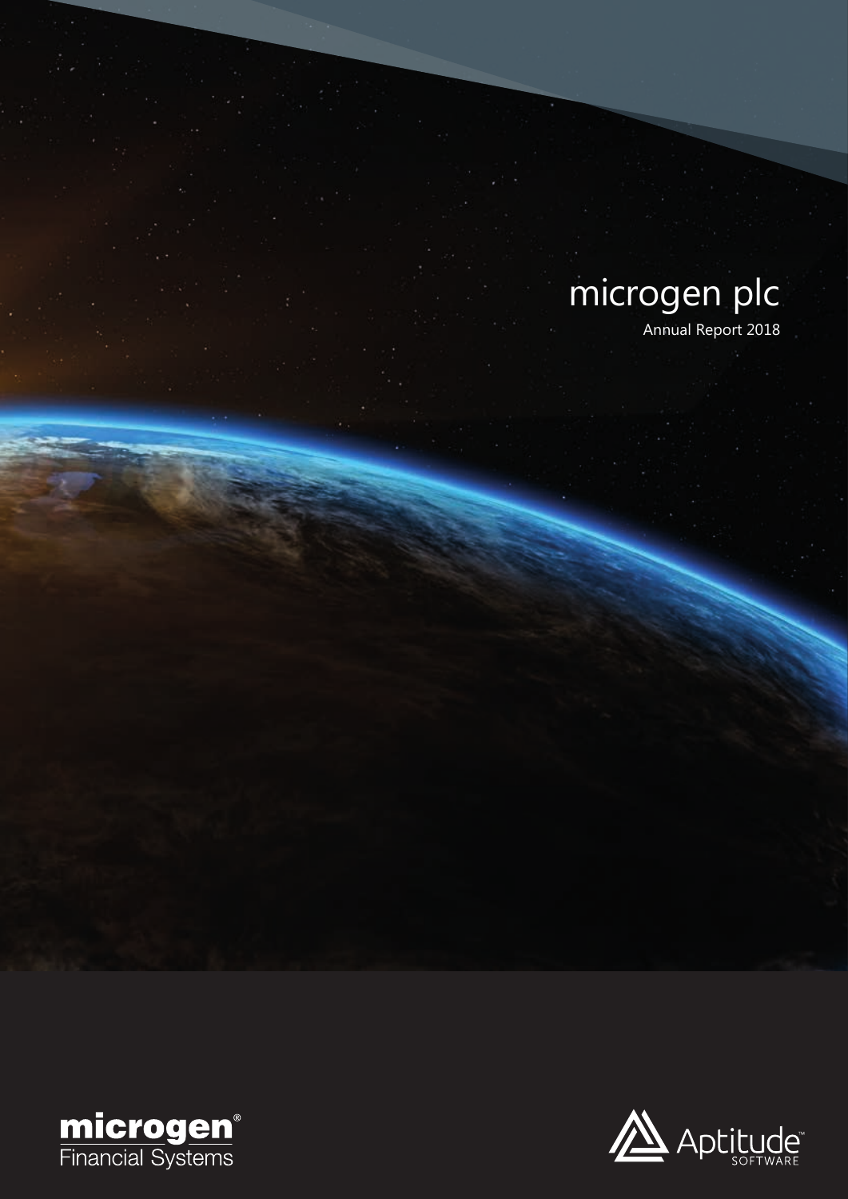# microgen plc

Annual Report 2018

microgen® Financial Systems

Aptitude™ SOFTWARE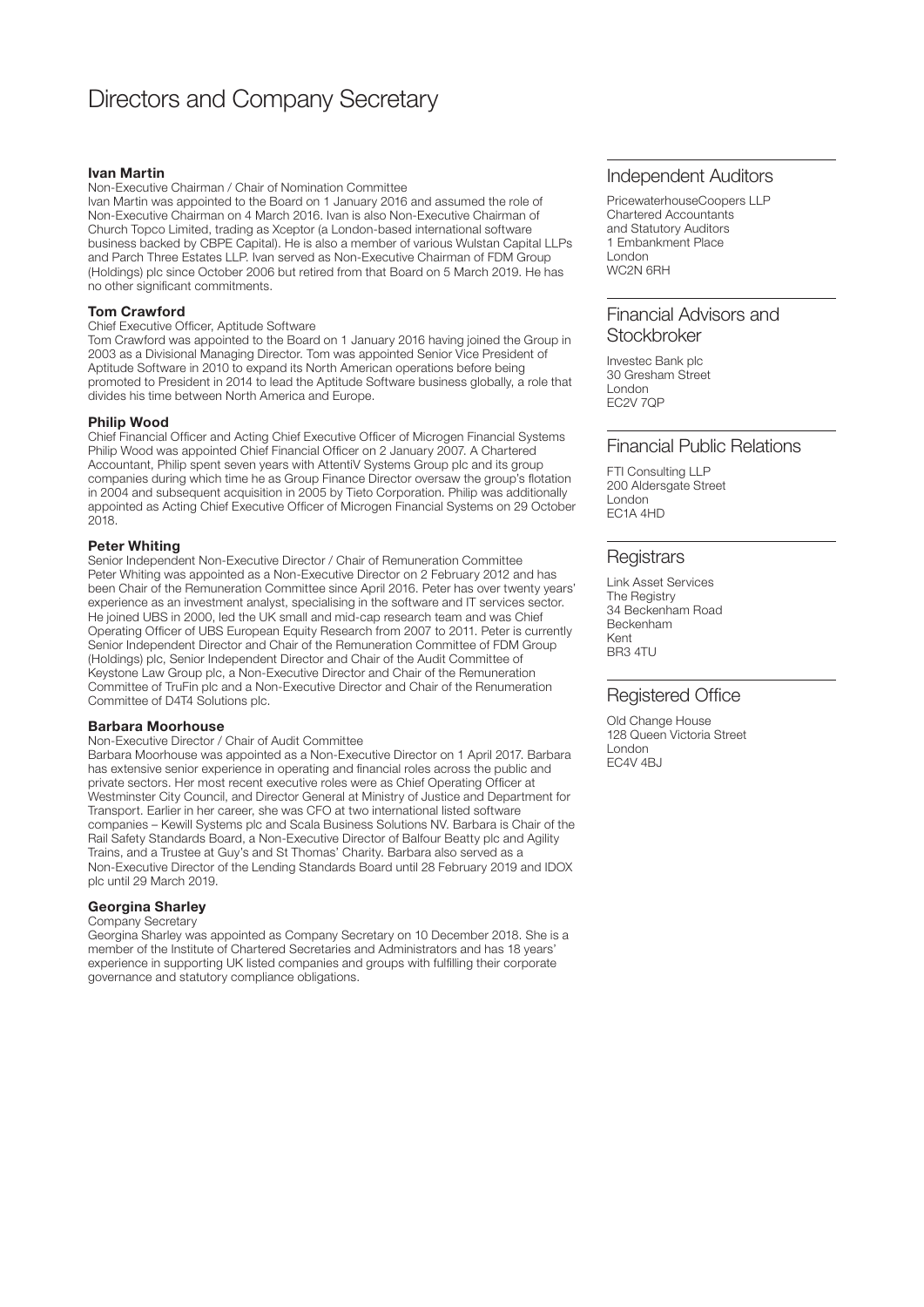# Directors and Company Secretary

### Ivan Martin

Non-Executive Chairman / Chair of Nomination Committee

Ivan Martin was appointed to the Board on 1 January 2016 and assumed the role of Non-Executive Chairman on 4 March 2016. Ivan is also Non-Executive Chairman of Church Topco Limited, trading as Xceptor (a London-based international software business backed by CBPE Capital). He is also a member of various Wulstan Capital LLPs and Parch Three Estates LLP. Ivan served as Non-Executive Chairman of FDM Group (Holdings) plc since October 2006 but retired from that Board on 5 March 2019. He has no other significant commitments.

### Tom Crawford

Chief Executive Officer, Aptitude Software

Tom Crawford was appointed to the Board on 1 January 2016 having joined the Group in 2003 as a Divisional Managing Director. Tom was appointed Senior Vice President of Aptitude Software in 2010 to expand its North American operations before being promoted to President in 2014 to lead the Aptitude Software business globally, a role that divides his time between North America and Europe.

### Philip Wood

Chief Financial Officer and Acting Chief Executive Officer of Microgen Financial Systems

Philip Wood was appointed Chief Financial Officer on 2 January 2007. A Chartered Accountant, Philip spent seven years with AttentiV Systems Group plc and its group companies during which time he as Group Finance Director oversaw the group's flotation in 2004 and subsequent acquisition in 2005 by Tieto Corporation. Philip was additionally appointed as Acting Chief Executive Officer of Microgen Financial Systems on 29 October 2018.

### Peter Whiting

Senior Independent Non-Executive Director / Chair of Remuneration Committee

Peter Whiting was appointed as a Non-Executive Director on 2 February 2012 and has been Chair of the Remuneration Committee since April 2016. Peter has over twenty years' experience as an investment analyst, specialising in the software and IT services sector. He joined UBS in 2000, led the UK small and mid-cap research team and was Chief Operating Officer of UBS European Equity Research from 2007 to 2011. Peter is currently Senior Independent Director and Chair of the Remuneration Committee of FDM Group (Holdings) plc, Senior Independent Director and Chair of the Audit Committee of Keystone Law Group plc, a Non-Executive Director and Chair of the Remuneration Committee of TruFin plc and a Non-Executive Director and Chair of the Renumeration Committee of D4T4 Solutions plc.

### Barbara Moorhouse

Non-Executive Director / Chair of Audit Committee

Barbara Moorhouse was appointed as a Non-Executive Director on 1 April 2017. Barbara has extensive senior experience in operating and financial roles across the public and private sectors. Her most recent executive roles were as Chief Operating Officer at Westminster City Council, and Director General at Ministry of Justice and Department for Transport. Earlier in her career, she was CFO at two international listed software companies – Kewill Systems plc and Scala Business Solutions NV. Barbara is Chair of the Rail Safety Standards Board, a Non-Executive Director of Balfour Beatty plc and Agility Trains, and a Trustee at Guy's and St Thomas' Charity. Barbara also served as a Non-Executive Director of the Lending Standards Board until 28 February 2019 and IDOX plc until 29 March 2019.

### Georgina Sharley

Company Secretary

Georgina Sharley was appointed as Company Secretary on 10 December 2018. She is a member of the Institute of Chartered Secretaries and Administrators and has 18 years' experience in supporting UK listed companies and groups with fulfilling their corporate governance and statutory compliance obligations.

## Independent Auditors

PricewaterhouseCoopers LLP
Chartered Accountants
and Statutory Auditors
1 Embankment Place
London
WC2N 6RH

## Financial Advisors and Stockbroker

Investec Bank plc
30 Gresham Street
London
EC2V 7QP

## Financial Public Relations

FTI Consulting LLP
200 Aldersgate Street
London
EC1A 4HD

## Registrars

Link Asset Services
The Registry
34 Beckenham Road
Beckenham
Kent
BR3 4TU

## Registered Office

Old Change House
128 Queen Victoria Street
London
EC4V 4BJ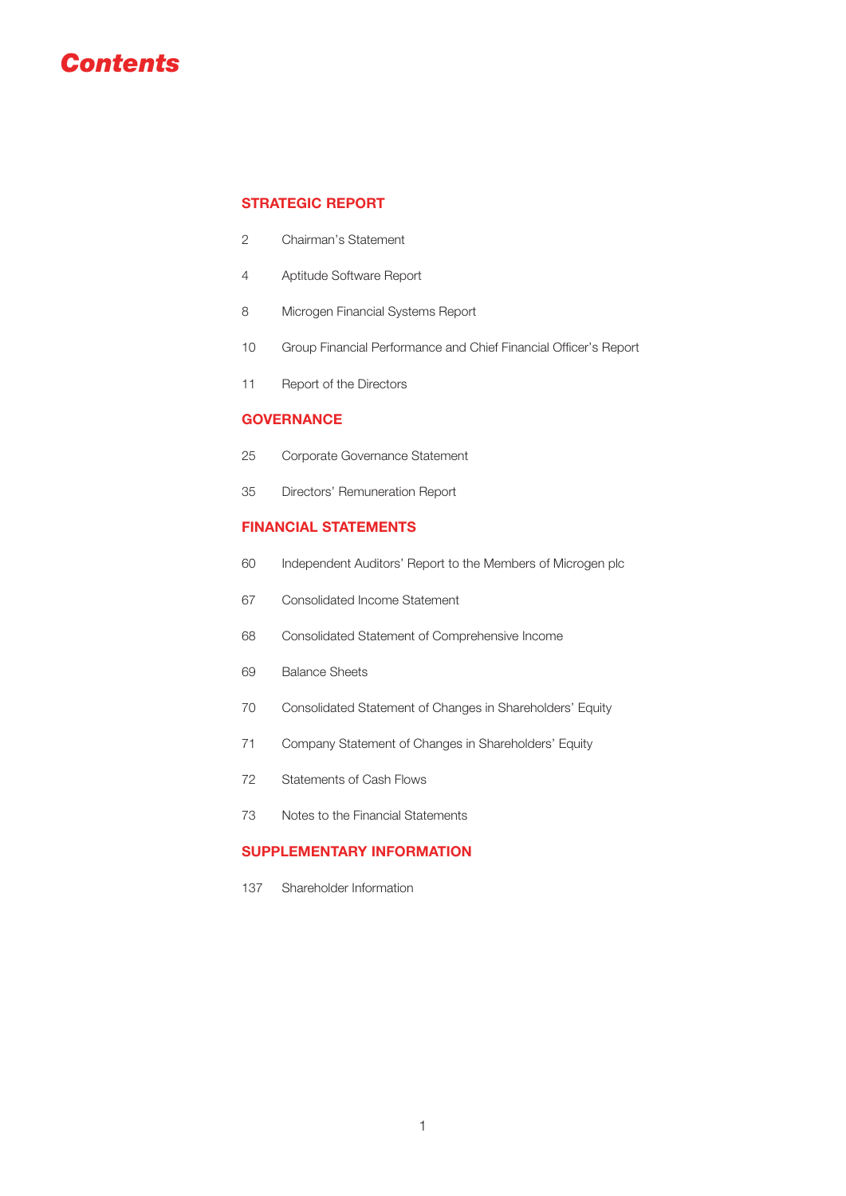# Contents

## STRATEGIC REPORT

| | |
|---|---|
| 2 | Chairman's Statement |
| 4 | Aptitude Software Report |
| 8 | Microgen Financial Systems Report |
| 10 | Group Financial Performance and Chief Financial Officer's Report |
| 11 | Report of the Directors |

## GOVERNANCE

| | |
|---|---|
| 25 | Corporate Governance Statement |
| 35 | Directors' Remuneration Report |

## FINANCIAL STATEMENTS

| | |
|---|---|
| 60 | Independent Auditors' Report to the Members of Microgen plc |
| 67 | Consolidated Income Statement |
| 68 | Consolidated Statement of Comprehensive Income |
| 69 | Balance Sheets |
| 70 | Consolidated Statement of Changes in Shareholders' Equity |
| 71 | Company Statement of Changes in Shareholders' Equity |
| 72 | Statements of Cash Flows |
| 73 | Notes to the Financial Statements |

## SUPPLEMENTARY INFORMATION

| | |
|---|---|
| 137 | Shareholder Information |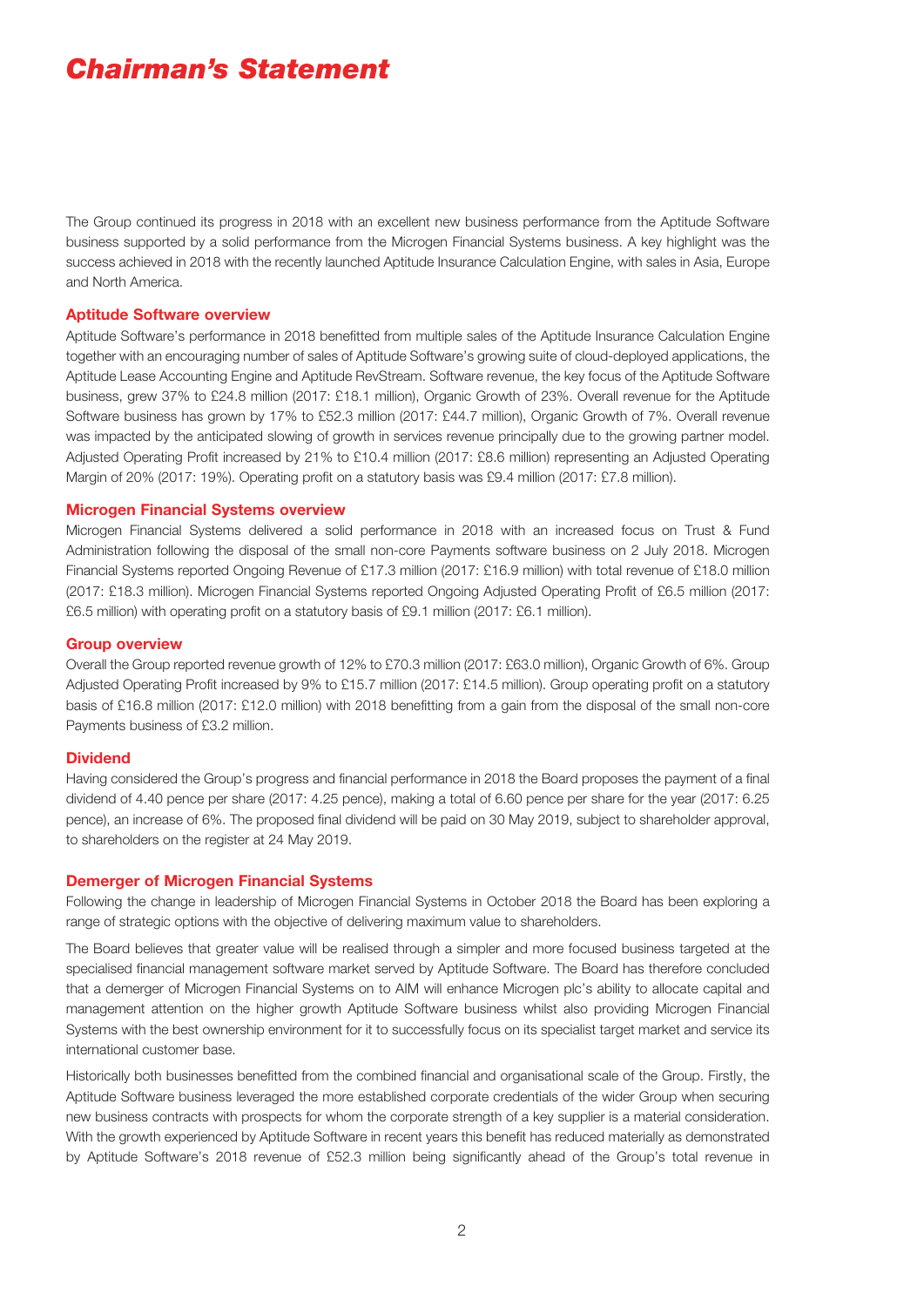# *Chairman's Statement*

The Group continued its progress in 2018 with an excellent new business performance from the Aptitude Software business supported by a solid performance from the Microgen Financial Systems business. A key highlight was the success achieved in 2018 with the recently launched Aptitude Insurance Calculation Engine, with sales in Asia, Europe and North America.

## Aptitude Software overview

Aptitude Software's performance in 2018 benefitted from multiple sales of the Aptitude Insurance Calculation Engine together with an encouraging number of sales of Aptitude Software's growing suite of cloud-deployed applications, the Aptitude Lease Accounting Engine and Aptitude RevStream. Software revenue, the key focus of the Aptitude Software business, grew 37% to £24.8 million (2017: £18.1 million), Organic Growth of 23%. Overall revenue for the Aptitude Software business has grown by 17% to £52.3 million (2017: £44.7 million), Organic Growth of 7%. Overall revenue was impacted by the anticipated slowing of growth in services revenue principally due to the growing partner model. Adjusted Operating Profit increased by 21% to £10.4 million (2017: £8.6 million) representing an Adjusted Operating Margin of 20% (2017: 19%). Operating profit on a statutory basis was £9.4 million (2017: £7.8 million).

## Microgen Financial Systems overview

Microgen Financial Systems delivered a solid performance in 2018 with an increased focus on Trust & Fund Administration following the disposal of the small non-core Payments software business on 2 July 2018. Microgen Financial Systems reported Ongoing Revenue of £17.3 million (2017: £16.9 million) with total revenue of £18.0 million (2017: £18.3 million). Microgen Financial Systems reported Ongoing Adjusted Operating Profit of £6.5 million (2017: £6.5 million) with operating profit on a statutory basis of £9.1 million (2017: £6.1 million).

## Group overview

Overall the Group reported revenue growth of 12% to £70.3 million (2017: £63.0 million), Organic Growth of 6%. Group Adjusted Operating Profit increased by 9% to £15.7 million (2017: £14.5 million). Group operating profit on a statutory basis of £16.8 million (2017: £12.0 million) with 2018 benefitting from a gain from the disposal of the small non-core Payments business of £3.2 million.

## Dividend

Having considered the Group's progress and financial performance in 2018 the Board proposes the payment of a final dividend of 4.40 pence per share (2017: 4.25 pence), making a total of 6.60 pence per share for the year (2017: 6.25 pence), an increase of 6%. The proposed final dividend will be paid on 30 May 2019, subject to shareholder approval, to shareholders on the register at 24 May 2019.

## Demerger of Microgen Financial Systems

Following the change in leadership of Microgen Financial Systems in October 2018 the Board has been exploring a range of strategic options with the objective of delivering maximum value to shareholders.

The Board believes that greater value will be realised through a simpler and more focused business targeted at the specialised financial management software market served by Aptitude Software. The Board has therefore concluded that a demerger of Microgen Financial Systems on to AIM will enhance Microgen plc's ability to allocate capital and management attention on the higher growth Aptitude Software business whilst also providing Microgen Financial Systems with the best ownership environment for it to successfully focus on its specialist target market and service its international customer base.

Historically both businesses benefitted from the combined financial and organisational scale of the Group. Firstly, the Aptitude Software business leveraged the more established corporate credentials of the wider Group when securing new business contracts with prospects for whom the corporate strength of a key supplier is a material consideration. With the growth experienced by Aptitude Software in recent years this benefit has reduced materially as demonstrated by Aptitude Software's 2018 revenue of £52.3 million being significantly ahead of the Group's total revenue in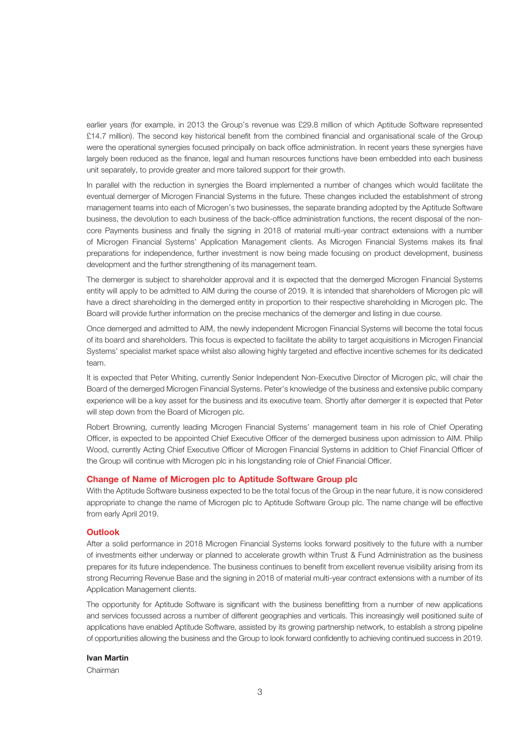earlier years (for example, in 2013 the Group's revenue was £29.8 million of which Aptitude Software represented £14.7 million). The second key historical benefit from the combined financial and organisational scale of the Group were the operational synergies focused principally on back office administration. In recent years these synergies have largely been reduced as the finance, legal and human resources functions have been embedded into each business unit separately, to provide greater and more tailored support for their growth.

In parallel with the reduction in synergies the Board implemented a number of changes which would facilitate the eventual demerger of Microgen Financial Systems in the future. These changes included the establishment of strong management teams into each of Microgen's two businesses, the separate branding adopted by the Aptitude Software business, the devolution to each business of the back-office administration functions, the recent disposal of the non-core Payments business and finally the signing in 2018 of material multi-year contract extensions with a number of Microgen Financial Systems' Application Management clients. As Microgen Financial Systems makes its final preparations for independence, further investment is now being made focusing on product development, business development and the further strengthening of its management team.

The demerger is subject to shareholder approval and it is expected that the demerged Microgen Financial Systems entity will apply to be admitted to AIM during the course of 2019. It is intended that shareholders of Microgen plc will have a direct shareholding in the demerged entity in proportion to their respective shareholding in Microgen plc. The Board will provide further information on the precise mechanics of the demerger and listing in due course.

Once demerged and admitted to AIM, the newly independent Microgen Financial Systems will become the total focus of its board and shareholders. This focus is expected to facilitate the ability to target acquisitions in Microgen Financial Systems' specialist market space whilst also allowing highly targeted and effective incentive schemes for its dedicated team.

It is expected that Peter Whiting, currently Senior Independent Non-Executive Director of Microgen plc, will chair the Board of the demerged Microgen Financial Systems. Peter's knowledge of the business and extensive public company experience will be a key asset for the business and its executive team. Shortly after demerger it is expected that Peter will step down from the Board of Microgen plc.

Robert Browning, currently leading Microgen Financial Systems' management team in his role of Chief Operating Officer, is expected to be appointed Chief Executive Officer of the demerged business upon admission to AIM. Philip Wood, currently Acting Chief Executive Officer of Microgen Financial Systems in addition to Chief Financial Officer of the Group will continue with Microgen plc in his longstanding role of Chief Financial Officer.

## Change of Name of Microgen plc to Aptitude Software Group plc

With the Aptitude Software business expected to be the total focus of the Group in the near future, it is now considered appropriate to change the name of Microgen plc to Aptitude Software Group plc. The name change will be effective from early April 2019.

## Outlook

After a solid performance in 2018 Microgen Financial Systems looks forward positively to the future with a number of investments either underway or planned to accelerate growth within Trust & Fund Administration as the business prepares for its future independence. The business continues to benefit from excellent revenue visibility arising from its strong Recurring Revenue Base and the signing in 2018 of material multi-year contract extensions with a number of its Application Management clients.

The opportunity for Aptitude Software is significant with the business benefitting from a number of new applications and services focussed across a number of different geographies and verticals. This increasingly well positioned suite of applications have enabled Aptitude Software, assisted by its growing partnership network, to establish a strong pipeline of opportunities allowing the business and the Group to look forward confidently to achieving continued success in 2019.

**Ivan Martin**

Chairman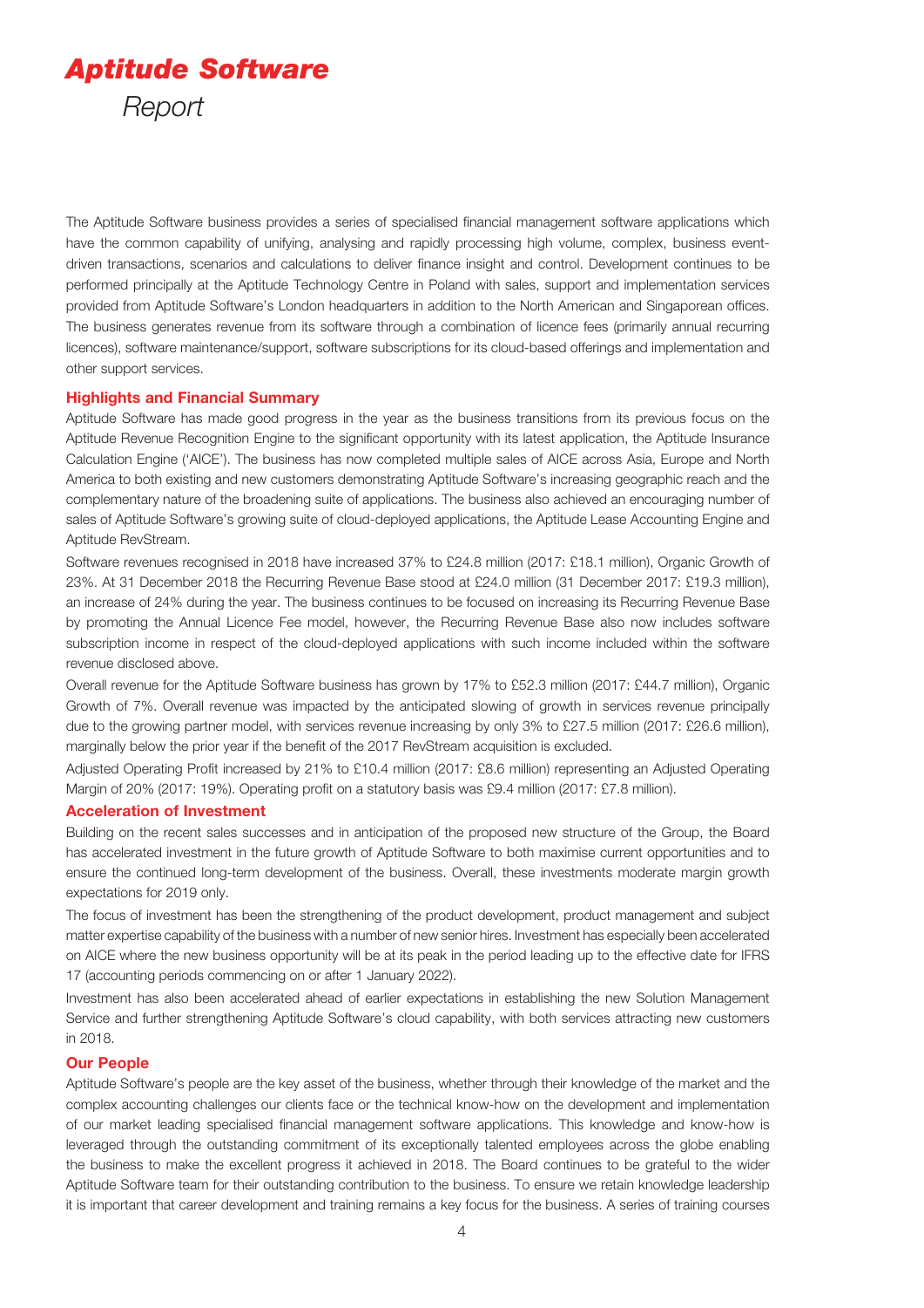# *Aptitude Software*

*Report*

The Aptitude Software business provides a series of specialised financial management software applications which have the common capability of unifying, analysing and rapidly processing high volume, complex, business event-driven transactions, scenarios and calculations to deliver finance insight and control. Development continues to be performed principally at the Aptitude Technology Centre in Poland with sales, support and implementation services provided from Aptitude Software's London headquarters in addition to the North American and Singaporean offices. The business generates revenue from its software through a combination of licence fees (primarily annual recurring licences), software maintenance/support, software subscriptions for its cloud-based offerings and implementation and other support services.

## Highlights and Financial Summary

Aptitude Software has made good progress in the year as the business transitions from its previous focus on the Aptitude Revenue Recognition Engine to the significant opportunity with its latest application, the Aptitude Insurance Calculation Engine ('AICE'). The business has now completed multiple sales of AICE across Asia, Europe and North America to both existing and new customers demonstrating Aptitude Software's increasing geographic reach and the complementary nature of the broadening suite of applications. The business also achieved an encouraging number of sales of Aptitude Software's growing suite of cloud-deployed applications, the Aptitude Lease Accounting Engine and Aptitude RevStream.

Software revenues recognised in 2018 have increased 37% to £24.8 million (2017: £18.1 million), Organic Growth of 23%. At 31 December 2018 the Recurring Revenue Base stood at £24.0 million (31 December 2017: £19.3 million), an increase of 24% during the year. The business continues to be focused on increasing its Recurring Revenue Base by promoting the Annual Licence Fee model, however, the Recurring Revenue Base also now includes software subscription income in respect of the cloud-deployed applications with such income included within the software revenue disclosed above.

Overall revenue for the Aptitude Software business has grown by 17% to £52.3 million (2017: £44.7 million), Organic Growth of 7%. Overall revenue was impacted by the anticipated slowing of growth in services revenue principally due to the growing partner model, with services revenue increasing by only 3% to £27.5 million (2017: £26.6 million), marginally below the prior year if the benefit of the 2017 RevStream acquisition is excluded.

Adjusted Operating Profit increased by 21% to £10.4 million (2017: £8.6 million) representing an Adjusted Operating Margin of 20% (2017: 19%). Operating profit on a statutory basis was £9.4 million (2017: £7.8 million).

## Acceleration of Investment

Building on the recent sales successes and in anticipation of the proposed new structure of the Group, the Board has accelerated investment in the future growth of Aptitude Software to both maximise current opportunities and to ensure the continued long-term development of the business. Overall, these investments moderate margin growth expectations for 2019 only.

The focus of investment has been the strengthening of the product development, product management and subject matter expertise capability of the business with a number of new senior hires. Investment has especially been accelerated on AICE where the new business opportunity will be at its peak in the period leading up to the effective date for IFRS 17 (accounting periods commencing on or after 1 January 2022).

Investment has also been accelerated ahead of earlier expectations in establishing the new Solution Management Service and further strengthening Aptitude Software's cloud capability, with both services attracting new customers in 2018.

## Our People

Aptitude Software's people are the key asset of the business, whether through their knowledge of the market and the complex accounting challenges our clients face or the technical know-how on the development and implementation of our market leading specialised financial management software applications. This knowledge and know-how is leveraged through the outstanding commitment of its exceptionally talented employees across the globe enabling the business to make the excellent progress it achieved in 2018. The Board continues to be grateful to the wider Aptitude Software team for their outstanding contribution to the business. To ensure we retain knowledge leadership it is important that career development and training remains a key focus for the business. A series of training courses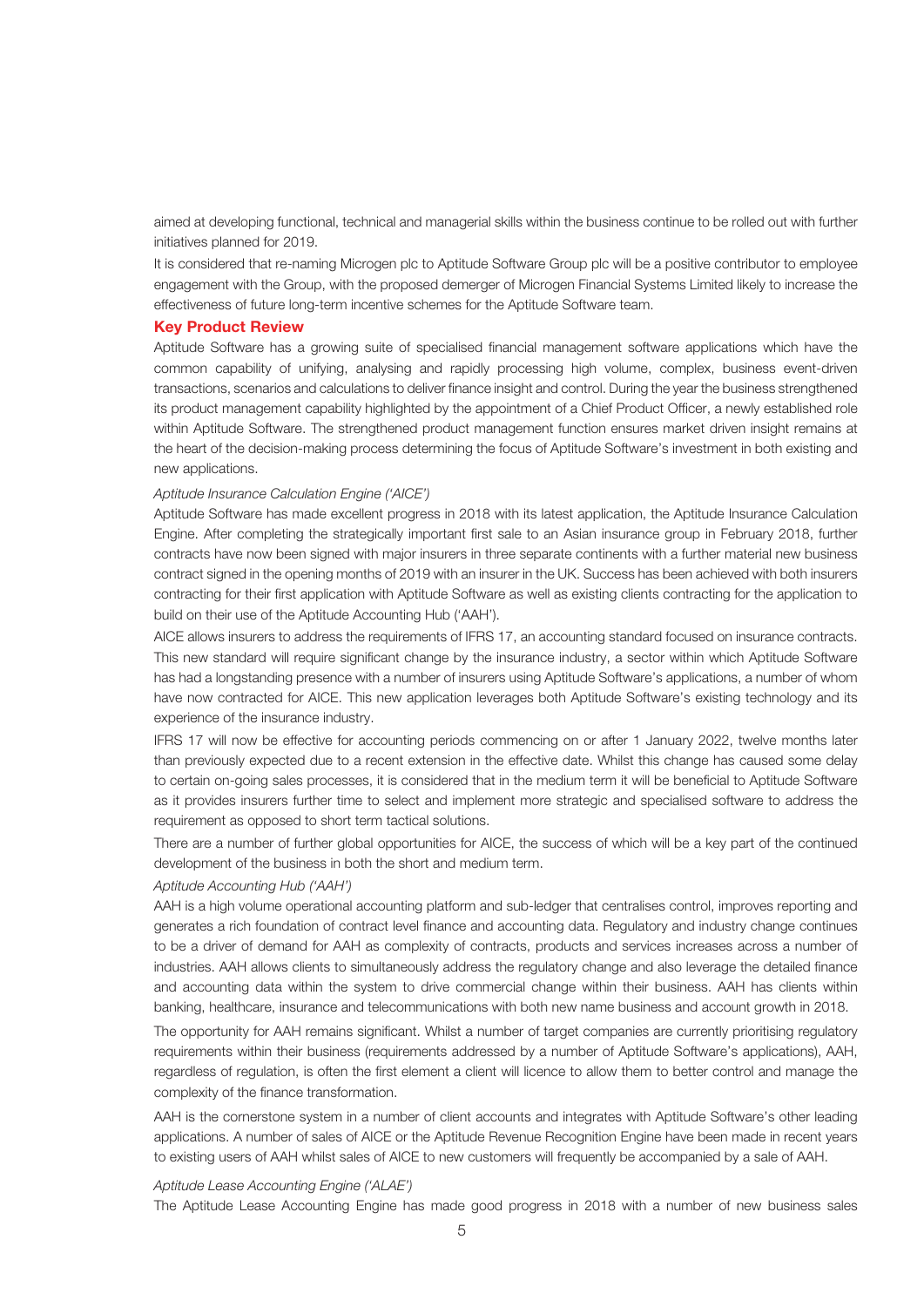aimed at developing functional, technical and managerial skills within the business continue to be rolled out with further initiatives planned for 2019.

It is considered that re-naming Microgen plc to Aptitude Software Group plc will be a positive contributor to employee engagement with the Group, with the proposed demerger of Microgen Financial Systems Limited likely to increase the effectiveness of future long-term incentive schemes for the Aptitude Software team.

## Key Product Review

Aptitude Software has a growing suite of specialised financial management software applications which have the common capability of unifying, analysing and rapidly processing high volume, complex, business event-driven transactions, scenarios and calculations to deliver finance insight and control. During the year the business strengthened its product management capability highlighted by the appointment of a Chief Product Officer, a newly established role within Aptitude Software. The strengthened product management function ensures market driven insight remains at the heart of the decision-making process determining the focus of Aptitude Software's investment in both existing and new applications.

*Aptitude Insurance Calculation Engine ('AICE')*

Aptitude Software has made excellent progress in 2018 with its latest application, the Aptitude Insurance Calculation Engine. After completing the strategically important first sale to an Asian insurance group in February 2018, further contracts have now been signed with major insurers in three separate continents with a further material new business contract signed in the opening months of 2019 with an insurer in the UK. Success has been achieved with both insurers contracting for their first application with Aptitude Software as well as existing clients contracting for the application to build on their use of the Aptitude Accounting Hub ('AAH').

AICE allows insurers to address the requirements of IFRS 17, an accounting standard focused on insurance contracts. This new standard will require significant change by the insurance industry, a sector within which Aptitude Software has had a longstanding presence with a number of insurers using Aptitude Software's applications, a number of whom have now contracted for AICE. This new application leverages both Aptitude Software's existing technology and its experience of the insurance industry.

IFRS 17 will now be effective for accounting periods commencing on or after 1 January 2022, twelve months later than previously expected due to a recent extension in the effective date. Whilst this change has caused some delay to certain on-going sales processes, it is considered that in the medium term it will be beneficial to Aptitude Software as it provides insurers further time to select and implement more strategic and specialised software to address the requirement as opposed to short term tactical solutions.

There are a number of further global opportunities for AICE, the success of which will be a key part of the continued development of the business in both the short and medium term.

*Aptitude Accounting Hub ('AAH')*

AAH is a high volume operational accounting platform and sub-ledger that centralises control, improves reporting and generates a rich foundation of contract level finance and accounting data. Regulatory and industry change continues to be a driver of demand for AAH as complexity of contracts, products and services increases across a number of industries. AAH allows clients to simultaneously address the regulatory change and also leverage the detailed finance and accounting data within the system to drive commercial change within their business. AAH has clients within banking, healthcare, insurance and telecommunications with both new name business and account growth in 2018.

The opportunity for AAH remains significant. Whilst a number of target companies are currently prioritising regulatory requirements within their business (requirements addressed by a number of Aptitude Software's applications), AAH, regardless of regulation, is often the first element a client will licence to allow them to better control and manage the complexity of the finance transformation.

AAH is the cornerstone system in a number of client accounts and integrates with Aptitude Software's other leading applications. A number of sales of AICE or the Aptitude Revenue Recognition Engine have been made in recent years to existing users of AAH whilst sales of AICE to new customers will frequently be accompanied by a sale of AAH.

*Aptitude Lease Accounting Engine ('ALAE')*

The Aptitude Lease Accounting Engine has made good progress in 2018 with a number of new business sales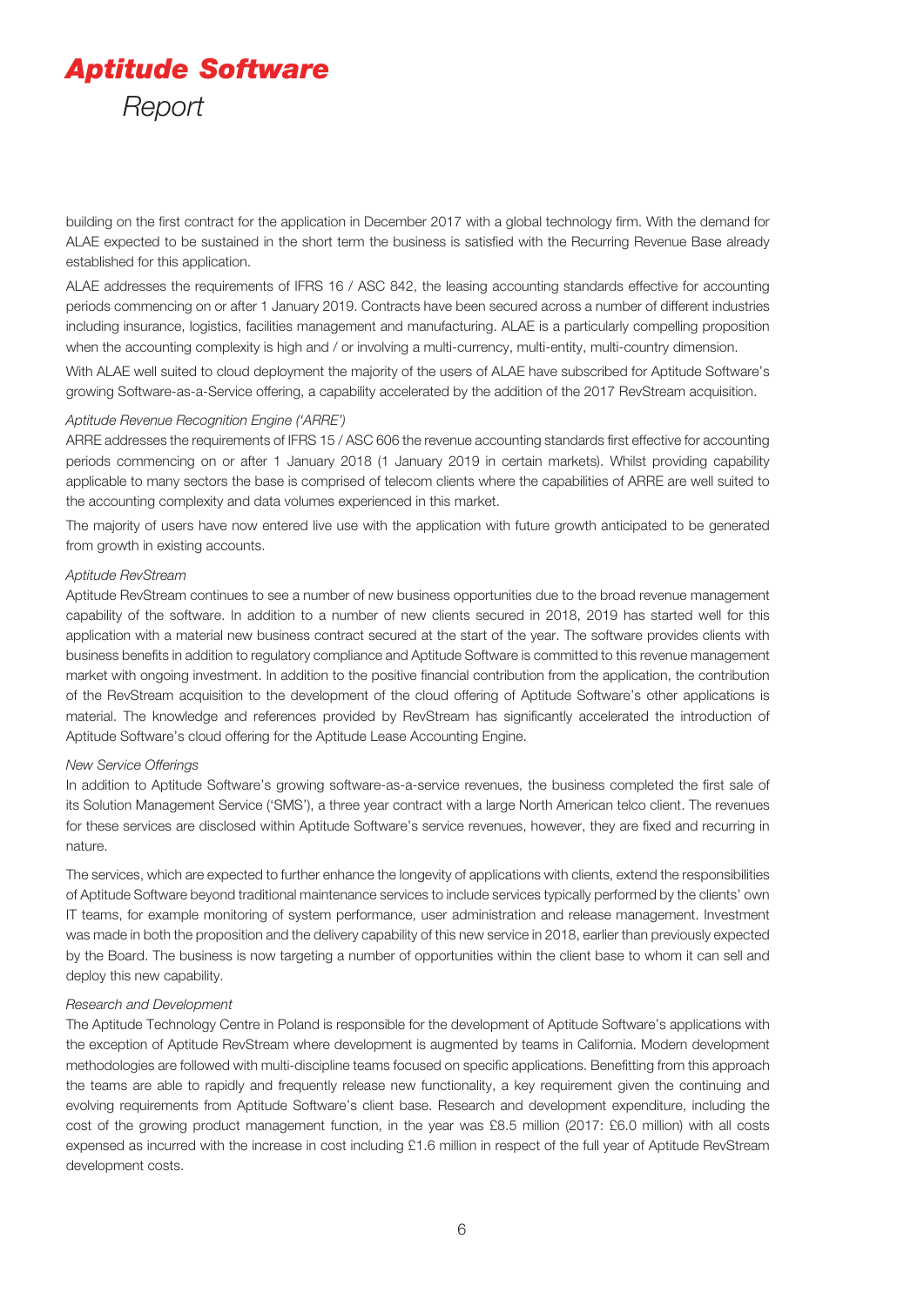building on the first contract for the application in December 2017 with a global technology firm. With the demand for ALAE expected to be sustained in the short term the business is satisfied with the Recurring Revenue Base already established for this application.

ALAE addresses the requirements of IFRS 16 / ASC 842, the leasing accounting standards effective for accounting periods commencing on or after 1 January 2019. Contracts have been secured across a number of different industries including insurance, logistics, facilities management and manufacturing. ALAE is a particularly compelling proposition when the accounting complexity is high and / or involving a multi-currency, multi-entity, multi-country dimension.

With ALAE well suited to cloud deployment the majority of the users of ALAE have subscribed for Aptitude Software's growing Software-as-a-Service offering, a capability accelerated by the addition of the 2017 RevStream acquisition.

*Aptitude Revenue Recognition Engine ('ARRE')*

ARRE addresses the requirements of IFRS 15 / ASC 606 the revenue accounting standards first effective for accounting periods commencing on or after 1 January 2018 (1 January 2019 in certain markets). Whilst providing capability applicable to many sectors the base is comprised of telecom clients where the capabilities of ARRE are well suited to the accounting complexity and data volumes experienced in this market.

The majority of users have now entered live use with the application with future growth anticipated to be generated from growth in existing accounts.

*Aptitude RevStream*

Aptitude RevStream continues to see a number of new business opportunities due to the broad revenue management capability of the software. In addition to a number of new clients secured in 2018, 2019 has started well for this application with a material new business contract secured at the start of the year. The software provides clients with business benefits in addition to regulatory compliance and Aptitude Software is committed to this revenue management market with ongoing investment. In addition to the positive financial contribution from the application, the contribution of the RevStream acquisition to the development of the cloud offering of Aptitude Software's other applications is material. The knowledge and references provided by RevStream has significantly accelerated the introduction of Aptitude Software's cloud offering for the Aptitude Lease Accounting Engine.

*New Service Offerings*

In addition to Aptitude Software's growing software-as-a-service revenues, the business completed the first sale of its Solution Management Service ('SMS'), a three year contract with a large North American telco client. The revenues for these services are disclosed within Aptitude Software's service revenues, however, they are fixed and recurring in nature.

The services, which are expected to further enhance the longevity of applications with clients, extend the responsibilities of Aptitude Software beyond traditional maintenance services to include services typically performed by the clients' own IT teams, for example monitoring of system performance, user administration and release management. Investment was made in both the proposition and the delivery capability of this new service in 2018, earlier than previously expected by the Board. The business is now targeting a number of opportunities within the client base to whom it can sell and deploy this new capability.

*Research and Development*

The Aptitude Technology Centre in Poland is responsible for the development of Aptitude Software's applications with the exception of Aptitude RevStream where development is augmented by teams in California. Modern development methodologies are followed with multi-discipline teams focused on specific applications. Benefitting from this approach the teams are able to rapidly and frequently release new functionality, a key requirement given the continuing and evolving requirements from Aptitude Software's client base. Research and development expenditure, including the cost of the growing product management function, in the year was £8.5 million (2017: £6.0 million) with all costs expensed as incurred with the increase in cost including £1.6 million in respect of the full year of Aptitude RevStream development costs.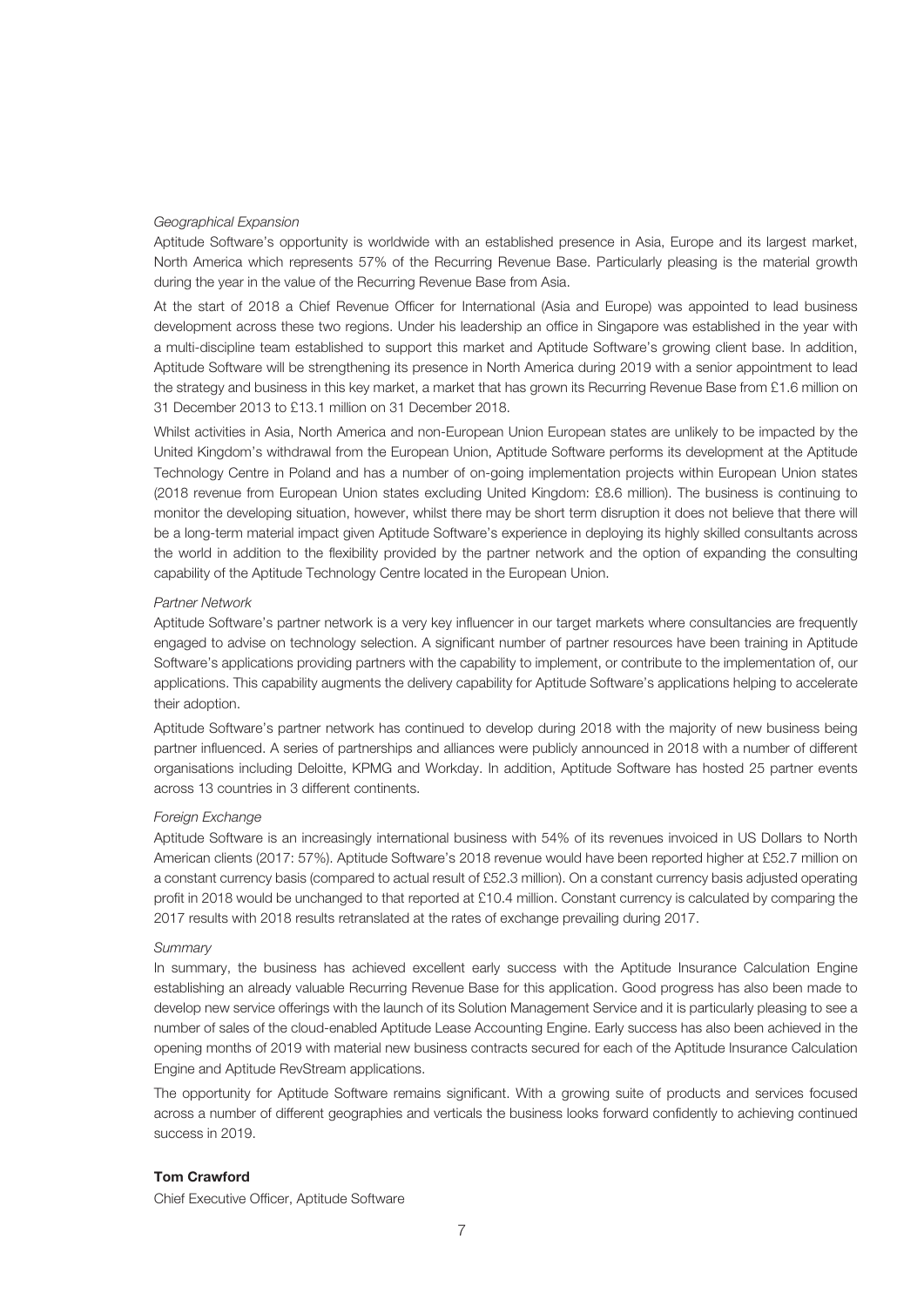*Geographical Expansion*

Aptitude Software's opportunity is worldwide with an established presence in Asia, Europe and its largest market, North America which represents 57% of the Recurring Revenue Base. Particularly pleasing is the material growth during the year in the value of the Recurring Revenue Base from Asia.

At the start of 2018 a Chief Revenue Officer for International (Asia and Europe) was appointed to lead business development across these two regions. Under his leadership an office in Singapore was established in the year with a multi-discipline team established to support this market and Aptitude Software's growing client base. In addition, Aptitude Software will be strengthening its presence in North America during 2019 with a senior appointment to lead the strategy and business in this key market, a market that has grown its Recurring Revenue Base from £1.6 million on 31 December 2013 to £13.1 million on 31 December 2018.

Whilst activities in Asia, North America and non-European Union European states are unlikely to be impacted by the United Kingdom's withdrawal from the European Union, Aptitude Software performs its development at the Aptitude Technology Centre in Poland and has a number of on-going implementation projects within European Union states (2018 revenue from European Union states excluding United Kingdom: £8.6 million). The business is continuing to monitor the developing situation, however, whilst there may be short term disruption it does not believe that there will be a long-term material impact given Aptitude Software's experience in deploying its highly skilled consultants across the world in addition to the flexibility provided by the partner network and the option of expanding the consulting capability of the Aptitude Technology Centre located in the European Union.

*Partner Network*

Aptitude Software's partner network is a very key influencer in our target markets where consultancies are frequently engaged to advise on technology selection. A significant number of partner resources have been training in Aptitude Software's applications providing partners with the capability to implement, or contribute to the implementation of, our applications. This capability augments the delivery capability for Aptitude Software's applications helping to accelerate their adoption.

Aptitude Software's partner network has continued to develop during 2018 with the majority of new business being partner influenced. A series of partnerships and alliances were publicly announced in 2018 with a number of different organisations including Deloitte, KPMG and Workday. In addition, Aptitude Software has hosted 25 partner events across 13 countries in 3 different continents.

*Foreign Exchange*

Aptitude Software is an increasingly international business with 54% of its revenues invoiced in US Dollars to North American clients (2017: 57%). Aptitude Software's 2018 revenue would have been reported higher at £52.7 million on a constant currency basis (compared to actual result of £52.3 million). On a constant currency basis adjusted operating profit in 2018 would be unchanged to that reported at £10.4 million. Constant currency is calculated by comparing the 2017 results with 2018 results retranslated at the rates of exchange prevailing during 2017.

*Summary*

In summary, the business has achieved excellent early success with the Aptitude Insurance Calculation Engine establishing an already valuable Recurring Revenue Base for this application. Good progress has also been made to develop new service offerings with the launch of its Solution Management Service and it is particularly pleasing to see a number of sales of the cloud-enabled Aptitude Lease Accounting Engine. Early success has also been achieved in the opening months of 2019 with material new business contracts secured for each of the Aptitude Insurance Calculation Engine and Aptitude RevStream applications.

The opportunity for Aptitude Software remains significant. With a growing suite of products and services focused across a number of different geographies and verticals the business looks forward confidently to achieving continued success in 2019.

**Tom Crawford**

Chief Executive Officer, Aptitude Software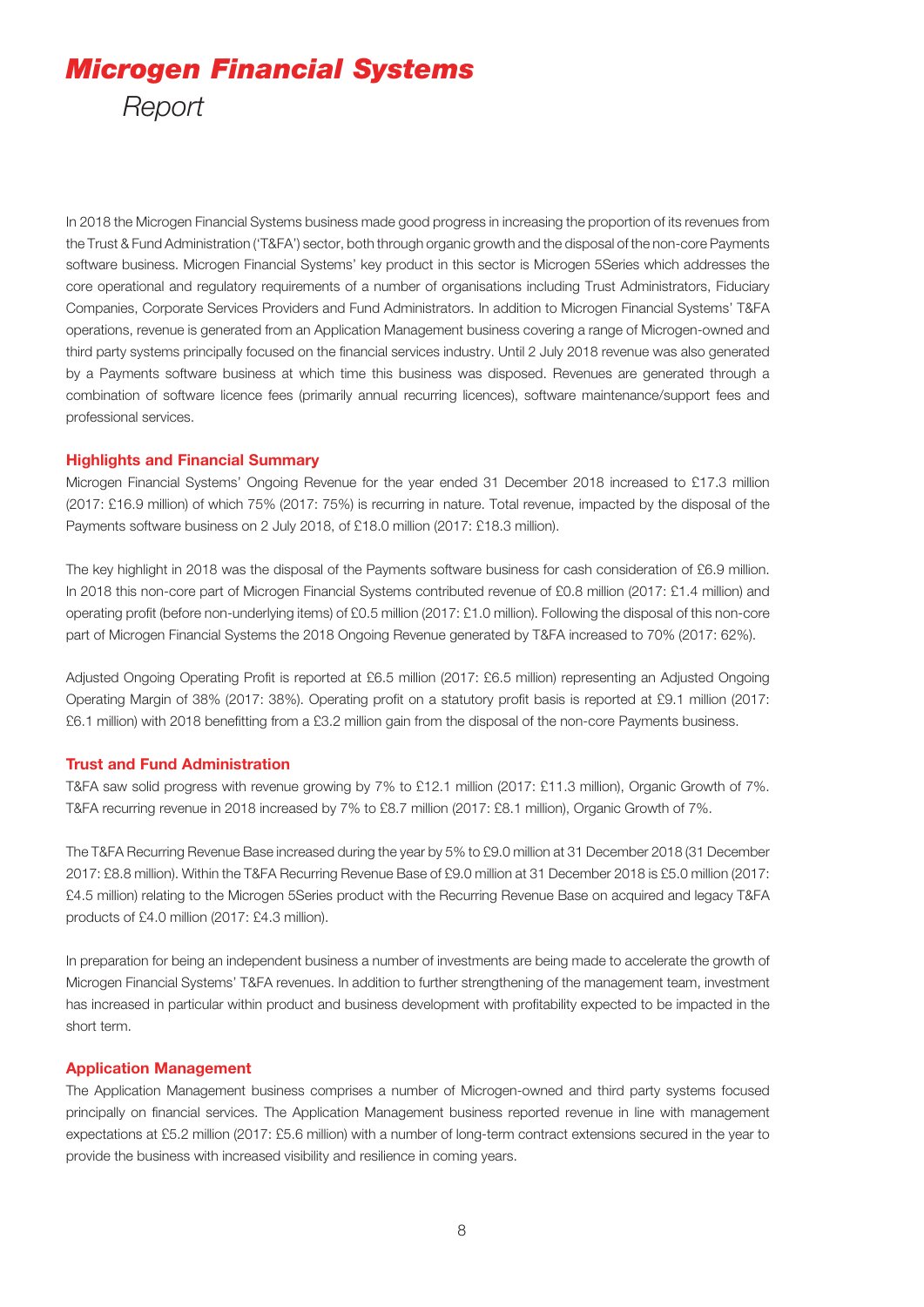# *Microgen Financial Systems*

*Report*

In 2018 the Microgen Financial Systems business made good progress in increasing the proportion of its revenues from the Trust & Fund Administration ('T&FA') sector, both through organic growth and the disposal of the non-core Payments software business. Microgen Financial Systems' key product in this sector is Microgen 5Series which addresses the core operational and regulatory requirements of a number of organisations including Trust Administrators, Fiduciary Companies, Corporate Services Providers and Fund Administrators. In addition to Microgen Financial Systems' T&FA operations, revenue is generated from an Application Management business covering a range of Microgen-owned and third party systems principally focused on the financial services industry. Until 2 July 2018 revenue was also generated by a Payments software business at which time this business was disposed. Revenues are generated through a combination of software licence fees (primarily annual recurring licences), software maintenance/support fees and professional services.

## Highlights and Financial Summary

Microgen Financial Systems' Ongoing Revenue for the year ended 31 December 2018 increased to £17.3 million (2017: £16.9 million) of which 75% (2017: 75%) is recurring in nature. Total revenue, impacted by the disposal of the Payments software business on 2 July 2018, of £18.0 million (2017: £18.3 million).

The key highlight in 2018 was the disposal of the Payments software business for cash consideration of £6.9 million. In 2018 this non-core part of Microgen Financial Systems contributed revenue of £0.8 million (2017: £1.4 million) and operating profit (before non-underlying items) of £0.5 million (2017: £1.0 million). Following the disposal of this non-core part of Microgen Financial Systems the 2018 Ongoing Revenue generated by T&FA increased to 70% (2017: 62%).

Adjusted Ongoing Operating Profit is reported at £6.5 million (2017: £6.5 million) representing an Adjusted Ongoing Operating Margin of 38% (2017: 38%). Operating profit on a statutory profit basis is reported at £9.1 million (2017: £6.1 million) with 2018 benefitting from a £3.2 million gain from the disposal of the non-core Payments business.

## Trust and Fund Administration

T&FA saw solid progress with revenue growing by 7% to £12.1 million (2017: £11.3 million), Organic Growth of 7%. T&FA recurring revenue in 2018 increased by 7% to £8.7 million (2017: £8.1 million), Organic Growth of 7%.

The T&FA Recurring Revenue Base increased during the year by 5% to £9.0 million at 31 December 2018 (31 December 2017: £8.8 million). Within the T&FA Recurring Revenue Base of £9.0 million at 31 December 2018 is £5.0 million (2017: £4.5 million) relating to the Microgen 5Series product with the Recurring Revenue Base on acquired and legacy T&FA products of £4.0 million (2017: £4.3 million).

In preparation for being an independent business a number of investments are being made to accelerate the growth of Microgen Financial Systems' T&FA revenues. In addition to further strengthening of the management team, investment has increased in particular within product and business development with profitability expected to be impacted in the short term.

## Application Management

The Application Management business comprises a number of Microgen-owned and third party systems focused principally on financial services. The Application Management business reported revenue in line with management expectations at £5.2 million (2017: £5.6 million) with a number of long-term contract extensions secured in the year to provide the business with increased visibility and resilience in coming years.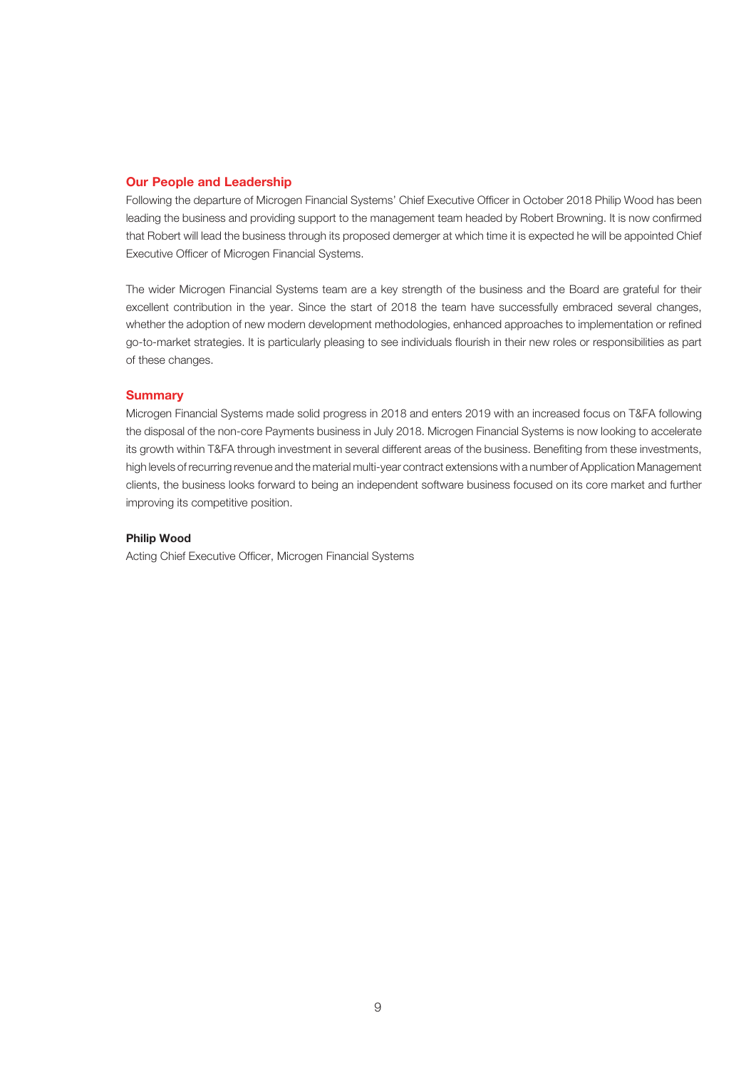## Our People and Leadership

Following the departure of Microgen Financial Systems' Chief Executive Officer in October 2018 Philip Wood has been leading the business and providing support to the management team headed by Robert Browning. It is now confirmed that Robert will lead the business through its proposed demerger at which time it is expected he will be appointed Chief Executive Officer of Microgen Financial Systems.

The wider Microgen Financial Systems team are a key strength of the business and the Board are grateful for their excellent contribution in the year. Since the start of 2018 the team have successfully embraced several changes, whether the adoption of new modern development methodologies, enhanced approaches to implementation or refined go-to-market strategies. It is particularly pleasing to see individuals flourish in their new roles or responsibilities as part of these changes.

## Summary

Microgen Financial Systems made solid progress in 2018 and enters 2019 with an increased focus on T&FA following the disposal of the non-core Payments business in July 2018. Microgen Financial Systems is now looking to accelerate its growth within T&FA through investment in several different areas of the business. Benefiting from these investments, high levels of recurring revenue and the material multi-year contract extensions with a number of Application Management clients, the business looks forward to being an independent software business focused on its core market and further improving its competitive position.

**Philip Wood**

Acting Chief Executive Officer, Microgen Financial Systems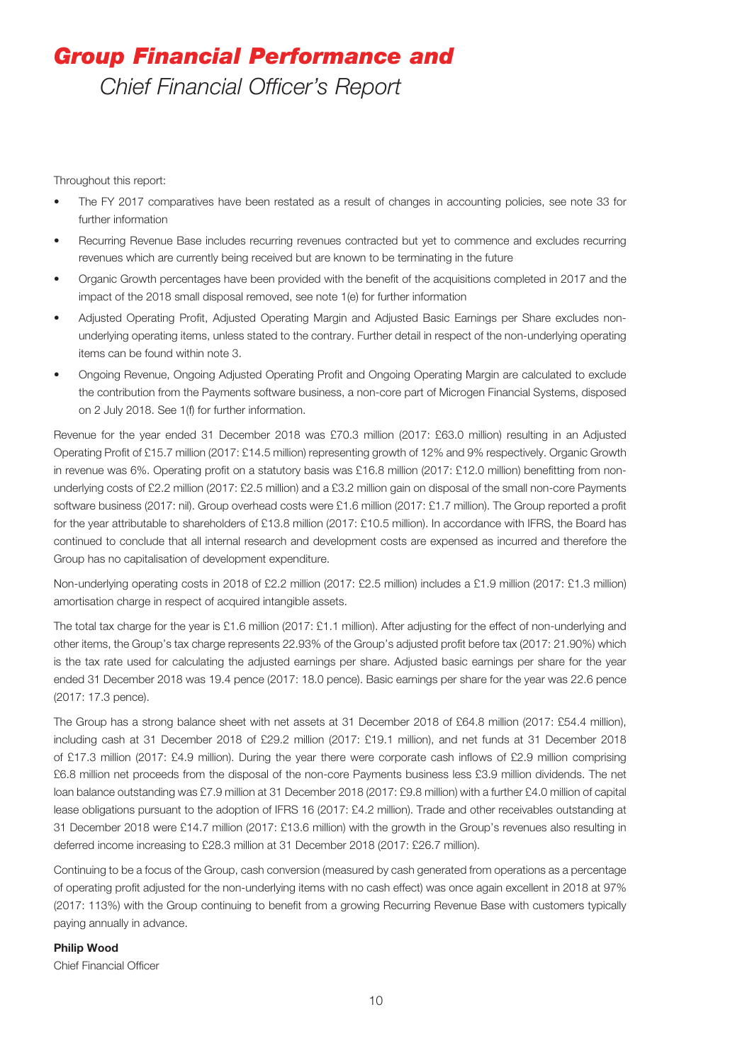# *Group Financial Performance and*

## *Chief Financial Officer's Report*

Throughout this report:

- The FY 2017 comparatives have been restated as a result of changes in accounting policies, see note 33 for further information
- Recurring Revenue Base includes recurring revenues contracted but yet to commence and excludes recurring revenues which are currently being received but are known to be terminating in the future
- Organic Growth percentages have been provided with the benefit of the acquisitions completed in 2017 and the impact of the 2018 small disposal removed, see note 1(e) for further information
- Adjusted Operating Profit, Adjusted Operating Margin and Adjusted Basic Earnings per Share excludes non-underlying operating items, unless stated to the contrary. Further detail in respect of the non-underlying operating items can be found within note 3.
- Ongoing Revenue, Ongoing Adjusted Operating Profit and Ongoing Operating Margin are calculated to exclude the contribution from the Payments software business, a non-core part of Microgen Financial Systems, disposed on 2 July 2018. See 1(f) for further information.

Revenue for the year ended 31 December 2018 was £70.3 million (2017: £63.0 million) resulting in an Adjusted Operating Profit of £15.7 million (2017: £14.5 million) representing growth of 12% and 9% respectively. Organic Growth in revenue was 6%. Operating profit on a statutory basis was £16.8 million (2017: £12.0 million) benefitting from non-underlying costs of £2.2 million (2017: £2.5 million) and a £3.2 million gain on disposal of the small non-core Payments software business (2017: nil). Group overhead costs were £1.6 million (2017: £1.7 million). The Group reported a profit for the year attributable to shareholders of £13.8 million (2017: £10.5 million). In accordance with IFRS, the Board has continued to conclude that all internal research and development costs are expensed as incurred and therefore the Group has no capitalisation of development expenditure.

Non-underlying operating costs in 2018 of £2.2 million (2017: £2.5 million) includes a £1.9 million (2017: £1.3 million) amortisation charge in respect of acquired intangible assets.

The total tax charge for the year is £1.6 million (2017: £1.1 million). After adjusting for the effect of non-underlying and other items, the Group's tax charge represents 22.93% of the Group's adjusted profit before tax (2017: 21.90%) which is the tax rate used for calculating the adjusted earnings per share. Adjusted basic earnings per share for the year ended 31 December 2018 was 19.4 pence (2017: 18.0 pence). Basic earnings per share for the year was 22.6 pence (2017: 17.3 pence).

The Group has a strong balance sheet with net assets at 31 December 2018 of £64.8 million (2017: £54.4 million), including cash at 31 December 2018 of £29.2 million (2017: £19.1 million), and net funds at 31 December 2018 of £17.3 million (2017: £4.9 million). During the year there were corporate cash inflows of £2.9 million comprising £6.8 million net proceeds from the disposal of the non-core Payments business less £3.9 million dividends. The net loan balance outstanding was £7.9 million at 31 December 2018 (2017: £9.8 million) with a further £4.0 million of capital lease obligations pursuant to the adoption of IFRS 16 (2017: £4.2 million). Trade and other receivables outstanding at 31 December 2018 were £14.7 million (2017: £13.6 million) with the growth in the Group's revenues also resulting in deferred income increasing to £28.3 million at 31 December 2018 (2017: £26.7 million).

Continuing to be a focus of the Group, cash conversion (measured by cash generated from operations as a percentage of operating profit adjusted for the non-underlying items with no cash effect) was once again excellent in 2018 at 97% (2017: 113%) with the Group continuing to benefit from a growing Recurring Revenue Base with customers typically paying annually in advance.

**Philip Wood**
Chief Financial Officer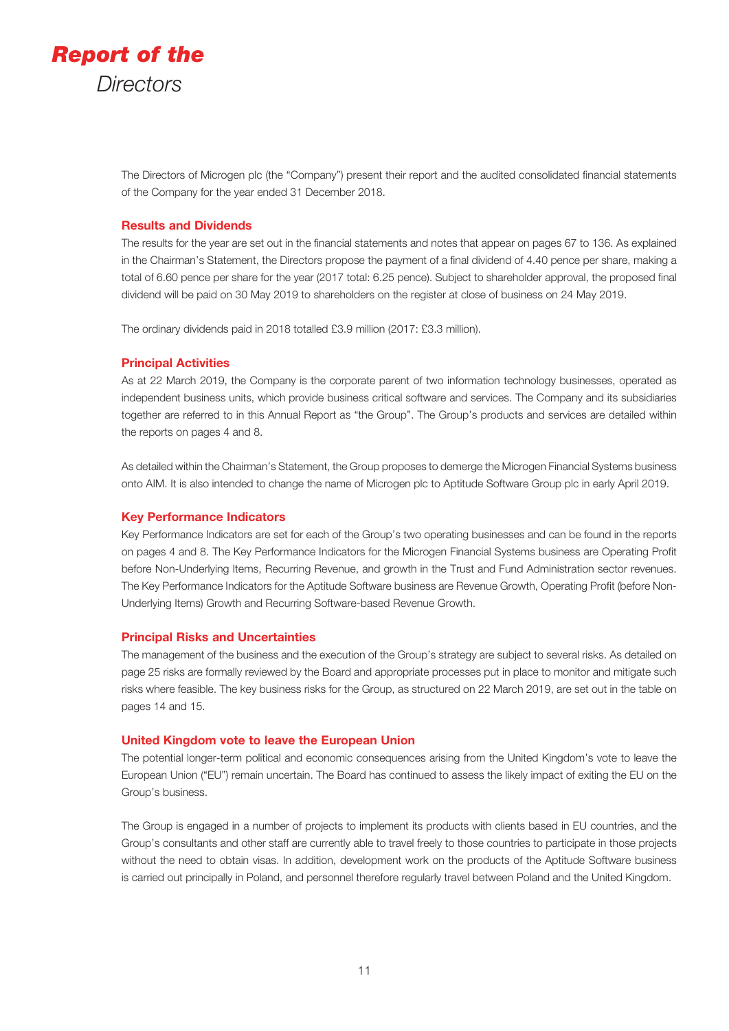# *Report of the Directors*

The Directors of Microgen plc (the "Company") present their report and the audited consolidated financial statements of the Company for the year ended 31 December 2018.

## Results and Dividends

The results for the year are set out in the financial statements and notes that appear on pages 67 to 136. As explained in the Chairman's Statement, the Directors propose the payment of a final dividend of 4.40 pence per share, making a total of 6.60 pence per share for the year (2017 total: 6.25 pence). Subject to shareholder approval, the proposed final dividend will be paid on 30 May 2019 to shareholders on the register at close of business on 24 May 2019.

The ordinary dividends paid in 2018 totalled £3.9 million (2017: £3.3 million).

## Principal Activities

As at 22 March 2019, the Company is the corporate parent of two information technology businesses, operated as independent business units, which provide business critical software and services. The Company and its subsidiaries together are referred to in this Annual Report as "the Group". The Group's products and services are detailed within the reports on pages 4 and 8.

As detailed within the Chairman's Statement, the Group proposes to demerge the Microgen Financial Systems business onto AIM. It is also intended to change the name of Microgen plc to Aptitude Software Group plc in early April 2019.

## Key Performance Indicators

Key Performance Indicators are set for each of the Group's two operating businesses and can be found in the reports on pages 4 and 8. The Key Performance Indicators for the Microgen Financial Systems business are Operating Profit before Non-Underlying Items, Recurring Revenue, and growth in the Trust and Fund Administration sector revenues. The Key Performance Indicators for the Aptitude Software business are Revenue Growth, Operating Profit (before Non-Underlying Items) Growth and Recurring Software-based Revenue Growth.

## Principal Risks and Uncertainties

The management of the business and the execution of the Group's strategy are subject to several risks. As detailed on page 25 risks are formally reviewed by the Board and appropriate processes put in place to monitor and mitigate such risks where feasible. The key business risks for the Group, as structured on 22 March 2019, are set out in the table on pages 14 and 15.

## United Kingdom vote to leave the European Union

The potential longer-term political and economic consequences arising from the United Kingdom's vote to leave the European Union ("EU") remain uncertain. The Board has continued to assess the likely impact of exiting the EU on the Group's business.

The Group is engaged in a number of projects to implement its products with clients based in EU countries, and the Group's consultants and other staff are currently able to travel freely to those countries to participate in those projects without the need to obtain visas. In addition, development work on the products of the Aptitude Software business is carried out principally in Poland, and personnel therefore regularly travel between Poland and the United Kingdom.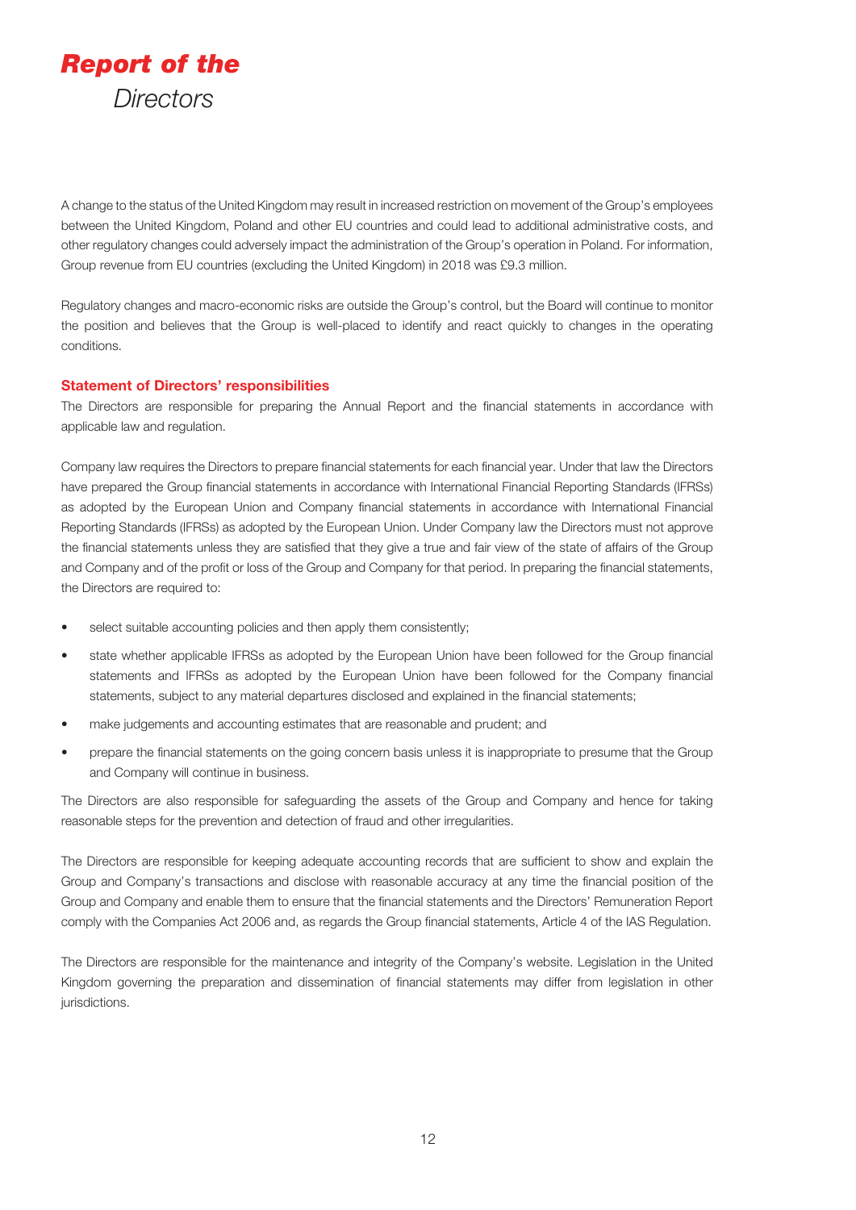A change to the status of the United Kingdom may result in increased restriction on movement of the Group's employees between the United Kingdom, Poland and other EU countries and could lead to additional administrative costs, and other regulatory changes could adversely impact the administration of the Group's operation in Poland. For information, Group revenue from EU countries (excluding the United Kingdom) in 2018 was £9.3 million.

Regulatory changes and macro-economic risks are outside the Group's control, but the Board will continue to monitor the position and believes that the Group is well-placed to identify and react quickly to changes in the operating conditions.

### Statement of Directors' responsibilities

The Directors are responsible for preparing the Annual Report and the financial statements in accordance with applicable law and regulation.

Company law requires the Directors to prepare financial statements for each financial year. Under that law the Directors have prepared the Group financial statements in accordance with International Financial Reporting Standards (IFRSs) as adopted by the European Union and Company financial statements in accordance with International Financial Reporting Standards (IFRSs) as adopted by the European Union. Under Company law the Directors must not approve the financial statements unless they are satisfied that they give a true and fair view of the state of affairs of the Group and Company and of the profit or loss of the Group and Company for that period. In preparing the financial statements, the Directors are required to:

- select suitable accounting policies and then apply them consistently;
- state whether applicable IFRSs as adopted by the European Union have been followed for the Group financial statements and IFRSs as adopted by the European Union have been followed for the Company financial statements, subject to any material departures disclosed and explained in the financial statements;
- make judgements and accounting estimates that are reasonable and prudent; and
- prepare the financial statements on the going concern basis unless it is inappropriate to presume that the Group and Company will continue in business.

The Directors are also responsible for safeguarding the assets of the Group and Company and hence for taking reasonable steps for the prevention and detection of fraud and other irregularities.

The Directors are responsible for keeping adequate accounting records that are sufficient to show and explain the Group and Company's transactions and disclose with reasonable accuracy at any time the financial position of the Group and Company and enable them to ensure that the financial statements and the Directors' Remuneration Report comply with the Companies Act 2006 and, as regards the Group financial statements, Article 4 of the IAS Regulation.

The Directors are responsible for the maintenance and integrity of the Company's website. Legislation in the United Kingdom governing the preparation and dissemination of financial statements may differ from legislation in other jurisdictions.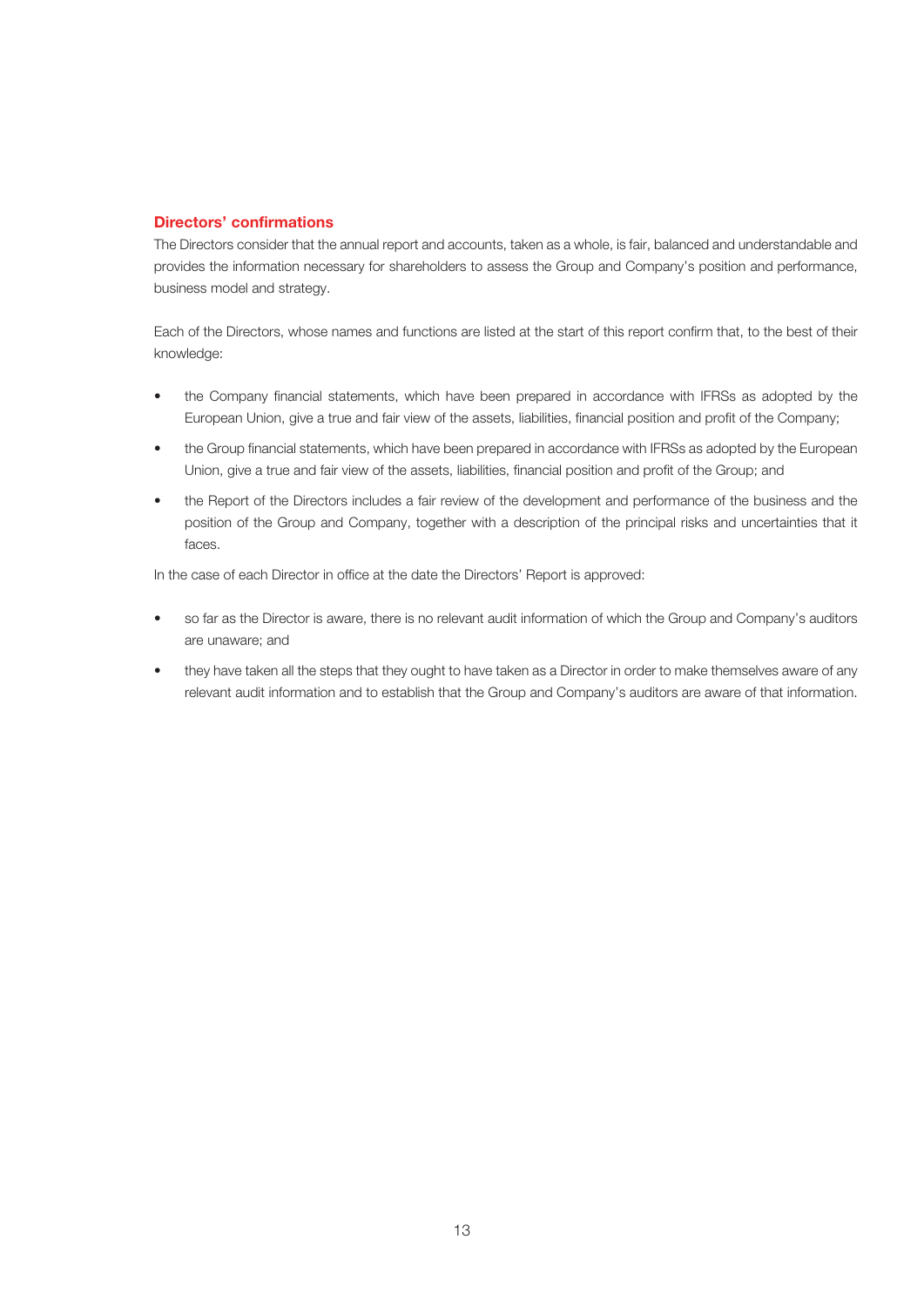## Directors' confirmations

The Directors consider that the annual report and accounts, taken as a whole, is fair, balanced and understandable and provides the information necessary for shareholders to assess the Group and Company's position and performance, business model and strategy.

Each of the Directors, whose names and functions are listed at the start of this report confirm that, to the best of their knowledge:

- the Company financial statements, which have been prepared in accordance with IFRSs as adopted by the European Union, give a true and fair view of the assets, liabilities, financial position and profit of the Company;
- the Group financial statements, which have been prepared in accordance with IFRSs as adopted by the European Union, give a true and fair view of the assets, liabilities, financial position and profit of the Group; and
- the Report of the Directors includes a fair review of the development and performance of the business and the position of the Group and Company, together with a description of the principal risks and uncertainties that it faces.

In the case of each Director in office at the date the Directors' Report is approved:

- so far as the Director is aware, there is no relevant audit information of which the Group and Company's auditors are unaware; and
- they have taken all the steps that they ought to have taken as a Director in order to make themselves aware of any relevant audit information and to establish that the Group and Company's auditors are aware of that information.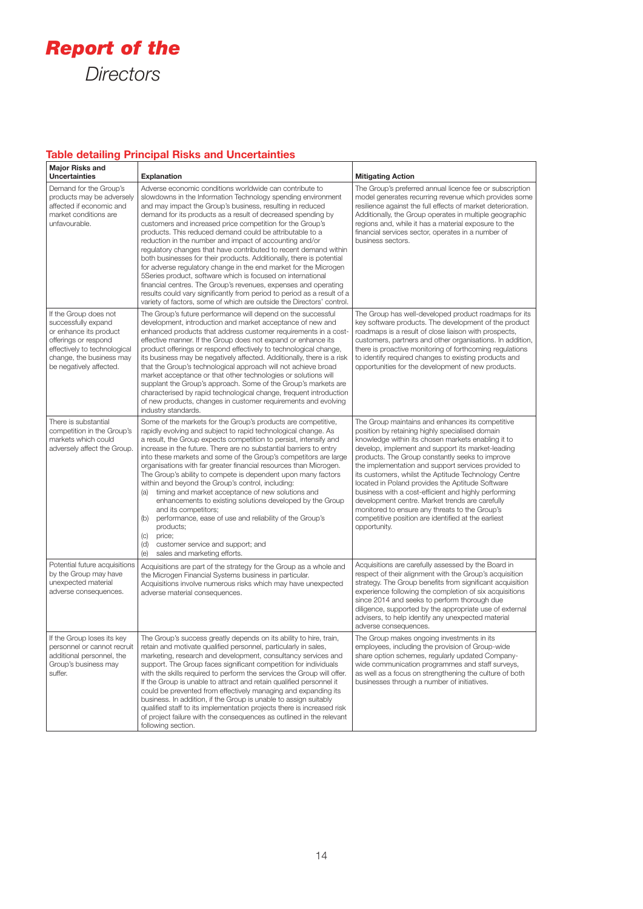# *Report of the*

*Directors*

## Table detailing Principal Risks and Uncertainties

| Major Risks and Uncertainties | Explanation | Mitigating Action |
|---|---|---|
| Demand for the Group's products may be adversely affected if economic and market conditions are unfavourable. | Adverse economic conditions worldwide can contribute to slowdowns in the Information Technology spending environment and may impact the Group's business, resulting in reduced demand for its products as a result of decreased spending by customers and increased price competition for the Group's products. This reduced demand could be attributable to a reduction in the number and impact of accounting and/or regulatory changes that have contributed to recent demand within both businesses for their products. Additionally, there is potential for adverse regulatory change in the end market for the Microgen 5Series product, software which is focused on international financial centres. The Group's revenues, expenses and operating results could vary significantly from period to period as a result of a variety of factors, some of which are outside the Directors' control. | The Group's preferred annual licence fee or subscription model generates recurring revenue which provides some resilience against the full effects of market deterioration. Additionally, the Group operates in multiple geographic regions and, while it has a material exposure to the financial services sector, operates in a number of business sectors. |
| If the Group does not successfully expand or enhance its product offerings or respond effectively to technological change, the business may be negatively affected. | The Group's future performance will depend on the successful development, introduction and market acceptance of new and enhanced products that address customer requirements in a cost-effective manner. If the Group does not expand or enhance its product offerings or respond effectively to technological change, its business may be negatively affected. Additionally, there is a risk that the Group's technological approach will not achieve broad market acceptance or that other technologies or solutions will supplant the Group's approach. Some of the Group's markets are characterised by rapid technological change, frequent introduction of new products, changes in customer requirements and evolving industry standards. | The Group has well-developed product roadmaps for its key software products. The development of the product roadmaps is a result of close liaison with prospects, customers, partners and other organisations. In addition, there is proactive monitoring of forthcoming regulations to identify required changes to existing products and opportunities for the development of new products. |
| There is substantial competition in the Group's markets which could adversely affect the Group. | Some of the markets for the Group's products are competitive, rapidly evolving and subject to rapid technological change. As a result, the Group expects competition to persist, intensify and increase in the future. There are no substantial barriers to entry into these markets and some of the Group's competitors are large organisations with far greater financial resources than Microgen. The Group's ability to compete is dependent upon many factors within and beyond the Group's control, including:<br>(a) timing and market acceptance of new solutions and enhancements to existing solutions developed by the Group and its competitors;<br>(b) performance, ease of use and reliability of the Group's products;<br>(c) price;<br>(d) customer service and support; and<br>(e) sales and marketing efforts. | The Group maintains and enhances its competitive position by retaining highly specialised domain knowledge within its chosen markets enabling it to develop, implement and support its market-leading products. The Group constantly seeks to improve the implementation and support services provided to its customers, whilst the Aptitude Technology Centre located in Poland provides the Aptitude Software business with a cost-efficient and highly performing development centre. Market trends are carefully monitored to ensure any threats to the Group's competitive position are identified at the earliest opportunity. |
| Potential future acquisitions by the Group may have unexpected material adverse consequences. | Acquisitions are part of the strategy for the Group as a whole and the Microgen Financial Systems business in particular. Acquisitions involve numerous risks which may have unexpected adverse material consequences. | Acquisitions are carefully assessed by the Board in respect of their alignment with the Group's acquisition strategy. The Group benefits from significant acquisition experience following the completion of six acquisitions since 2014 and seeks to perform thorough due diligence, supported by the appropriate use of external advisers, to help identify any unexpected material adverse consequences. |
| If the Group loses its key personnel or cannot recruit additional personnel, the Group's business may suffer. | The Group's success greatly depends on its ability to hire, train, retain and motivate qualified personnel, particularly in sales, marketing, research and development, consultancy services and support. The Group faces significant competition for individuals with the skills required to perform the services the Group will offer. If the Group is unable to attract and retain qualified personnel it could be prevented from effectively managing and expanding its business. In addition, if the Group is unable to assign suitably qualified staff to its implementation projects there is increased risk of project failure with the consequences as outlined in the relevant following section. | The Group makes ongoing investments in its employees, including the provision of Group-wide share option schemes, regularly updated Company-wide communication programmes and staff surveys, as well as a focus on strengthening the culture of both businesses through a number of initiatives. |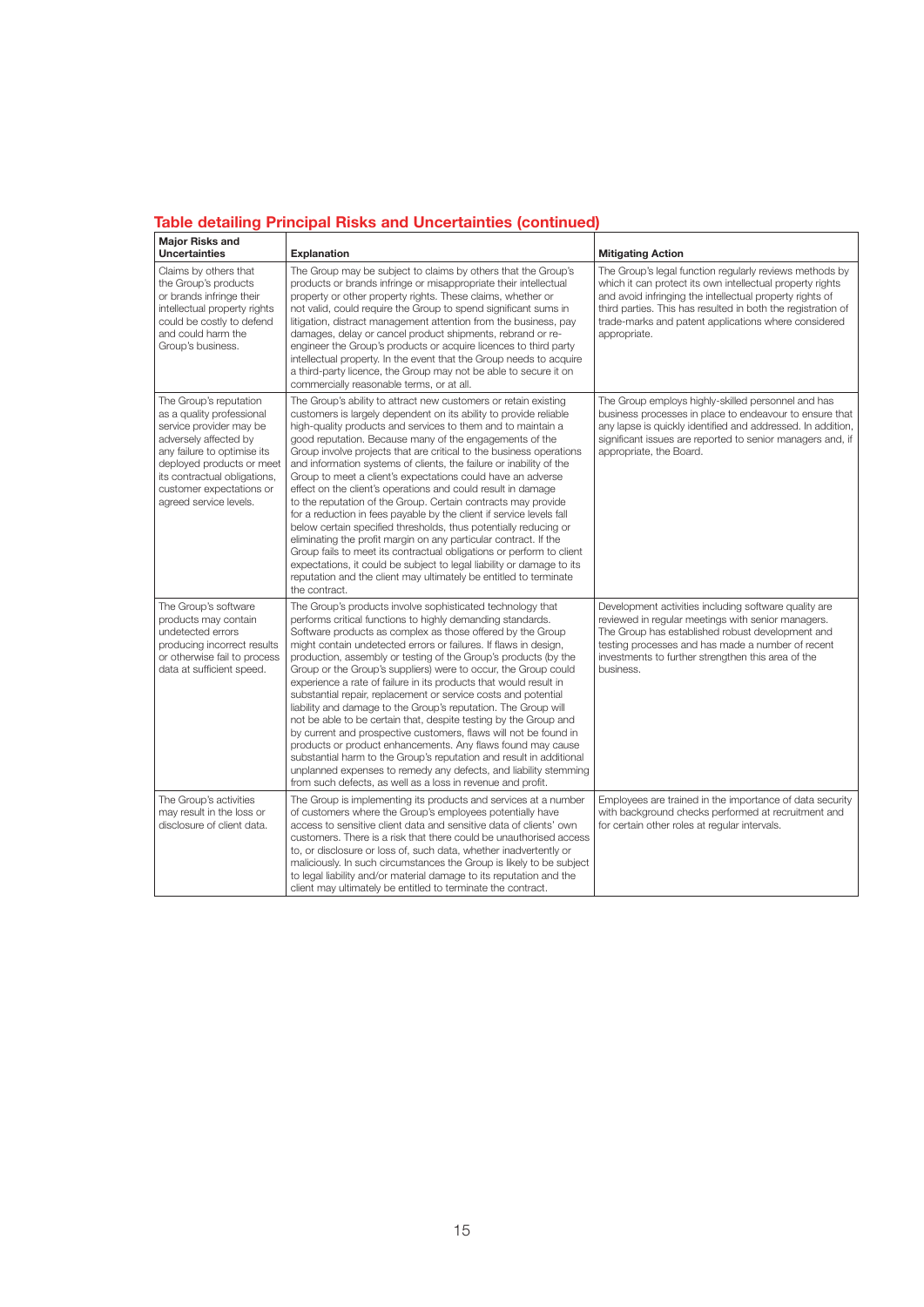## Table detailing Principal Risks and Uncertainties (continued)

| Major Risks and Uncertainties | Explanation | Mitigating Action |
|---|---|---|
| Claims by others that the Group's products or brands infringe their intellectual property rights could be costly to defend and could harm the Group's business. | The Group may be subject to claims by others that the Group's products or brands infringe or misappropriate their intellectual property or other property rights. These claims, whether or not valid, could require the Group to spend significant sums in litigation, distract management attention from the business, pay damages, delay or cancel product shipments, rebrand or re-engineer the Group's products or acquire licences to third party intellectual property. In the event that the Group needs to acquire a third-party licence, the Group may not be able to secure it on commercially reasonable terms, or at all. | The Group's legal function regularly reviews methods by which it can protect its own intellectual property rights and avoid infringing the intellectual property rights of third parties. This has resulted in both the registration of trade-marks and patent applications where considered appropriate. |
| The Group's reputation as a quality professional service provider may be adversely affected by any failure to optimise its deployed products or meet its contractual obligations, customer expectations or agreed service levels. | The Group's ability to attract new customers or retain existing customers is largely dependent on its ability to provide reliable high-quality products and services to them and to maintain a good reputation. Because many of the engagements of the Group involve projects that are critical to the business operations and information systems of clients, the failure or inability of the Group to meet a client's expectations could have an adverse effect on the client's operations and could result in damage to the reputation of the Group. Certain contracts may provide for a reduction in fees payable by the client if service levels fall below certain specified thresholds, thus potentially reducing or eliminating the profit margin on any particular contract. If the Group fails to meet its contractual obligations or perform to client expectations, it could be subject to legal liability or damage to its reputation and the client may ultimately be entitled to terminate the contract. | The Group employs highly-skilled personnel and has business processes in place to endeavour to ensure that any lapse is quickly identified and addressed. In addition, significant issues are reported to senior managers and, if appropriate, the Board. |
| The Group's software products may contain undetected errors producing incorrect results or otherwise fail to process data at sufficient speed. | The Group's products involve sophisticated technology that performs critical functions to highly demanding standards. Software products as complex as those offered by the Group might contain undetected errors or failures. If flaws in design, production, assembly or testing of the Group's products (by the Group or the Group's suppliers) were to occur, the Group could experience a rate of failure in its products that would result in substantial repair, replacement or service costs and potential liability and damage to the Group's reputation. The Group will not be able to be certain that, despite testing by the Group and by current and prospective customers, flaws will not be found in products or product enhancements. Any flaws found may cause substantial harm to the Group's reputation and result in additional unplanned expenses to remedy any defects, and liability stemming from such defects, as well as a loss in revenue and profit. | Development activities including software quality are reviewed in regular meetings with senior managers. The Group has established robust development and testing processes and has made a number of recent investments to further strengthen this area of the business. |
| The Group's activities may result in the loss or disclosure of client data. | The Group is implementing its products and services at a number of customers where the Group's employees potentially have access to sensitive client data and sensitive data of clients' own customers. There is a risk that there could be unauthorised access to, or disclosure or loss of, such data, whether inadvertently or maliciously. In such circumstances the Group is likely to be subject to legal liability and/or material damage to its reputation and the client may ultimately be entitled to terminate the contract. | Employees are trained in the importance of data security with background checks performed at recruitment and for certain other roles at regular intervals. |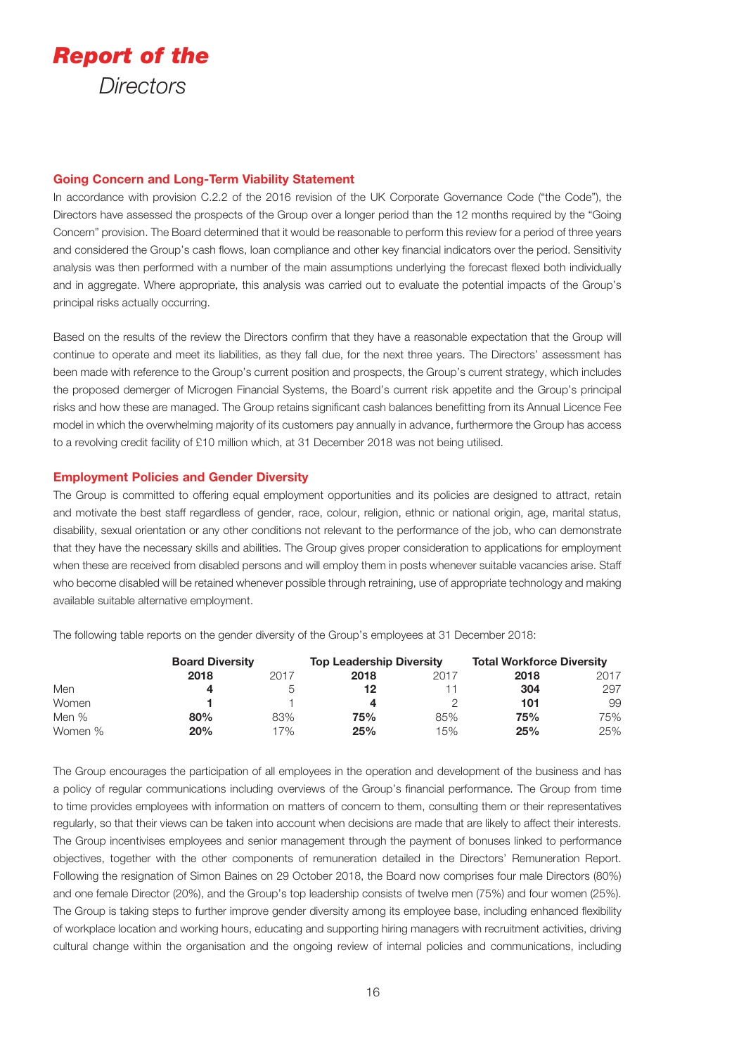# *Report of the*
*Directors*

## Going Concern and Long-Term Viability Statement

In accordance with provision C.2.2 of the 2016 revision of the UK Corporate Governance Code ("the Code"), the Directors have assessed the prospects of the Group over a longer period than the 12 months required by the "Going Concern" provision. The Board determined that it would be reasonable to perform this review for a period of three years and considered the Group's cash flows, loan compliance and other key financial indicators over the period. Sensitivity analysis was then performed with a number of the main assumptions underlying the forecast flexed both individually and in aggregate. Where appropriate, this analysis was carried out to evaluate the potential impacts of the Group's principal risks actually occurring.

Based on the results of the review the Directors confirm that they have a reasonable expectation that the Group will continue to operate and meet its liabilities, as they fall due, for the next three years. The Directors' assessment has been made with reference to the Group's current position and prospects, the Group's current strategy, which includes the proposed demerger of Microgen Financial Systems, the Board's current risk appetite and the Group's principal risks and how these are managed. The Group retains significant cash balances benefitting from its Annual Licence Fee model in which the overwhelming majority of its customers pay annually in advance, furthermore the Group has access to a revolving credit facility of £10 million which, at 31 December 2018 was not being utilised.

## Employment Policies and Gender Diversity

The Group is committed to offering equal employment opportunities and its policies are designed to attract, retain and motivate the best staff regardless of gender, race, colour, religion, ethnic or national origin, age, marital status, disability, sexual orientation or any other conditions not relevant to the performance of the job, who can demonstrate that they have the necessary skills and abilities. The Group gives proper consideration to applications for employment when these are received from disabled persons and will employ them in posts whenever suitable vacancies arise. Staff who become disabled will be retained whenever possible through retraining, use of appropriate technology and making available suitable alternative employment.

The following table reports on the gender diversity of the Group's employees at 31 December 2018:

| | Board Diversity | | Top Leadership Diversity | | Total Workforce Diversity | |
|---|---|---|---|---|---|---|
| | **2018** | 2017 | **2018** | 2017 | **2018** | 2017 |
| Men | **4** | 5 | **12** | 11 | **304** | 297 |
| Women | **1** | 1 | **4** | 2 | **101** | 99 |
| Men % | **80%** | 83% | **75%** | 85% | **75%** | 75% |
| Women % | **20%** | 17% | **25%** | 15% | **25%** | 25% |

The Group encourages the participation of all employees in the operation and development of the business and has a policy of regular communications including overviews of the Group's financial performance. The Group from time to time provides employees with information on matters of concern to them, consulting them or their representatives regularly, so that their views can be taken into account when decisions are made that are likely to affect their interests. The Group incentivises employees and senior management through the payment of bonuses linked to performance objectives, together with the other components of remuneration detailed in the Directors' Remuneration Report. Following the resignation of Simon Baines on 29 October 2018, the Board now comprises four male Directors (80%) and one female Director (20%), and the Group's top leadership consists of twelve men (75%) and four women (25%). The Group is taking steps to further improve gender diversity among its employee base, including enhanced flexibility of workplace location and working hours, educating and supporting hiring managers with recruitment activities, driving cultural change within the organisation and the ongoing review of internal policies and communications, including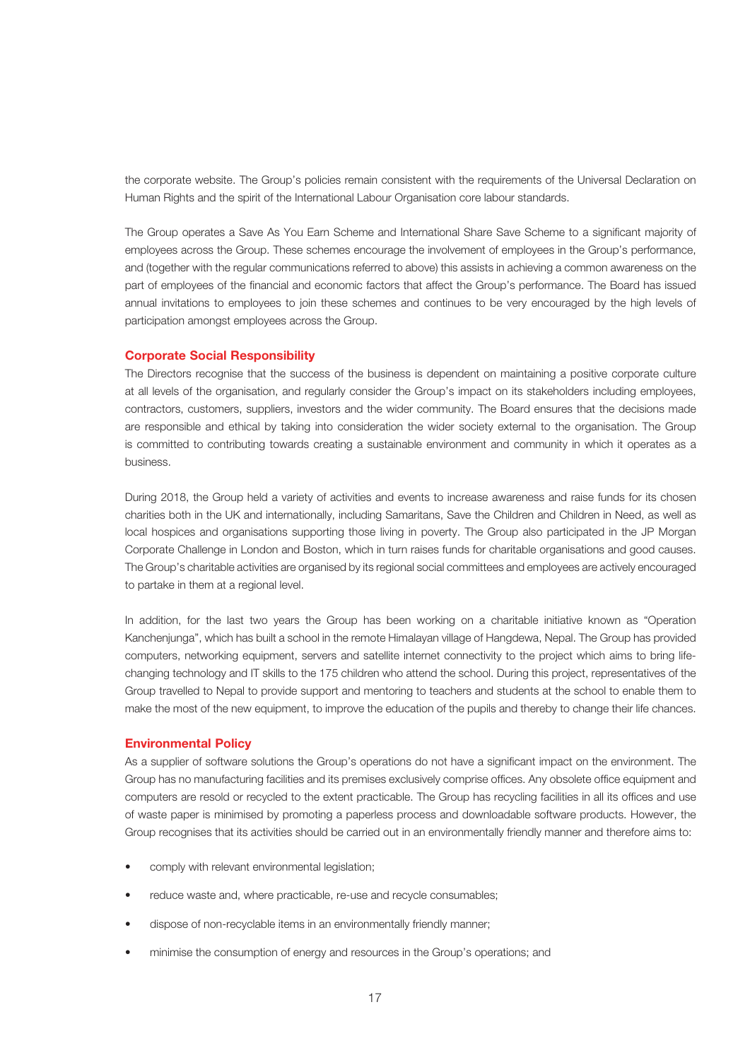the corporate website. The Group's policies remain consistent with the requirements of the Universal Declaration on Human Rights and the spirit of the International Labour Organisation core labour standards.

The Group operates a Save As You Earn Scheme and International Share Save Scheme to a significant majority of employees across the Group. These schemes encourage the involvement of employees in the Group's performance, and (together with the regular communications referred to above) this assists in achieving a common awareness on the part of employees of the financial and economic factors that affect the Group's performance. The Board has issued annual invitations to employees to join these schemes and continues to be very encouraged by the high levels of participation amongst employees across the Group.

## Corporate Social Responsibility

The Directors recognise that the success of the business is dependent on maintaining a positive corporate culture at all levels of the organisation, and regularly consider the Group's impact on its stakeholders including employees, contractors, customers, suppliers, investors and the wider community. The Board ensures that the decisions made are responsible and ethical by taking into consideration the wider society external to the organisation. The Group is committed to contributing towards creating a sustainable environment and community in which it operates as a business.

During 2018, the Group held a variety of activities and events to increase awareness and raise funds for its chosen charities both in the UK and internationally, including Samaritans, Save the Children and Children in Need, as well as local hospices and organisations supporting those living in poverty. The Group also participated in the JP Morgan Corporate Challenge in London and Boston, which in turn raises funds for charitable organisations and good causes. The Group's charitable activities are organised by its regional social committees and employees are actively encouraged to partake in them at a regional level.

In addition, for the last two years the Group has been working on a charitable initiative known as "Operation Kanchenjunga", which has built a school in the remote Himalayan village of Hangdewa, Nepal. The Group has provided computers, networking equipment, servers and satellite internet connectivity to the project which aims to bring life-changing technology and IT skills to the 175 children who attend the school. During this project, representatives of the Group travelled to Nepal to provide support and mentoring to teachers and students at the school to enable them to make the most of the new equipment, to improve the education of the pupils and thereby to change their life chances.

## Environmental Policy

As a supplier of software solutions the Group's operations do not have a significant impact on the environment. The Group has no manufacturing facilities and its premises exclusively comprise offices. Any obsolete office equipment and computers are resold or recycled to the extent practicable. The Group has recycling facilities in all its offices and use of waste paper is minimised by promoting a paperless process and downloadable software products. However, the Group recognises that its activities should be carried out in an environmentally friendly manner and therefore aims to:

- comply with relevant environmental legislation;
- reduce waste and, where practicable, re-use and recycle consumables;
- dispose of non-recyclable items in an environmentally friendly manner;
- minimise the consumption of energy and resources in the Group's operations; and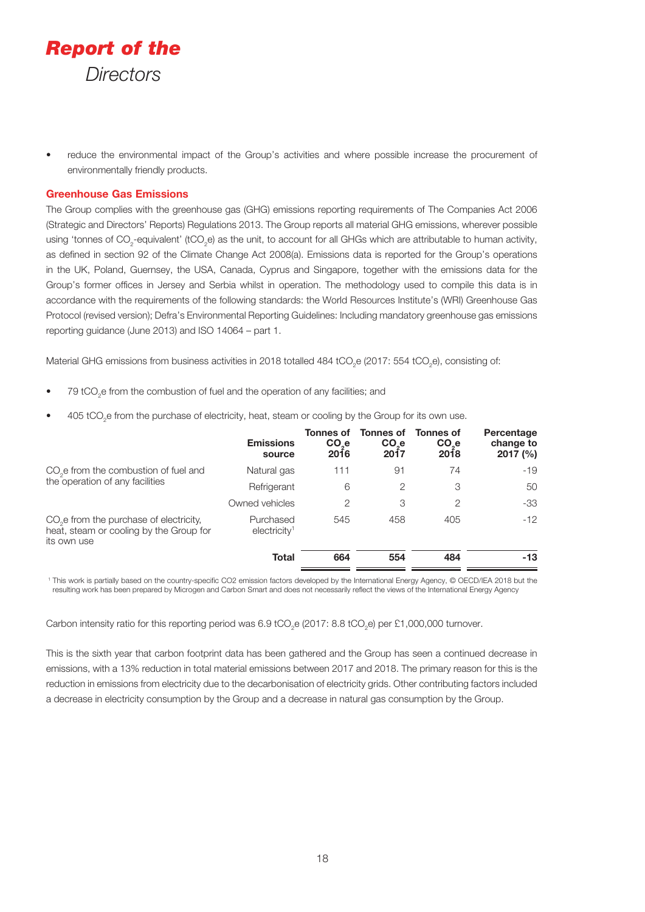# *Report of the Directors*

- reduce the environmental impact of the Group's activities and where possible increase the procurement of environmentally friendly products.

## Greenhouse Gas Emissions

The Group complies with the greenhouse gas (GHG) emissions reporting requirements of The Companies Act 2006 (Strategic and Directors' Reports) Regulations 2013. The Group reports all material GHG emissions, wherever possible using 'tonnes of $CO_2$-equivalent' ($tCO_2e$) as the unit, to account for all GHGs which are attributable to human activity, as defined in section 92 of the Climate Change Act 2008(a). Emissions data is reported for the Group's operations in the UK, Poland, Guernsey, the USA, Canada, Cyprus and Singapore, together with the emissions data for the Group's former offices in Jersey and Serbia whilst in operation. The methodology used to compile this data is in accordance with the requirements of the following standards: the World Resources Institute's (WRI) Greenhouse Gas Protocol (revised version); Defra's Environmental Reporting Guidelines: Including mandatory greenhouse gas emissions reporting guidance (June 2013) and ISO 14064 – part 1.

Material GHG emissions from business activities in 2018 totalled 484 $tCO_2e$ (2017: 554 $tCO_2e$), consisting of:

- 79 $tCO_2e$ from the combustion of fuel and the operation of any facilities; and
- 405 $tCO_2e$ from the purchase of electricity, heat, steam or cooling by the Group for its own use.

| | Emissions source | Tonnes of $CO_2e$ 2016 | Tonnes of $CO_2e$ 2017 | Tonnes of $CO_2e$ 2018 | Percentage change to 2017 (%) |
|---|---|---|---|---|---|
| $CO_2e$ from the combustion of fuel and the operation of any facilities | Natural gas | 111 | 91 | 74 | -19 |
| | Refrigerant | 6 | 2 | 3 | 50 |
| | Owned vehicles | 2 | 3 | 2 | -33 |
| $CO_2e$ from the purchase of electricity, heat, steam or cooling by the Group for its own use | Purchased electricity[1] | 545 | 458 | 405 | -12 |
| | **Total** | **664** | **554** | **484** | **-13** |

[1] This work is partially based on the country-specific CO2 emission factors developed by the International Energy Agency, © OECD/IEA 2018 but the resulting work has been prepared by Microgen and Carbon Smart and does not necessarily reflect the views of the International Energy Agency

Carbon intensity ratio for this reporting period was 6.9 $tCO_2e$ (2017: 8.8 $tCO_2e$) per £1,000,000 turnover.

This is the sixth year that carbon footprint data has been gathered and the Group has seen a continued decrease in emissions, with a 13% reduction in total material emissions between 2017 and 2018. The primary reason for this is the reduction in emissions from electricity due to the decarbonisation of electricity grids. Other contributing factors included a decrease in electricity consumption by the Group and a decrease in natural gas consumption by the Group.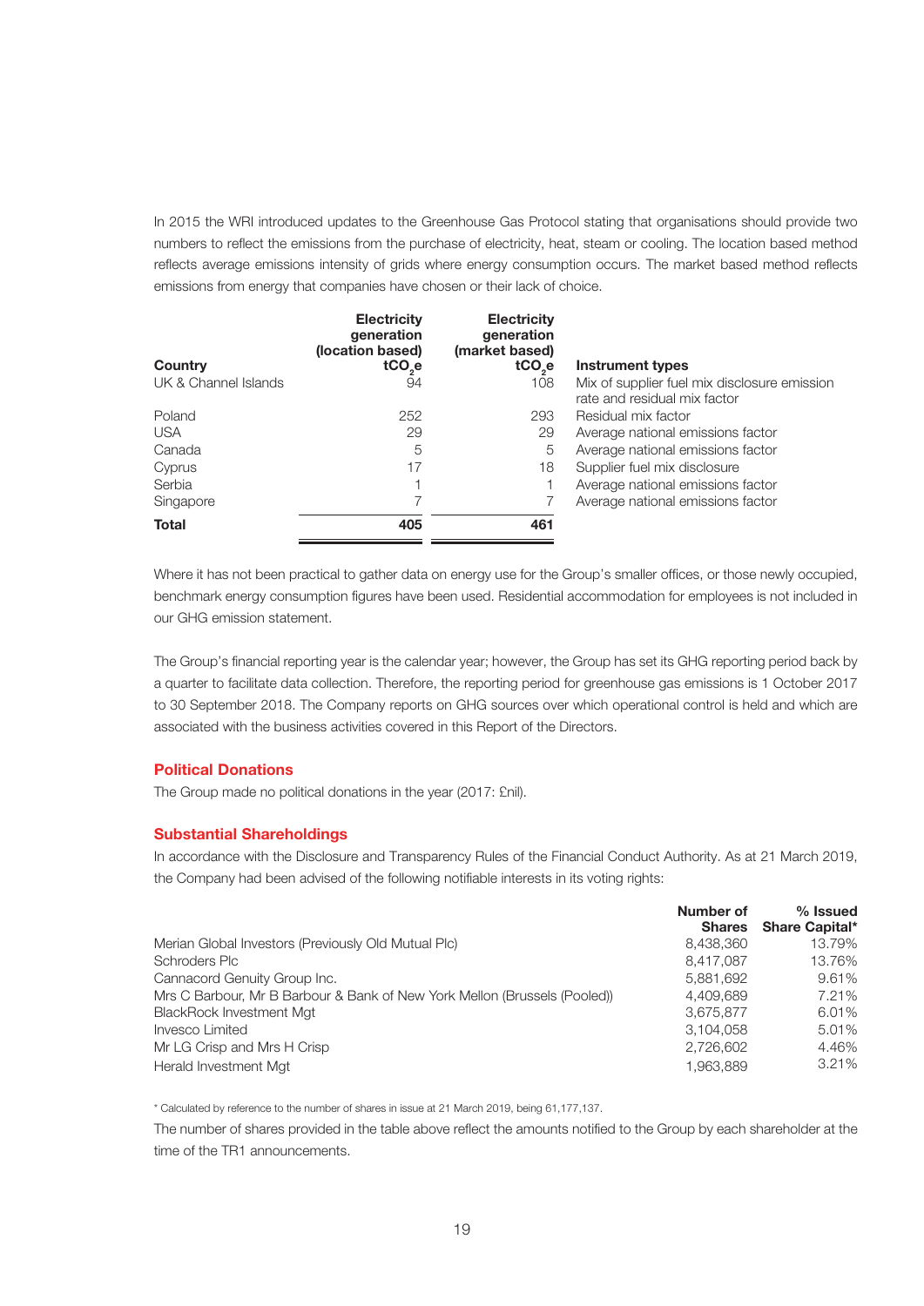In 2015 the WRI introduced updates to the Greenhouse Gas Protocol stating that organisations should provide two numbers to reflect the emissions from the purchase of electricity, heat, steam or cooling. The location based method reflects average emissions intensity of grids where energy consumption occurs. The market based method reflects emissions from energy that companies have chosen or their lack of choice.

| Country | Electricity generation (location based) $tCO_2e$ | Electricity generation (market based) $tCO_2e$ | Instrument types |
|---|---|---|---|
| UK & Channel Islands | 94 | 108 | Mix of supplier fuel mix disclosure emission rate and residual mix factor |
| Poland | 252 | 293 | Residual mix factor |
| USA | 29 | 29 | Average national emissions factor |
| Canada | 5 | 5 | Average national emissions factor |
| Cyprus | 17 | 18 | Supplier fuel mix disclosure |
| Serbia | 1 | 1 | Average national emissions factor |
| Singapore | 7 | 7 | Average national emissions factor |
| **Total** | **405** | **461** | |

Where it has not been practical to gather data on energy use for the Group's smaller offices, or those newly occupied, benchmark energy consumption figures have been used. Residential accommodation for employees is not included in our GHG emission statement.

The Group's financial reporting year is the calendar year; however, the Group has set its GHG reporting period back by a quarter to facilitate data collection. Therefore, the reporting period for greenhouse gas emissions is 1 October 2017 to 30 September 2018. The Company reports on GHG sources over which operational control is held and which are associated with the business activities covered in this Report of the Directors.

## Political Donations

The Group made no political donations in the year (2017: £nil).

## Substantial Shareholdings

In accordance with the Disclosure and Transparency Rules of the Financial Conduct Authority. As at 21 March 2019, the Company had been advised of the following notifiable interests in its voting rights:

| | Number of Shares | % Issued Share Capital* |
|---|---|---|
| Merian Global Investors (Previously Old Mutual Plc) | 8,438,360 | 13.79% |
| Schroders Plc | 8,417,087 | 13.76% |
| Cannacord Genuity Group Inc. | 5,881,692 | 9.61% |
| Mrs C Barbour, Mr B Barbour & Bank of New York Mellon (Brussels (Pooled)) | 4,409,689 | 7.21% |
| BlackRock Investment Mgt | 3,675,877 | 6.01% |
| Invesco Limited | 3,104,058 | 5.01% |
| Mr LG Crisp and Mrs H Crisp | 2,726,602 | 4.46% |
| Herald Investment Mgt | 1,963,889 | 3.21% |

\* Calculated by reference to the number of shares in issue at 21 March 2019, being 61,177,137.

The number of shares provided in the table above reflect the amounts notified to the Group by each shareholder at the time of the TR1 announcements.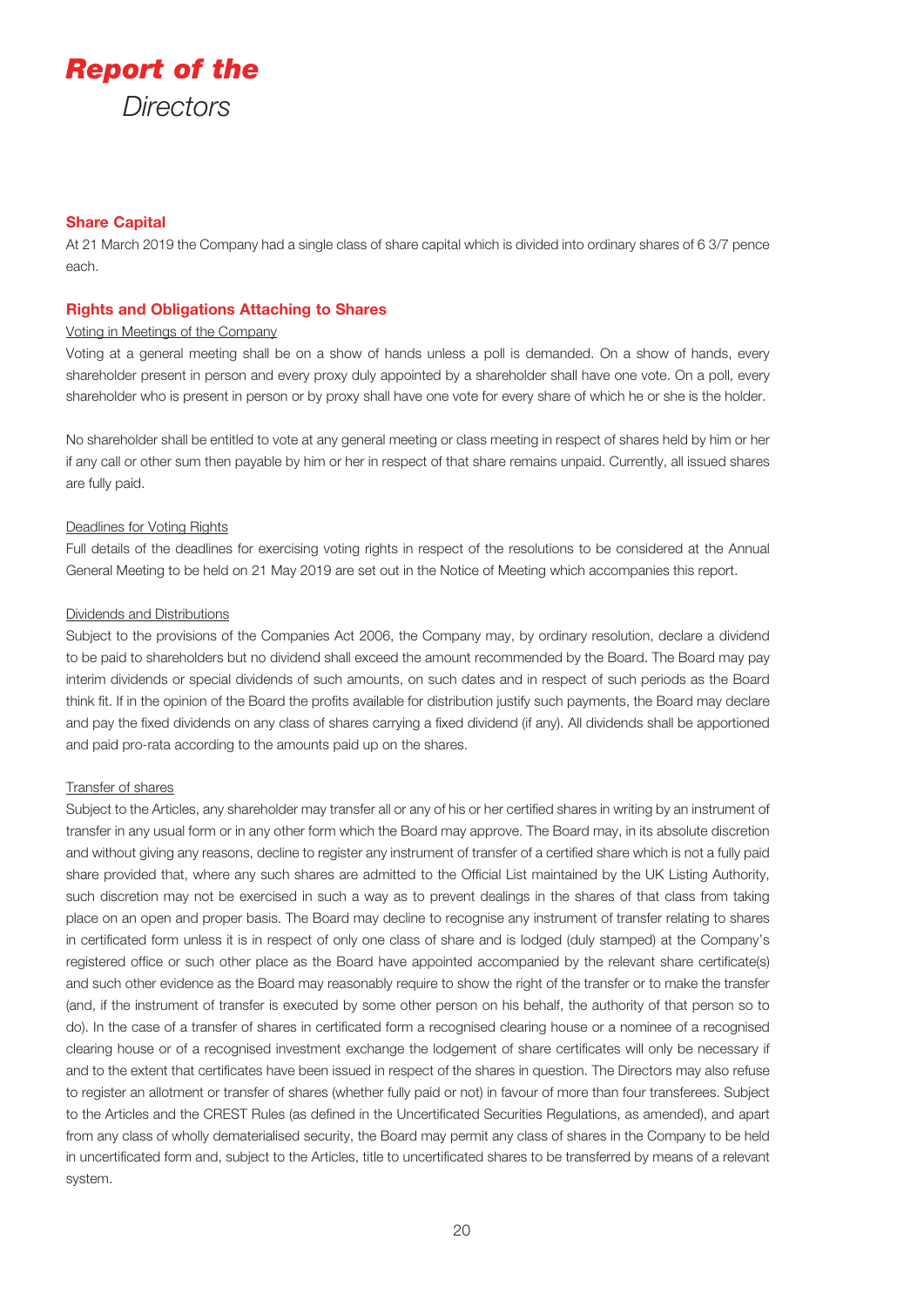# *Report of the* Directors

## Share Capital

At 21 March 2019 the Company had a single class of share capital which is divided into ordinary shares of 6 3/7 pence each.

## Rights and Obligations Attaching to Shares

Voting in Meetings of the Company

Voting at a general meeting shall be on a show of hands unless a poll is demanded. On a show of hands, every shareholder present in person and every proxy duly appointed by a shareholder shall have one vote. On a poll, every shareholder who is present in person or by proxy shall have one vote for every share of which he or she is the holder.

No shareholder shall be entitled to vote at any general meeting or class meeting in respect of shares held by him or her if any call or other sum then payable by him or her in respect of that share remains unpaid. Currently, all issued shares are fully paid.

Deadlines for Voting Rights

Full details of the deadlines for exercising voting rights in respect of the resolutions to be considered at the Annual General Meeting to be held on 21 May 2019 are set out in the Notice of Meeting which accompanies this report.

Dividends and Distributions

Subject to the provisions of the Companies Act 2006, the Company may, by ordinary resolution, declare a dividend to be paid to shareholders but no dividend shall exceed the amount recommended by the Board. The Board may pay interim dividends or special dividends of such amounts, on such dates and in respect of such periods as the Board think fit. If in the opinion of the Board the profits available for distribution justify such payments, the Board may declare and pay the fixed dividends on any class of shares carrying a fixed dividend (if any). All dividends shall be apportioned and paid pro-rata according to the amounts paid up on the shares.

Transfer of shares

Subject to the Articles, any shareholder may transfer all or any of his or her certified shares in writing by an instrument of transfer in any usual form or in any other form which the Board may approve. The Board may, in its absolute discretion and without giving any reasons, decline to register any instrument of transfer of a certified share which is not a fully paid share provided that, where any such shares are admitted to the Official List maintained by the UK Listing Authority, such discretion may not be exercised in such a way as to prevent dealings in the shares of that class from taking place on an open and proper basis. The Board may decline to recognise any instrument of transfer relating to shares in certificated form unless it is in respect of only one class of share and is lodged (duly stamped) at the Company's registered office or such other place as the Board have appointed accompanied by the relevant share certificate(s) and such other evidence as the Board may reasonably require to show the right of the transfer or to make the transfer (and, if the instrument of transfer is executed by some other person on his behalf, the authority of that person so to do). In the case of a transfer of shares in certificated form a recognised clearing house or a nominee of a recognised clearing house or of a recognised investment exchange the lodgement of share certificates will only be necessary if and to the extent that certificates have been issued in respect of the shares in question. The Directors may also refuse to register an allotment or transfer of shares (whether fully paid or not) in favour of more than four transferees. Subject to the Articles and the CREST Rules (as defined in the Uncertificated Securities Regulations, as amended), and apart from any class of wholly dematerialised security, the Board may permit any class of shares in the Company to be held in uncertificated form and, subject to the Articles, title to uncertificated shares to be transferred by means of a relevant system.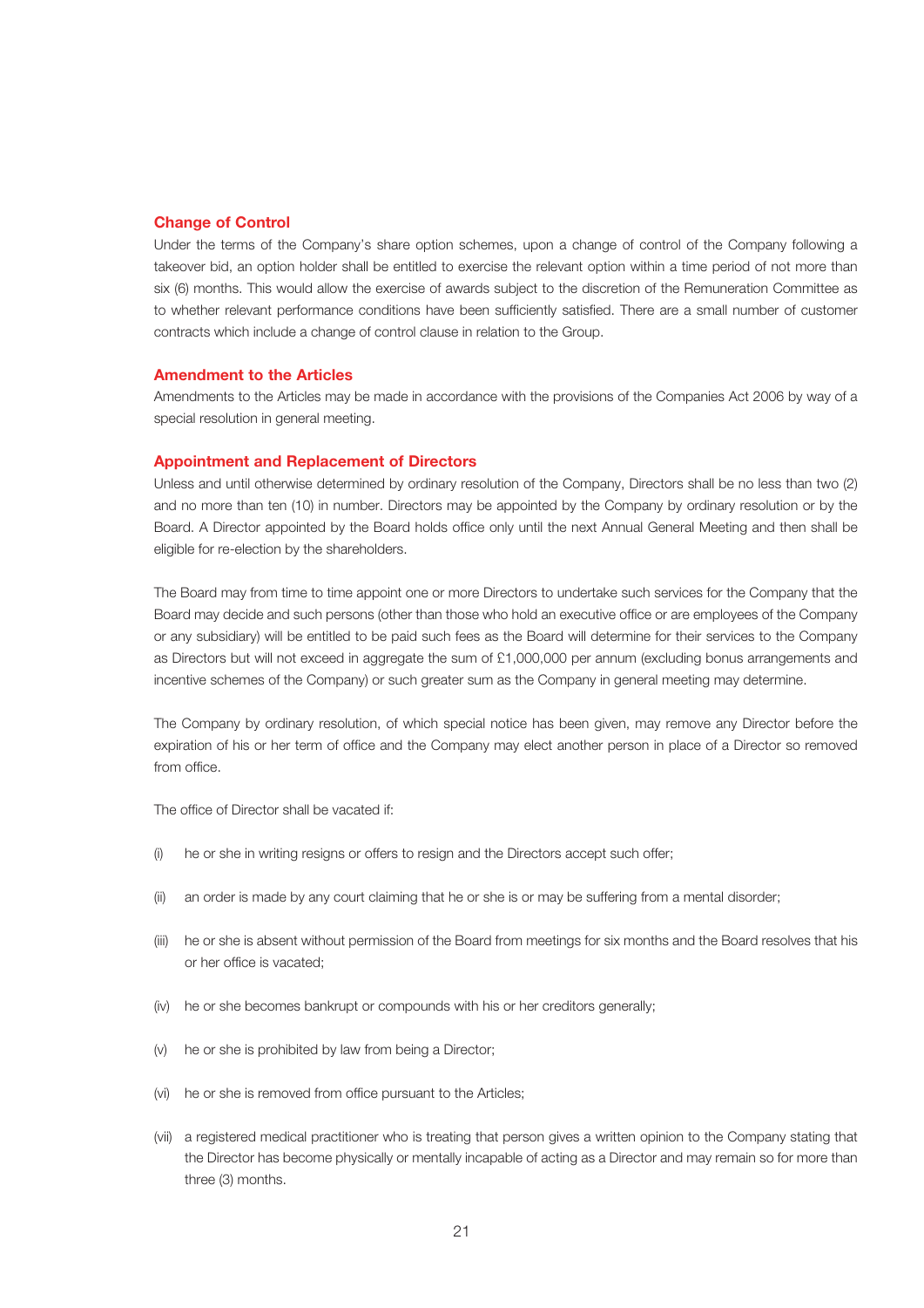## Change of Control

Under the terms of the Company's share option schemes, upon a change of control of the Company following a takeover bid, an option holder shall be entitled to exercise the relevant option within a time period of not more than six (6) months. This would allow the exercise of awards subject to the discretion of the Remuneration Committee as to whether relevant performance conditions have been sufficiently satisfied. There are a small number of customer contracts which include a change of control clause in relation to the Group.

## Amendment to the Articles

Amendments to the Articles may be made in accordance with the provisions of the Companies Act 2006 by way of a special resolution in general meeting.

## Appointment and Replacement of Directors

Unless and until otherwise determined by ordinary resolution of the Company, Directors shall be no less than two (2) and no more than ten (10) in number. Directors may be appointed by the Company by ordinary resolution or by the Board. A Director appointed by the Board holds office only until the next Annual General Meeting and then shall be eligible for re-election by the shareholders.

The Board may from time to time appoint one or more Directors to undertake such services for the Company that the Board may decide and such persons (other than those who hold an executive office or are employees of the Company or any subsidiary) will be entitled to be paid such fees as the Board will determine for their services to the Company as Directors but will not exceed in aggregate the sum of £1,000,000 per annum (excluding bonus arrangements and incentive schemes of the Company) or such greater sum as the Company in general meeting may determine.

The Company by ordinary resolution, of which special notice has been given, may remove any Director before the expiration of his or her term of office and the Company may elect another person in place of a Director so removed from office.

The office of Director shall be vacated if:

(i) he or she in writing resigns or offers to resign and the Directors accept such offer;

(ii) an order is made by any court claiming that he or she is or may be suffering from a mental disorder;

(iii) he or she is absent without permission of the Board from meetings for six months and the Board resolves that his or her office is vacated;

(iv) he or she becomes bankrupt or compounds with his or her creditors generally;

(v) he or she is prohibited by law from being a Director;

(vi) he or she is removed from office pursuant to the Articles;

(vii) a registered medical practitioner who is treating that person gives a written opinion to the Company stating that the Director has become physically or mentally incapable of acting as a Director and may remain so for more than three (3) months.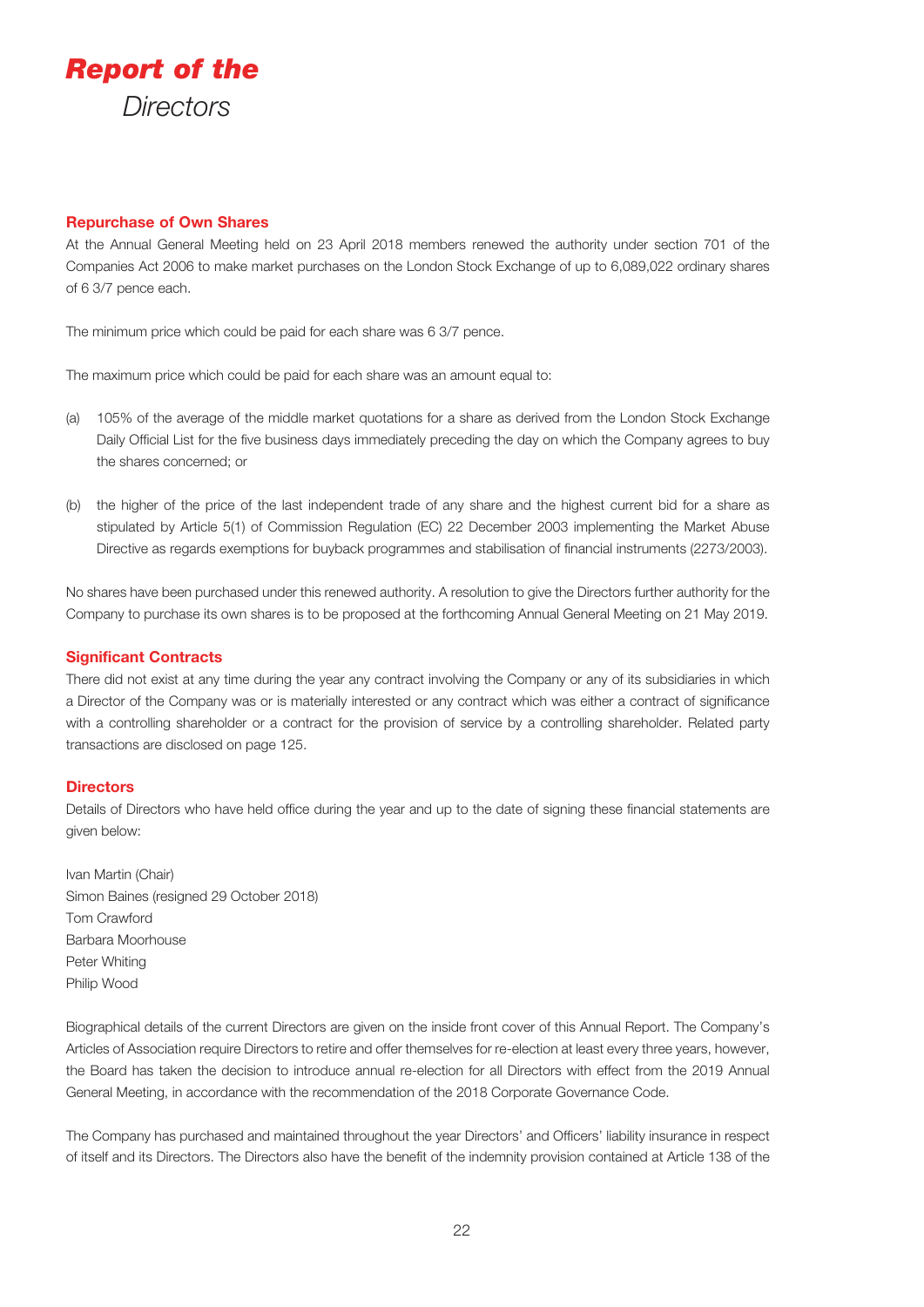# Report of the Directors

## Repurchase of Own Shares

At the Annual General Meeting held on 23 April 2018 members renewed the authority under section 701 of the Companies Act 2006 to make market purchases on the London Stock Exchange of up to 6,089,022 ordinary shares of 6 3/7 pence each.

The minimum price which could be paid for each share was 6 3/7 pence.

The maximum price which could be paid for each share was an amount equal to:

(a) 105% of the average of the middle market quotations for a share as derived from the London Stock Exchange Daily Official List for the five business days immediately preceding the day on which the Company agrees to buy the shares concerned; or

(b) the higher of the price of the last independent trade of any share and the highest current bid for a share as stipulated by Article 5(1) of Commission Regulation (EC) 22 December 2003 implementing the Market Abuse Directive as regards exemptions for buyback programmes and stabilisation of financial instruments (2273/2003).

No shares have been purchased under this renewed authority. A resolution to give the Directors further authority for the Company to purchase its own shares is to be proposed at the forthcoming Annual General Meeting on 21 May 2019.

## Significant Contracts

There did not exist at any time during the year any contract involving the Company or any of its subsidiaries in which a Director of the Company was or is materially interested or any contract which was either a contract of significance with a controlling shareholder or a contract for the provision of service by a controlling shareholder. Related party transactions are disclosed on page 125.

## Directors

Details of Directors who have held office during the year and up to the date of signing these financial statements are given below:

Ivan Martin (Chair)
Simon Baines (resigned 29 October 2018)
Tom Crawford
Barbara Moorhouse
Peter Whiting
Philip Wood

Biographical details of the current Directors are given on the inside front cover of this Annual Report. The Company's Articles of Association require Directors to retire and offer themselves for re-election at least every three years, however, the Board has taken the decision to introduce annual re-election for all Directors with effect from the 2019 Annual General Meeting, in accordance with the recommendation of the 2018 Corporate Governance Code.

The Company has purchased and maintained throughout the year Directors' and Officers' liability insurance in respect of itself and its Directors. The Directors also have the benefit of the indemnity provision contained at Article 138 of the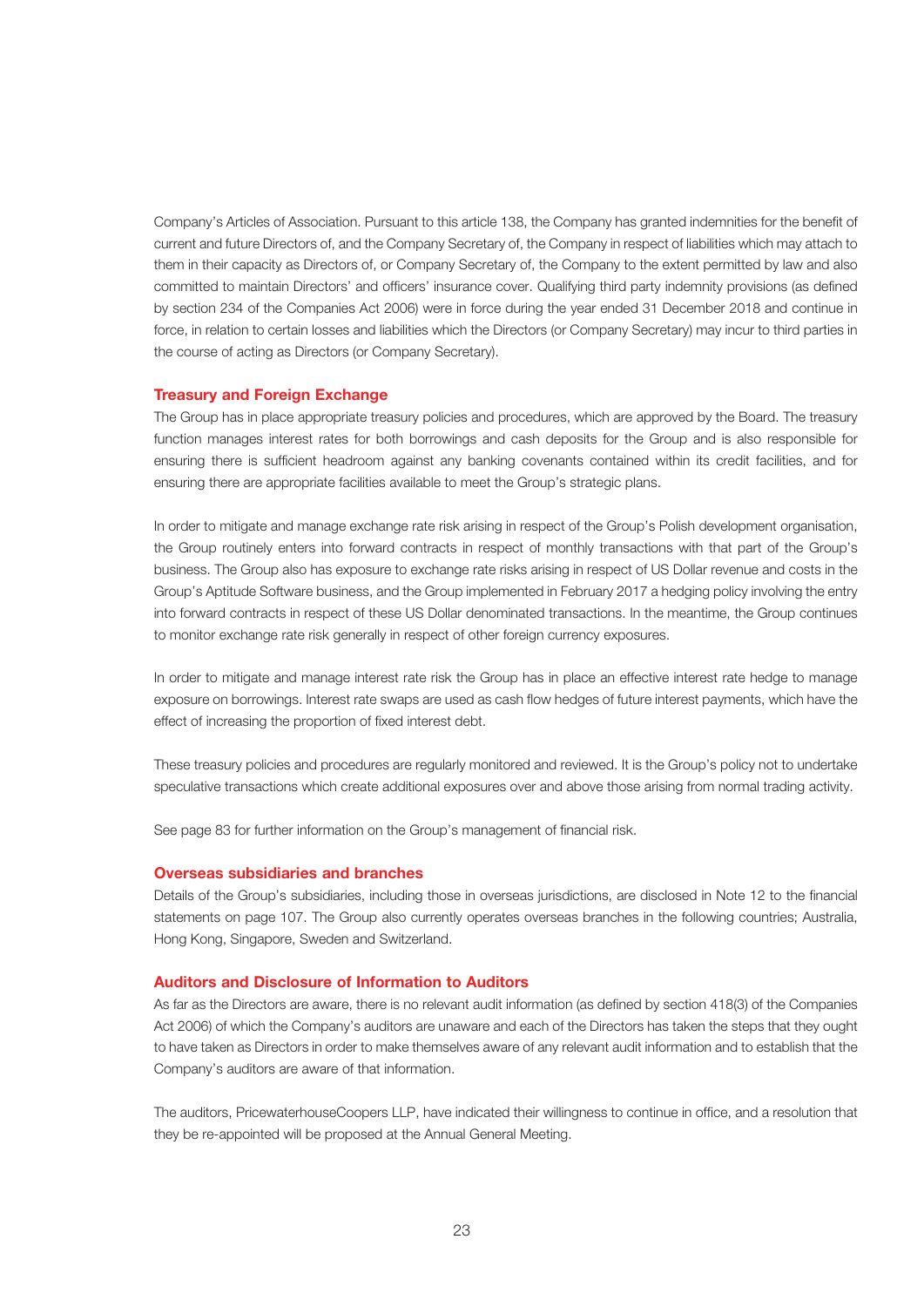Company's Articles of Association. Pursuant to this article 138, the Company has granted indemnities for the benefit of current and future Directors of, and the Company Secretary of, the Company in respect of liabilities which may attach to them in their capacity as Directors of, or Company Secretary of, the Company to the extent permitted by law and also committed to maintain Directors' and officers' insurance cover. Qualifying third party indemnity provisions (as defined by section 234 of the Companies Act 2006) were in force during the year ended 31 December 2018 and continue in force, in relation to certain losses and liabilities which the Directors (or Company Secretary) may incur to third parties in the course of acting as Directors (or Company Secretary).

## Treasury and Foreign Exchange

The Group has in place appropriate treasury policies and procedures, which are approved by the Board. The treasury function manages interest rates for both borrowings and cash deposits for the Group and is also responsible for ensuring there is sufficient headroom against any banking covenants contained within its credit facilities, and for ensuring there are appropriate facilities available to meet the Group's strategic plans.

In order to mitigate and manage exchange rate risk arising in respect of the Group's Polish development organisation, the Group routinely enters into forward contracts in respect of monthly transactions with that part of the Group's business. The Group also has exposure to exchange rate risks arising in respect of US Dollar revenue and costs in the Group's Aptitude Software business, and the Group implemented in February 2017 a hedging policy involving the entry into forward contracts in respect of these US Dollar denominated transactions. In the meantime, the Group continues to monitor exchange rate risk generally in respect of other foreign currency exposures.

In order to mitigate and manage interest rate risk the Group has in place an effective interest rate hedge to manage exposure on borrowings. Interest rate swaps are used as cash flow hedges of future interest payments, which have the effect of increasing the proportion of fixed interest debt.

These treasury policies and procedures are regularly monitored and reviewed. It is the Group's policy not to undertake speculative transactions which create additional exposures over and above those arising from normal trading activity.

See page 83 for further information on the Group's management of financial risk.

## Overseas subsidiaries and branches

Details of the Group's subsidiaries, including those in overseas jurisdictions, are disclosed in Note 12 to the financial statements on page 107. The Group also currently operates overseas branches in the following countries; Australia, Hong Kong, Singapore, Sweden and Switzerland.

## Auditors and Disclosure of Information to Auditors

As far as the Directors are aware, there is no relevant audit information (as defined by section 418(3) of the Companies Act 2006) of which the Company's auditors are unaware and each of the Directors has taken the steps that they ought to have taken as Directors in order to make themselves aware of any relevant audit information and to establish that the Company's auditors are aware of that information.

The auditors, PricewaterhouseCoopers LLP, have indicated their willingness to continue in office, and a resolution that they be re-appointed will be proposed at the Annual General Meeting.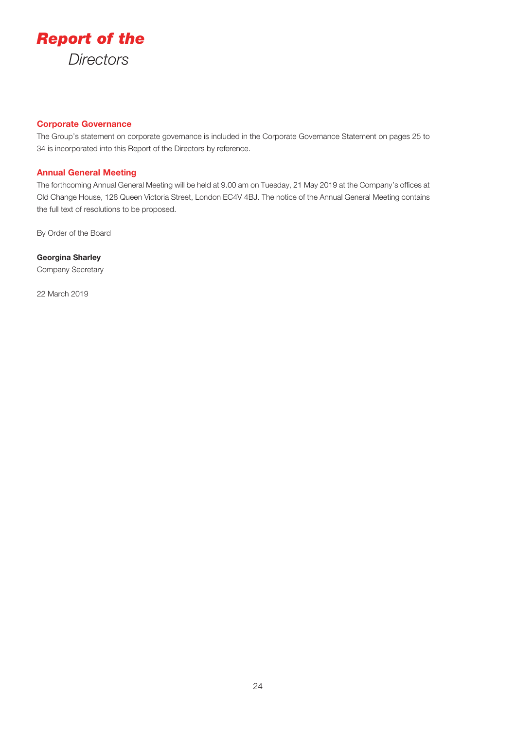# *Report of the* *Directors*

## Corporate Governance

The Group's statement on corporate governance is included in the Corporate Governance Statement on pages 25 to 34 is incorporated into this Report of the Directors by reference.

## Annual General Meeting

The forthcoming Annual General Meeting will be held at 9.00 am on Tuesday, 21 May 2019 at the Company's offices at Old Change House, 128 Queen Victoria Street, London EC4V 4BJ. The notice of the Annual General Meeting contains the full text of resolutions to be proposed.

By Order of the Board

**Georgina Sharley**
Company Secretary

22 March 2019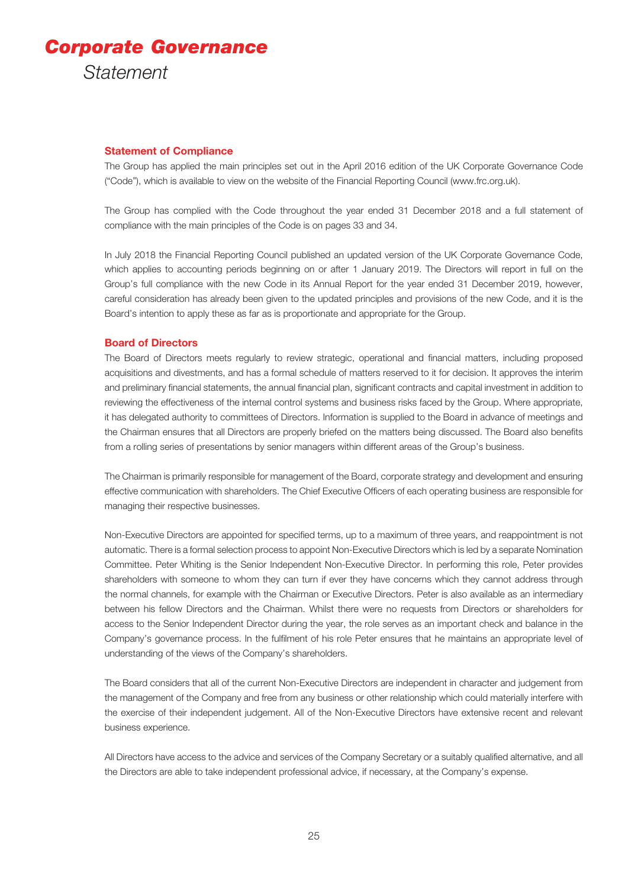# Corporate Governance

*Statement*

## Statement of Compliance

The Group has applied the main principles set out in the April 2016 edition of the UK Corporate Governance Code ("Code"), which is available to view on the website of the Financial Reporting Council (www.frc.org.uk).

The Group has complied with the Code throughout the year ended 31 December 2018 and a full statement of compliance with the main principles of the Code is on pages 33 and 34.

In July 2018 the Financial Reporting Council published an updated version of the UK Corporate Governance Code, which applies to accounting periods beginning on or after 1 January 2019. The Directors will report in full on the Group's full compliance with the new Code in its Annual Report for the year ended 31 December 2019, however, careful consideration has already been given to the updated principles and provisions of the new Code, and it is the Board's intention to apply these as far as is proportionate and appropriate for the Group.

## Board of Directors

The Board of Directors meets regularly to review strategic, operational and financial matters, including proposed acquisitions and divestments, and has a formal schedule of matters reserved to it for decision. It approves the interim and preliminary financial statements, the annual financial plan, significant contracts and capital investment in addition to reviewing the effectiveness of the internal control systems and business risks faced by the Group. Where appropriate, it has delegated authority to committees of Directors. Information is supplied to the Board in advance of meetings and the Chairman ensures that all Directors are properly briefed on the matters being discussed. The Board also benefits from a rolling series of presentations by senior managers within different areas of the Group's business.

The Chairman is primarily responsible for management of the Board, corporate strategy and development and ensuring effective communication with shareholders. The Chief Executive Officers of each operating business are responsible for managing their respective businesses.

Non-Executive Directors are appointed for specified terms, up to a maximum of three years, and reappointment is not automatic. There is a formal selection process to appoint Non-Executive Directors which is led by a separate Nomination Committee. Peter Whiting is the Senior Independent Non-Executive Director. In performing this role, Peter provides shareholders with someone to whom they can turn if ever they have concerns which they cannot address through the normal channels, for example with the Chairman or Executive Directors. Peter is also available as an intermediary between his fellow Directors and the Chairman. Whilst there were no requests from Directors or shareholders for access to the Senior Independent Director during the year, the role serves as an important check and balance in the Company's governance process. In the fulfilment of his role Peter ensures that he maintains an appropriate level of understanding of the views of the Company's shareholders.

The Board considers that all of the current Non-Executive Directors are independent in character and judgement from the management of the Company and free from any business or other relationship which could materially interfere with the exercise of their independent judgement. All of the Non-Executive Directors have extensive recent and relevant business experience.

All Directors have access to the advice and services of the Company Secretary or a suitably qualified alternative, and all the Directors are able to take independent professional advice, if necessary, at the Company's expense.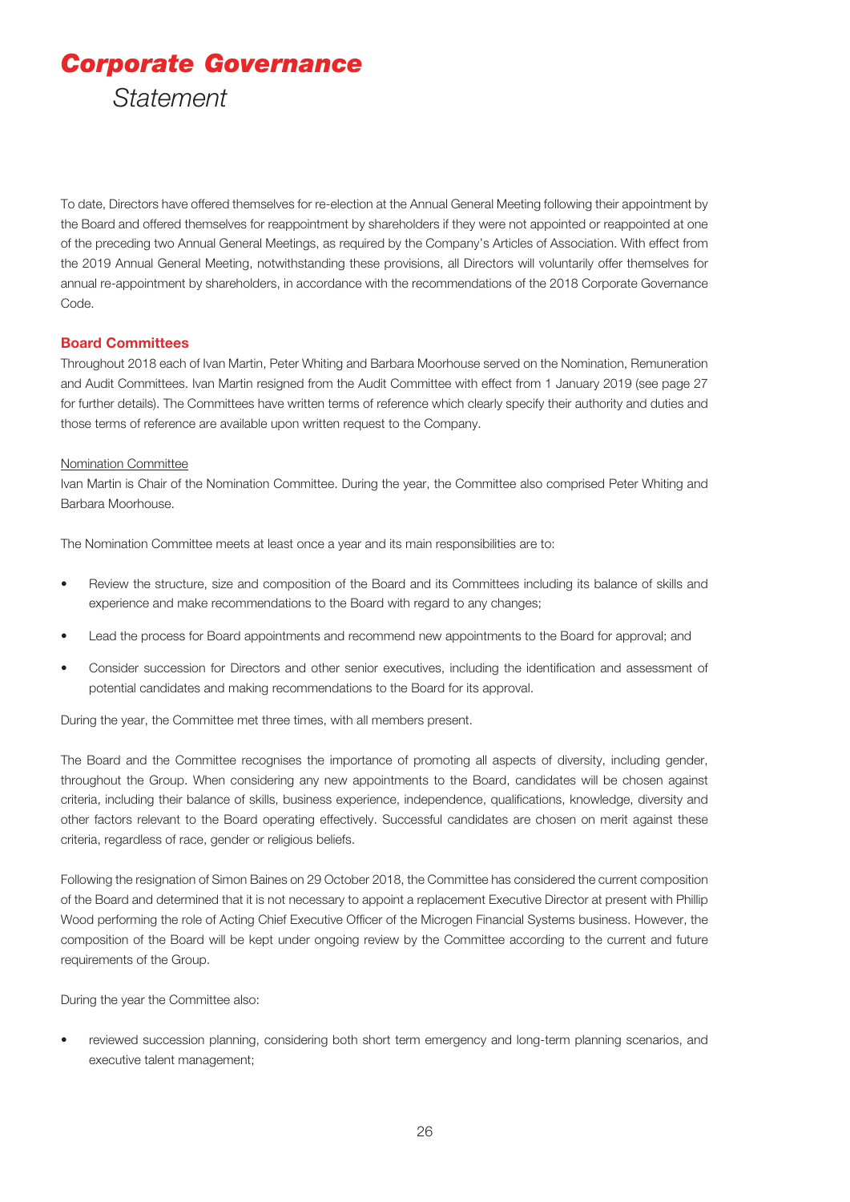# Corporate Governance

## Statement

To date, Directors have offered themselves for re-election at the Annual General Meeting following their appointment by the Board and offered themselves for reappointment by shareholders if they were not appointed or reappointed at one of the preceding two Annual General Meetings, as required by the Company's Articles of Association. With effect from the 2019 Annual General Meeting, notwithstanding these provisions, all Directors will voluntarily offer themselves for annual re-appointment by shareholders, in accordance with the recommendations of the 2018 Corporate Governance Code.

### Board Committees

Throughout 2018 each of Ivan Martin, Peter Whiting and Barbara Moorhouse served on the Nomination, Remuneration and Audit Committees. Ivan Martin resigned from the Audit Committee with effect from 1 January 2019 (see page 27 for further details). The Committees have written terms of reference which clearly specify their authority and duties and those terms of reference are available upon written request to the Company.

#### Nomination Committee

Ivan Martin is Chair of the Nomination Committee. During the year, the Committee also comprised Peter Whiting and Barbara Moorhouse.

The Nomination Committee meets at least once a year and its main responsibilities are to:

- Review the structure, size and composition of the Board and its Committees including its balance of skills and experience and make recommendations to the Board with regard to any changes;
- Lead the process for Board appointments and recommend new appointments to the Board for approval; and
- Consider succession for Directors and other senior executives, including the identification and assessment of potential candidates and making recommendations to the Board for its approval.

During the year, the Committee met three times, with all members present.

The Board and the Committee recognises the importance of promoting all aspects of diversity, including gender, throughout the Group. When considering any new appointments to the Board, candidates will be chosen against criteria, including their balance of skills, business experience, independence, qualifications, knowledge, diversity and other factors relevant to the Board operating effectively. Successful candidates are chosen on merit against these criteria, regardless of race, gender or religious beliefs.

Following the resignation of Simon Baines on 29 October 2018, the Committee has considered the current composition of the Board and determined that it is not necessary to appoint a replacement Executive Director at present with Phillip Wood performing the role of Acting Chief Executive Officer of the Microgen Financial Systems business. However, the composition of the Board will be kept under ongoing review by the Committee according to the current and future requirements of the Group.

During the year the Committee also:

- reviewed succession planning, considering both short term emergency and long-term planning scenarios, and executive talent management;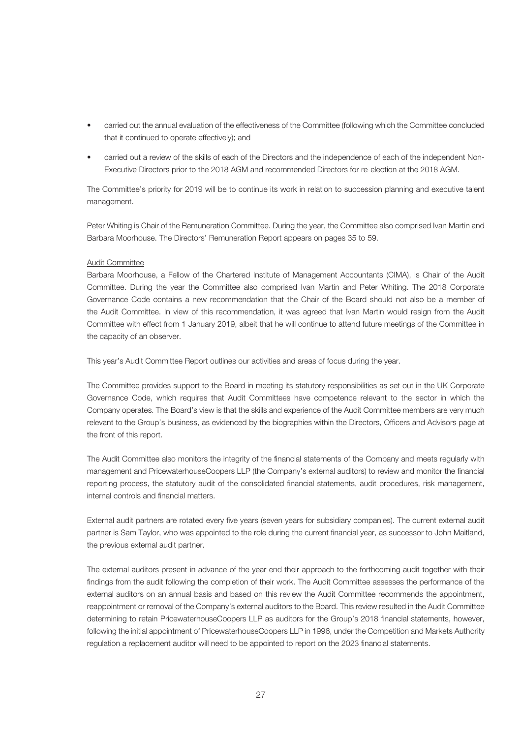- carried out the annual evaluation of the effectiveness of the Committee (following which the Committee concluded that it continued to operate effectively); and
- carried out a review of the skills of each of the Directors and the independence of each of the independent Non-Executive Directors prior to the 2018 AGM and recommended Directors for re-election at the 2018 AGM.

The Committee's priority for 2019 will be to continue its work in relation to succession planning and executive talent management.

Peter Whiting is Chair of the Remuneration Committee. During the year, the Committee also comprised Ivan Martin and Barbara Moorhouse. The Directors' Remuneration Report appears on pages 35 to 59.

Audit Committee

Barbara Moorhouse, a Fellow of the Chartered Institute of Management Accountants (CIMA), is Chair of the Audit Committee. During the year the Committee also comprised Ivan Martin and Peter Whiting. The 2018 Corporate Governance Code contains a new recommendation that the Chair of the Board should not also be a member of the Audit Committee. In view of this recommendation, it was agreed that Ivan Martin would resign from the Audit Committee with effect from 1 January 2019, albeit that he will continue to attend future meetings of the Committee in the capacity of an observer.

This year's Audit Committee Report outlines our activities and areas of focus during the year.

The Committee provides support to the Board in meeting its statutory responsibilities as set out in the UK Corporate Governance Code, which requires that Audit Committees have competence relevant to the sector in which the Company operates. The Board's view is that the skills and experience of the Audit Committee members are very much relevant to the Group's business, as evidenced by the biographies within the Directors, Officers and Advisors page at the front of this report.

The Audit Committee also monitors the integrity of the financial statements of the Company and meets regularly with management and PricewaterhouseCoopers LLP (the Company's external auditors) to review and monitor the financial reporting process, the statutory audit of the consolidated financial statements, audit procedures, risk management, internal controls and financial matters.

External audit partners are rotated every five years (seven years for subsidiary companies). The current external audit partner is Sam Taylor, who was appointed to the role during the current financial year, as successor to John Maitland, the previous external audit partner.

The external auditors present in advance of the year end their approach to the forthcoming audit together with their findings from the audit following the completion of their work. The Audit Committee assesses the performance of the external auditors on an annual basis and based on this review the Audit Committee recommends the appointment, reappointment or removal of the Company's external auditors to the Board. This review resulted in the Audit Committee determining to retain PricewaterhouseCoopers LLP as auditors for the Group's 2018 financial statements, however, following the initial appointment of PricewaterhouseCoopers LLP in 1996, under the Competition and Markets Authority regulation a replacement auditor will need to be appointed to report on the 2023 financial statements.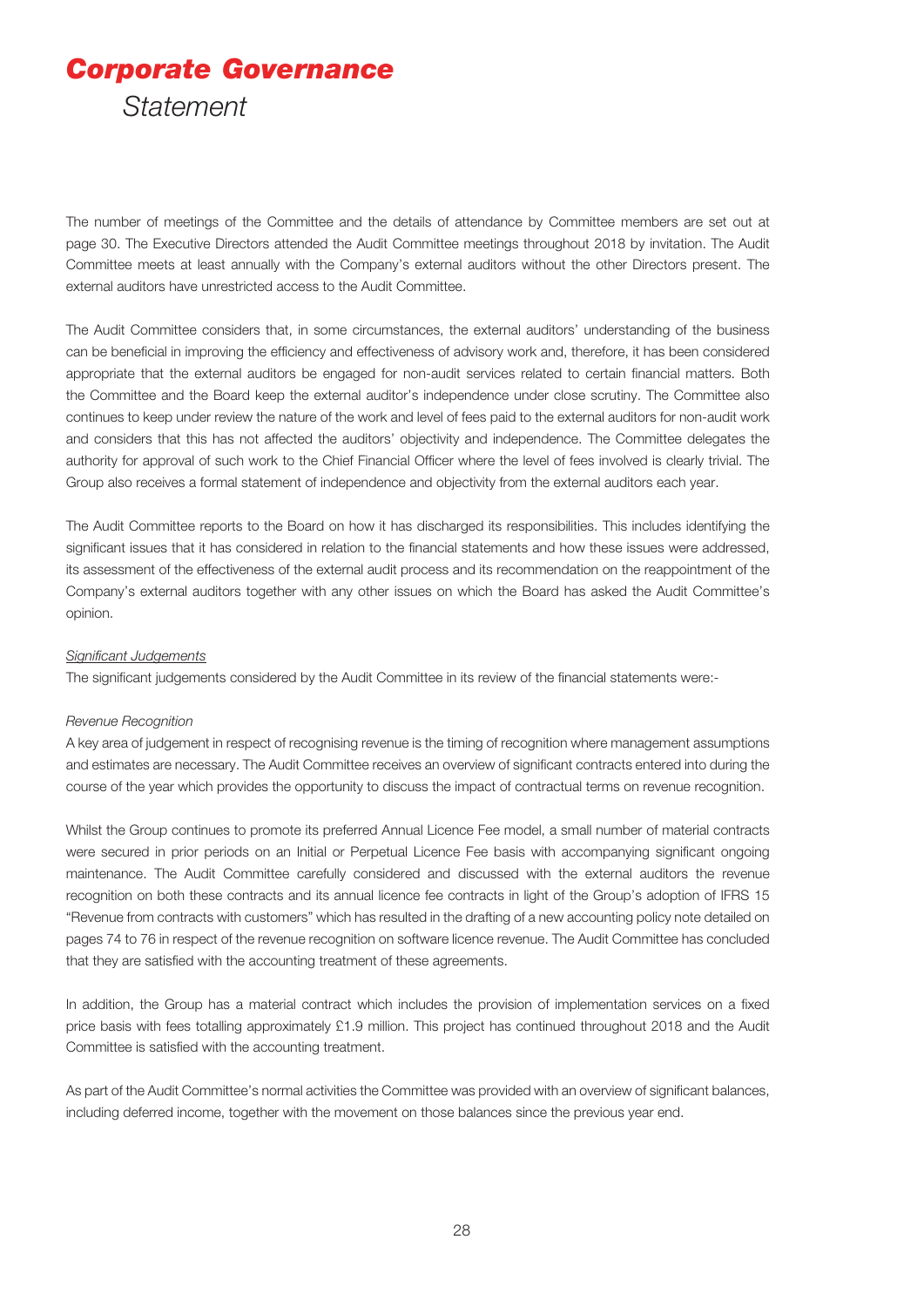# *Corporate Governance*
## *Statement*

The number of meetings of the Committee and the details of attendance by Committee members are set out at page 30. The Executive Directors attended the Audit Committee meetings throughout 2018 by invitation. The Audit Committee meets at least annually with the Company's external auditors without the other Directors present. The external auditors have unrestricted access to the Audit Committee.

The Audit Committee considers that, in some circumstances, the external auditors' understanding of the business can be beneficial in improving the efficiency and effectiveness of advisory work and, therefore, it has been considered appropriate that the external auditors be engaged for non-audit services related to certain financial matters. Both the Committee and the Board keep the external auditor's independence under close scrutiny. The Committee also continues to keep under review the nature of the work and level of fees paid to the external auditors for non-audit work and considers that this has not affected the auditors' objectivity and independence. The Committee delegates the authority for approval of such work to the Chief Financial Officer where the level of fees involved is clearly trivial. The Group also receives a formal statement of independence and objectivity from the external auditors each year.

The Audit Committee reports to the Board on how it has discharged its responsibilities. This includes identifying the significant issues that it has considered in relation to the financial statements and how these issues were addressed, its assessment of the effectiveness of the external audit process and its recommendation on the reappointment of the Company's external auditors together with any other issues on which the Board has asked the Audit Committee's opinion.

*Significant Judgements*

The significant judgements considered by the Audit Committee in its review of the financial statements were:-

*Revenue Recognition*

A key area of judgement in respect of recognising revenue is the timing of recognition where management assumptions and estimates are necessary. The Audit Committee receives an overview of significant contracts entered into during the course of the year which provides the opportunity to discuss the impact of contractual terms on revenue recognition.

Whilst the Group continues to promote its preferred Annual Licence Fee model, a small number of material contracts were secured in prior periods on an Initial or Perpetual Licence Fee basis with accompanying significant ongoing maintenance. The Audit Committee carefully considered and discussed with the external auditors the revenue recognition on both these contracts and its annual licence fee contracts in light of the Group's adoption of IFRS 15 "Revenue from contracts with customers" which has resulted in the drafting of a new accounting policy note detailed on pages 74 to 76 in respect of the revenue recognition on software licence revenue. The Audit Committee has concluded that they are satisfied with the accounting treatment of these agreements.

In addition, the Group has a material contract which includes the provision of implementation services on a fixed price basis with fees totalling approximately £1.9 million. This project has continued throughout 2018 and the Audit Committee is satisfied with the accounting treatment.

As part of the Audit Committee's normal activities the Committee was provided with an overview of significant balances, including deferred income, together with the movement on those balances since the previous year end.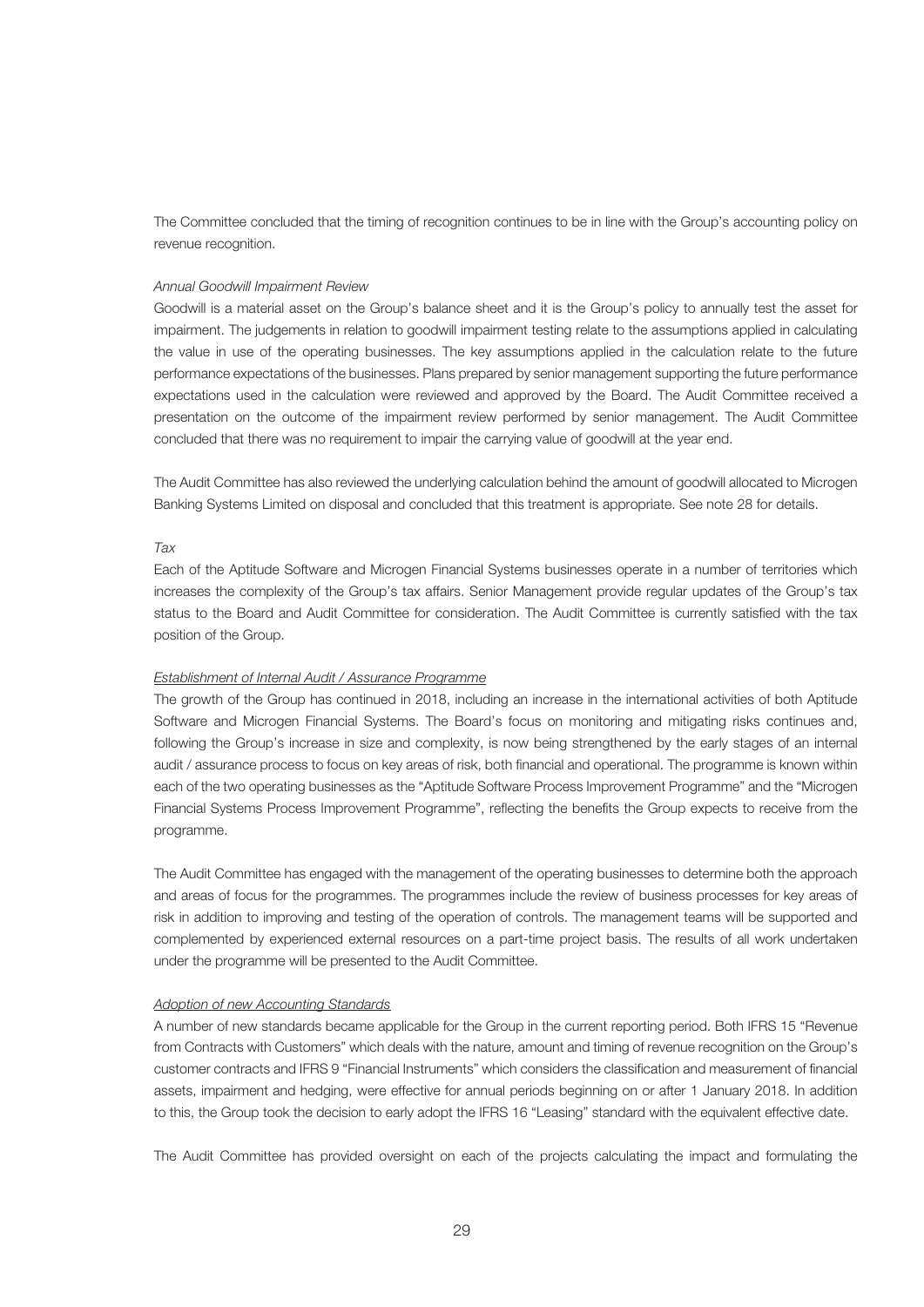The Committee concluded that the timing of recognition continues to be in line with the Group's accounting policy on revenue recognition.

*Annual Goodwill Impairment Review*

Goodwill is a material asset on the Group's balance sheet and it is the Group's policy to annually test the asset for impairment. The judgements in relation to goodwill impairment testing relate to the assumptions applied in calculating the value in use of the operating businesses. The key assumptions applied in the calculation relate to the future performance expectations of the businesses. Plans prepared by senior management supporting the future performance expectations used in the calculation were reviewed and approved by the Board. The Audit Committee received a presentation on the outcome of the impairment review performed by senior management. The Audit Committee concluded that there was no requirement to impair the carrying value of goodwill at the year end.

The Audit Committee has also reviewed the underlying calculation behind the amount of goodwill allocated to Microgen Banking Systems Limited on disposal and concluded that this treatment is appropriate. See note 28 for details.

*Tax*

Each of the Aptitude Software and Microgen Financial Systems businesses operate in a number of territories which increases the complexity of the Group's tax affairs. Senior Management provide regular updates of the Group's tax status to the Board and Audit Committee for consideration. The Audit Committee is currently satisfied with the tax position of the Group.

*Establishment of Internal Audit / Assurance Programme*

The growth of the Group has continued in 2018, including an increase in the international activities of both Aptitude Software and Microgen Financial Systems. The Board's focus on monitoring and mitigating risks continues and, following the Group's increase in size and complexity, is now being strengthened by the early stages of an internal audit / assurance process to focus on key areas of risk, both financial and operational. The programme is known within each of the two operating businesses as the "Aptitude Software Process Improvement Programme" and the "Microgen Financial Systems Process Improvement Programme", reflecting the benefits the Group expects to receive from the programme.

The Audit Committee has engaged with the management of the operating businesses to determine both the approach and areas of focus for the programmes. The programmes include the review of business processes for key areas of risk in addition to improving and testing of the operation of controls. The management teams will be supported and complemented by experienced external resources on a part-time project basis. The results of all work undertaken under the programme will be presented to the Audit Committee.

*Adoption of new Accounting Standards*

A number of new standards became applicable for the Group in the current reporting period. Both IFRS 15 "Revenue from Contracts with Customers" which deals with the nature, amount and timing of revenue recognition on the Group's customer contracts and IFRS 9 "Financial Instruments" which considers the classification and measurement of financial assets, impairment and hedging, were effective for annual periods beginning on or after 1 January 2018. In addition to this, the Group took the decision to early adopt the IFRS 16 "Leasing" standard with the equivalent effective date.

The Audit Committee has provided oversight on each of the projects calculating the impact and formulating the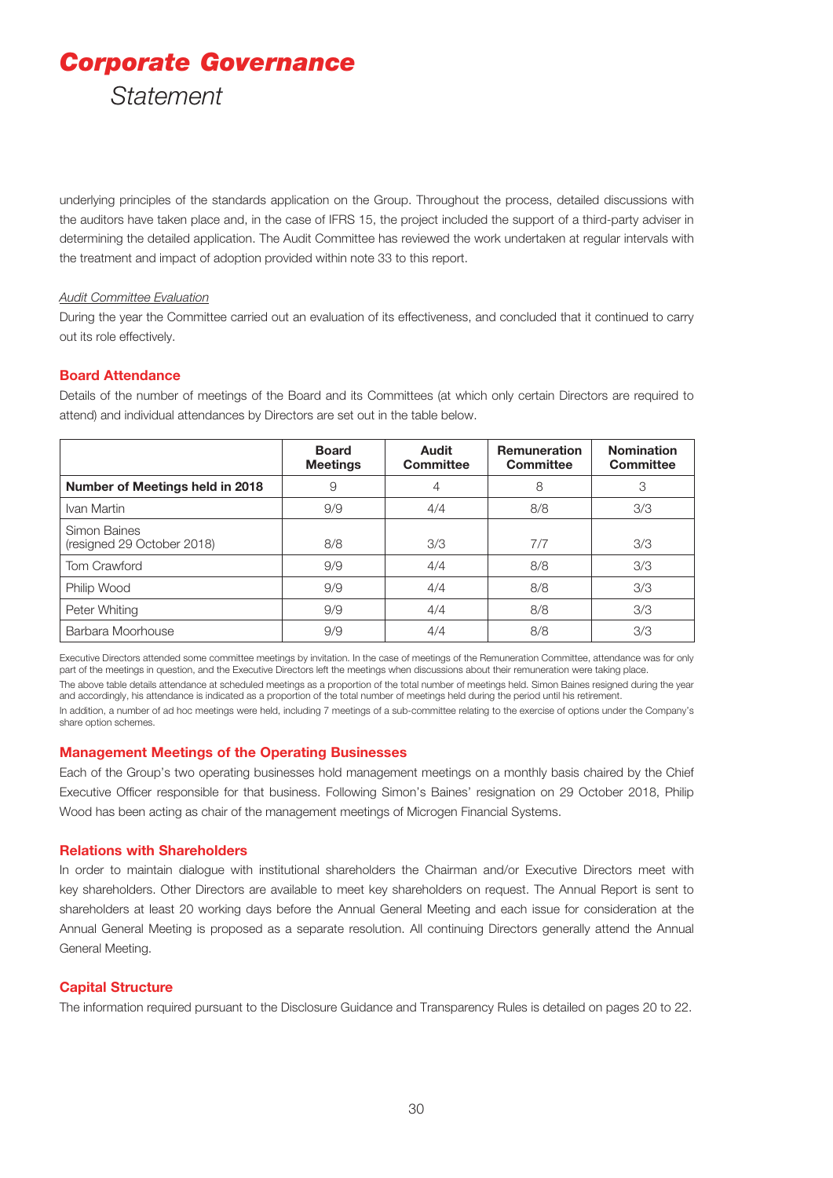underlying principles of the standards application on the Group. Throughout the process, detailed discussions with the auditors have taken place and, in the case of IFRS 15, the project included the support of a third-party adviser in determining the detailed application. The Audit Committee has reviewed the work undertaken at regular intervals with the treatment and impact of adoption provided within note 33 to this report.

*Audit Committee Evaluation*

During the year the Committee carried out an evaluation of its effectiveness, and concluded that it continued to carry out its role effectively.

## Board Attendance

Details of the number of meetings of the Board and its Committees (at which only certain Directors are required to attend) and individual attendances by Directors are set out in the table below.

| | Board Meetings | Audit Committee | Remuneration Committee | Nomination Committee |
|---|---|---|---|---|
| **Number of Meetings held in 2018** | 9 | 4 | 8 | 3 |
| Ivan Martin | 9/9 | 4/4 | 8/8 | 3/3 |
| Simon Baines (resigned 29 October 2018) | 8/8 | 3/3 | 7/7 | 3/3 |
| Tom Crawford | 9/9 | 4/4 | 8/8 | 3/3 |
| Philip Wood | 9/9 | 4/4 | 8/8 | 3/3 |
| Peter Whiting | 9/9 | 4/4 | 8/8 | 3/3 |
| Barbara Moorhouse | 9/9 | 4/4 | 8/8 | 3/3 |

Executive Directors attended some committee meetings by invitation. In the case of meetings of the Remuneration Committee, attendance was for only part of the meetings in question, and the Executive Directors left the meetings when discussions about their remuneration were taking place.

The above table details attendance at scheduled meetings as a proportion of the total number of meetings held. Simon Baines resigned during the year and accordingly, his attendance is indicated as a proportion of the total number of meetings held during the period until his retirement.

In addition, a number of ad hoc meetings were held, including 7 meetings of a sub-committee relating to the exercise of options under the Company's share option schemes.

## Management Meetings of the Operating Businesses

Each of the Group's two operating businesses hold management meetings on a monthly basis chaired by the Chief Executive Officer responsible for that business. Following Simon's Baines' resignation on 29 October 2018, Philip Wood has been acting as chair of the management meetings of Microgen Financial Systems.

## Relations with Shareholders

In order to maintain dialogue with institutional shareholders the Chairman and/or Executive Directors meet with key shareholders. Other Directors are available to meet key shareholders on request. The Annual Report is sent to shareholders at least 20 working days before the Annual General Meeting and each issue for consideration at the Annual General Meeting is proposed as a separate resolution. All continuing Directors generally attend the Annual General Meeting.

## Capital Structure

The information required pursuant to the Disclosure Guidance and Transparency Rules is detailed on pages 20 to 22.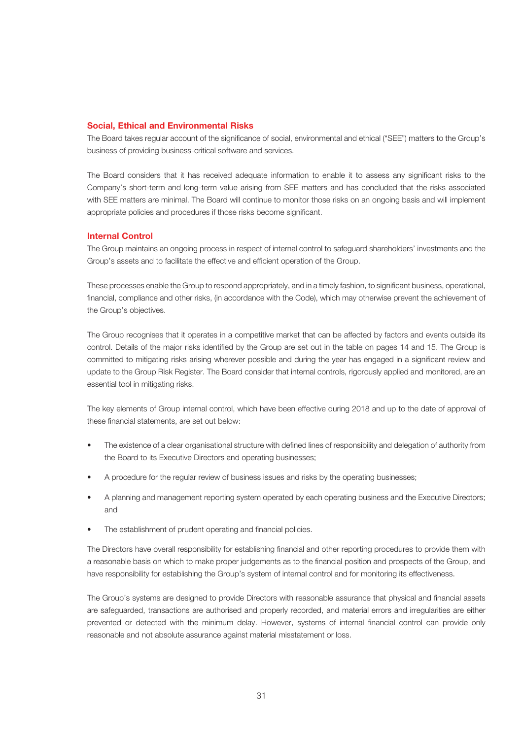## Social, Ethical and Environmental Risks

The Board takes regular account of the significance of social, environmental and ethical ("SEE") matters to the Group's business of providing business-critical software and services.

The Board considers that it has received adequate information to enable it to assess any significant risks to the Company's short-term and long-term value arising from SEE matters and has concluded that the risks associated with SEE matters are minimal. The Board will continue to monitor those risks on an ongoing basis and will implement appropriate policies and procedures if those risks become significant.

## Internal Control

The Group maintains an ongoing process in respect of internal control to safeguard shareholders' investments and the Group's assets and to facilitate the effective and efficient operation of the Group.

These processes enable the Group to respond appropriately, and in a timely fashion, to significant business, operational, financial, compliance and other risks, (in accordance with the Code), which may otherwise prevent the achievement of the Group's objectives.

The Group recognises that it operates in a competitive market that can be affected by factors and events outside its control. Details of the major risks identified by the Group are set out in the table on pages 14 and 15. The Group is committed to mitigating risks arising wherever possible and during the year has engaged in a significant review and update to the Group Risk Register. The Board consider that internal controls, rigorously applied and monitored, are an essential tool in mitigating risks.

The key elements of Group internal control, which have been effective during 2018 and up to the date of approval of these financial statements, are set out below:

- The existence of a clear organisational structure with defined lines of responsibility and delegation of authority from the Board to its Executive Directors and operating businesses;
- A procedure for the regular review of business issues and risks by the operating businesses;
- A planning and management reporting system operated by each operating business and the Executive Directors; and
- The establishment of prudent operating and financial policies.

The Directors have overall responsibility for establishing financial and other reporting procedures to provide them with a reasonable basis on which to make proper judgements as to the financial position and prospects of the Group, and have responsibility for establishing the Group's system of internal control and for monitoring its effectiveness.

The Group's systems are designed to provide Directors with reasonable assurance that physical and financial assets are safeguarded, transactions are authorised and properly recorded, and material errors and irregularities are either prevented or detected with the minimum delay. However, systems of internal financial control can provide only reasonable and not absolute assurance against material misstatement or loss.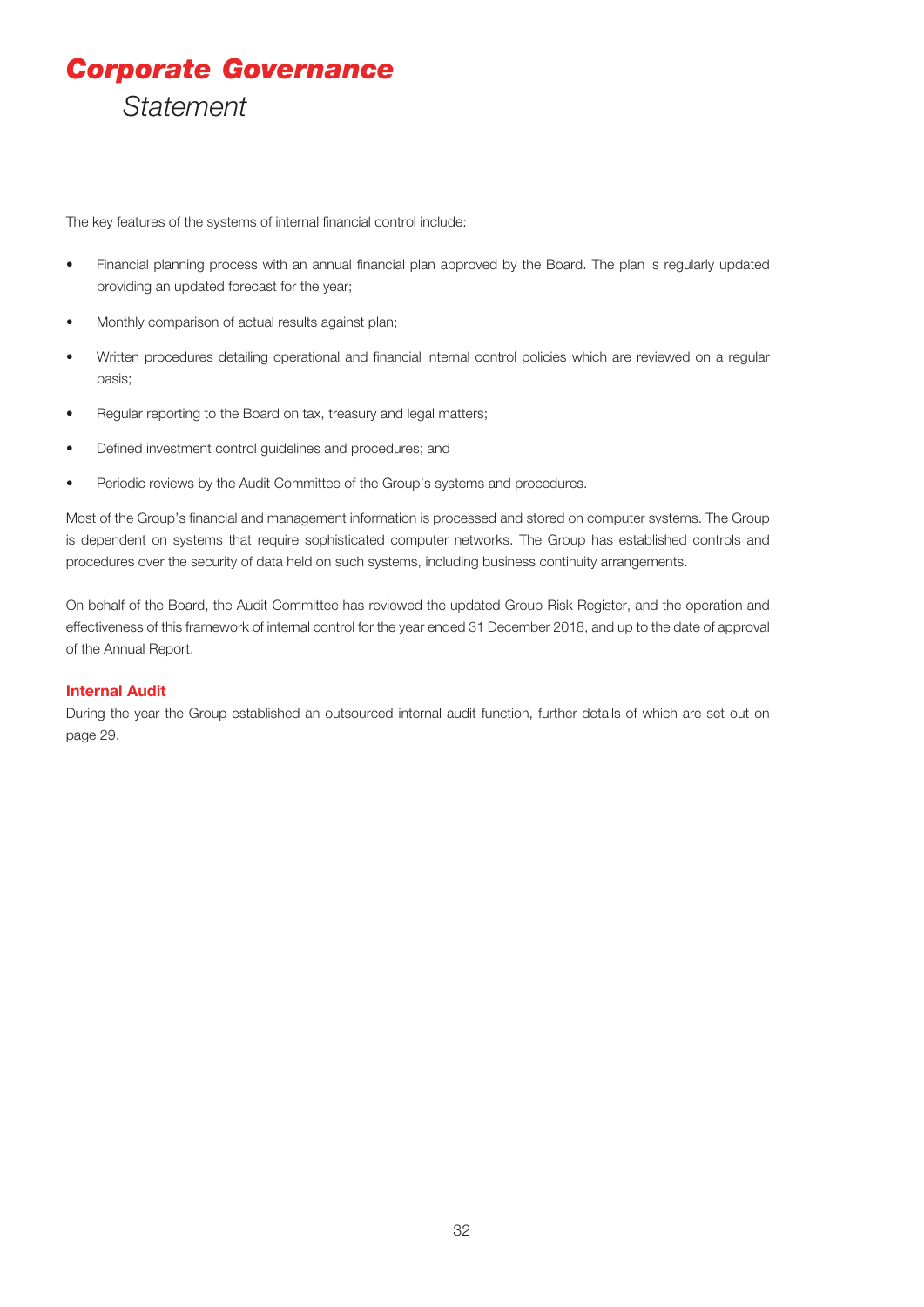The key features of the systems of internal financial control include:

- Financial planning process with an annual financial plan approved by the Board. The plan is regularly updated providing an updated forecast for the year;
- Monthly comparison of actual results against plan;
- Written procedures detailing operational and financial internal control policies which are reviewed on a regular basis;
- Regular reporting to the Board on tax, treasury and legal matters;
- Defined investment control guidelines and procedures; and
- Periodic reviews by the Audit Committee of the Group's systems and procedures.

Most of the Group's financial and management information is processed and stored on computer systems. The Group is dependent on systems that require sophisticated computer networks. The Group has established controls and procedures over the security of data held on such systems, including business continuity arrangements.

On behalf of the Board, the Audit Committee has reviewed the updated Group Risk Register, and the operation and effectiveness of this framework of internal control for the year ended 31 December 2018, and up to the date of approval of the Annual Report.

### Internal Audit

During the year the Group established an outsourced internal audit function, further details of which are set out on page 29.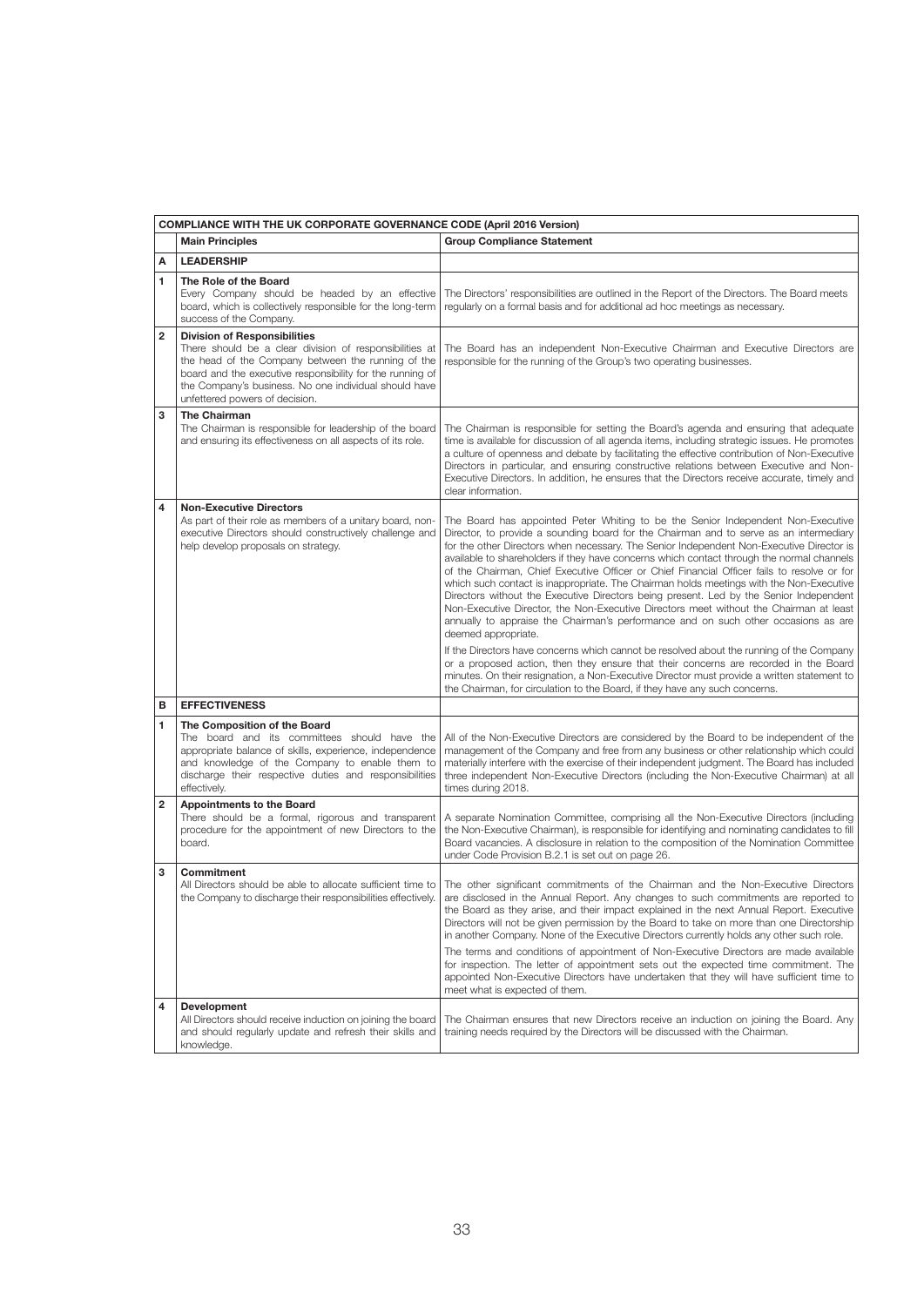| | COMPLIANCE WITH THE UK CORPORATE GOVERNANCE CODE (April 2016 Version) | |
|---|---|---|
| | **Main Principles** | **Group Compliance Statement** |
| **A** | **LEADERSHIP** | |
| **1** | **The Role of the Board**<br>Every Company should be headed by an effective board, which is collectively responsible for the long-term success of the Company. | The Directors' responsibilities are outlined in the Report of the Directors. The Board meets regularly on a formal basis and for additional ad hoc meetings as necessary. |
| **2** | **Division of Responsibilities**<br>There should be a clear division of responsibilities at the head of the Company between the running of the board and the executive responsibility for the running of the Company's business. No one individual should have unfettered powers of decision. | The Board has an independent Non-Executive Chairman and Executive Directors are responsible for the running of the Group's two operating businesses. |
| **3** | **The Chairman**<br>The Chairman is responsible for leadership of the board and ensuring its effectiveness on all aspects of its role. | The Chairman is responsible for setting the Board's agenda and ensuring that adequate time is available for discussion of all agenda items, including strategic issues. He promotes a culture of openness and debate by facilitating the effective contribution of Non-Executive Directors in particular, and ensuring constructive relations between Executive and Non-Executive Directors. In addition, he ensures that the Directors receive accurate, timely and clear information. |
| **4** | **Non-Executive Directors**<br>As part of their role as members of a unitary board, non-executive Directors should constructively challenge and help develop proposals on strategy. | The Board has appointed Peter Whiting to be the Senior Independent Non-Executive Director, to provide a sounding board for the Chairman and to serve as an intermediary for the other Directors when necessary. The Senior Independent Non-Executive Director is available to shareholders if they have concerns which contact through the normal channels of the Chairman, Chief Executive Officer or Chief Financial Officer fails to resolve or for which such contact is inappropriate. The Chairman holds meetings with the Non-Executive Directors without the Executive Directors being present. Led by the Senior Independent Non-Executive Director, the Non-Executive Directors meet without the Chairman at least annually to appraise the Chairman's performance and on such other occasions as are deemed appropriate.<br><br>If the Directors have concerns which cannot be resolved about the running of the Company or a proposed action, then they ensure that their concerns are recorded in the Board minutes. On their resignation, a Non-Executive Director must provide a written statement to the Chairman, for circulation to the Board, if they have any such concerns. |
| **B** | **EFFECTIVENESS** | |
| **1** | **The Composition of the Board**<br>The board and its committees should have the appropriate balance of skills, experience, independence and knowledge of the Company to enable them to discharge their respective duties and responsibilities effectively. | All of the Non-Executive Directors are considered by the Board to be independent of the management of the Company and free from any business or other relationship which could materially interfere with the exercise of their independent judgment. The Board has included three independent Non-Executive Directors (including the Non-Executive Chairman) at all times during 2018. |
| **2** | **Appointments to the Board**<br>There should be a formal, rigorous and transparent procedure for the appointment of new Directors to the board. | A separate Nomination Committee, comprising all the Non-Executive Directors (including the Non-Executive Chairman), is responsible for identifying and nominating candidates to fill Board vacancies. A disclosure in relation to the composition of the Nomination Committee under Code Provision B.2.1 is set out on page 26. |
| **3** | **Commitment**<br>All Directors should be able to allocate sufficient time to the Company to discharge their responsibilities effectively. | The other significant commitments of the Chairman and the Non-Executive Directors are disclosed in the Annual Report. Any changes to such commitments are reported to the Board as they arise, and their impact explained in the next Annual Report. Executive Directors will not be given permission by the Board to take on more than one Directorship in another Company. None of the Executive Directors currently holds any other such role.<br><br>The terms and conditions of appointment of Non-Executive Directors are made available for inspection. The letter of appointment sets out the expected time commitment. The appointed Non-Executive Directors have undertaken that they will have sufficient time to meet what is expected of them. |
| **4** | **Development**<br>All Directors should receive induction on joining the board and should regularly update and refresh their skills and knowledge. | The Chairman ensures that new Directors receive an induction on joining the Board. Any training needs required by the Directors will be discussed with the Chairman. |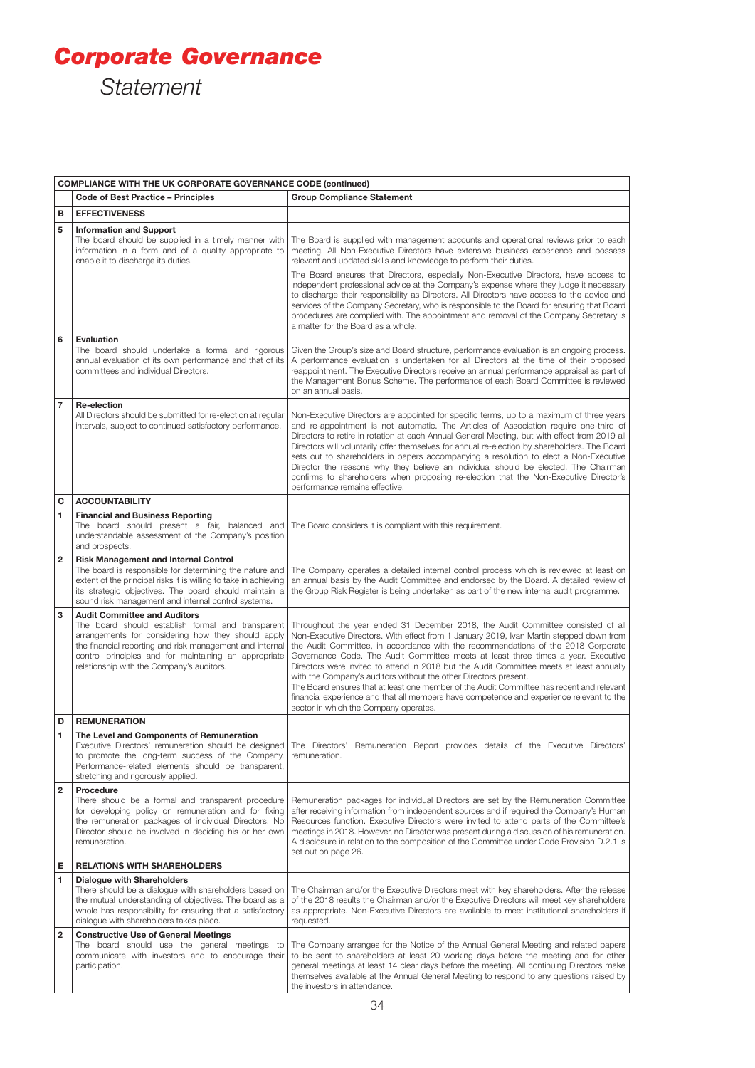# Corporate Governance

*Statement*

| | COMPLIANCE WITH THE UK CORPORATE GOVERNANCE CODE (continued) | |
|---|---|---|
| | **Code of Best Practice – Principles** | **Group Compliance Statement** |
| **B** | **EFFECTIVENESS** | |
| **5** | **Information and Support**<br>The board should be supplied in a timely manner with information in a form and of a quality appropriate to enable it to discharge its duties. | The Board is supplied with management accounts and operational reviews prior to each meeting. All Non-Executive Directors have extensive business experience and possess relevant and updated skills and knowledge to perform their duties.<br>The Board ensures that Directors, especially Non-Executive Directors, have access to independent professional advice at the Company's expense where they judge it necessary to discharge their responsibility as Directors. All Directors have access to the advice and services of the Company Secretary, who is responsible to the Board for ensuring that Board procedures are complied with. The appointment and removal of the Company Secretary is a matter for the Board as a whole. |
| **6** | **Evaluation**<br>The board should undertake a formal and rigorous annual evaluation of its own performance and that of its committees and individual Directors. | Given the Group's size and Board structure, performance evaluation is an ongoing process. A performance evaluation is undertaken for all Directors at the time of their proposed reappointment. The Executive Directors receive an annual performance appraisal as part of the Management Bonus Scheme. The performance of each Board Committee is reviewed on an annual basis. |
| **7** | **Re-election**<br>All Directors should be submitted for re-election at regular intervals, subject to continued satisfactory performance. | Non-Executive Directors are appointed for specific terms, up to a maximum of three years and re-appointment is not automatic. The Articles of Association require one-third of Directors to retire in rotation at each Annual General Meeting, but with effect from 2019 all Directors will voluntarily offer themselves for annual re-election by shareholders. The Board sets out to shareholders in papers accompanying a resolution to elect a Non-Executive Director the reasons why they believe an individual should be elected. The Chairman confirms to shareholders when proposing re-election that the Non-Executive Director's performance remains effective. |
| **C** | **ACCOUNTABILITY** | |
| **1** | **Financial and Business Reporting**<br>The board should present a fair, balanced and understandable assessment of the Company's position and prospects. | The Board considers it is compliant with this requirement. |
| **2** | **Risk Management and Internal Control**<br>The board is responsible for determining the nature and extent of the principal risks it is willing to take in achieving its strategic objectives. The board should maintain a sound risk management and internal control systems. | The Company operates a detailed internal control process which is reviewed at least on an annual basis by the Audit Committee and endorsed by the Board. A detailed review of the Group Risk Register is being undertaken as part of the new internal audit programme. |
| **3** | **Audit Committee and Auditors**<br>The board should establish formal and transparent arrangements for considering how they should apply the financial reporting and risk management and internal control principles and for maintaining an appropriate relationship with the Company's auditors. | Throughout the year ended 31 December 2018, the Audit Committee consisted of all Non-Executive Directors. With effect from 1 January 2019, Ivan Martin stepped down from the Audit Committee, in accordance with the recommendations of the 2018 Corporate Governance Code. The Audit Committee meets at least three times a year. Executive Directors were invited to attend in 2018 but the Audit Committee meets at least annually with the Company's auditors without the other Directors present.<br>The Board ensures that at least one member of the Audit Committee has recent and relevant financial experience and that all members have competence and experience relevant to the sector in which the Company operates. |
| **D** | **REMUNERATION** | |
| **1** | **The Level and Components of Remuneration**<br>Executive Directors' remuneration should be designed to promote the long-term success of the Company. Performance-related elements should be transparent, stretching and rigorously applied. | The Directors' Remuneration Report provides details of the Executive Directors' remuneration. |
| **2** | **Procedure**<br>There should be a formal and transparent procedure for developing policy on remuneration and for fixing the remuneration packages of individual Directors. No Director should be involved in deciding his or her own remuneration. | Remuneration packages for individual Directors are set by the Remuneration Committee after receiving information from independent sources and if required the Company's Human Resources function. Executive Directors were invited to attend parts of the Committee's meetings in 2018. However, no Director was present during a discussion of his remuneration. A disclosure in relation to the composition of the Committee under Code Provision D.2.1 is set out on page 26. |
| **E** | **RELATIONS WITH SHAREHOLDERS** | |
| **1** | **Dialogue with Shareholders**<br>There should be a dialogue with shareholders based on the mutual understanding of objectives. The board as a whole has responsibility for ensuring that a satisfactory dialogue with shareholders takes place. | The Chairman and/or the Executive Directors meet with key shareholders. After the release of the 2018 results the Chairman and/or the Executive Directors will meet key shareholders as appropriate. Non-Executive Directors are available to meet institutional shareholders if requested. |
| **2** | **Constructive Use of General Meetings**<br>The board should use the general meetings to communicate with investors and to encourage their participation. | The Company arranges for the Notice of the Annual General Meeting and related papers to be sent to shareholders at least 20 working days before the meeting and for other general meetings at least 14 clear days before the meeting. All continuing Directors make themselves available at the Annual General Meeting to respond to any questions raised by the investors in attendance. |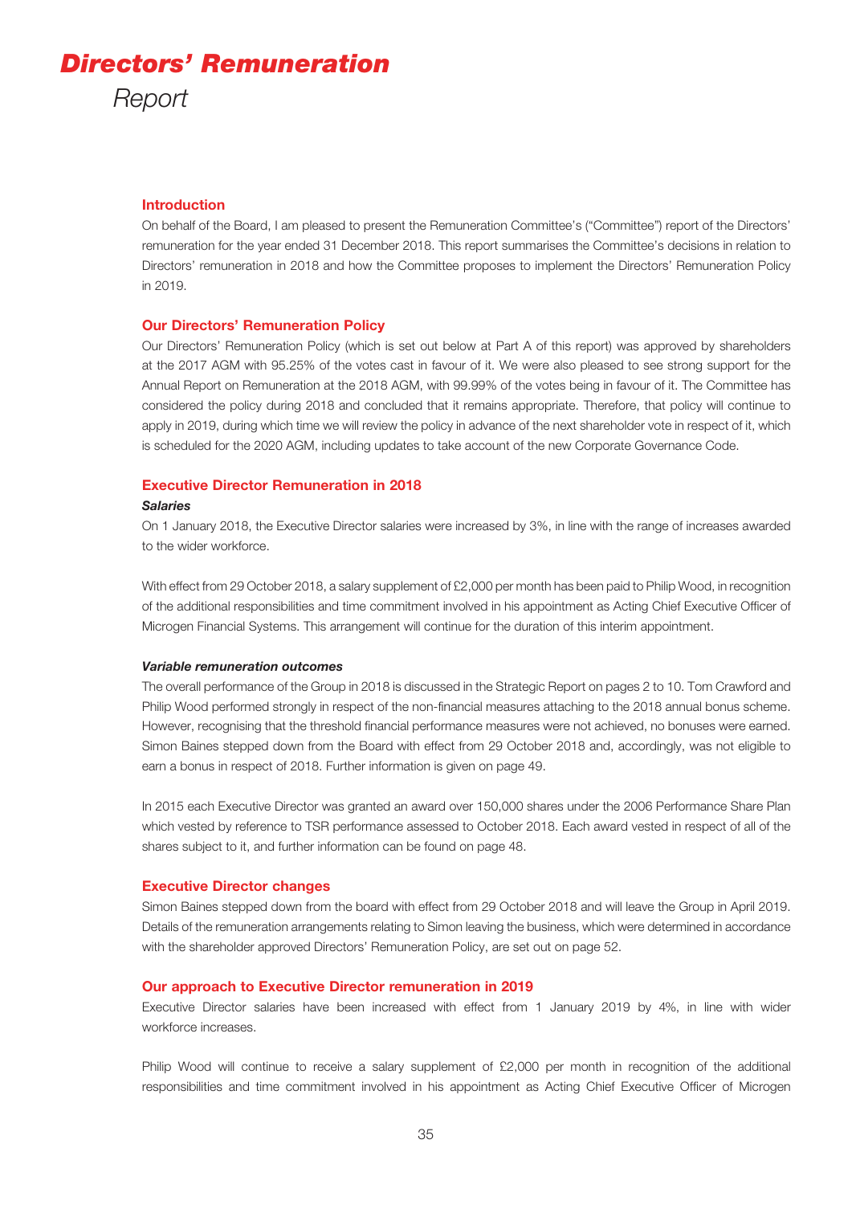# *Directors' Remuneration*

*Report*

## Introduction

On behalf of the Board, I am pleased to present the Remuneration Committee's ("Committee") report of the Directors' remuneration for the year ended 31 December 2018. This report summarises the Committee's decisions in relation to Directors' remuneration in 2018 and how the Committee proposes to implement the Directors' Remuneration Policy in 2019.

## Our Directors' Remuneration Policy

Our Directors' Remuneration Policy (which is set out below at Part A of this report) was approved by shareholders at the 2017 AGM with 95.25% of the votes cast in favour of it. We were also pleased to see strong support for the Annual Report on Remuneration at the 2018 AGM, with 99.99% of the votes being in favour of it. The Committee has considered the policy during 2018 and concluded that it remains appropriate. Therefore, that policy will continue to apply in 2019, during which time we will review the policy in advance of the next shareholder vote in respect of it, which is scheduled for the 2020 AGM, including updates to take account of the new Corporate Governance Code.

## Executive Director Remuneration in 2018

***Salaries***

On 1 January 2018, the Executive Director salaries were increased by 3%, in line with the range of increases awarded to the wider workforce.

With effect from 29 October 2018, a salary supplement of £2,000 per month has been paid to Philip Wood, in recognition of the additional responsibilities and time commitment involved in his appointment as Acting Chief Executive Officer of Microgen Financial Systems. This arrangement will continue for the duration of this interim appointment.

***Variable remuneration outcomes***

The overall performance of the Group in 2018 is discussed in the Strategic Report on pages 2 to 10. Tom Crawford and Philip Wood performed strongly in respect of the non-financial measures attaching to the 2018 annual bonus scheme. However, recognising that the threshold financial performance measures were not achieved, no bonuses were earned. Simon Baines stepped down from the Board with effect from 29 October 2018 and, accordingly, was not eligible to earn a bonus in respect of 2018. Further information is given on page 49.

In 2015 each Executive Director was granted an award over 150,000 shares under the 2006 Performance Share Plan which vested by reference to TSR performance assessed to October 2018. Each award vested in respect of all of the shares subject to it, and further information can be found on page 48.

## Executive Director changes

Simon Baines stepped down from the board with effect from 29 October 2018 and will leave the Group in April 2019. Details of the remuneration arrangements relating to Simon leaving the business, which were determined in accordance with the shareholder approved Directors' Remuneration Policy, are set out on page 52.

## Our approach to Executive Director remuneration in 2019

Executive Director salaries have been increased with effect from 1 January 2019 by 4%, in line with wider workforce increases.

Philip Wood will continue to receive a salary supplement of £2,000 per month in recognition of the additional responsibilities and time commitment involved in his appointment as Acting Chief Executive Officer of Microgen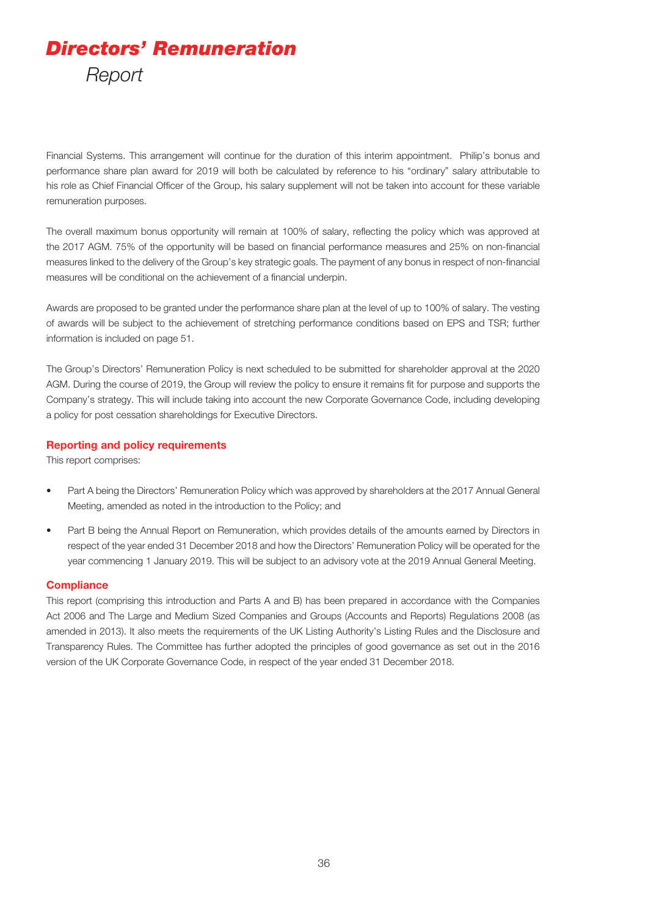Financial Systems. This arrangement will continue for the duration of this interim appointment. Philip's bonus and performance share plan award for 2019 will both be calculated by reference to his "ordinary" salary attributable to his role as Chief Financial Officer of the Group, his salary supplement will not be taken into account for these variable remuneration purposes.

The overall maximum bonus opportunity will remain at 100% of salary, reflecting the policy which was approved at the 2017 AGM. 75% of the opportunity will be based on financial performance measures and 25% on non-financial measures linked to the delivery of the Group's key strategic goals. The payment of any bonus in respect of non-financial measures will be conditional on the achievement of a financial underpin.

Awards are proposed to be granted under the performance share plan at the level of up to 100% of salary. The vesting of awards will be subject to the achievement of stretching performance conditions based on EPS and TSR; further information is included on page 51.

The Group's Directors' Remuneration Policy is next scheduled to be submitted for shareholder approval at the 2020 AGM. During the course of 2019, the Group will review the policy to ensure it remains fit for purpose and supports the Company's strategy. This will include taking into account the new Corporate Governance Code, including developing a policy for post cessation shareholdings for Executive Directors.

## Reporting and policy requirements

This report comprises:

- Part A being the Directors' Remuneration Policy which was approved by shareholders at the 2017 Annual General Meeting, amended as noted in the introduction to the Policy; and
- Part B being the Annual Report on Remuneration, which provides details of the amounts earned by Directors in respect of the year ended 31 December 2018 and how the Directors' Remuneration Policy will be operated for the year commencing 1 January 2019. This will be subject to an advisory vote at the 2019 Annual General Meeting.

## Compliance

This report (comprising this introduction and Parts A and B) has been prepared in accordance with the Companies Act 2006 and The Large and Medium Sized Companies and Groups (Accounts and Reports) Regulations 2008 (as amended in 2013). It also meets the requirements of the UK Listing Authority's Listing Rules and the Disclosure and Transparency Rules. The Committee has further adopted the principles of good governance as set out in the 2016 version of the UK Corporate Governance Code, in respect of the year ended 31 December 2018.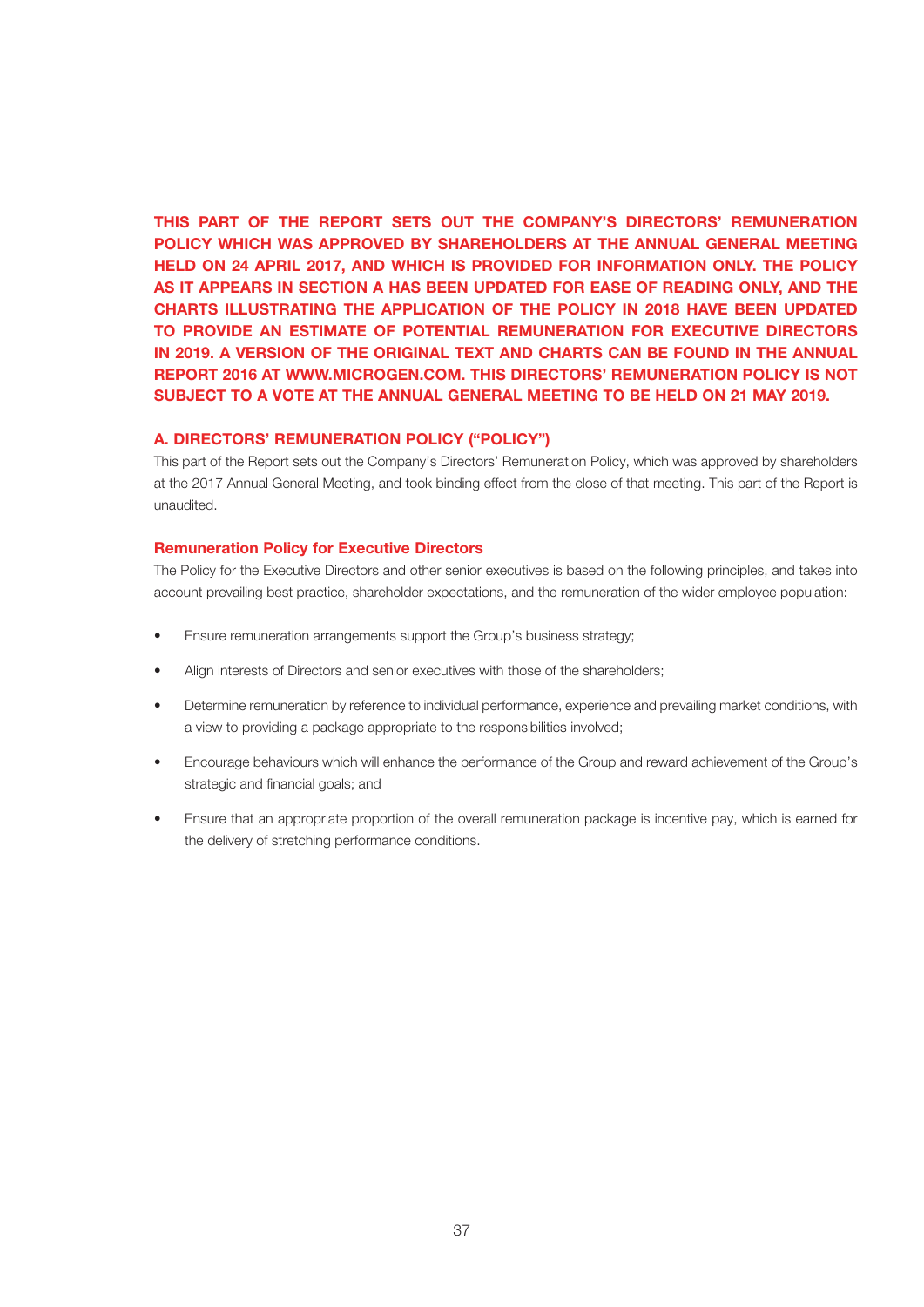**THIS PART OF THE REPORT SETS OUT THE COMPANY'S DIRECTORS' REMUNERATION POLICY WHICH WAS APPROVED BY SHAREHOLDERS AT THE ANNUAL GENERAL MEETING HELD ON 24 APRIL 2017, AND WHICH IS PROVIDED FOR INFORMATION ONLY. THE POLICY AS IT APPEARS IN SECTION A HAS BEEN UPDATED FOR EASE OF READING ONLY, AND THE CHARTS ILLUSTRATING THE APPLICATION OF THE POLICY IN 2018 HAVE BEEN UPDATED TO PROVIDE AN ESTIMATE OF POTENTIAL REMUNERATION FOR EXECUTIVE DIRECTORS IN 2019. A VERSION OF THE ORIGINAL TEXT AND CHARTS CAN BE FOUND IN THE ANNUAL REPORT 2016 AT WWW.MICROGEN.COM. THIS DIRECTORS' REMUNERATION POLICY IS NOT SUBJECT TO A VOTE AT THE ANNUAL GENERAL MEETING TO BE HELD ON 21 MAY 2019.**

## A. DIRECTORS' REMUNERATION POLICY ("POLICY")

This part of the Report sets out the Company's Directors' Remuneration Policy, which was approved by shareholders at the 2017 Annual General Meeting, and took binding effect from the close of that meeting. This part of the Report is unaudited.

### Remuneration Policy for Executive Directors

The Policy for the Executive Directors and other senior executives is based on the following principles, and takes into account prevailing best practice, shareholder expectations, and the remuneration of the wider employee population:

- Ensure remuneration arrangements support the Group's business strategy;
- Align interests of Directors and senior executives with those of the shareholders;
- Determine remuneration by reference to individual performance, experience and prevailing market conditions, with a view to providing a package appropriate to the responsibilities involved;
- Encourage behaviours which will enhance the performance of the Group and reward achievement of the Group's strategic and financial goals; and
- Ensure that an appropriate proportion of the overall remuneration package is incentive pay, which is earned for the delivery of stretching performance conditions.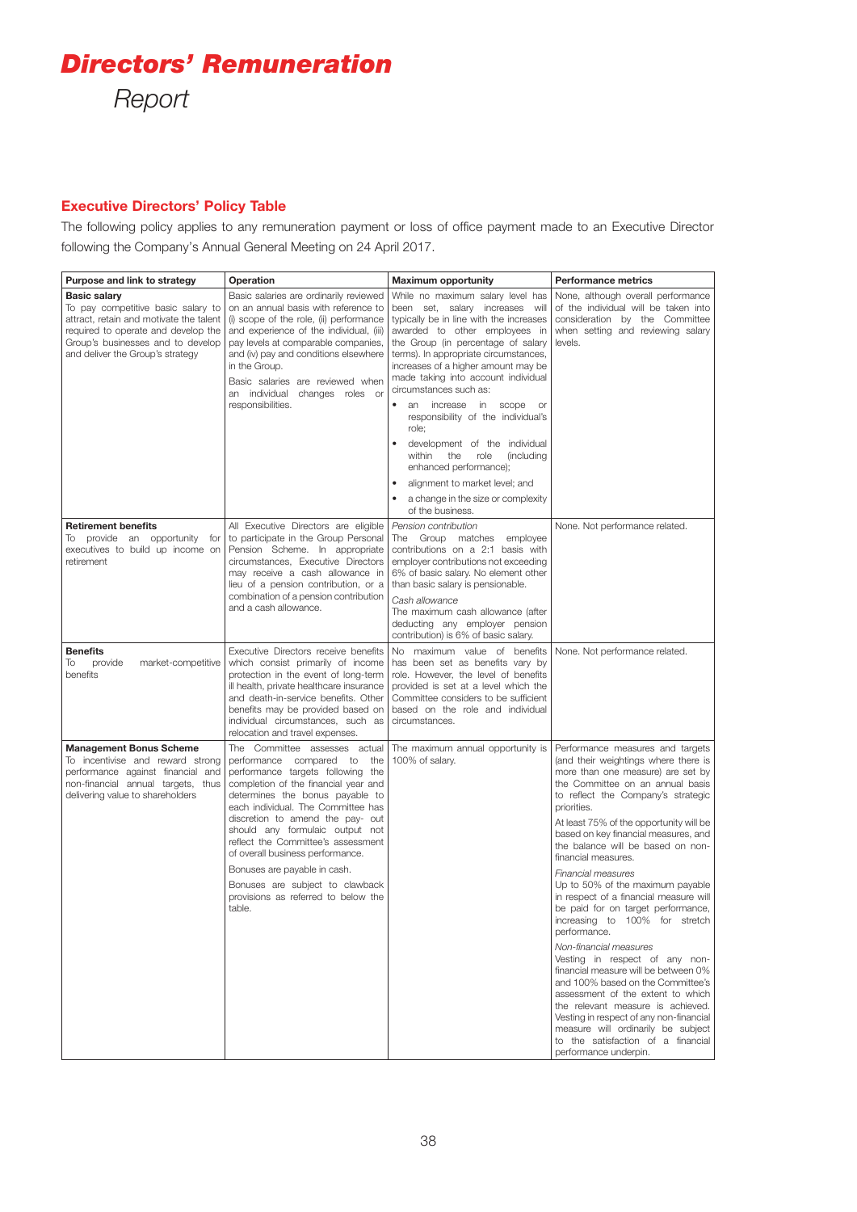# Directors' Remuneration

Report

## Executive Directors' Policy Table

The following policy applies to any remuneration payment or loss of office payment made to an Executive Director following the Company's Annual General Meeting on 24 April 2017.

| Purpose and link to strategy | Operation | Maximum opportunity | Performance metrics |
|---|---|---|---|
| **Basic salary**<br>To pay competitive basic salary to attract, retain and motivate the talent required to operate and develop the Group's businesses and to develop and deliver the Group's strategy | Basic salaries are ordinarily reviewed on an annual basis with reference to (i) scope of the role, (ii) performance and experience of the individual, (iii) pay levels at comparable companies, and (iv) pay and conditions elsewhere in the Group.<br>Basic salaries are reviewed when an individual changes roles or responsibilities. | While no maximum salary level has been set, salary increases will typically be in line with the increases awarded to other employees in the Group (in percentage of salary terms). In appropriate circumstances, increases of a higher amount may be made taking into account individual circumstances such as:<br>• an increase in scope or responsibility of the individual's role;<br>• development of the individual within the role (including enhanced performance);<br>• alignment to market level; and<br>• a change in the size or complexity of the business. | None, although overall performance of the individual will be taken into consideration by the Committee when setting and reviewing salary levels. |
| **Retirement benefits**<br>To provide an opportunity for executives to build up income on retirement | All Executive Directors are eligible to participate in the Group Personal Pension Scheme. In appropriate circumstances, Executive Directors may receive a cash allowance in lieu of a pension contribution, or a combination of a pension contribution and a cash allowance. | *Pension contribution*<br>The Group matches employee contributions on a 2:1 basis with employer contributions not exceeding 6% of basic salary. No element other than basic salary is pensionable.<br>*Cash allowance*<br>The maximum cash allowance (after deducting any employer pension contribution) is 6% of basic salary. | None. Not performance related. |
| **Benefits**<br>To provide market-competitive benefits | Executive Directors receive benefits which consist primarily of income protection in the event of long-term ill health, private healthcare insurance and death-in-service benefits. Other benefits may be provided based on individual circumstances, such as relocation and travel expenses. | No maximum value of benefits has been set as benefits vary by role. However, the level of benefits provided is set at a level which the Committee considers to be sufficient based on the role and individual circumstances. | None. Not performance related. |
| **Management Bonus Scheme**<br>To incentivise and reward strong performance against financial and non-financial annual targets, thus delivering value to shareholders | The Committee assesses actual performance compared to the performance targets following the completion of the financial year and determines the bonus payable to each individual. The Committee has discretion to amend the pay- out should any formulaic output not reflect the Committee's assessment of overall business performance.<br>Bonuses are payable in cash.<br>Bonuses are subject to clawback provisions as referred to below the table. | The maximum annual opportunity is 100% of salary. | Performance measures and targets (and their weightings where there is more than one measure) are set by the Committee on an annual basis to reflect the Company's strategic priorities.<br>At least 75% of the opportunity will be based on key financial measures, and the balance will be based on non-financial measures.<br>*Financial measures*<br>Up to 50% of the maximum payable in respect of a financial measure will be paid for on target performance, increasing to 100% for stretch performance.<br>*Non-financial measures*<br>Vesting in respect of any non-financial measure will be between 0% and 100% based on the Committee's assessment of the extent to which the relevant measure is achieved. Vesting in respect of any non-financial measure will ordinarily be subject to the satisfaction of a financial performance underpin. |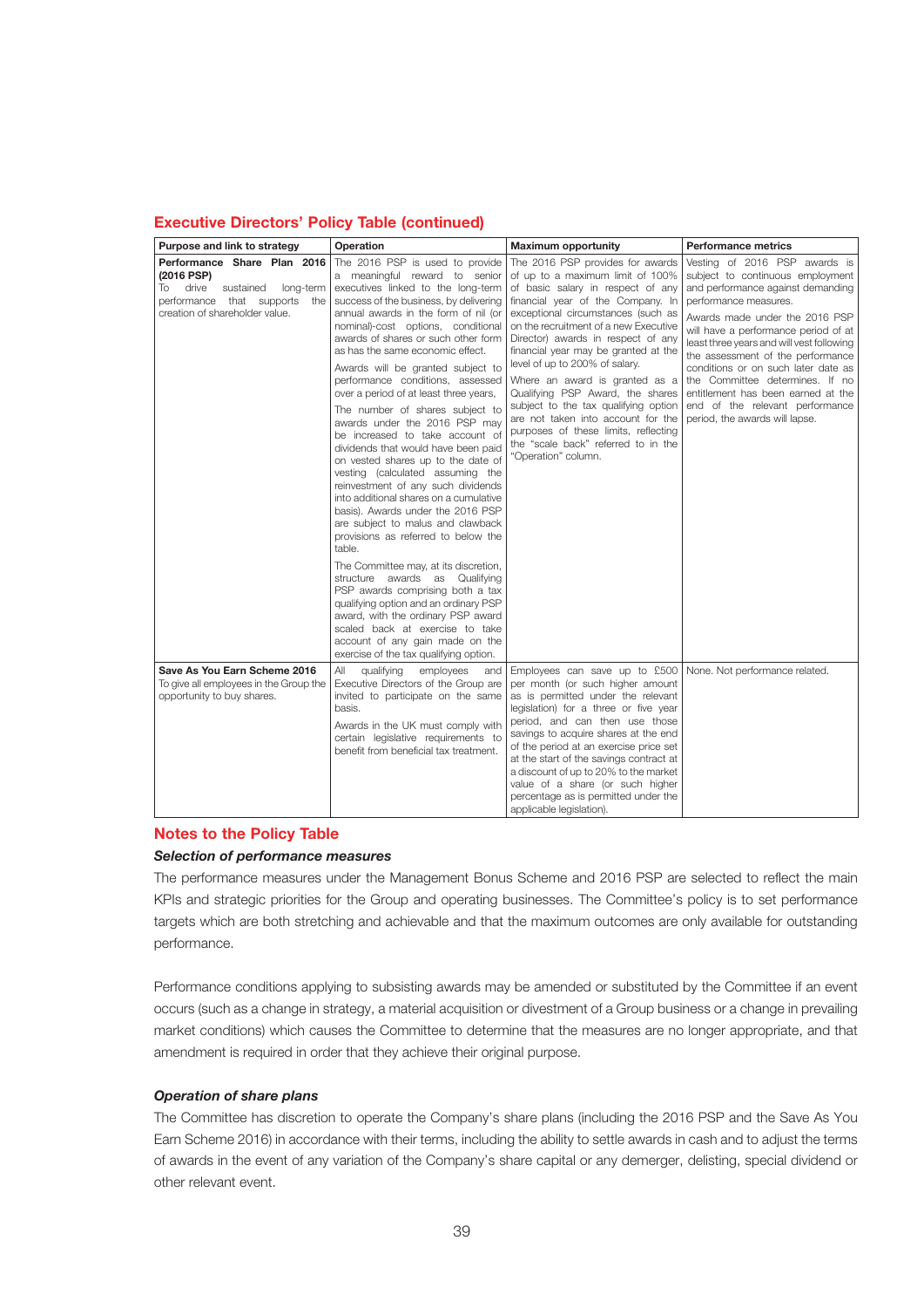## Executive Directors' Policy Table (continued)

| Purpose and link to strategy | Operation | Maximum opportunity | Performance metrics |
|---|---|---|---|
| **Performance Share Plan 2016 (2016 PSP)**<br>To drive sustained long-term performance that supports the creation of shareholder value. | The 2016 PSP is used to provide a meaningful reward to senior executives linked to the long-term success of the business, by delivering annual awards in the form of nil (or nominal)-cost options, conditional awards of shares or such other form as has the same economic effect.<br><br>Awards will be granted subject to performance conditions, assessed over a period of at least three years.<br><br>The number of shares subject to awards under the 2016 PSP may be increased to take account of dividends that would have been paid on vested shares up to the date of vesting (calculated assuming the reinvestment of any such dividends into additional shares on a cumulative basis). Awards under the 2016 PSP are subject to malus and clawback provisions as referred to below the table.<br><br>The Committee may, at its discretion, structure awards as Qualifying PSP awards comprising both a tax qualifying option and an ordinary PSP award, with the ordinary PSP award scaled back at exercise to take account of any gain made on the exercise of the tax qualifying option. | The 2016 PSP provides for awards of up to a maximum limit of 100% of basic salary in respect of any financial year of the Company. In exceptional circumstances (such as on the recruitment of a new Executive Director) awards in respect of any financial year may be granted at the level of up to 200% of salary.<br><br>Where an award is granted as a Qualifying PSP Award, the shares subject to the tax qualifying option are not taken into account for the purposes of these limits, reflecting the "scale back" referred to in the "Operation" column. | Vesting of 2016 PSP awards is subject to continuous employment and performance against demanding performance measures.<br><br>Awards made under the 2016 PSP will have a performance period of at least three years and will vest following the assessment of the performance conditions or on such later date as the Committee determines. If no entitlement has been earned at the end of the relevant performance period, the awards will lapse. |
| **Save As You Earn Scheme 2016**<br>To give all employees in the Group the opportunity to buy shares. | All qualifying employees and Executive Directors of the Group are invited to participate on the same basis.<br><br>Awards in the UK must comply with certain legislative requirements to benefit from beneficial tax treatment. | Employees can save up to £500 per month (or such higher amount as is permitted under the relevant legislation) for a three or five year period, and can then use those savings to acquire shares at the end of the period at an exercise price set at the start of the savings contract at a discount of up to 20% to the market value of a share (or such higher percentage as is permitted under the applicable legislation). | None. Not performance related. |

## Notes to the Policy Table

### *Selection of performance measures*

The performance measures under the Management Bonus Scheme and 2016 PSP are selected to reflect the main KPIs and strategic priorities for the Group and operating businesses. The Committee's policy is to set performance targets which are both stretching and achievable and that the maximum outcomes are only available for outstanding performance.

Performance conditions applying to subsisting awards may be amended or substituted by the Committee if an event occurs (such as a change in strategy, a material acquisition or divestment of a Group business or a change in prevailing market conditions) which causes the Committee to determine that the measures are no longer appropriate, and that amendment is required in order that they achieve their original purpose.

### *Operation of share plans*

The Committee has discretion to operate the Company's share plans (including the 2016 PSP and the Save As You Earn Scheme 2016) in accordance with their terms, including the ability to settle awards in cash and to adjust the terms of awards in the event of any variation of the Company's share capital or any demerger, delisting, special dividend or other relevant event.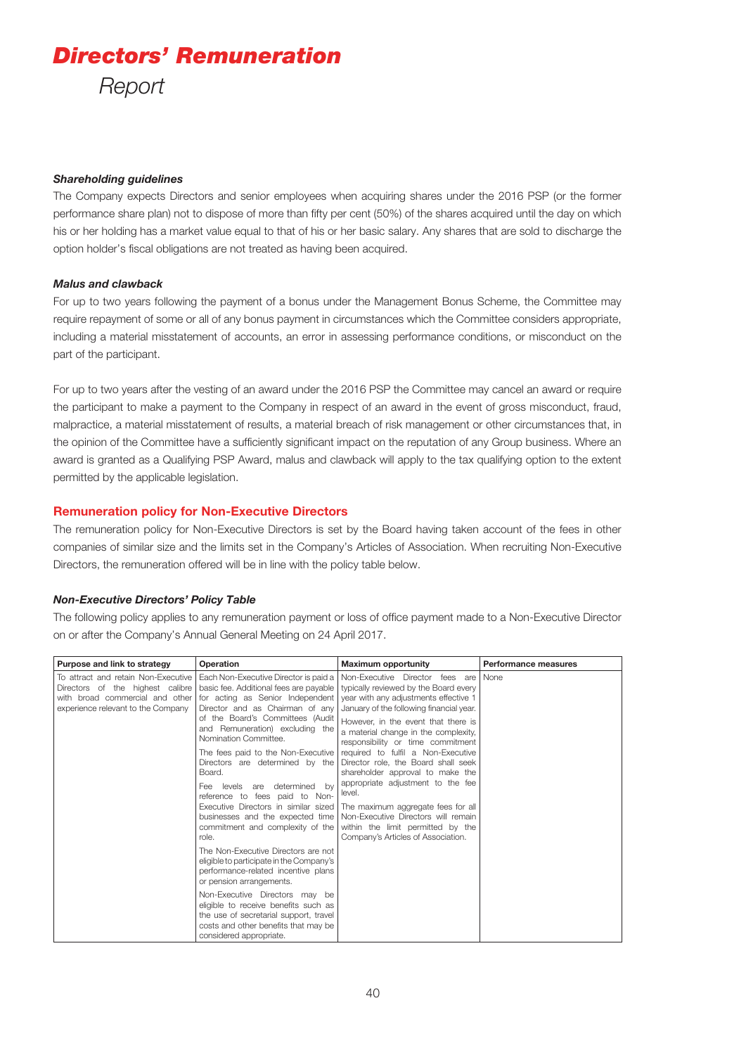# Directors' Remuneration

Report

***Shareholding guidelines***

The Company expects Directors and senior employees when acquiring shares under the 2016 PSP (or the former performance share plan) not to dispose of more than fifty per cent (50%) of the shares acquired until the day on which his or her holding has a market value equal to that of his or her basic salary. Any shares that are sold to discharge the option holder's fiscal obligations are not treated as having been acquired.

***Malus and clawback***

For up to two years following the payment of a bonus under the Management Bonus Scheme, the Committee may require repayment of some or all of any bonus payment in circumstances which the Committee considers appropriate, including a material misstatement of accounts, an error in assessing performance conditions, or misconduct on the part of the participant.

For up to two years after the vesting of an award under the 2016 PSP the Committee may cancel an award or require the participant to make a payment to the Company in respect of an award in the event of gross misconduct, fraud, malpractice, a material misstatement of results, a material breach of risk management or other circumstances that, in the opinion of the Committee have a sufficiently significant impact on the reputation of any Group business. Where an award is granted as a Qualifying PSP Award, malus and clawback will apply to the tax qualifying option to the extent permitted by the applicable legislation.

## Remuneration policy for Non-Executive Directors

The remuneration policy for Non-Executive Directors is set by the Board having taken account of the fees in other companies of similar size and the limits set in the Company's Articles of Association. When recruiting Non-Executive Directors, the remuneration offered will be in line with the policy table below.

***Non-Executive Directors' Policy Table***

The following policy applies to any remuneration payment or loss of office payment made to a Non-Executive Director on or after the Company's Annual General Meeting on 24 April 2017.

| Purpose and link to strategy | Operation | Maximum opportunity | Performance measures |
|---|---|---|---|
| To attract and retain Non-Executive Directors of the highest calibre with broad commercial and other experience relevant to the Company | Each Non-Executive Director is paid a basic fee. Additional fees are payable for acting as Senior Independent Director and as Chairman of any of the Board's Committees (Audit and Remuneration) excluding the Nomination Committee.<br><br>The fees paid to the Non-Executive Directors are determined by the Board.<br><br>Fee levels are determined by reference to fees paid to Non-Executive Directors in similar sized businesses and the expected time commitment and complexity of the role.<br><br>The Non-Executive Directors are not eligible to participate in the Company's performance-related incentive plans or pension arrangements.<br><br>Non-Executive Directors may be eligible to receive benefits such as the use of secretarial support, travel costs and other benefits that may be considered appropriate. | Non-Executive Director fees are typically reviewed by the Board every year with any adjustments effective 1 January of the following financial year.<br><br>However, in the event that there is a material change in the complexity, responsibility or time commitment required to fulfil a Non-Executive Director role, the Board shall seek shareholder approval to make the appropriate adjustment to the fee level.<br><br>The maximum aggregate fees for all Non-Executive Directors will remain within the limit permitted by the Company's Articles of Association. | None |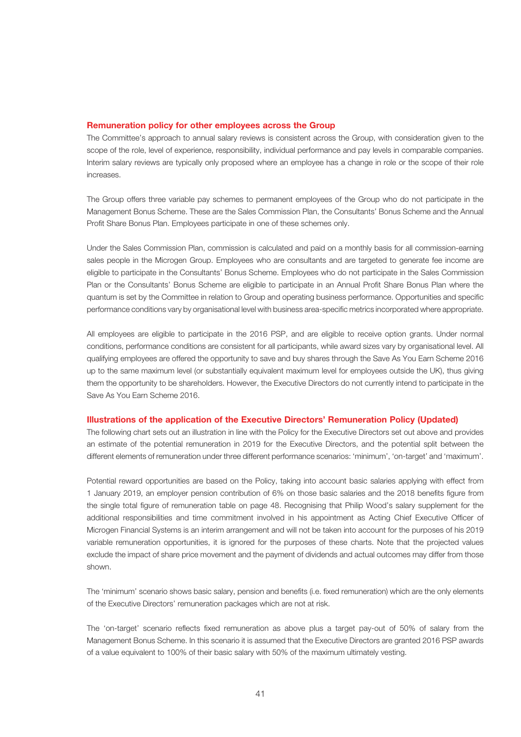## Remuneration policy for other employees across the Group

The Committee's approach to annual salary reviews is consistent across the Group, with consideration given to the scope of the role, level of experience, responsibility, individual performance and pay levels in comparable companies. Interim salary reviews are typically only proposed where an employee has a change in role or the scope of their role increases.

The Group offers three variable pay schemes to permanent employees of the Group who do not participate in the Management Bonus Scheme. These are the Sales Commission Plan, the Consultants' Bonus Scheme and the Annual Profit Share Bonus Plan. Employees participate in one of these schemes only.

Under the Sales Commission Plan, commission is calculated and paid on a monthly basis for all commission-earning sales people in the Microgen Group. Employees who are consultants and are targeted to generate fee income are eligible to participate in the Consultants' Bonus Scheme. Employees who do not participate in the Sales Commission Plan or the Consultants' Bonus Scheme are eligible to participate in an Annual Profit Share Bonus Plan where the quantum is set by the Committee in relation to Group and operating business performance. Opportunities and specific performance conditions vary by organisational level with business area-specific metrics incorporated where appropriate.

All employees are eligible to participate in the 2016 PSP, and are eligible to receive option grants. Under normal conditions, performance conditions are consistent for all participants, while award sizes vary by organisational level. All qualifying employees are offered the opportunity to save and buy shares through the Save As You Earn Scheme 2016 up to the same maximum level (or substantially equivalent maximum level for employees outside the UK), thus giving them the opportunity to be shareholders. However, the Executive Directors do not currently intend to participate in the Save As You Earn Scheme 2016.

## Illustrations of the application of the Executive Directors' Remuneration Policy (Updated)

The following chart sets out an illustration in line with the Policy for the Executive Directors set out above and provides an estimate of the potential remuneration in 2019 for the Executive Directors, and the potential split between the different elements of remuneration under three different performance scenarios: 'minimum', 'on-target' and 'maximum'.

Potential reward opportunities are based on the Policy, taking into account basic salaries applying with effect from 1 January 2019, an employer pension contribution of 6% on those basic salaries and the 2018 benefits figure from the single total figure of remuneration table on page 48. Recognising that Philip Wood's salary supplement for the additional responsibilities and time commitment involved in his appointment as Acting Chief Executive Officer of Microgen Financial Systems is an interim arrangement and will not be taken into account for the purposes of his 2019 variable remuneration opportunities, it is ignored for the purposes of these charts. Note that the projected values exclude the impact of share price movement and the payment of dividends and actual outcomes may differ from those shown.

The 'minimum' scenario shows basic salary, pension and benefits (i.e. fixed remuneration) which are the only elements of the Executive Directors' remuneration packages which are not at risk.

The 'on-target' scenario reflects fixed remuneration as above plus a target pay-out of 50% of salary from the Management Bonus Scheme. In this scenario it is assumed that the Executive Directors are granted 2016 PSP awards of a value equivalent to 100% of their basic salary with 50% of the maximum ultimately vesting.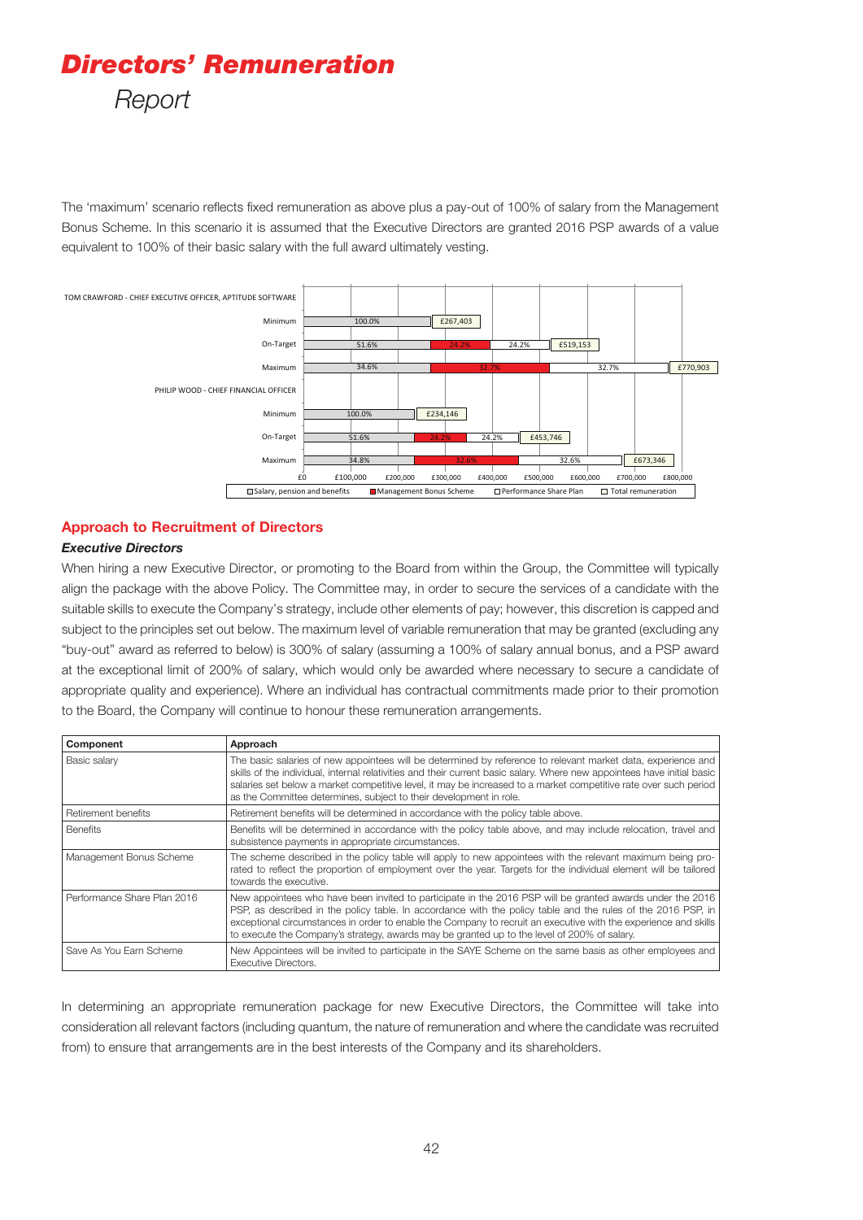The 'maximum' scenario reflects fixed remuneration as above plus a pay-out of 100% of salary from the Management Bonus Scheme. In this scenario it is assumed that the Executive Directors are granted 2016 PSP awards of a value equivalent to 100% of their basic salary with the full award ultimately vesting.

TOM CRAWFORD - CHIEF EXECUTIVE OFFICER, APTITUDE SOFTWARE

| Scenario | Salary, pension and benefits | Management Bonus Scheme | Performance Share Plan | Total remuneration |
|---|---|---|---|---|
| Minimum | 100.0% | | | £267,403 |
| On-Target | 51.6% | 24.2% | 24.2% | £519,153 |
| Maximum | 34.6% | 32.7% | 32.7% | £770,903 |

PHILIP WOOD - CHIEF FINANCIAL OFFICER

| Scenario | Salary, pension and benefits | Management Bonus Scheme | Performance Share Plan | Total remuneration |
|---|---|---|---|---|
| Minimum | 100.0% | | | £234,146 |
| On-Target | 51.6% | 24.2% | 24.2% | £453,746 |
| Maximum | 34.8% | 32.6% | 32.6% | £673,346 |

## Approach to Recruitment of Directors

### *Executive Directors*

When hiring a new Executive Director, or promoting to the Board from within the Group, the Committee will typically align the package with the above Policy. The Committee may, in order to secure the services of a candidate with the suitable skills to execute the Company's strategy, include other elements of pay; however, this discretion is capped and subject to the principles set out below. The maximum level of variable remuneration that may be granted (excluding any "buy-out" award as referred to below) is 300% of salary (assuming a 100% of salary annual bonus, and a PSP award at the exceptional limit of 200% of salary, which would only be awarded where necessary to secure a candidate of appropriate quality and experience). Where an individual has contractual commitments made prior to their promotion to the Board, the Company will continue to honour these remuneration arrangements.

| Component | Approach |
|---|---|
| Basic salary | The basic salaries of new appointees will be determined by reference to relevant market data, experience and skills of the individual, internal relativities and their current basic salary. Where new appointees have initial basic salaries set below a market competitive level, it may be increased to a market competitive rate over such period as the Committee determines, subject to their development in role. |
| Retirement benefits | Retirement benefits will be determined in accordance with the policy table above. |
| Benefits | Benefits will be determined in accordance with the policy table above, and may include relocation, travel and subsistence payments in appropriate circumstances. |
| Management Bonus Scheme | The scheme described in the policy table will apply to new appointees with the relevant maximum being pro-rated to reflect the proportion of employment over the year. Targets for the individual element will be tailored towards the executive. |
| Performance Share Plan 2016 | New appointees who have been invited to participate in the 2016 PSP will be granted awards under the 2016 PSP, as described in the policy table. In accordance with the policy table and the rules of the 2016 PSP, in exceptional circumstances in order to enable the Company to recruit an executive with the experience and skills to execute the Company's strategy, awards may be granted up to the level of 200% of salary. |
| Save As You Earn Scheme | New Appointees will be invited to participate in the SAYE Scheme on the same basis as other employees and Executive Directors. |

In determining an appropriate remuneration package for new Executive Directors, the Committee will take into consideration all relevant factors (including quantum, the nature of remuneration and where the candidate was recruited from) to ensure that arrangements are in the best interests of the Company and its shareholders.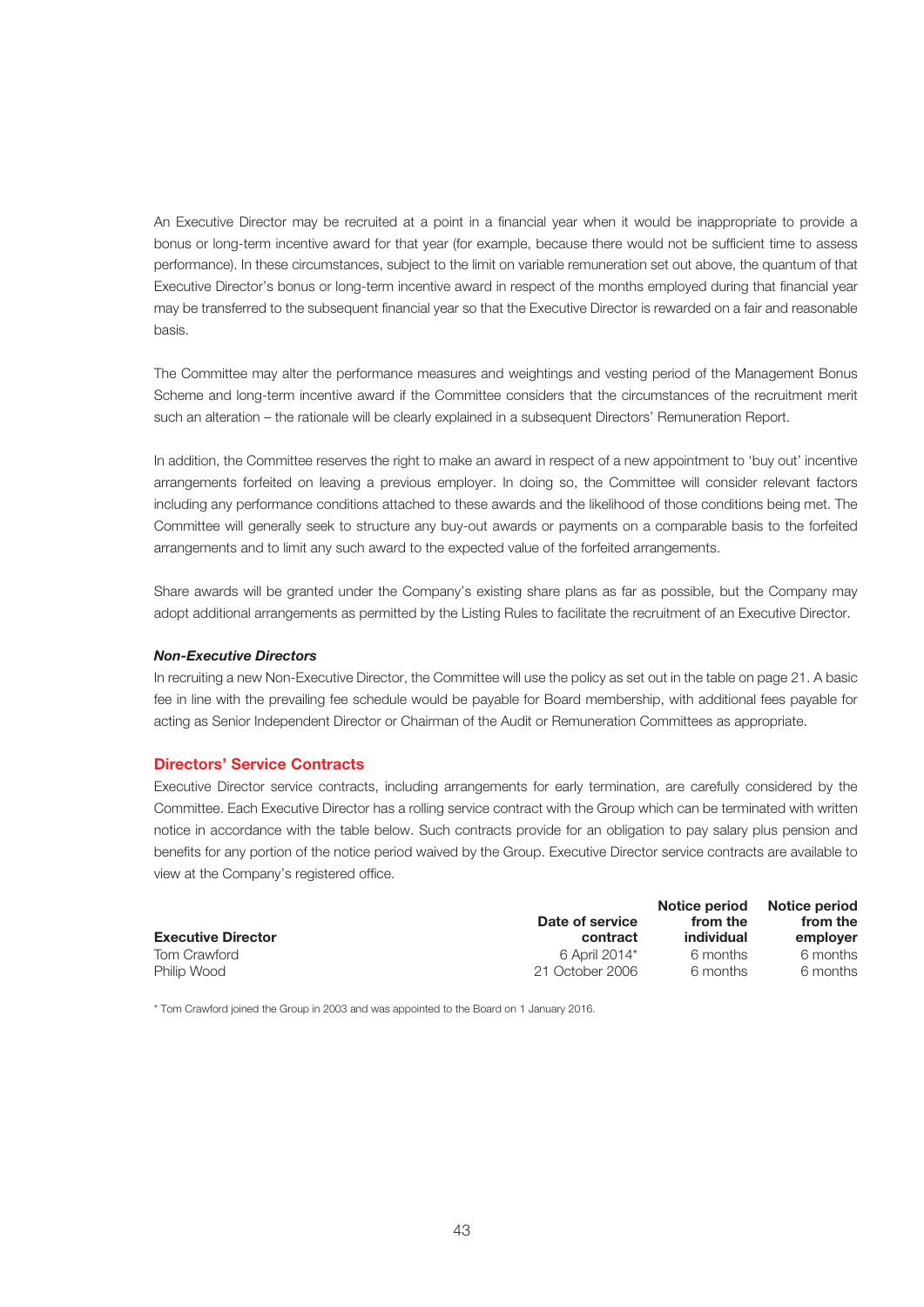An Executive Director may be recruited at a point in a financial year when it would be inappropriate to provide a bonus or long-term incentive award for that year (for example, because there would not be sufficient time to assess performance). In these circumstances, subject to the limit on variable remuneration set out above, the quantum of that Executive Director's bonus or long-term incentive award in respect of the months employed during that financial year may be transferred to the subsequent financial year so that the Executive Director is rewarded on a fair and reasonable basis.

The Committee may alter the performance measures and weightings and vesting period of the Management Bonus Scheme and long-term incentive award if the Committee considers that the circumstances of the recruitment merit such an alteration – the rationale will be clearly explained in a subsequent Directors' Remuneration Report.

In addition, the Committee reserves the right to make an award in respect of a new appointment to 'buy out' incentive arrangements forfeited on leaving a previous employer. In doing so, the Committee will consider relevant factors including any performance conditions attached to these awards and the likelihood of those conditions being met. The Committee will generally seek to structure any buy-out awards or payments on a comparable basis to the forfeited arrangements and to limit any such award to the expected value of the forfeited arrangements.

Share awards will be granted under the Company's existing share plans as far as possible, but the Company may adopt additional arrangements as permitted by the Listing Rules to facilitate the recruitment of an Executive Director.

***Non-Executive Directors***

In recruiting a new Non-Executive Director, the Committee will use the policy as set out in the table on page 21. A basic fee in line with the prevailing fee schedule would be payable for Board membership, with additional fees payable for acting as Senior Independent Director or Chairman of the Audit or Remuneration Committees as appropriate.

## Directors' Service Contracts

Executive Director service contracts, including arrangements for early termination, are carefully considered by the Committee. Each Executive Director has a rolling service contract with the Group which can be terminated with written notice in accordance with the table below. Such contracts provide for an obligation to pay salary plus pension and benefits for any portion of the notice period waived by the Group. Executive Director service contracts are available to view at the Company's registered office.

| Executive Director | Date of service contract | Notice period from the individual | Notice period from the employer |
|---|---|---|---|
| Tom Crawford | 6 April 2014* | 6 months | 6 months |
| Philip Wood | 21 October 2006 | 6 months | 6 months |

\* Tom Crawford joined the Group in 2003 and was appointed to the Board on 1 January 2016.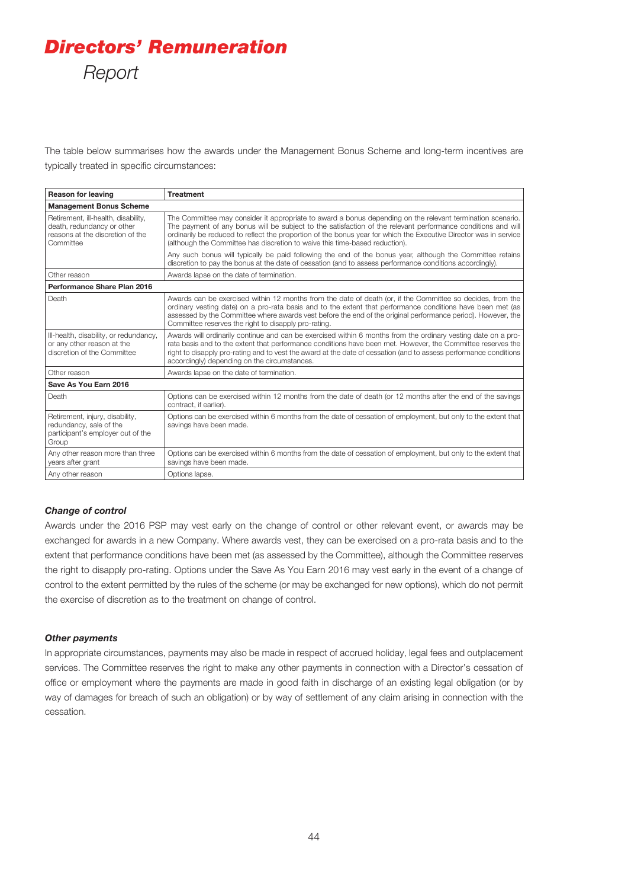# *Directors' Remuneration*

*Report*

The table below summarises how the awards under the Management Bonus Scheme and long-term incentives are typically treated in specific circumstances:

| Reason for leaving | Treatment |
|---|---|
| **Management Bonus Scheme** | |
| Retirement, ill-health, disability, death, redundancy or other reasons at the discretion of the Committee | The Committee may consider it appropriate to award a bonus depending on the relevant termination scenario. The payment of any bonus will be subject to the satisfaction of the relevant performance conditions and will ordinarily be reduced to reflect the proportion of the bonus year for which the Executive Director was in service (although the Committee has discretion to waive this time-based reduction).<br><br>Any such bonus will typically be paid following the end of the bonus year, although the Committee retains discretion to pay the bonus at the date of cessation (and to assess performance conditions accordingly). |
| Other reason | Awards lapse on the date of termination. |
| **Performance Share Plan 2016** | |
| Death | Awards can be exercised within 12 months from the date of death (or, if the Committee so decides, from the ordinary vesting date) on a pro-rata basis and to the extent that performance conditions have been met (as assessed by the Committee where awards vest before the end of the original performance period). However, the Committee reserves the right to disapply pro-rating. |
| Ill-health, disability, or redundancy, or any other reason at the discretion of the Committee | Awards will ordinarily continue and can be exercised within 6 months from the ordinary vesting date on a pro-rata basis and to the extent that performance conditions have been met. However, the Committee reserves the right to disapply pro-rating and to vest the award at the date of cessation (and to assess performance conditions accordingly) depending on the circumstances. |
| Other reason | Awards lapse on the date of termination. |
| **Save As You Earn 2016** | |
| Death | Options can be exercised within 12 months from the date of death (or 12 months after the end of the savings contract, if earlier). |
| Retirement, injury, disability, redundancy, sale of the participant's employer out of the Group | Options can be exercised within 6 months from the date of cessation of employment, but only to the extent that savings have been made. |
| Any other reason more than three years after grant | Options can be exercised within 6 months from the date of cessation of employment, but only to the extent that savings have been made. |
| Any other reason | Options lapse. |

### *Change of control*

Awards under the 2016 PSP may vest early on the change of control or other relevant event, or awards may be exchanged for awards in a new Company. Where awards vest, they can be exercised on a pro-rata basis and to the extent that performance conditions have been met (as assessed by the Committee), although the Committee reserves the right to disapply pro-rating. Options under the Save As You Earn 2016 may vest early in the event of a change of control to the extent permitted by the rules of the scheme (or may be exchanged for new options), which do not permit the exercise of discretion as to the treatment on change of control.

### *Other payments*

In appropriate circumstances, payments may also be made in respect of accrued holiday, legal fees and outplacement services. The Committee reserves the right to make any other payments in connection with a Director's cessation of office or employment where the payments are made in good faith in discharge of an existing legal obligation (or by way of damages for breach of such an obligation) or by way of settlement of any claim arising in connection with the cessation.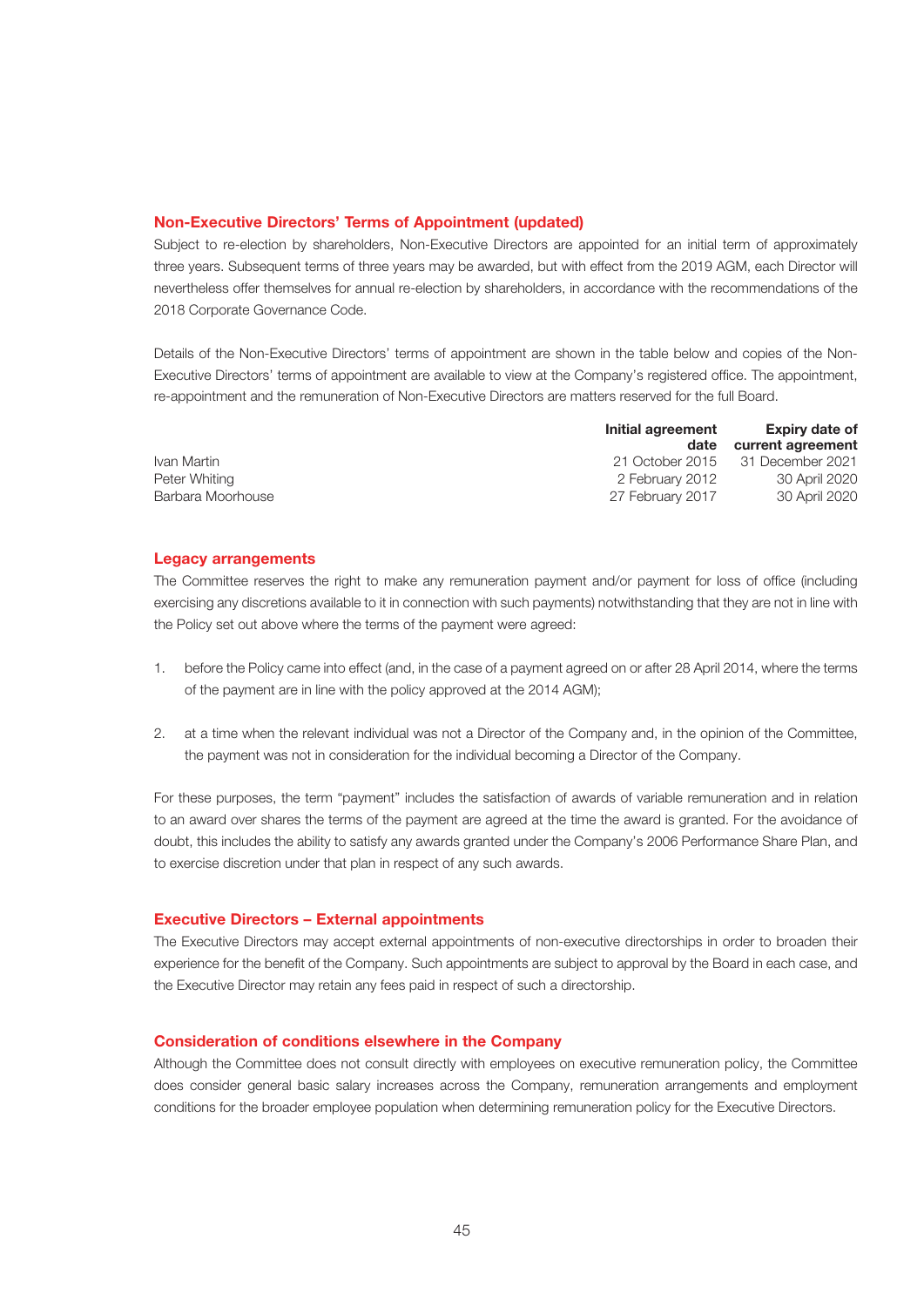## Non-Executive Directors' Terms of Appointment (updated)

Subject to re-election by shareholders, Non-Executive Directors are appointed for an initial term of approximately three years. Subsequent terms of three years may be awarded, but with effect from the 2019 AGM, each Director will nevertheless offer themselves for annual re-election by shareholders, in accordance with the recommendations of the 2018 Corporate Governance Code.

Details of the Non-Executive Directors' terms of appointment are shown in the table below and copies of the Non-Executive Directors' terms of appointment are available to view at the Company's registered office. The appointment, re-appointment and the remuneration of Non-Executive Directors are matters reserved for the full Board.

| | Initial agreement date | Expiry date of current agreement |
|---|---|---|
| Ivan Martin | 21 October 2015 | 31 December 2021 |
| Peter Whiting | 2 February 2012 | 30 April 2020 |
| Barbara Moorhouse | 27 February 2017 | 30 April 2020 |

## Legacy arrangements

The Committee reserves the right to make any remuneration payment and/or payment for loss of office (including exercising any discretions available to it in connection with such payments) notwithstanding that they are not in line with the Policy set out above where the terms of the payment were agreed:

1. before the Policy came into effect (and, in the case of a payment agreed on or after 28 April 2014, where the terms of the payment are in line with the policy approved at the 2014 AGM);
2. at a time when the relevant individual was not a Director of the Company and, in the opinion of the Committee, the payment was not in consideration for the individual becoming a Director of the Company.

For these purposes, the term "payment" includes the satisfaction of awards of variable remuneration and in relation to an award over shares the terms of the payment are agreed at the time the award is granted. For the avoidance of doubt, this includes the ability to satisfy any awards granted under the Company's 2006 Performance Share Plan, and to exercise discretion under that plan in respect of any such awards.

## Executive Directors – External appointments

The Executive Directors may accept external appointments of non-executive directorships in order to broaden their experience for the benefit of the Company. Such appointments are subject to approval by the Board in each case, and the Executive Director may retain any fees paid in respect of such a directorship.

## Consideration of conditions elsewhere in the Company

Although the Committee does not consult directly with employees on executive remuneration policy, the Committee does consider general basic salary increases across the Company, remuneration arrangements and employment conditions for the broader employee population when determining remuneration policy for the Executive Directors.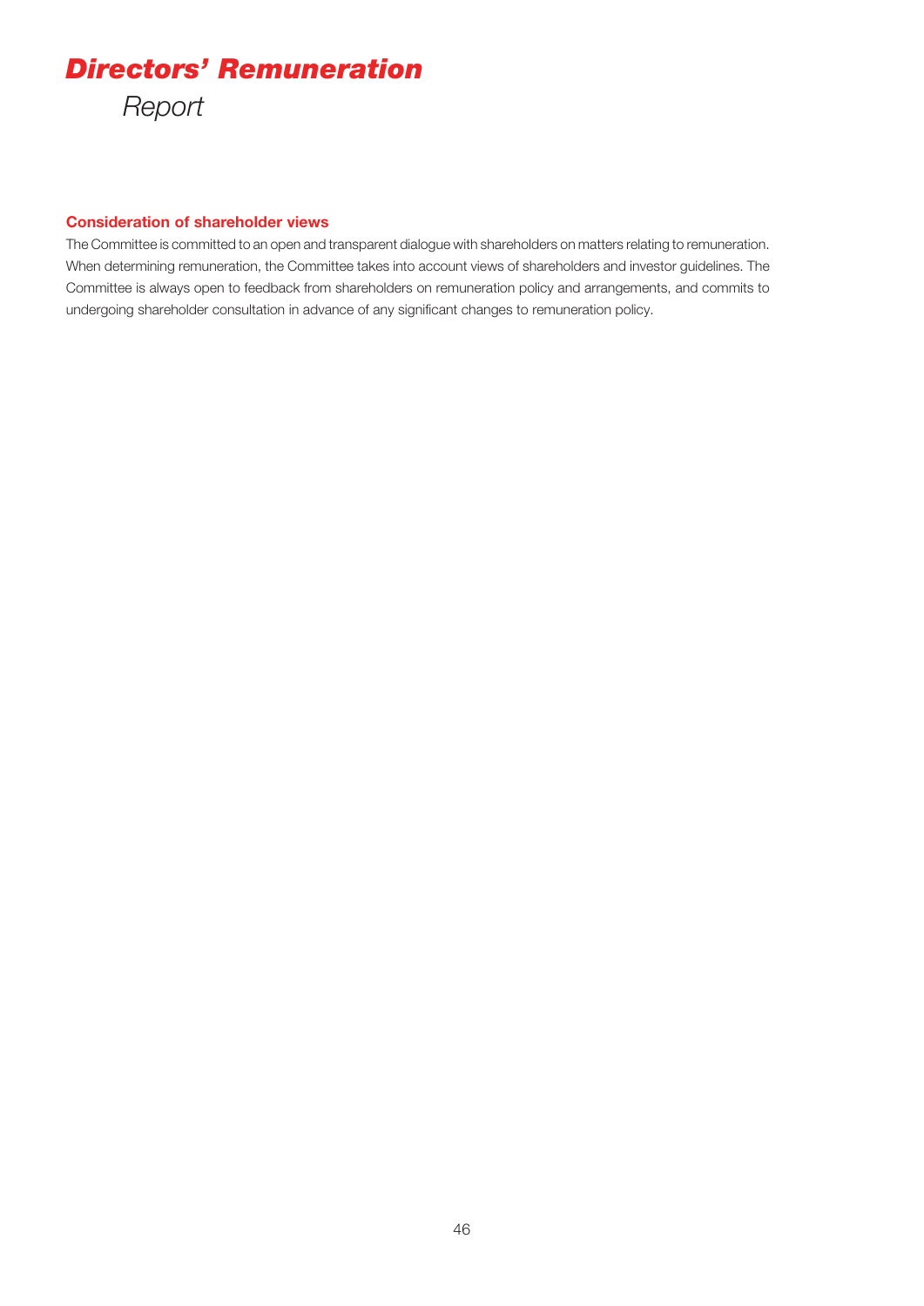# *Directors' Remuneration*

*Report*

### Consideration of shareholder views

The Committee is committed to an open and transparent dialogue with shareholders on matters relating to remuneration. When determining remuneration, the Committee takes into account views of shareholders and investor guidelines. The Committee is always open to feedback from shareholders on remuneration policy and arrangements, and commits to undergoing shareholder consultation in advance of any significant changes to remuneration policy.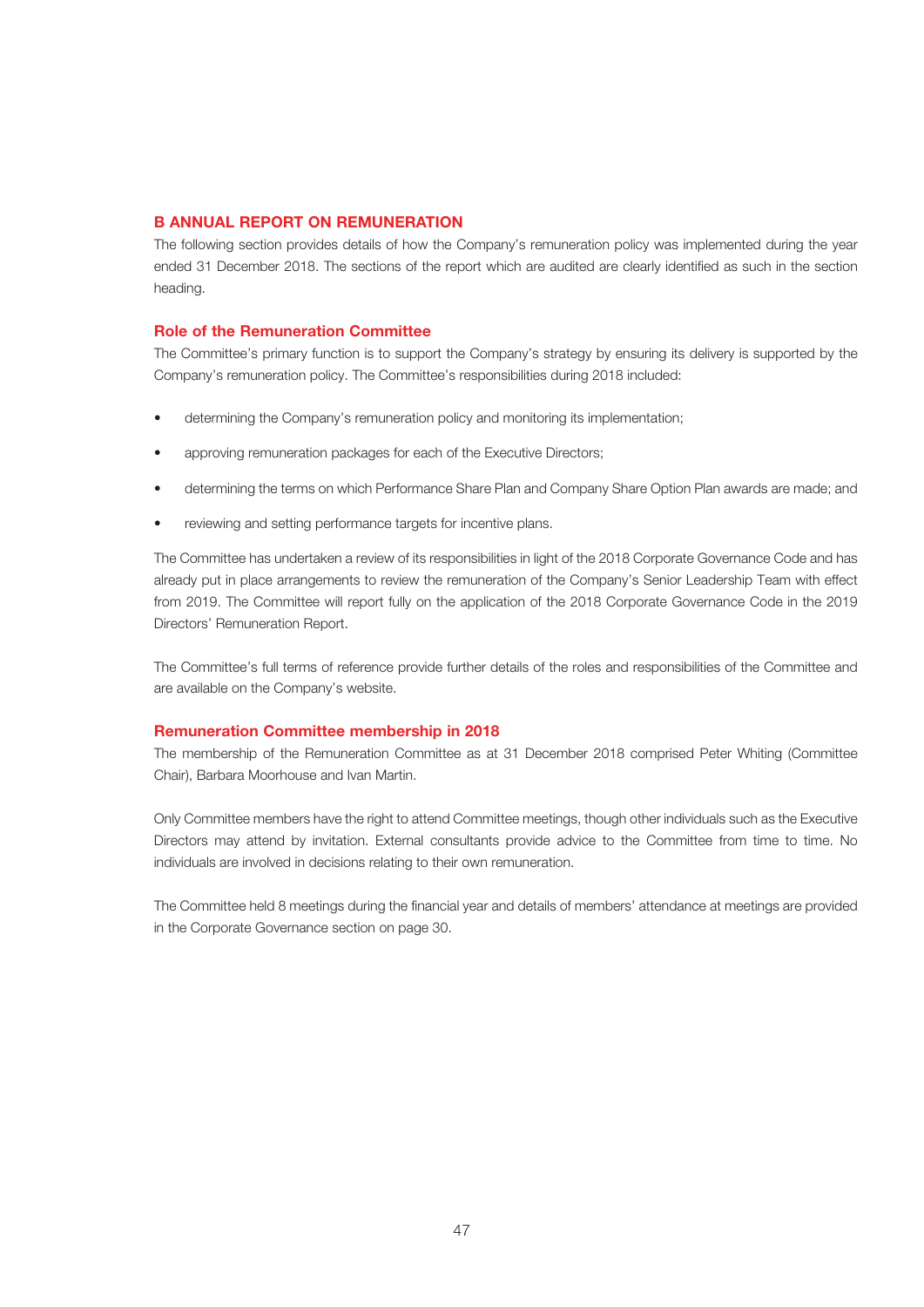## B ANNUAL REPORT ON REMUNERATION

The following section provides details of how the Company's remuneration policy was implemented during the year ended 31 December 2018. The sections of the report which are audited are clearly identified as such in the section heading.

### Role of the Remuneration Committee

The Committee's primary function is to support the Company's strategy by ensuring its delivery is supported by the Company's remuneration policy. The Committee's responsibilities during 2018 included:

- determining the Company's remuneration policy and monitoring its implementation;
- approving remuneration packages for each of the Executive Directors;
- determining the terms on which Performance Share Plan and Company Share Option Plan awards are made; and
- reviewing and setting performance targets for incentive plans.

The Committee has undertaken a review of its responsibilities in light of the 2018 Corporate Governance Code and has already put in place arrangements to review the remuneration of the Company's Senior Leadership Team with effect from 2019. The Committee will report fully on the application of the 2018 Corporate Governance Code in the 2019 Directors' Remuneration Report.

The Committee's full terms of reference provide further details of the roles and responsibilities of the Committee and are available on the Company's website.

### Remuneration Committee membership in 2018

The membership of the Remuneration Committee as at 31 December 2018 comprised Peter Whiting (Committee Chair), Barbara Moorhouse and Ivan Martin.

Only Committee members have the right to attend Committee meetings, though other individuals such as the Executive Directors may attend by invitation. External consultants provide advice to the Committee from time to time. No individuals are involved in decisions relating to their own remuneration.

The Committee held 8 meetings during the financial year and details of members' attendance at meetings are provided in the Corporate Governance section on page 30.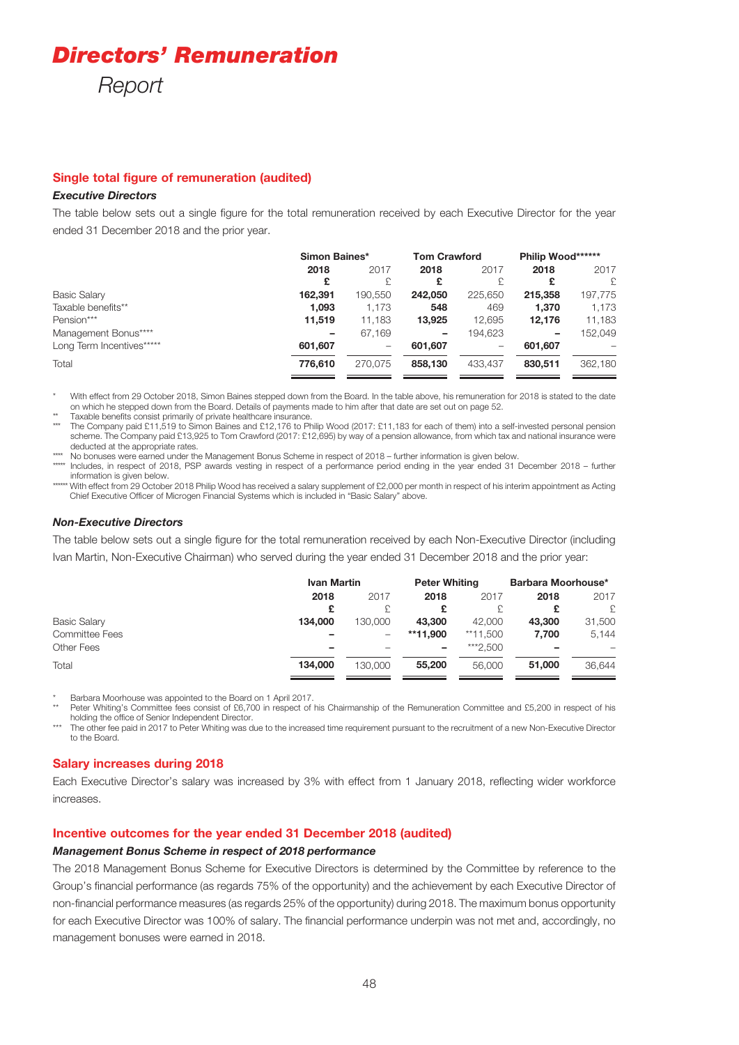# Directors' Remuneration

*Report*

## Single total figure of remuneration (audited)

### *Executive Directors*

The table below sets out a single figure for the total remuneration received by each Executive Director for the year ended 31 December 2018 and the prior year.

| | Simon Baines* | | Tom Crawford | | Philip Wood****** | |
|---|---|---|---|---|---|---|
| | **2018** | 2017 | **2018** | 2017 | **2018** | 2017 |
| | **£** | £ | **£** | £ | **£** | £ |
| Basic Salary | **162,391** | 190,550 | **242,050** | 225,650 | **215,358** | 197,775 |
| Taxable benefits** | **1,093** | 1,173 | **548** | 469 | **1,370** | 1,173 |
| Pension*** | **11,519** | 11,183 | **13,925** | 12,695 | **12,176** | 11,183 |
| Management Bonus**** | **–** | 67,169 | **–** | 194,623 | **–** | 152,049 |
| Long Term Incentives***** | **601,607** | – | **601,607** | – | **601,607** | – |
| Total | **776,610** | 270,075 | **858,130** | 433,437 | **830,511** | 362,180 |

\* With effect from 29 October 2018, Simon Baines stepped down from the Board. In the table above, his remuneration for 2018 is stated to the date on which he stepped down from the Board. Details of payments made to him after that date are set out on page 52.

\*\* Taxable benefits consist primarily of private healthcare insurance.

\*\*\* The Company paid £11,519 to Simon Baines and £12,176 to Philip Wood (2017: £11,183 for each of them) into a self-invested personal pension scheme. The Company paid £13,925 to Tom Crawford (2017: £12,695) by way of a pension allowance, from which tax and national insurance were deducted at the appropriate rates.

\*\*\*\* No bonuses were earned under the Management Bonus Scheme in respect of 2018 – further information is given below.

\*\*\*\*\* Includes, in respect of 2018, PSP awards vesting in respect of a performance period ending in the year ended 31 December 2018 – further information is given below.

\*\*\*\*\*\* With effect from 29 October 2018 Philip Wood has received a salary supplement of £2,000 per month in respect of his interim appointment as Acting Chief Executive Officer of Microgen Financial Systems which is included in "Basic Salary" above.

### *Non-Executive Directors*

The table below sets out a single figure for the total remuneration received by each Non-Executive Director (including Ivan Martin, Non-Executive Chairman) who served during the year ended 31 December 2018 and the prior year:

| | Ivan Martin | | Peter Whiting | | Barbara Moorhouse* | |
|---|---|---|---|---|---|---|
| | **2018** | 2017 | **2018** | 2017 | **2018** | 2017 |
| | **£** | £ | **£** | £ | **£** | £ |
| Basic Salary | **134,000** | 130,000 | **43,300** | 42,000 | **43,300** | 31,500 |
| Committee Fees | **–** | – | **\*\*11,900** | \*\*11,500 | **7,700** | 5,144 |
| Other Fees | **–** | – | **–** | \*\*\*2,500 | **–** | – |
| Total | **134,000** | 130,000 | **55,200** | 56,000 | **51,000** | 36,644 |

\* Barbara Moorhouse was appointed to the Board on 1 April 2017.

\*\* Peter Whiting's Committee fees consist of £6,700 in respect of his Chairmanship of the Remuneration Committee and £5,200 in respect of his holding the office of Senior Independent Director.

\*\*\* The other fee paid in 2017 to Peter Whiting was due to the increased time requirement pursuant to the recruitment of a new Non-Executive Director to the Board.

## Salary increases during 2018

Each Executive Director's salary was increased by 3% with effect from 1 January 2018, reflecting wider workforce increases.

## Incentive outcomes for the year ended 31 December 2018 (audited)

### *Management Bonus Scheme in respect of 2018 performance*

The 2018 Management Bonus Scheme for Executive Directors is determined by the Committee by reference to the Group's financial performance (as regards 75% of the opportunity) and the achievement by each Executive Director of non-financial performance measures (as regards 25% of the opportunity) during 2018. The maximum bonus opportunity for each Executive Director was 100% of salary. The financial performance underpin was not met and, accordingly, no management bonuses were earned in 2018.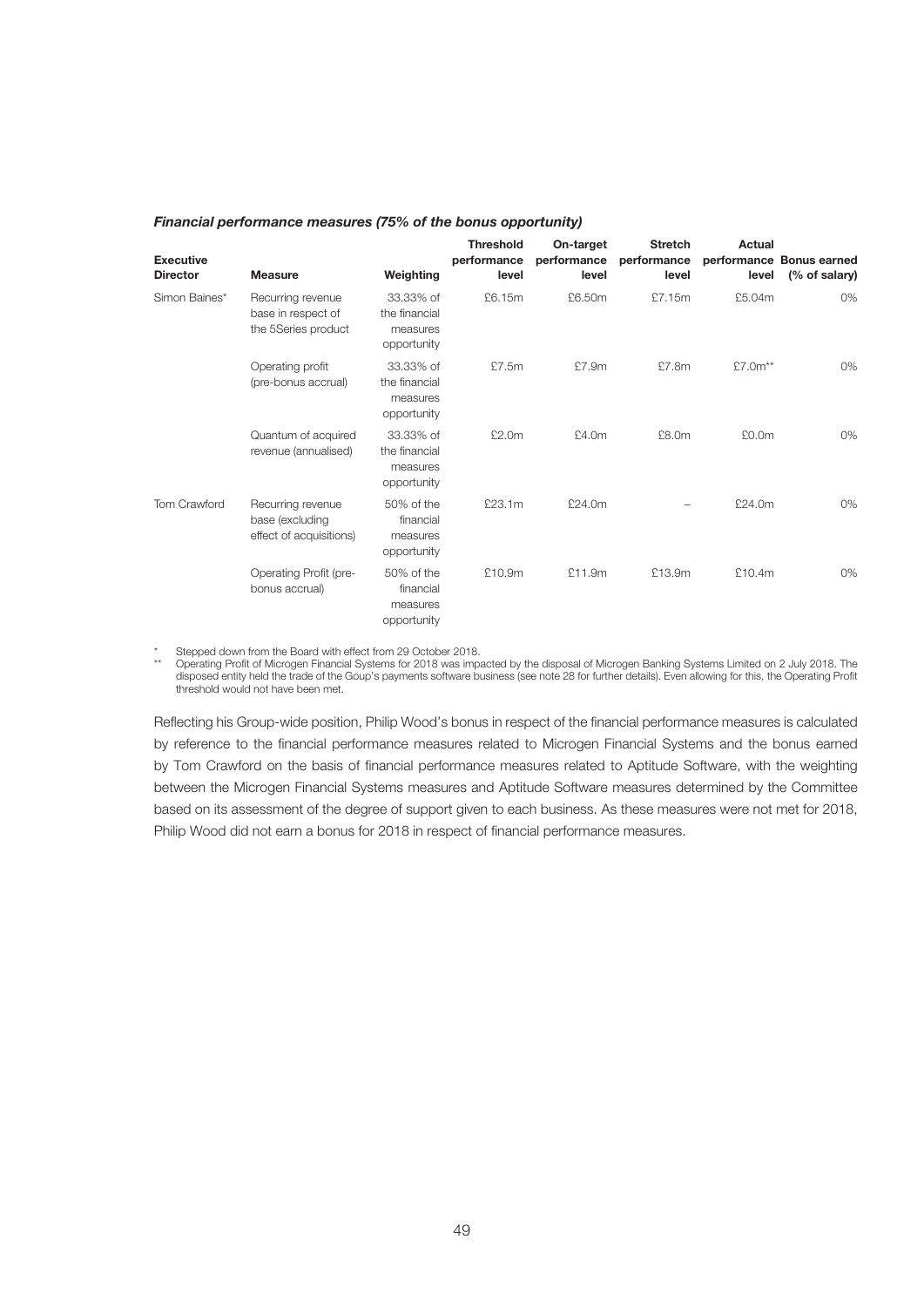***Financial performance measures (75% of the bonus opportunity)***

| Executive Director | Measure | Weighting | Threshold performance level | On-target performance level | Stretch performance level | Actual performance level | Bonus earned (% of salary) |
|---|---|---|---|---|---|---|---|
| Simon Baines* | Recurring revenue base in respect of the 5Series product | 33.33% of the financial measures opportunity | £6.15m | £6.50m | £7.15m | £5.04m | 0% |
| | Operating profit (pre-bonus accrual) | 33.33% of the financial measures opportunity | £7.5m | £7.9m | £7.8m | £7.0m** | 0% |
| | Quantum of acquired revenue (annualised) | 33.33% of the financial measures opportunity | £2.0m | £4.0m | £8.0m | £0.0m | 0% |
| Tom Crawford | Recurring revenue base (excluding effect of acquisitions) | 50% of the financial measures opportunity | £23.1m | £24.0m | – | £24.0m | 0% |
| | Operating Profit (pre-bonus accrual) | 50% of the financial measures opportunity | £10.9m | £11.9m | £13.9m | £10.4m | 0% |

\* Stepped down from the Board with effect from 29 October 2018.

\*\* Operating Profit of Microgen Financial Systems for 2018 was impacted by the disposal of Microgen Banking Systems Limited on 2 July 2018. The disposed entity held the trade of the Goup's payments software business (see note 28 for further details). Even allowing for this, the Operating Profit threshold would not have been met.

Reflecting his Group-wide position, Philip Wood's bonus in respect of the financial performance measures is calculated by reference to the financial performance measures related to Microgen Financial Systems and the bonus earned by Tom Crawford on the basis of financial performance measures related to Aptitude Software, with the weighting between the Microgen Financial Systems measures and Aptitude Software measures determined by the Committee based on its assessment of the degree of support given to each business. As these measures were not met for 2018, Philip Wood did not earn a bonus for 2018 in respect of financial performance measures.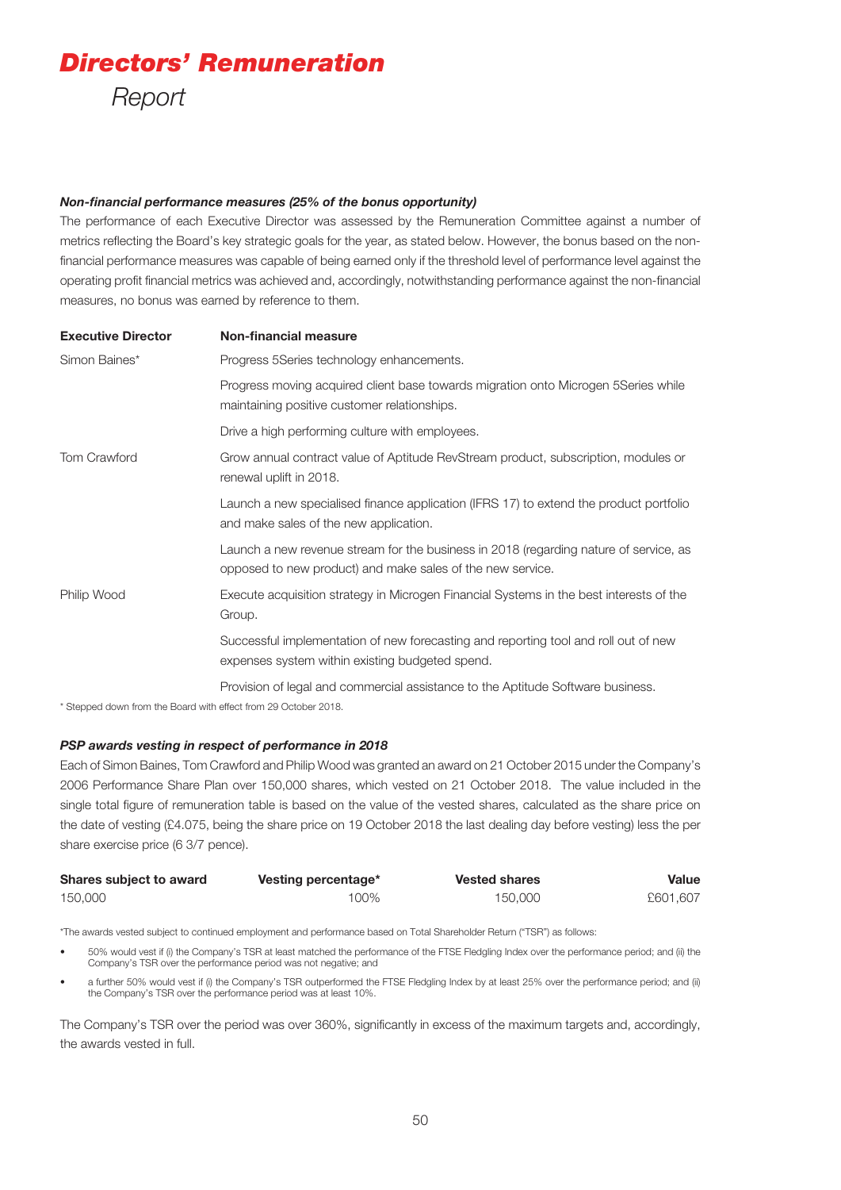# Directors' Remuneration

Report

***Non-financial performance measures (25% of the bonus opportunity)***

The performance of each Executive Director was assessed by the Remuneration Committee against a number of metrics reflecting the Board's key strategic goals for the year, as stated below. However, the bonus based on the non-financial performance measures was capable of being earned only if the threshold level of performance level against the operating profit financial metrics was achieved and, accordingly, notwithstanding performance against the non-financial measures, no bonus was earned by reference to them.

| Executive Director | Non-financial measure |
|---|---|
| Simon Baines* | Progress 5Series technology enhancements. |
| | Progress moving acquired client base towards migration onto Microgen 5Series while maintaining positive customer relationships. |
| | Drive a high performing culture with employees. |
| Tom Crawford | Grow annual contract value of Aptitude RevStream product, subscription, modules or renewal uplift in 2018. |
| | Launch a new specialised finance application (IFRS 17) to extend the product portfolio and make sales of the new application. |
| | Launch a new revenue stream for the business in 2018 (regarding nature of service, as opposed to new product) and make sales of the new service. |
| Philip Wood | Execute acquisition strategy in Microgen Financial Systems in the best interests of the Group. |
| | Successful implementation of new forecasting and reporting tool and roll out of new expenses system within existing budgeted spend. |
| | Provision of legal and commercial assistance to the Aptitude Software business. |

\* Stepped down from the Board with effect from 29 October 2018.

***PSP awards vesting in respect of performance in 2018***

Each of Simon Baines, Tom Crawford and Philip Wood was granted an award on 21 October 2015 under the Company's 2006 Performance Share Plan over 150,000 shares, which vested on 21 October 2018. The value included in the single total figure of remuneration table is based on the value of the vested shares, calculated as the share price on the date of vesting (£4.075, being the share price on 19 October 2018 the last dealing day before vesting) less the per share exercise price (6 3/7 pence).

| Shares subject to award | Vesting percentage* | Vested shares | Value |
|---|---|---|---|
| 150,000 | 100% | 150,000 | £601,607 |

*The awards vested subject to continued employment and performance based on Total Shareholder Return ("TSR") as follows:

- 50% would vest if (i) the Company's TSR at least matched the performance of the FTSE Fledgling Index over the performance period; and (ii) the Company's TSR over the performance period was not negative; and
- a further 50% would vest if (i) the Company's TSR outperformed the FTSE Fledgling Index by at least 25% over the performance period; and (ii) the Company's TSR over the performance period was at least 10%.

The Company's TSR over the period was over 360%, significantly in excess of the maximum targets and, accordingly, the awards vested in full.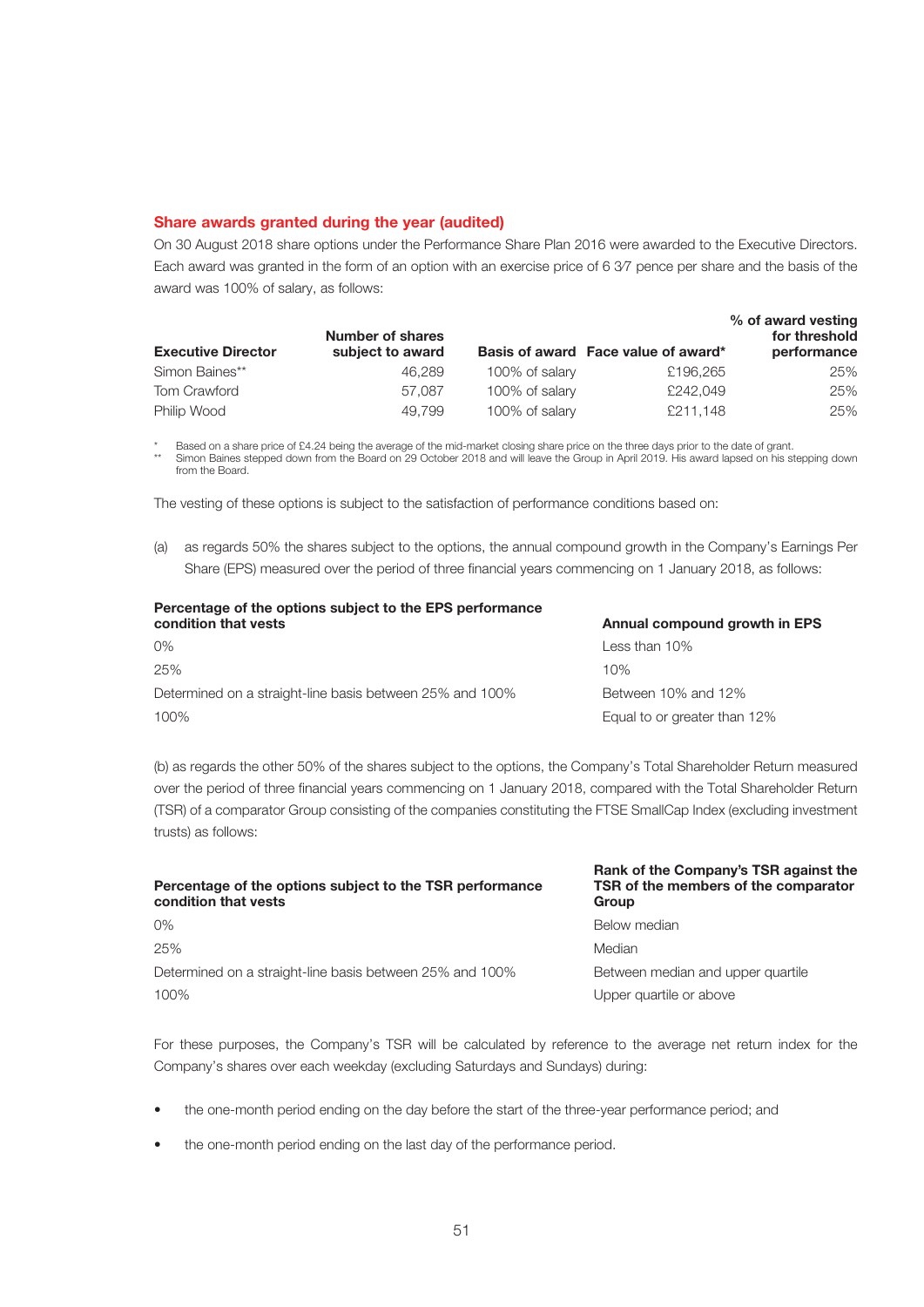## Share awards granted during the year (audited)

On 30 August 2018 share options under the Performance Share Plan 2016 were awarded to the Executive Directors. Each award was granted in the form of an option with an exercise price of 6 3⁄7 pence per share and the basis of the award was 100% of salary, as follows:

| Executive Director | Number of shares subject to award | Basis of award | Face value of award* | % of award vesting for threshold performance |
|---|---|---|---|---|
| Simon Baines** | 46,289 | 100% of salary | £196,265 | 25% |
| Tom Crawford | 57,087 | 100% of salary | £242,049 | 25% |
| Philip Wood | 49,799 | 100% of salary | £211,148 | 25% |

\* Based on a share price of £4.24 being the average of the mid-market closing share price on the three days prior to the date of grant.

\*\* Simon Baines stepped down from the Board on 29 October 2018 and will leave the Group in April 2019. His award lapsed on his stepping down from the Board.

The vesting of these options is subject to the satisfaction of performance conditions based on:

(a) as regards 50% the shares subject to the options, the annual compound growth in the Company's Earnings Per Share (EPS) measured over the period of three financial years commencing on 1 January 2018, as follows:

| Percentage of the options subject to the EPS performance condition that vests | Annual compound growth in EPS |
|---|---|
| 0% | Less than 10% |
| 25% | 10% |
| Determined on a straight-line basis between 25% and 100% | Between 10% and 12% |
| 100% | Equal to or greater than 12% |

(b) as regards the other 50% of the shares subject to the options, the Company's Total Shareholder Return measured over the period of three financial years commencing on 1 January 2018, compared with the Total Shareholder Return (TSR) of a comparator Group consisting of the companies constituting the FTSE SmallCap Index (excluding investment trusts) as follows:

| Percentage of the options subject to the TSR performance condition that vests | Rank of the Company's TSR against the TSR of the members of the comparator Group |
|---|---|
| 0% | Below median |
| 25% | Median |
| Determined on a straight-line basis between 25% and 100% | Between median and upper quartile |
| 100% | Upper quartile or above |

For these purposes, the Company's TSR will be calculated by reference to the average net return index for the Company's shares over each weekday (excluding Saturdays and Sundays) during:

- the one-month period ending on the day before the start of the three-year performance period; and
- the one-month period ending on the last day of the performance period.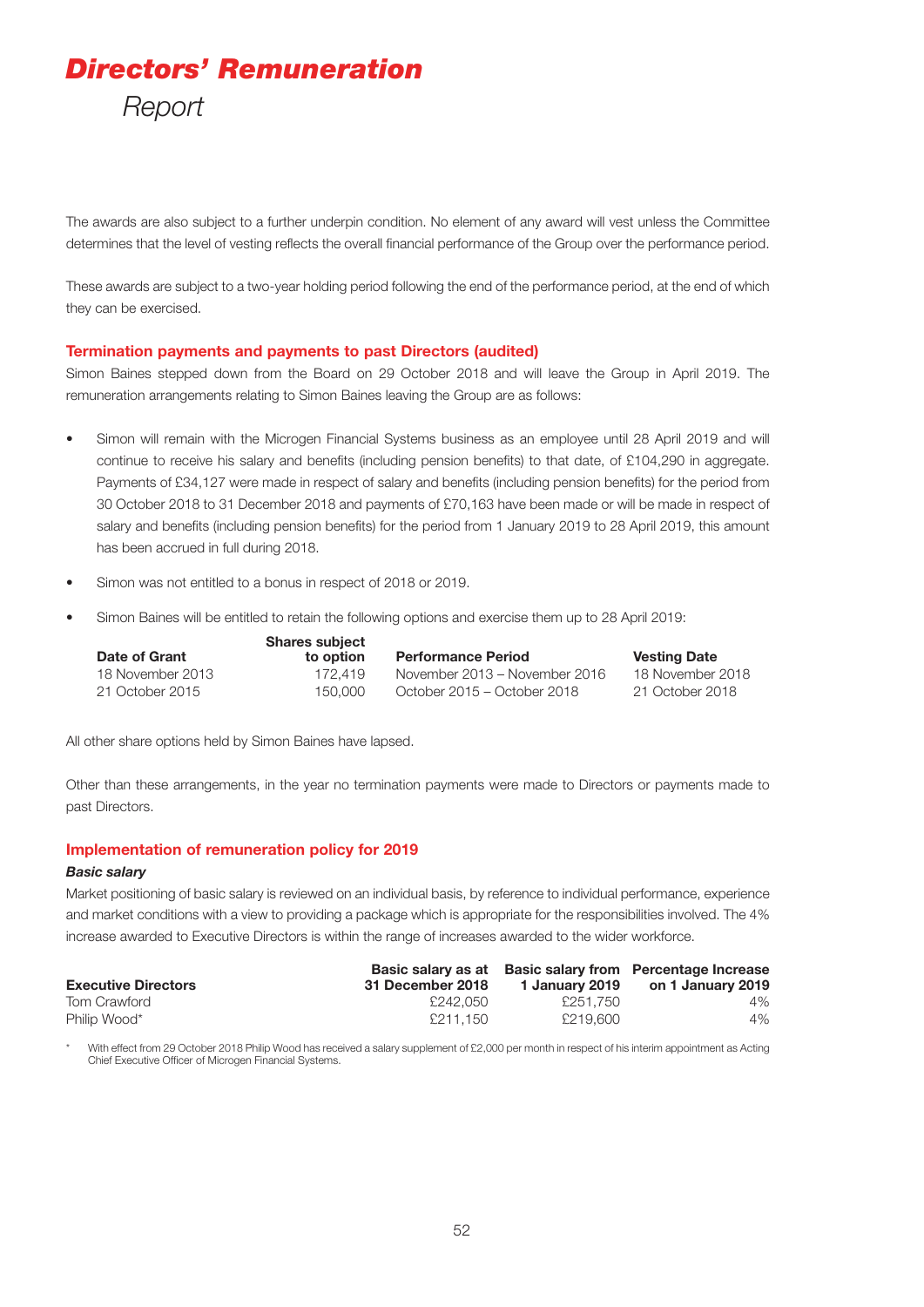# *Directors' Remuneration*

*Report*

The awards are also subject to a further underpin condition. No element of any award will vest unless the Committee determines that the level of vesting reflects the overall financial performance of the Group over the performance period.

These awards are subject to a two-year holding period following the end of the performance period, at the end of which they can be exercised.

## Termination payments and payments to past Directors (audited)

Simon Baines stepped down from the Board on 29 October 2018 and will leave the Group in April 2019. The remuneration arrangements relating to Simon Baines leaving the Group are as follows:

- Simon will remain with the Microgen Financial Systems business as an employee until 28 April 2019 and will continue to receive his salary and benefits (including pension benefits) to that date, of £104,290 in aggregate. Payments of £34,127 were made in respect of salary and benefits (including pension benefits) for the period from 30 October 2018 to 31 December 2018 and payments of £70,163 have been made or will be made in respect of salary and benefits (including pension benefits) for the period from 1 January 2019 to 28 April 2019, this amount has been accrued in full during 2018.
- Simon was not entitled to a bonus in respect of 2018 or 2019.
- Simon Baines will be entitled to retain the following options and exercise them up to 28 April 2019:

| Date of Grant | Shares subject to option | Performance Period | Vesting Date |
|---|---|---|---|
| 18 November 2013 | 172,419 | November 2013 – November 2016 | 18 November 2018 |
| 21 October 2015 | 150,000 | October 2015 – October 2018 | 21 October 2018 |

All other share options held by Simon Baines have lapsed.

Other than these arrangements, in the year no termination payments were made to Directors or payments made to past Directors.

## Implementation of remuneration policy for 2019

### *Basic salary*

Market positioning of basic salary is reviewed on an individual basis, by reference to individual performance, experience and market conditions with a view to providing a package which is appropriate for the responsibilities involved. The 4% increase awarded to Executive Directors is within the range of increases awarded to the wider workforce.

| Executive Directors | Basic salary as at 31 December 2018 | Basic salary from 1 January 2019 | Percentage Increase on 1 January 2019 |
|---|---|---|---|
| Tom Crawford | £242,050 | £251,750 | 4% |
| Philip Wood* | £211,150 | £219,600 | 4% |

\* With effect from 29 October 2018 Philip Wood has received a salary supplement of £2,000 per month in respect of his interim appointment as Acting Chief Executive Officer of Microgen Financial Systems.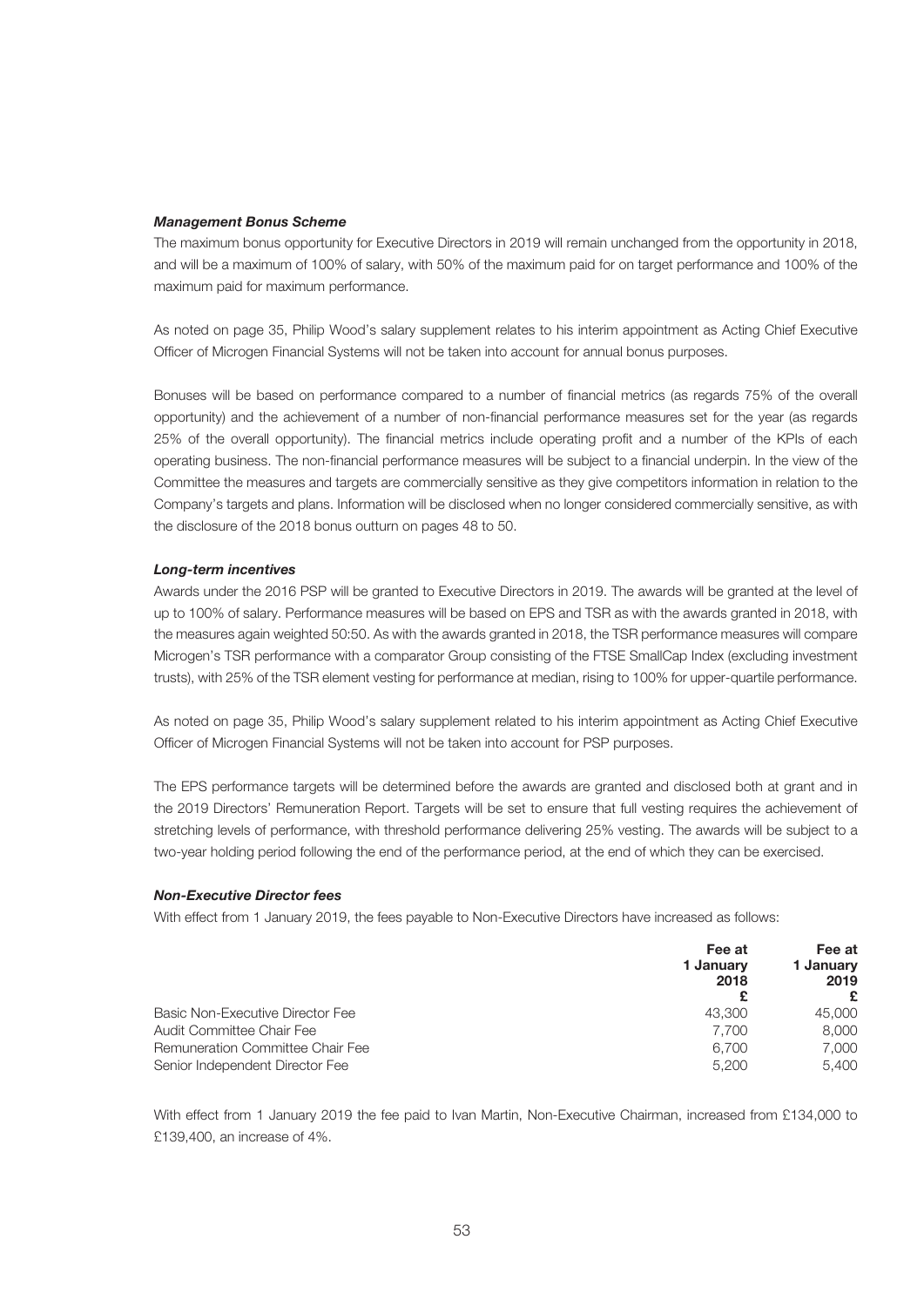***Management Bonus Scheme***

The maximum bonus opportunity for Executive Directors in 2019 will remain unchanged from the opportunity in 2018, and will be a maximum of 100% of salary, with 50% of the maximum paid for on target performance and 100% of the maximum paid for maximum performance.

As noted on page 35, Philip Wood's salary supplement relates to his interim appointment as Acting Chief Executive Officer of Microgen Financial Systems will not be taken into account for annual bonus purposes.

Bonuses will be based on performance compared to a number of financial metrics (as regards 75% of the overall opportunity) and the achievement of a number of non-financial performance measures set for the year (as regards 25% of the overall opportunity). The financial metrics include operating profit and a number of the KPIs of each operating business. The non-financial performance measures will be subject to a financial underpin. In the view of the Committee the measures and targets are commercially sensitive as they give competitors information in relation to the Company's targets and plans. Information will be disclosed when no longer considered commercially sensitive, as with the disclosure of the 2018 bonus outturn on pages 48 to 50.

***Long-term incentives***

Awards under the 2016 PSP will be granted to Executive Directors in 2019. The awards will be granted at the level of up to 100% of salary. Performance measures will be based on EPS and TSR as with the awards granted in 2018, with the measures again weighted 50:50. As with the awards granted in 2018, the TSR performance measures will compare Microgen's TSR performance with a comparator Group consisting of the FTSE SmallCap Index (excluding investment trusts), with 25% of the TSR element vesting for performance at median, rising to 100% for upper-quartile performance.

As noted on page 35, Philip Wood's salary supplement related to his interim appointment as Acting Chief Executive Officer of Microgen Financial Systems will not be taken into account for PSP purposes.

The EPS performance targets will be determined before the awards are granted and disclosed both at grant and in the 2019 Directors' Remuneration Report. Targets will be set to ensure that full vesting requires the achievement of stretching levels of performance, with threshold performance delivering 25% vesting. The awards will be subject to a two-year holding period following the end of the performance period, at the end of which they can be exercised.

***Non-Executive Director fees***

With effect from 1 January 2019, the fees payable to Non-Executive Directors have increased as follows:

| | Fee at 1 January 2018 £ | Fee at 1 January 2019 £ |
|---|---|---|
| Basic Non-Executive Director Fee | 43,300 | 45,000 |
| Audit Committee Chair Fee | 7,700 | 8,000 |
| Remuneration Committee Chair Fee | 6,700 | 7,000 |
| Senior Independent Director Fee | 5,200 | 5,400 |

With effect from 1 January 2019 the fee paid to Ivan Martin, Non-Executive Chairman, increased from £134,000 to £139,400, an increase of 4%.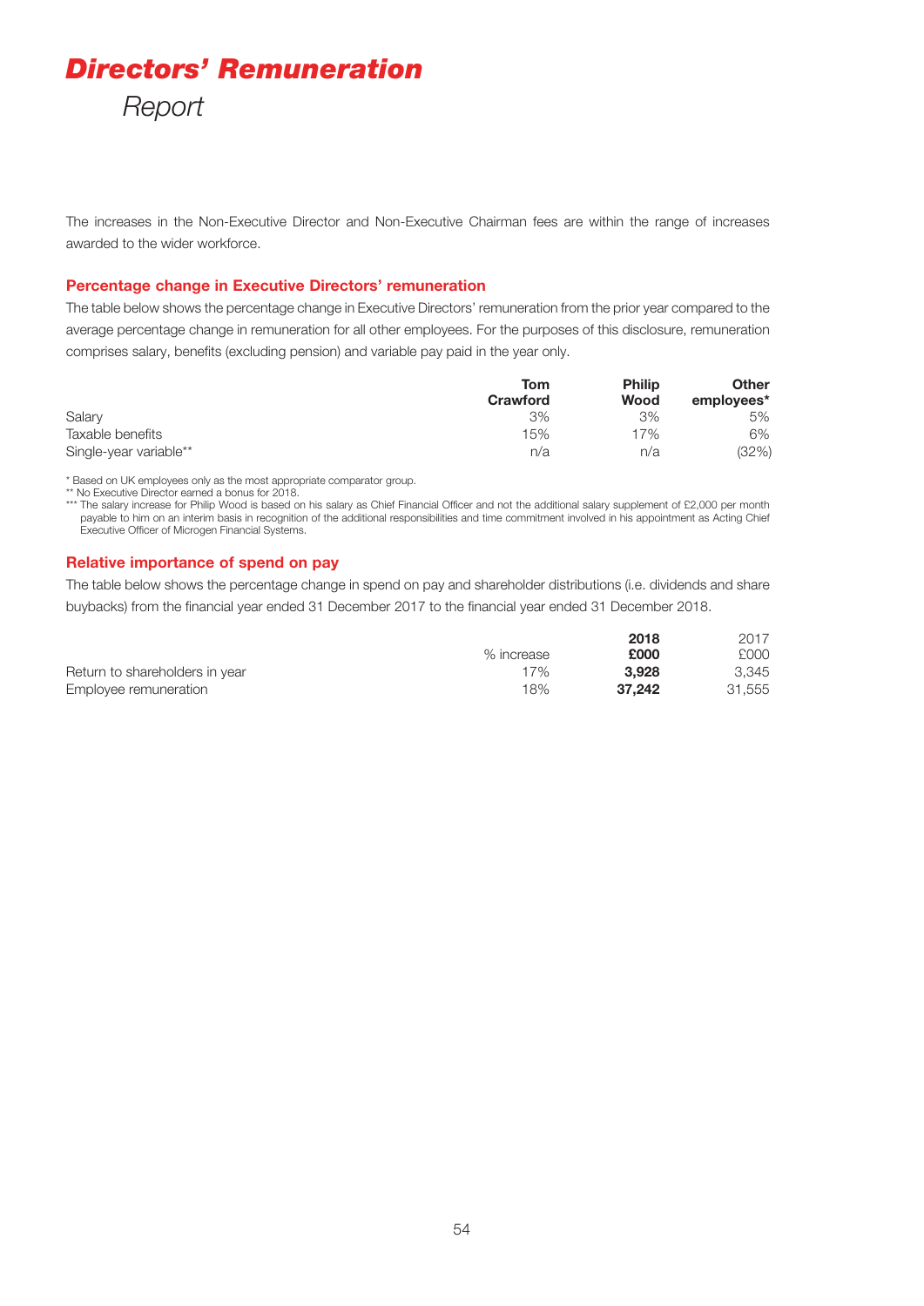# Directors' Remuneration

*Report*

The increases in the Non-Executive Director and Non-Executive Chairman fees are within the range of increases awarded to the wider workforce.

### Percentage change in Executive Directors' remuneration

The table below shows the percentage change in Executive Directors' remuneration from the prior year compared to the average percentage change in remuneration for all other employees. For the purposes of this disclosure, remuneration comprises salary, benefits (excluding pension) and variable pay paid in the year only.

| | Tom Crawford | Philip Wood | Other employees* |
|---|---|---|---|
| Salary | 3% | 3% | 5% |
| Taxable benefits | 15% | 17% | 6% |
| Single-year variable** | n/a | n/a | (32%) |

* Based on UK employees only as the most appropriate comparator group.
** No Executive Director earned a bonus for 2018.
*** The salary increase for Philip Wood is based on his salary as Chief Financial Officer and not the additional salary supplement of £2,000 per month payable to him on an interim basis in recognition of the additional responsibilities and time commitment involved in his appointment as Acting Chief Executive Officer of Microgen Financial Systems.

### Relative importance of spend on pay

The table below shows the percentage change in spend on pay and shareholder distributions (i.e. dividends and share buybacks) from the financial year ended 31 December 2017 to the financial year ended 31 December 2018.

| | % increase | **2018 £000** | 2017 £000 |
|---|---|---|---|
| Return to shareholders in year | 17% | **3,928** | 3,345 |
| Employee remuneration | 18% | **37,242** | 31,555 |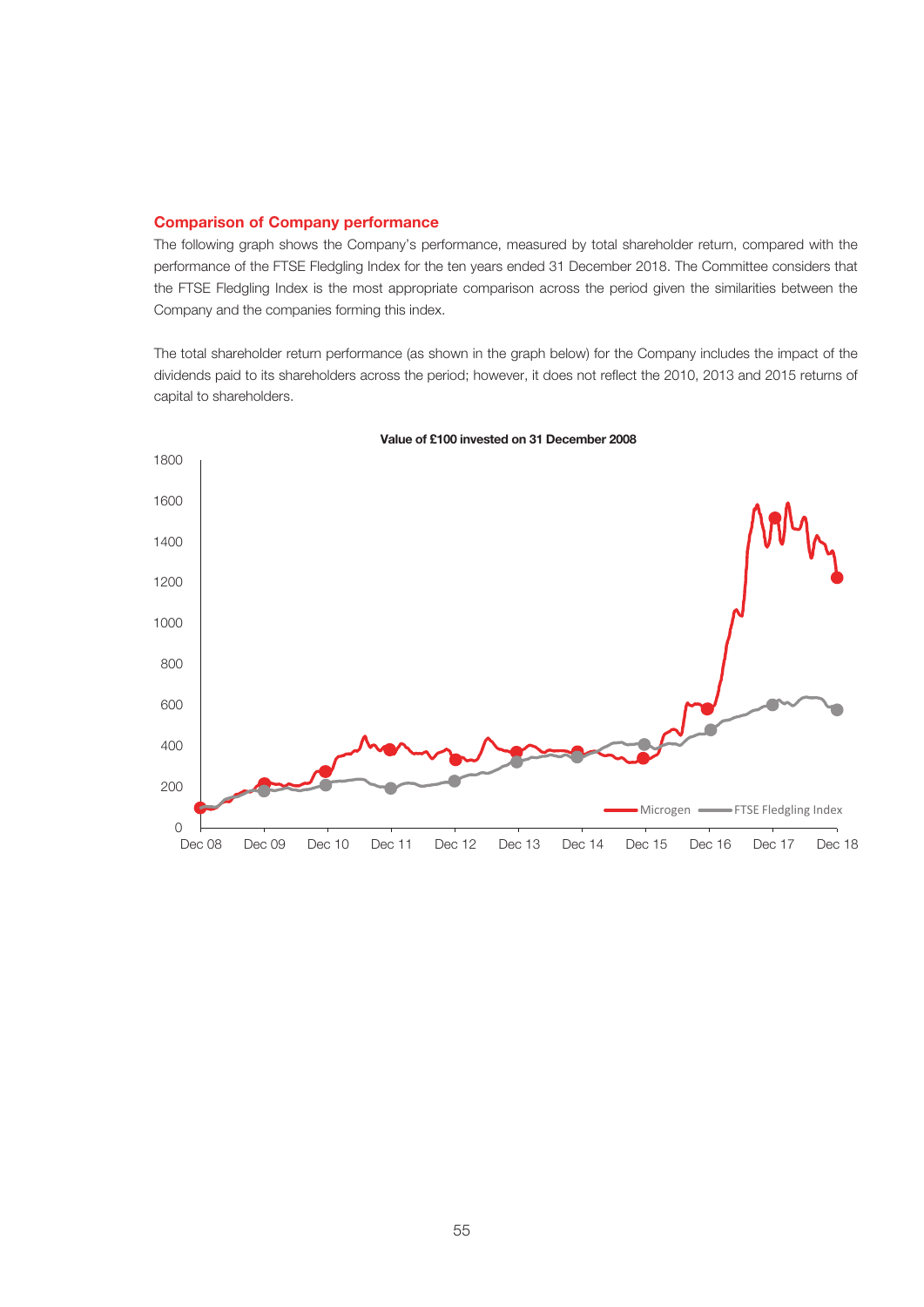## Comparison of Company performance

The following graph shows the Company's performance, measured by total shareholder return, compared with the performance of the FTSE Fledgling Index for the ten years ended 31 December 2018. The Committee considers that the FTSE Fledgling Index is the most appropriate comparison across the period given the similarities between the Company and the companies forming this index.

The total shareholder return performance (as shown in the graph below) for the Company includes the impact of the dividends paid to its shareholders across the period; however, it does not reflect the 2010, 2013 and 2015 returns of capital to shareholders.

**Value of £100 invested on 31 December 2008**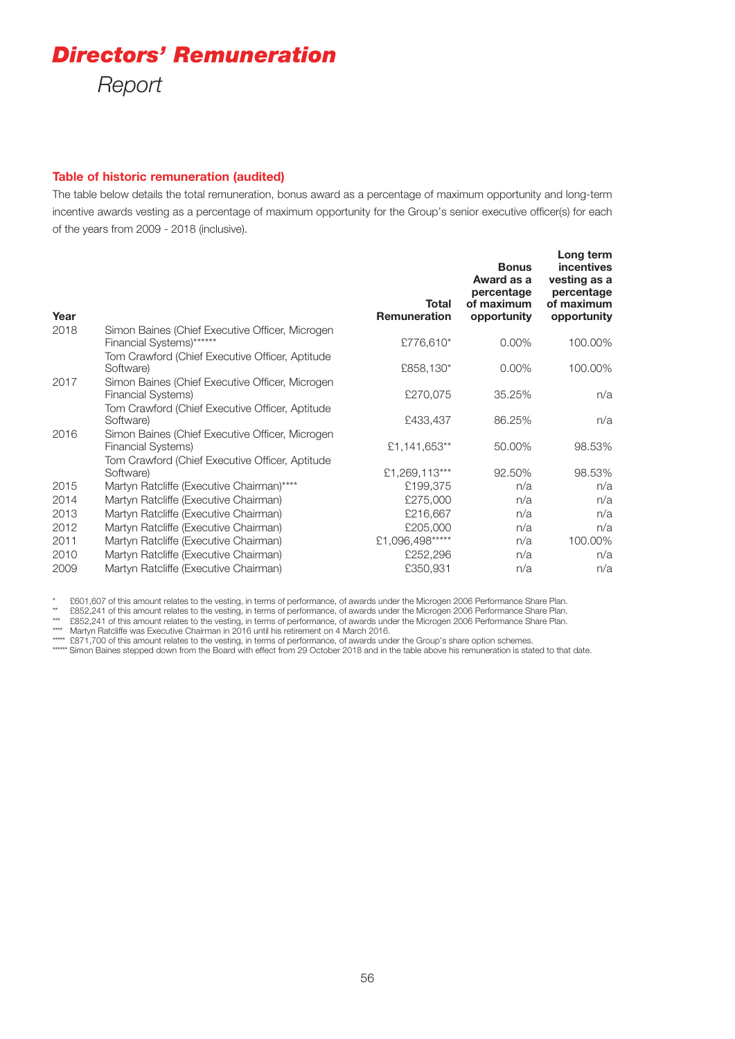# Directors' Remuneration

*Report*

## Table of historic remuneration (audited)

The table below details the total remuneration, bonus award as a percentage of maximum opportunity and long-term incentive awards vesting as a percentage of maximum opportunity for the Group's senior executive officer(s) for each of the years from 2009 - 2018 (inclusive).

| Year | | Total Remuneration | Bonus Award as a percentage of maximum opportunity | Long term incentives vesting as a percentage of maximum opportunity |
|---|---|---|---|---|
| 2018 | Simon Baines (Chief Executive Officer, Microgen Financial Systems)****** | £776,610* | 0.00% | 100.00% |
| | Tom Crawford (Chief Executive Officer, Aptitude Software) | £858,130* | 0.00% | 100.00% |
| 2017 | Simon Baines (Chief Executive Officer, Microgen Financial Systems) | £270,075 | 35.25% | n/a |
| | Tom Crawford (Chief Executive Officer, Aptitude Software) | £433,437 | 86.25% | n/a |
| 2016 | Simon Baines (Chief Executive Officer, Microgen Financial Systems) | £1,141,653** | 50.00% | 98.53% |
| | Tom Crawford (Chief Executive Officer, Aptitude Software) | £1,269,113*** | 92.50% | 98.53% |
| 2015 | Martyn Ratcliffe (Executive Chairman)**** | £199,375 | n/a | n/a |
| 2014 | Martyn Ratcliffe (Executive Chairman) | £275,000 | n/a | n/a |
| 2013 | Martyn Ratcliffe (Executive Chairman) | £216,667 | n/a | n/a |
| 2012 | Martyn Ratcliffe (Executive Chairman) | £205,000 | n/a | n/a |
| 2011 | Martyn Ratcliffe (Executive Chairman) | £1,096,498***** | n/a | 100.00% |
| 2010 | Martyn Ratcliffe (Executive Chairman) | £252,296 | n/a | n/a |
| 2009 | Martyn Ratcliffe (Executive Chairman) | £350,931 | n/a | n/a |

\* £601,607 of this amount relates to the vesting, in terms of performance, of awards under the Microgen 2006 Performance Share Plan.

\** £852,241 of this amount relates to the vesting, in terms of performance, of awards under the Microgen 2006 Performance Share Plan.

\*** £852,241 of this amount relates to the vesting, in terms of performance, of awards under the Microgen 2006 Performance Share Plan.

\**** Martyn Ratcliffe was Executive Chairman in 2016 until his retirement on 4 March 2016.

\***** £871,700 of this amount relates to the vesting, in terms of performance, of awards under the Group's share option schemes.

\****** Simon Baines stepped down from the Board with effect from 29 October 2018 and in the table above his remuneration is stated to that date.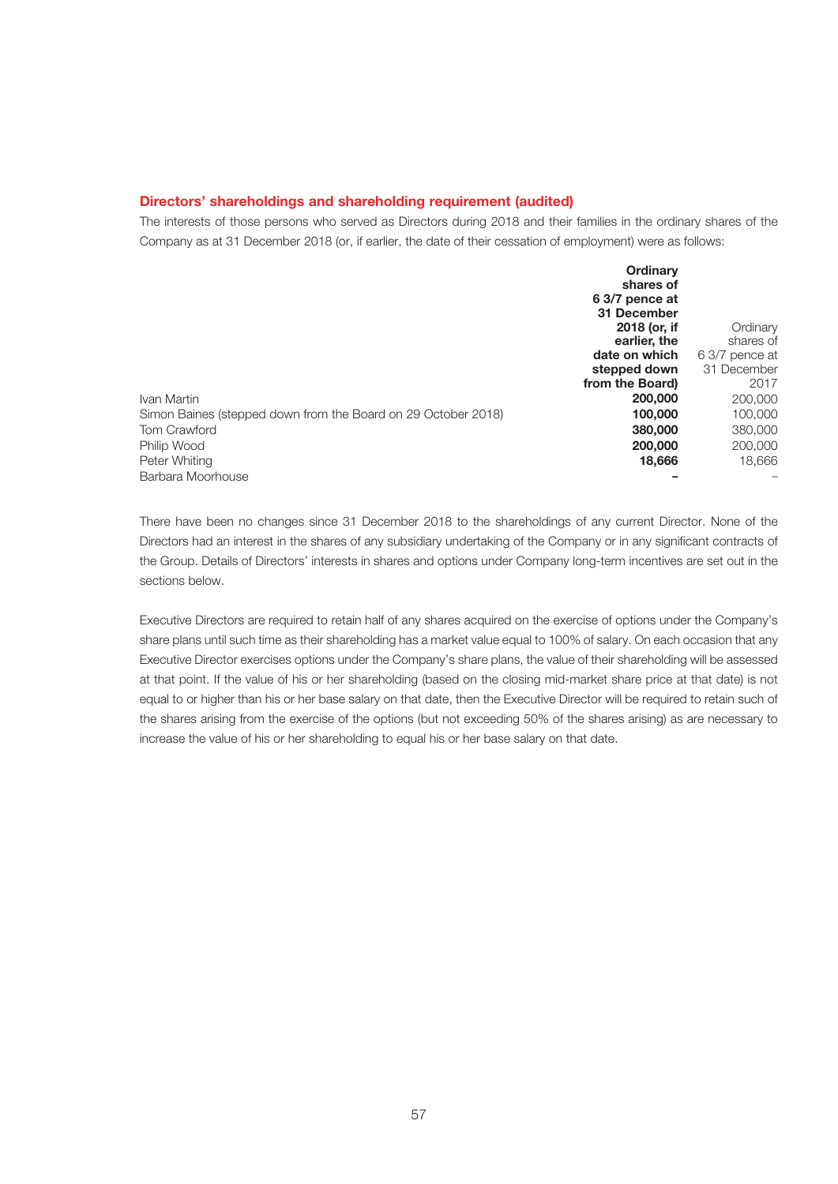## Directors' shareholdings and shareholding requirement (audited)

The interests of those persons who served as Directors during 2018 and their families in the ordinary shares of the Company as at 31 December 2018 (or, if earlier, the date of their cessation of employment) were as follows:

| | **Ordinary shares of 6 3/7 pence at 31 December 2018 (or, if earlier, the date on which stepped down from the Board)** | Ordinary shares of 6 3/7 pence at 31 December 2017 |
|---|---|---|
| Ivan Martin | **200,000** | 200,000 |
| Simon Baines (stepped down from the Board on 29 October 2018) | **100,000** | 100,000 |
| Tom Crawford | **380,000** | 380,000 |
| Philip Wood | **200,000** | 200,000 |
| Peter Whiting | **18,666** | 18,666 |
| Barbara Moorhouse | **–** | – |

There have been no changes since 31 December 2018 to the shareholdings of any current Director. None of the Directors had an interest in the shares of any subsidiary undertaking of the Company or in any significant contracts of the Group. Details of Directors' interests in shares and options under Company long-term incentives are set out in the sections below.

Executive Directors are required to retain half of any shares acquired on the exercise of options under the Company's share plans until such time as their shareholding has a market value equal to 100% of salary. On each occasion that any Executive Director exercises options under the Company's share plans, the value of their shareholding will be assessed at that point. If the value of his or her shareholding (based on the closing mid-market share price at that date) is not equal to or higher than his or her base salary on that date, then the Executive Director will be required to retain such of the shares arising from the exercise of the options (but not exceeding 50% of the shares arising) as are necessary to increase the value of his or her shareholding to equal his or her base salary on that date.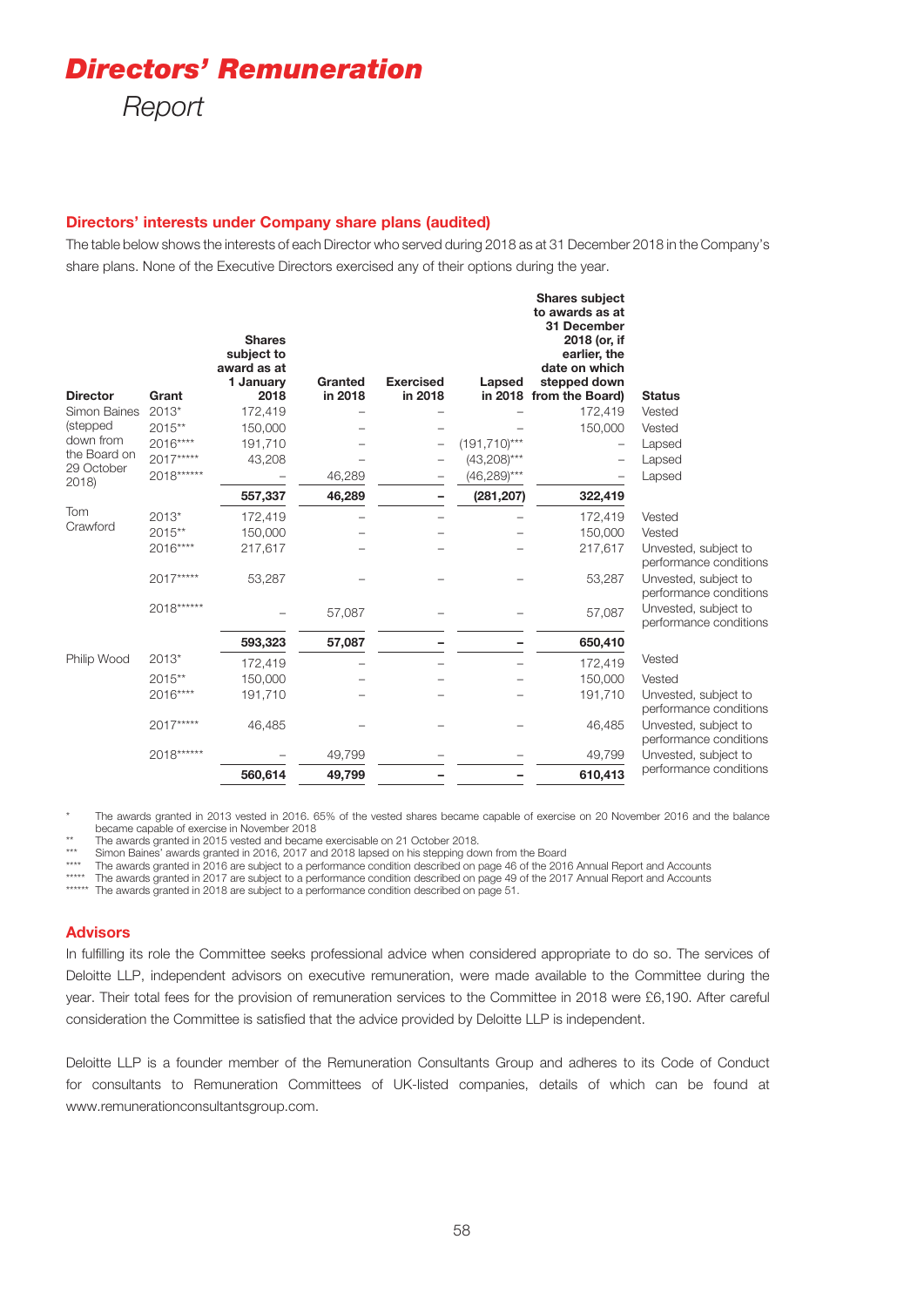# Directors' Remuneration Report

## Directors' interests under Company share plans (audited)

The table below shows the interests of each Director who served during 2018 as at 31 December 2018 in the Company's share plans. None of the Executive Directors exercised any of their options during the year.

| Director | Grant | Shares subject to award as at 1 January 2018 | Granted in 2018 | Exercised in 2018 | Lapsed in 2018 | Shares subject to awards as at 31 December 2018 (or, if earlier, the date on which stepped down from the Board) | Status |
|---|---|---|---|---|---|---|---|
| Simon Baines (stepped down from the Board on 29 October 2018) | 2013* | 172,419 | – | – | – | 172,419 | Vested |
| | 2015** | 150,000 | – | – | – | 150,000 | Vested |
| | 2016**** | 191,710 | – | – | (191,710)*** | – | Lapsed |
| | 2017***** | 43,208 | – | – | (43,208)*** | – | Lapsed |
| | 2018****** | – | 46,289 | – | (46,289)*** | – | Lapsed |
| | | **557,337** | **46,289** | **–** | **(281,207)** | **322,419** | |
| Tom Crawford | 2013* | 172,419 | – | – | – | 172,419 | Vested |
| | 2015** | 150,000 | – | – | – | 150,000 | Vested |
| | 2016**** | 217,617 | – | – | – | 217,617 | Unvested, subject to performance conditions |
| | 2017***** | 53,287 | – | – | – | 53,287 | Unvested, subject to performance conditions |
| | 2018****** | – | 57,087 | – | – | 57,087 | Unvested, subject to performance conditions |
| | | **593,323** | **57,087** | **–** | **–** | **650,410** | |
| Philip Wood | 2013* | 172,419 | – | – | – | 172,419 | Vested |
| | 2015** | 150,000 | – | – | – | 150,000 | Vested |
| | 2016**** | 191,710 | – | – | – | 191,710 | Unvested, subject to performance conditions |
| | 2017***** | 46,485 | – | – | – | 46,485 | Unvested, subject to performance conditions |
| | 2018****** | – | 49,799 | – | – | 49,799 | Unvested, subject to performance conditions |
| | | **560,614** | **49,799** | **–** | **–** | **610,413** | |

\* The awards granted in 2013 vested in 2016. 65% of the vested shares became capable of exercise on 20 November 2016 and the balance became capable of exercise in November 2018

** The awards granted in 2015 vested and became exercisable on 21 October 2018.

*** Simon Baines' awards granted in 2016, 2017 and 2018 lapsed on his stepping down from the Board

**** The awards granted in 2016 are subject to a performance condition described on page 46 of the 2016 Annual Report and Accounts

***** The awards granted in 2017 are subject to a performance condition described on page 49 of the 2017 Annual Report and Accounts

****** The awards granted in 2018 are subject to a performance condition described on page 51.

## Advisors

In fulfilling its role the Committee seeks professional advice when considered appropriate to do so. The services of Deloitte LLP, independent advisors on executive remuneration, were made available to the Committee during the year. Their total fees for the provision of remuneration services to the Committee in 2018 were £6,190. After careful consideration the Committee is satisfied that the advice provided by Deloitte LLP is independent.

Deloitte LLP is a founder member of the Remuneration Consultants Group and adheres to its Code of Conduct for consultants to Remuneration Committees of UK-listed companies, details of which can be found at www.remunerationconsultantsgroup.com.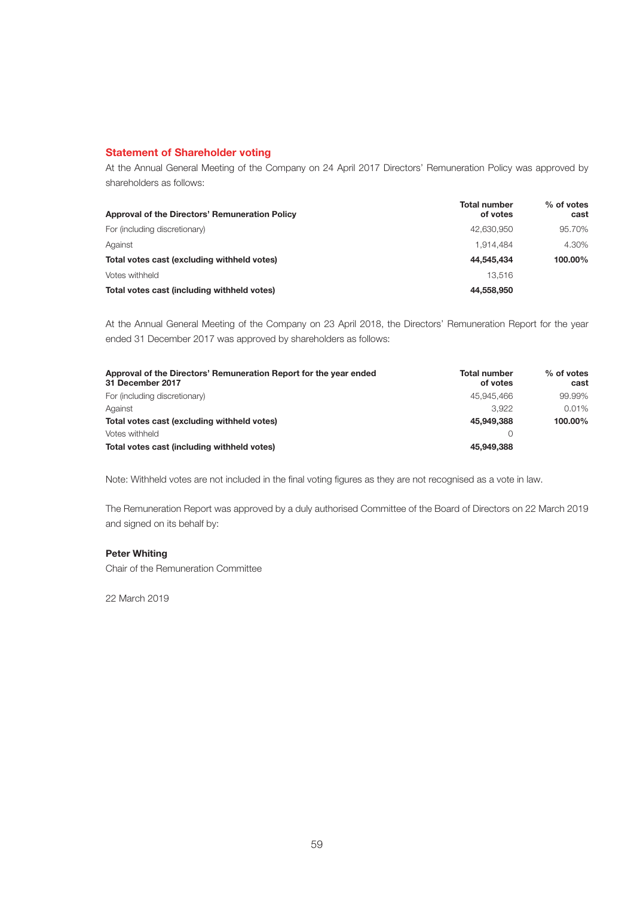## Statement of Shareholder voting

At the Annual General Meeting of the Company on 24 April 2017 Directors' Remuneration Policy was approved by shareholders as follows:

| Approval of the Directors' Remuneration Policy | Total number of votes | % of votes cast |
|---|---|---|
| For (including discretionary) | 42,630,950 | 95.70% |
| Against | 1,914,484 | 4.30% |
| **Total votes cast (excluding withheld votes)** | **44,545,434** | **100.00%** |
| Votes withheld | 13,516 | |
| **Total votes cast (including withheld votes)** | **44,558,950** | |

At the Annual General Meeting of the Company on 23 April 2018, the Directors' Remuneration Report for the year ended 31 December 2017 was approved by shareholders as follows:

| Approval of the Directors' Remuneration Report for the year ended 31 December 2017 | Total number of votes | % of votes cast |
|---|---|---|
| For (including discretionary) | 45,945,466 | 99.99% |
| Against | 3,922 | 0.01% |
| **Total votes cast (excluding withheld votes)** | **45,949,388** | **100.00%** |
| Votes withheld | 0 | |
| **Total votes cast (including withheld votes)** | **45,949,388** | |

Note: Withheld votes are not included in the final voting figures as they are not recognised as a vote in law.

The Remuneration Report was approved by a duly authorised Committee of the Board of Directors on 22 March 2019 and signed on its behalf by:

**Peter Whiting**
Chair of the Remuneration Committee

22 March 2019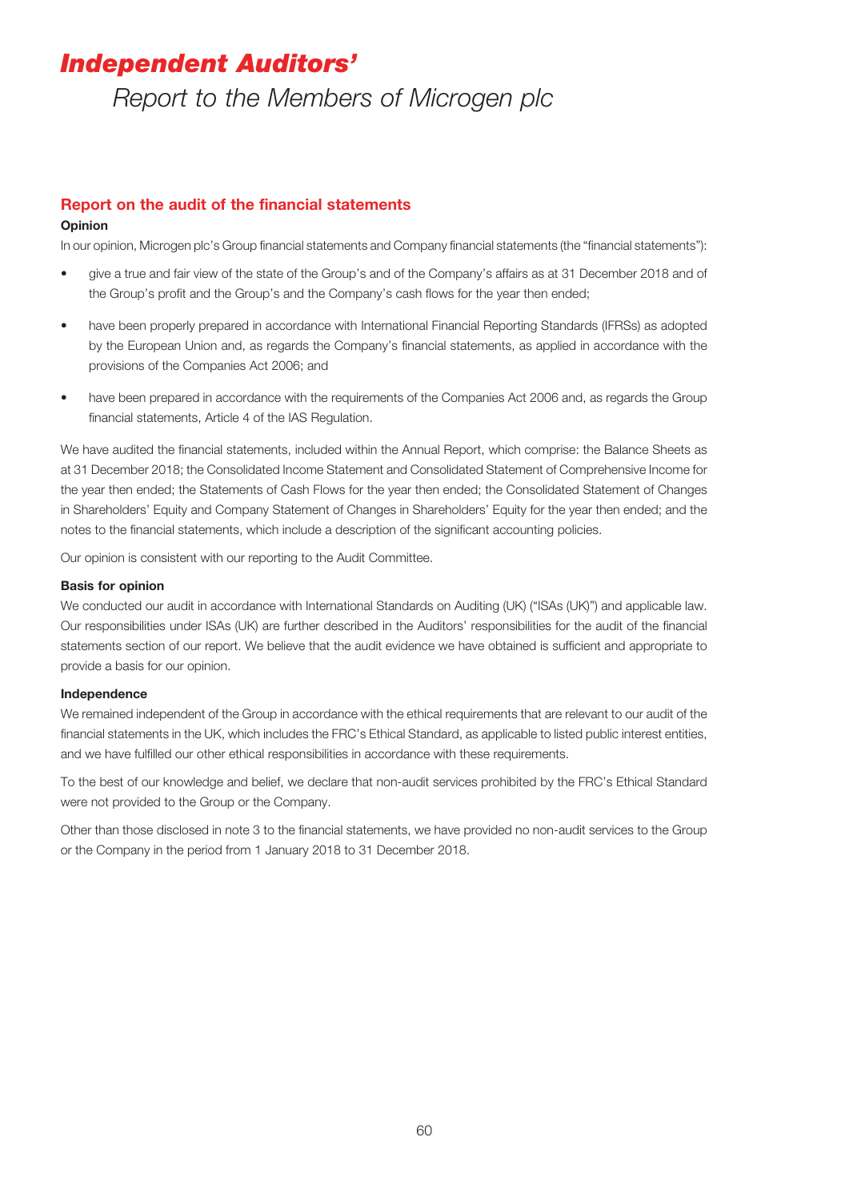# *Independent Auditors'*

## *Report to the Members of Microgen plc*

### Report on the audit of the financial statements

**Opinion**

In our opinion, Microgen plc's Group financial statements and Company financial statements (the "financial statements"):

- give a true and fair view of the state of the Group's and of the Company's affairs as at 31 December 2018 and of the Group's profit and the Group's and the Company's cash flows for the year then ended;
- have been properly prepared in accordance with International Financial Reporting Standards (IFRSs) as adopted by the European Union and, as regards the Company's financial statements, as applied in accordance with the provisions of the Companies Act 2006; and
- have been prepared in accordance with the requirements of the Companies Act 2006 and, as regards the Group financial statements, Article 4 of the IAS Regulation.

We have audited the financial statements, included within the Annual Report, which comprise: the Balance Sheets as at 31 December 2018; the Consolidated Income Statement and Consolidated Statement of Comprehensive Income for the year then ended; the Statements of Cash Flows for the year then ended; the Consolidated Statement of Changes in Shareholders' Equity and Company Statement of Changes in Shareholders' Equity for the year then ended; and the notes to the financial statements, which include a description of the significant accounting policies.

Our opinion is consistent with our reporting to the Audit Committee.

**Basis for opinion**

We conducted our audit in accordance with International Standards on Auditing (UK) ("ISAs (UK)") and applicable law. Our responsibilities under ISAs (UK) are further described in the Auditors' responsibilities for the audit of the financial statements section of our report. We believe that the audit evidence we have obtained is sufficient and appropriate to provide a basis for our opinion.

**Independence**

We remained independent of the Group in accordance with the ethical requirements that are relevant to our audit of the financial statements in the UK, which includes the FRC's Ethical Standard, as applicable to listed public interest entities, and we have fulfilled our other ethical responsibilities in accordance with these requirements.

To the best of our knowledge and belief, we declare that non-audit services prohibited by the FRC's Ethical Standard were not provided to the Group or the Company.

Other than those disclosed in note 3 to the financial statements, we have provided no non-audit services to the Group or the Company in the period from 1 January 2018 to 31 December 2018.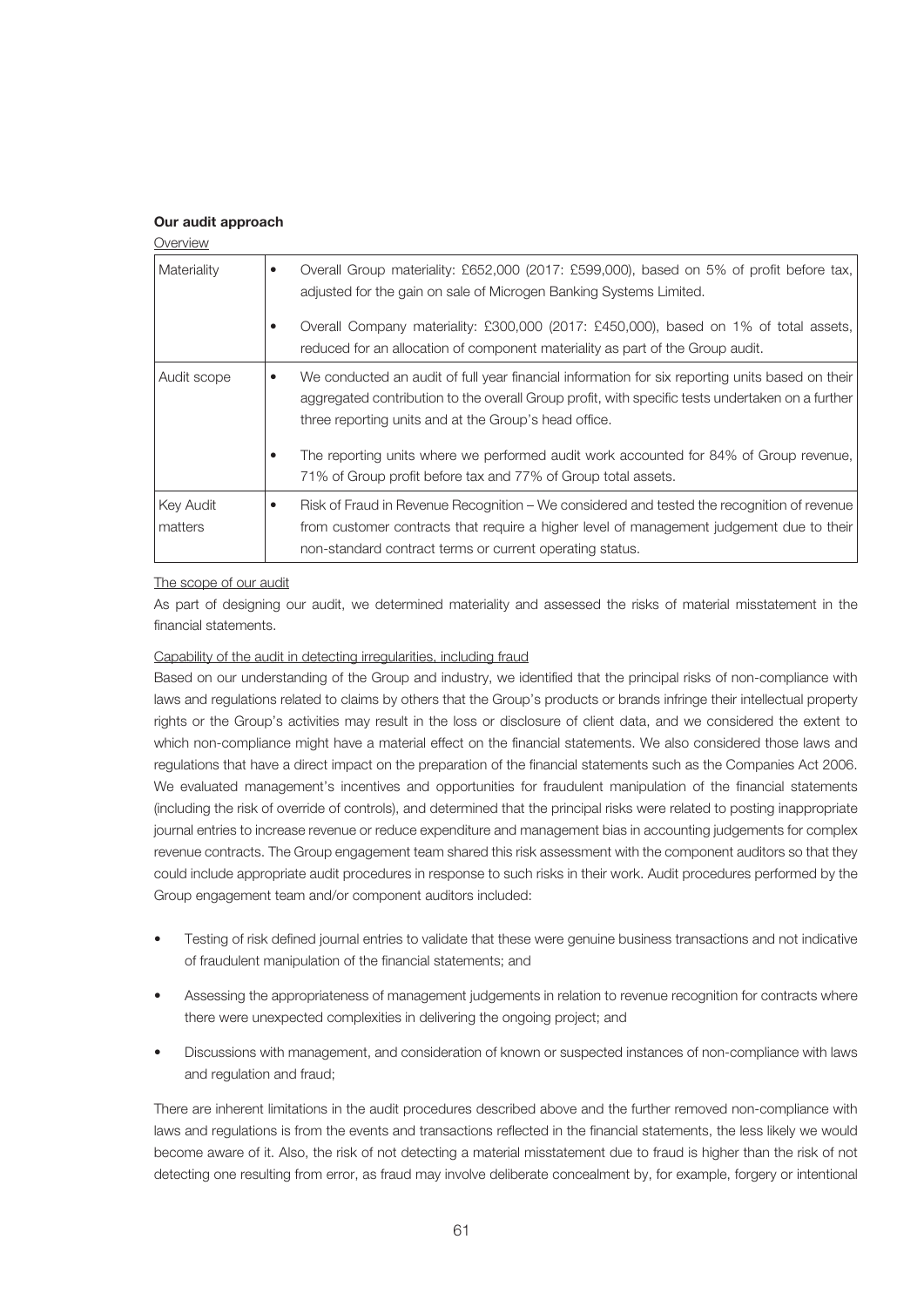**Our audit approach**

Overview

| | |
|---|---|
| Materiality | • Overall Group materiality: £652,000 (2017: £599,000), based on 5% of profit before tax, adjusted for the gain on sale of Microgen Banking Systems Limited.<br>• Overall Company materiality: £300,000 (2017: £450,000), based on 1% of total assets, reduced for an allocation of component materiality as part of the Group audit. |
| Audit scope | • We conducted an audit of full year financial information for six reporting units based on their aggregated contribution to the overall Group profit, with specific tests undertaken on a further three reporting units and at the Group's head office.<br>• The reporting units where we performed audit work accounted for 84% of Group revenue, 71% of Group profit before tax and 77% of Group total assets. |
| Key Audit matters | • Risk of Fraud in Revenue Recognition – We considered and tested the recognition of revenue from customer contracts that require a higher level of management judgement due to their non-standard contract terms or current operating status. |

The scope of our audit

As part of designing our audit, we determined materiality and assessed the risks of material misstatement in the financial statements.

Capability of the audit in detecting irregularities, including fraud

Based on our understanding of the Group and industry, we identified that the principal risks of non-compliance with laws and regulations related to claims by others that the Group's products or brands infringe their intellectual property rights or the Group's activities may result in the loss or disclosure of client data, and we considered the extent to which non-compliance might have a material effect on the financial statements. We also considered those laws and regulations that have a direct impact on the preparation of the financial statements such as the Companies Act 2006. We evaluated management's incentives and opportunities for fraudulent manipulation of the financial statements (including the risk of override of controls), and determined that the principal risks were related to posting inappropriate journal entries to increase revenue or reduce expenditure and management bias in accounting judgements for complex revenue contracts. The Group engagement team shared this risk assessment with the component auditors so that they could include appropriate audit procedures in response to such risks in their work. Audit procedures performed by the Group engagement team and/or component auditors included:

- Testing of risk defined journal entries to validate that these were genuine business transactions and not indicative of fraudulent manipulation of the financial statements; and
- Assessing the appropriateness of management judgements in relation to revenue recognition for contracts where there were unexpected complexities in delivering the ongoing project; and
- Discussions with management, and consideration of known or suspected instances of non-compliance with laws and regulation and fraud;

There are inherent limitations in the audit procedures described above and the further removed non-compliance with laws and regulations is from the events and transactions reflected in the financial statements, the less likely we would become aware of it. Also, the risk of not detecting a material misstatement due to fraud is higher than the risk of not detecting one resulting from error, as fraud may involve deliberate concealment by, for example, forgery or intentional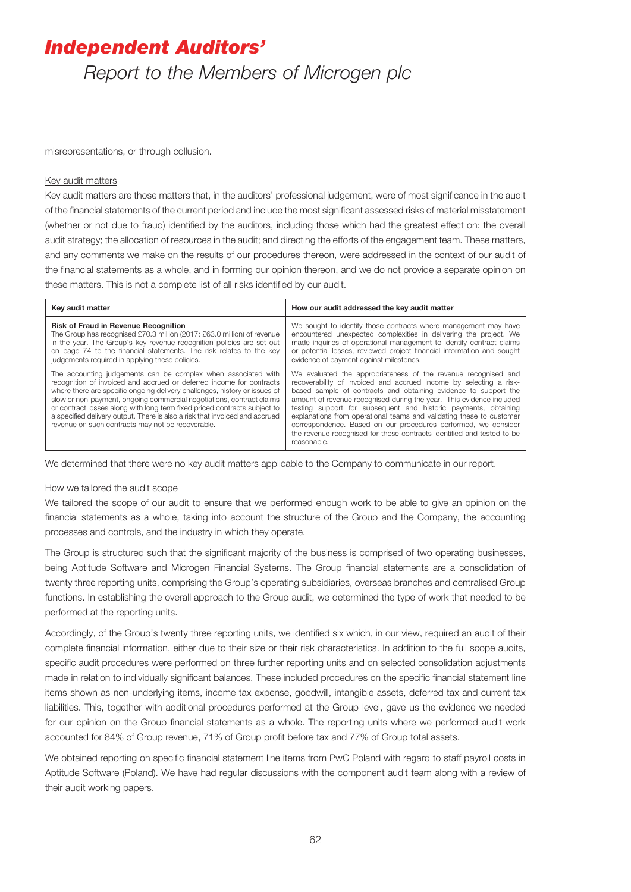misrepresentations, or through collusion.

Key audit matters

Key audit matters are those matters that, in the auditors' professional judgement, were of most significance in the audit of the financial statements of the current period and include the most significant assessed risks of material misstatement (whether or not due to fraud) identified by the auditors, including those which had the greatest effect on: the overall audit strategy; the allocation of resources in the audit; and directing the efforts of the engagement team. These matters, and any comments we make on the results of our procedures thereon, were addressed in the context of our audit of the financial statements as a whole, and in forming our opinion thereon, and we do not provide a separate opinion on these matters. This is not a complete list of all risks identified by our audit.

| Key audit matter | How our audit addressed the key audit matter |
|---|---|
| **Risk of Fraud in Revenue Recognition**<br>The Group has recognised £70.3 million (2017: £63.0 million) of revenue in the year. The Group's key revenue recognition policies are set out on page 74 to the financial statements. The risk relates to the key judgements required in applying these policies.<br><br>The accounting judgements can be complex when associated with recognition of invoiced and accrued or deferred income for contracts where there are specific ongoing delivery challenges, history or issues of slow or non-payment, ongoing commercial negotiations, contract claims or contract losses along with long term fixed priced contracts subject to a specified delivery output. There is also a risk that invoiced and accrued revenue on such contracts may not be recoverable. | We sought to identify those contracts where management may have encountered unexpected complexities in delivering the project. We made inquiries of operational management to identify contract claims or potential losses, reviewed project financial information and sought evidence of payment against milestones.<br><br>We evaluated the appropriateness of the revenue recognised and recoverability of invoiced and accrued income by selecting a risk-based sample of contracts and obtaining evidence to support the amount of revenue recognised during the year. This evidence included testing support for subsequent and historic payments, obtaining explanations from operational teams and validating these to customer correspondence. Based on our procedures performed, we consider the revenue recognised for those contracts identified and tested to be reasonable. |

We determined that there were no key audit matters applicable to the Company to communicate in our report.

How we tailored the audit scope

We tailored the scope of our audit to ensure that we performed enough work to be able to give an opinion on the financial statements as a whole, taking into account the structure of the Group and the Company, the accounting processes and controls, and the industry in which they operate.

The Group is structured such that the significant majority of the business is comprised of two operating businesses, being Aptitude Software and Microgen Financial Systems. The Group financial statements are a consolidation of twenty three reporting units, comprising the Group's operating subsidiaries, overseas branches and centralised Group functions. In establishing the overall approach to the Group audit, we determined the type of work that needed to be performed at the reporting units.

Accordingly, of the Group's twenty three reporting units, we identified six which, in our view, required an audit of their complete financial information, either due to their size or their risk characteristics. In addition to the full scope audits, specific audit procedures were performed on three further reporting units and on selected consolidation adjustments made in relation to individually significant balances. These included procedures on the specific financial statement line items shown as non-underlying items, income tax expense, goodwill, intangible assets, deferred tax and current tax liabilities. This, together with additional procedures performed at the Group level, gave us the evidence we needed for our opinion on the Group financial statements as a whole. The reporting units where we performed audit work accounted for 84% of Group revenue, 71% of Group profit before tax and 77% of Group total assets.

We obtained reporting on specific financial statement line items from PwC Poland with regard to staff payroll costs in Aptitude Software (Poland). We have had regular discussions with the component audit team along with a review of their audit working papers.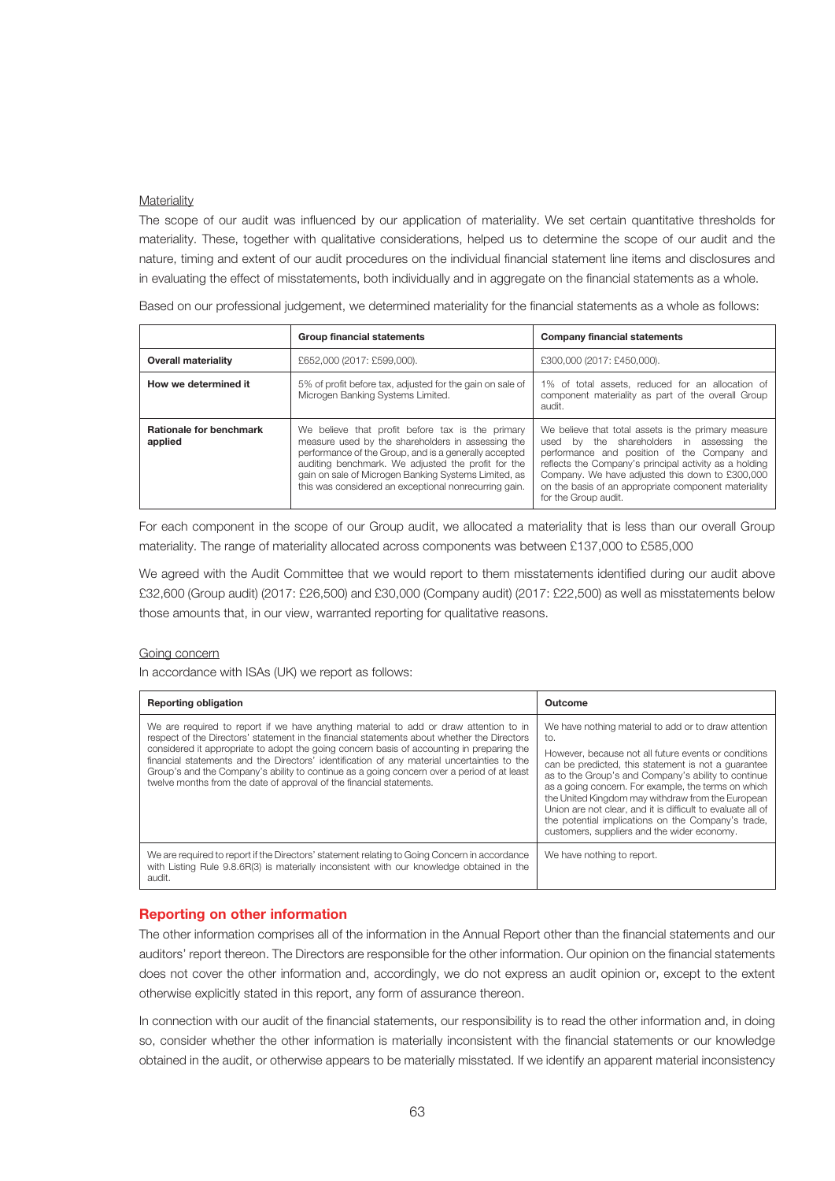Materiality

The scope of our audit was influenced by our application of materiality. We set certain quantitative thresholds for materiality. These, together with qualitative considerations, helped us to determine the scope of our audit and the nature, timing and extent of our audit procedures on the individual financial statement line items and disclosures and in evaluating the effect of misstatements, both individually and in aggregate on the financial statements as a whole.

Based on our professional judgement, we determined materiality for the financial statements as a whole as follows:

| | Group financial statements | Company financial statements |
|---|---|---|
| **Overall materiality** | £652,000 (2017: £599,000). | £300,000 (2017: £450,000). |
| **How we determined it** | 5% of profit before tax, adjusted for the gain on sale of Microgen Banking Systems Limited. | 1% of total assets, reduced for an allocation of component materiality as part of the overall Group audit. |
| **Rationale for benchmark applied** | We believe that profit before tax is the primary measure used by the shareholders in assessing the performance of the Group, and is a generally accepted auditing benchmark. We adjusted the profit for the gain on sale of Microgen Banking Systems Limited, as this was considered an exceptional nonrecurring gain. | We believe that total assets is the primary measure used by the shareholders in assessing the performance and position of the Company and reflects the Company's principal activity as a holding Company. We have adjusted this down to £300,000 on the basis of an appropriate component materiality for the Group audit. |

For each component in the scope of our Group audit, we allocated a materiality that is less than our overall Group materiality. The range of materiality allocated across components was between £137,000 to £585,000

We agreed with the Audit Committee that we would report to them misstatements identified during our audit above £32,600 (Group audit) (2017: £26,500) and £30,000 (Company audit) (2017: £22,500) as well as misstatements below those amounts that, in our view, warranted reporting for qualitative reasons.

Going concern

In accordance with ISAs (UK) we report as follows:

| Reporting obligation | Outcome |
|---|---|
| We are required to report if we have anything material to add or draw attention to in respect of the Directors' statement in the financial statements about whether the Directors considered it appropriate to adopt the going concern basis of accounting in preparing the financial statements and the Directors' identification of any material uncertainties to the Group's and the Company's ability to continue as a going concern over a period of at least twelve months from the date of approval of the financial statements. | We have nothing material to add or to draw attention to.<br><br>However, because not all future events or conditions can be predicted, this statement is not a guarantee as to the Group's and Company's ability to continue as a going concern. For example, the terms on which the United Kingdom may withdraw from the European Union are not clear, and it is difficult to evaluate all of the potential implications on the Company's trade, customers, suppliers and the wider economy. |
| We are required to report if the Directors' statement relating to Going Concern in accordance with Listing Rule 9.8.6R(3) is materially inconsistent with our knowledge obtained in the audit. | We have nothing to report. |

## Reporting on other information

The other information comprises all of the information in the Annual Report other than the financial statements and our auditors' report thereon. The Directors are responsible for the other information. Our opinion on the financial statements does not cover the other information and, accordingly, we do not express an audit opinion or, except to the extent otherwise explicitly stated in this report, any form of assurance thereon.

In connection with our audit of the financial statements, our responsibility is to read the other information and, in doing so, consider whether the other information is materially inconsistent with the financial statements or our knowledge obtained in the audit, or otherwise appears to be materially misstated. If we identify an apparent material inconsistency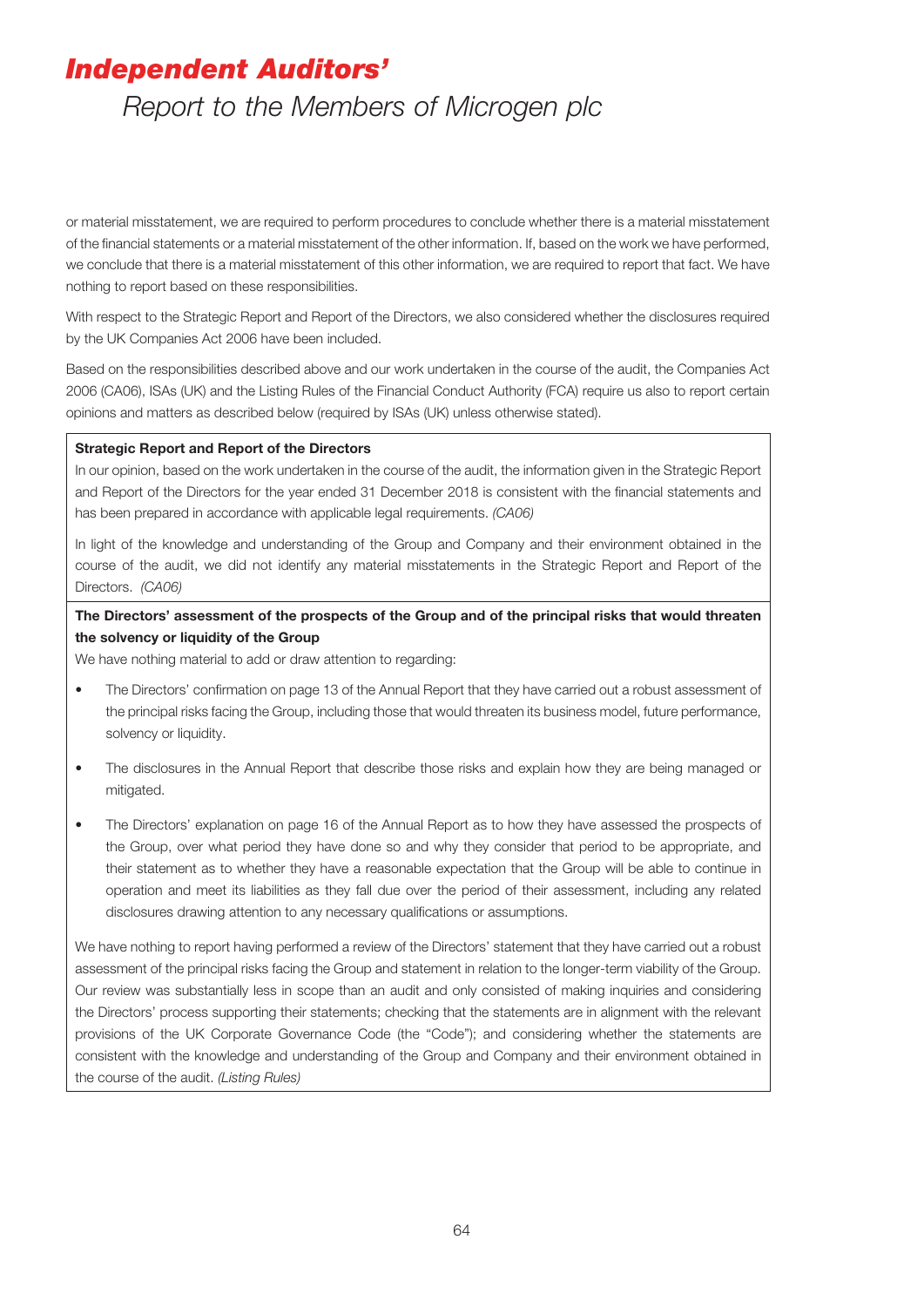or material misstatement, we are required to perform procedures to conclude whether there is a material misstatement of the financial statements or a material misstatement of the other information. If, based on the work we have performed, we conclude that there is a material misstatement of this other information, we are required to report that fact. We have nothing to report based on these responsibilities.

With respect to the Strategic Report and Report of the Directors, we also considered whether the disclosures required by the UK Companies Act 2006 have been included.

Based on the responsibilities described above and our work undertaken in the course of the audit, the Companies Act 2006 (CA06), ISAs (UK) and the Listing Rules of the Financial Conduct Authority (FCA) require us also to report certain opinions and matters as described below (required by ISAs (UK) unless otherwise stated).

**Strategic Report and Report of the Directors**

In our opinion, based on the work undertaken in the course of the audit, the information given in the Strategic Report and Report of the Directors for the year ended 31 December 2018 is consistent with the financial statements and has been prepared in accordance with applicable legal requirements. *(CA06)*

In light of the knowledge and understanding of the Group and Company and their environment obtained in the course of the audit, we did not identify any material misstatements in the Strategic Report and Report of the Directors. *(CA06)*

**The Directors' assessment of the prospects of the Group and of the principal risks that would threaten the solvency or liquidity of the Group**

We have nothing material to add or draw attention to regarding:

- The Directors' confirmation on page 13 of the Annual Report that they have carried out a robust assessment of the principal risks facing the Group, including those that would threaten its business model, future performance, solvency or liquidity.
- The disclosures in the Annual Report that describe those risks and explain how they are being managed or mitigated.
- The Directors' explanation on page 16 of the Annual Report as to how they have assessed the prospects of the Group, over what period they have done so and why they consider that period to be appropriate, and their statement as to whether they have a reasonable expectation that the Group will be able to continue in operation and meet its liabilities as they fall due over the period of their assessment, including any related disclosures drawing attention to any necessary qualifications or assumptions.

We have nothing to report having performed a review of the Directors' statement that they have carried out a robust assessment of the principal risks facing the Group and statement in relation to the longer-term viability of the Group. Our review was substantially less in scope than an audit and only consisted of making inquiries and considering the Directors' process supporting their statements; checking that the statements are in alignment with the relevant provisions of the UK Corporate Governance Code (the "Code"); and considering whether the statements are consistent with the knowledge and understanding of the Group and Company and their environment obtained in the course of the audit. *(Listing Rules)*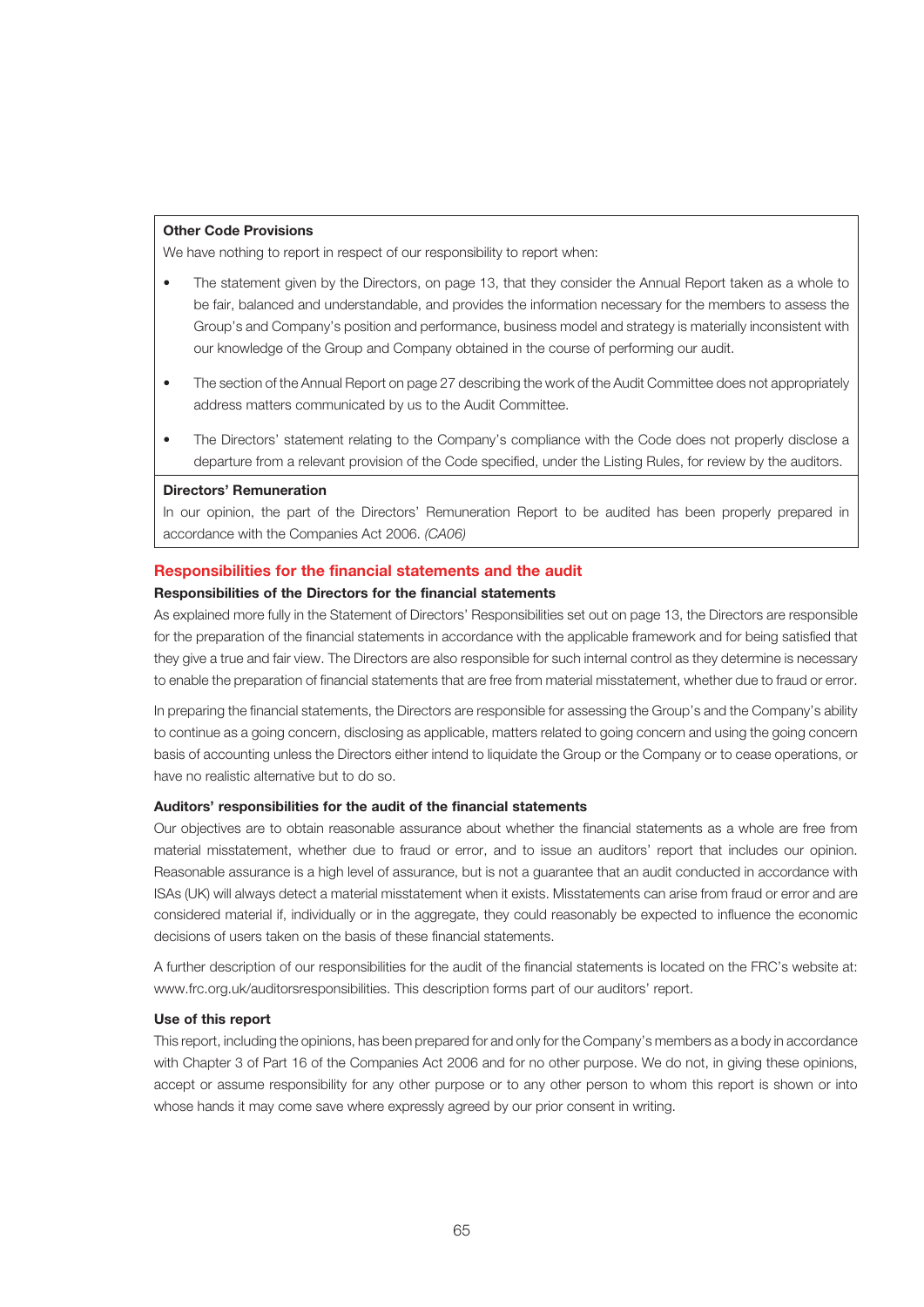**Other Code Provisions**

We have nothing to report in respect of our responsibility to report when:

- The statement given by the Directors, on page 13, that they consider the Annual Report taken as a whole to be fair, balanced and understandable, and provides the information necessary for the members to assess the Group's and Company's position and performance, business model and strategy is materially inconsistent with our knowledge of the Group and Company obtained in the course of performing our audit.
- The section of the Annual Report on page 27 describing the work of the Audit Committee does not appropriately address matters communicated by us to the Audit Committee.
- The Directors' statement relating to the Company's compliance with the Code does not properly disclose a departure from a relevant provision of the Code specified, under the Listing Rules, for review by the auditors.

**Directors' Remuneration**

In our opinion, the part of the Directors' Remuneration Report to be audited has been properly prepared in accordance with the Companies Act 2006. *(CA06)*

## Responsibilities for the financial statements and the audit

### Responsibilities of the Directors for the financial statements

As explained more fully in the Statement of Directors' Responsibilities set out on page 13, the Directors are responsible for the preparation of the financial statements in accordance with the applicable framework and for being satisfied that they give a true and fair view. The Directors are also responsible for such internal control as they determine is necessary to enable the preparation of financial statements that are free from material misstatement, whether due to fraud or error.

In preparing the financial statements, the Directors are responsible for assessing the Group's and the Company's ability to continue as a going concern, disclosing as applicable, matters related to going concern and using the going concern basis of accounting unless the Directors either intend to liquidate the Group or the Company or to cease operations, or have no realistic alternative but to do so.

### Auditors' responsibilities for the audit of the financial statements

Our objectives are to obtain reasonable assurance about whether the financial statements as a whole are free from material misstatement, whether due to fraud or error, and to issue an auditors' report that includes our opinion. Reasonable assurance is a high level of assurance, but is not a guarantee that an audit conducted in accordance with ISAs (UK) will always detect a material misstatement when it exists. Misstatements can arise from fraud or error and are considered material if, individually or in the aggregate, they could reasonably be expected to influence the economic decisions of users taken on the basis of these financial statements.

A further description of our responsibilities for the audit of the financial statements is located on the FRC's website at: www.frc.org.uk/auditorsresponsibilities. This description forms part of our auditors' report.

### Use of this report

This report, including the opinions, has been prepared for and only for the Company's members as a body in accordance with Chapter 3 of Part 16 of the Companies Act 2006 and for no other purpose. We do not, in giving these opinions, accept or assume responsibility for any other purpose or to any other person to whom this report is shown or into whose hands it may come save where expressly agreed by our prior consent in writing.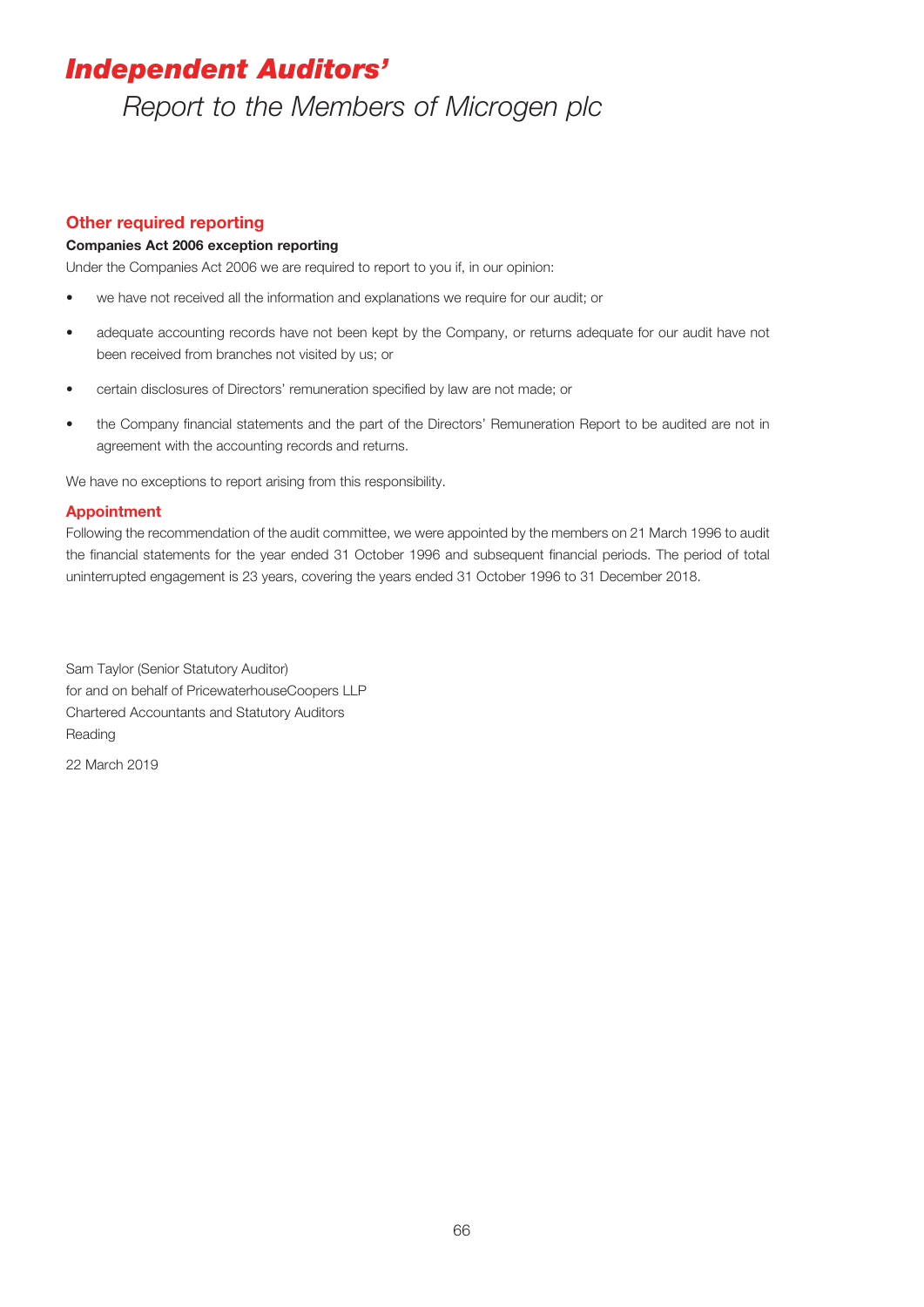# Independent Auditors'

## Report to the Members of Microgen plc

### Other required reporting

**Companies Act 2006 exception reporting**

Under the Companies Act 2006 we are required to report to you if, in our opinion:

- we have not received all the information and explanations we require for our audit; or
- adequate accounting records have not been kept by the Company, or returns adequate for our audit have not been received from branches not visited by us; or
- certain disclosures of Directors' remuneration specified by law are not made; or
- the Company financial statements and the part of the Directors' Remuneration Report to be audited are not in agreement with the accounting records and returns.

We have no exceptions to report arising from this responsibility.

### Appointment

Following the recommendation of the audit committee, we were appointed by the members on 21 March 1996 to audit the financial statements for the year ended 31 October 1996 and subsequent financial periods. The period of total uninterrupted engagement is 23 years, covering the years ended 31 October 1996 to 31 December 2018.

Sam Taylor (Senior Statutory Auditor)
for and on behalf of PricewaterhouseCoopers LLP
Chartered Accountants and Statutory Auditors
Reading

22 March 2019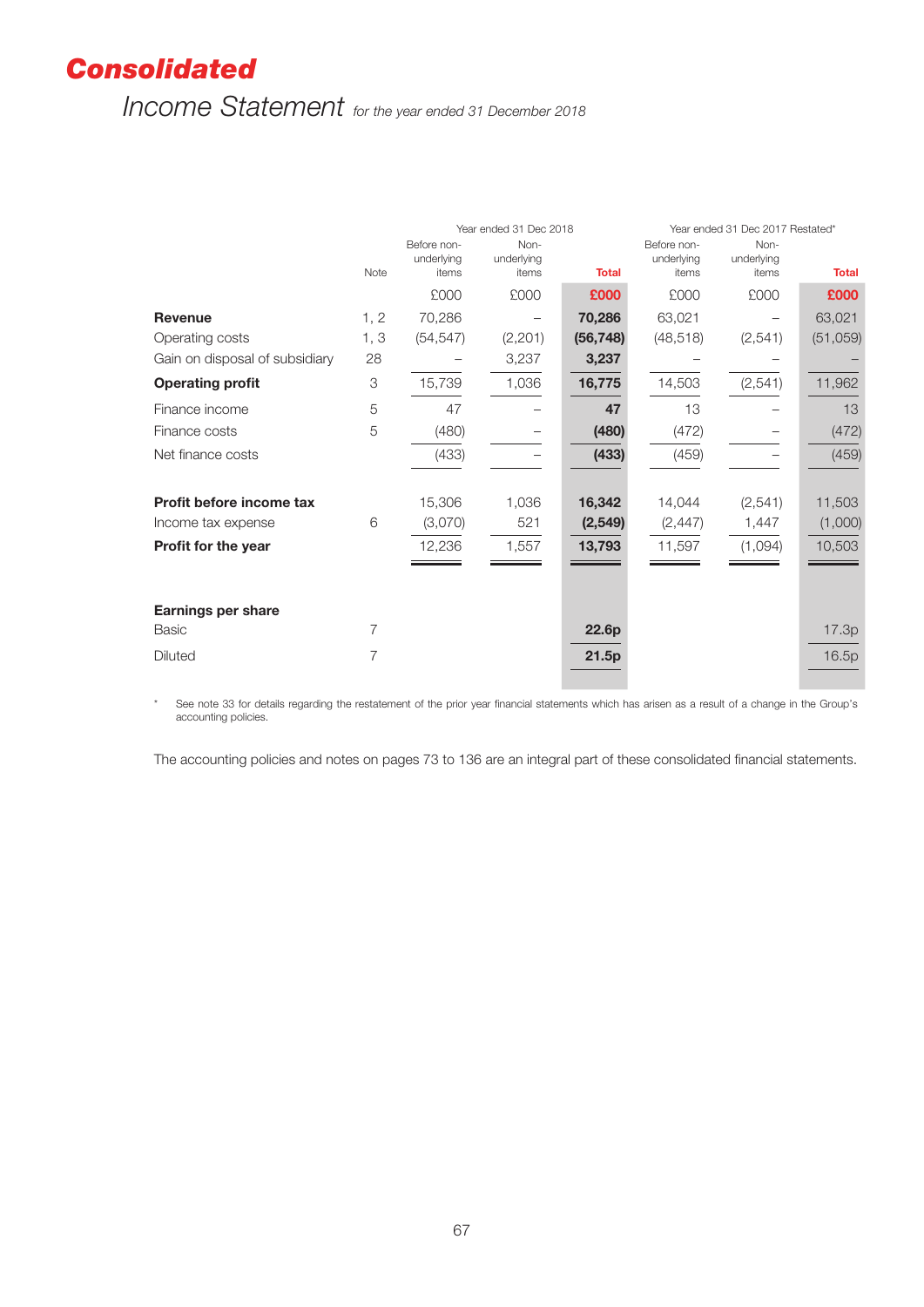# Consolidated

## Income Statement *for the year ended 31 December 2018*

| | Note | Year ended 31 Dec 2018 | | | Year ended 31 Dec 2017 Restated* | | |
|---|---|---|---|---|---|---|---|
| | | Before non-underlying items | Non-underlying items | **Total** | Before non-underlying items | Non-underlying items | **Total** |
| | | £000 | £000 | **£000** | £000 | £000 | **£000** |
| **Revenue** | 1, 2 | 70,286 | – | **70,286** | 63,021 | – | 63,021 |
| Operating costs | 1, 3 | (54,547) | (2,201) | **(56,748)** | (48,518) | (2,541) | (51,059) |
| Gain on disposal of subsidiary | 28 | – | 3,237 | **3,237** | – | – | – |
| **Operating profit** | 3 | 15,739 | 1,036 | **16,775** | 14,503 | (2,541) | 11,962 |
| Finance income | 5 | 47 | – | **47** | 13 | – | 13 |
| Finance costs | 5 | (480) | – | **(480)** | (472) | – | (472) |
| Net finance costs | | (433) | – | **(433)** | (459) | – | (459) |
| **Profit before income tax** | | 15,306 | 1,036 | **16,342** | 14,044 | (2,541) | 11,503 |
| Income tax expense | 6 | (3,070) | 521 | **(2,549)** | (2,447) | 1,447 | (1,000) |
| **Profit for the year** | | 12,236 | 1,557 | **13,793** | 11,597 | (1,094) | 10,503 |
| **Earnings per share** | | | | | | | |
| Basic | 7 | | | **22.6p** | | | 17.3p |
| Diluted | 7 | | | **21.5p** | | | 16.5p |

\* See note 33 for details regarding the restatement of the prior year financial statements which has arisen as a result of a change in the Group's accounting policies.

The accounting policies and notes on pages 73 to 136 are an integral part of these consolidated financial statements.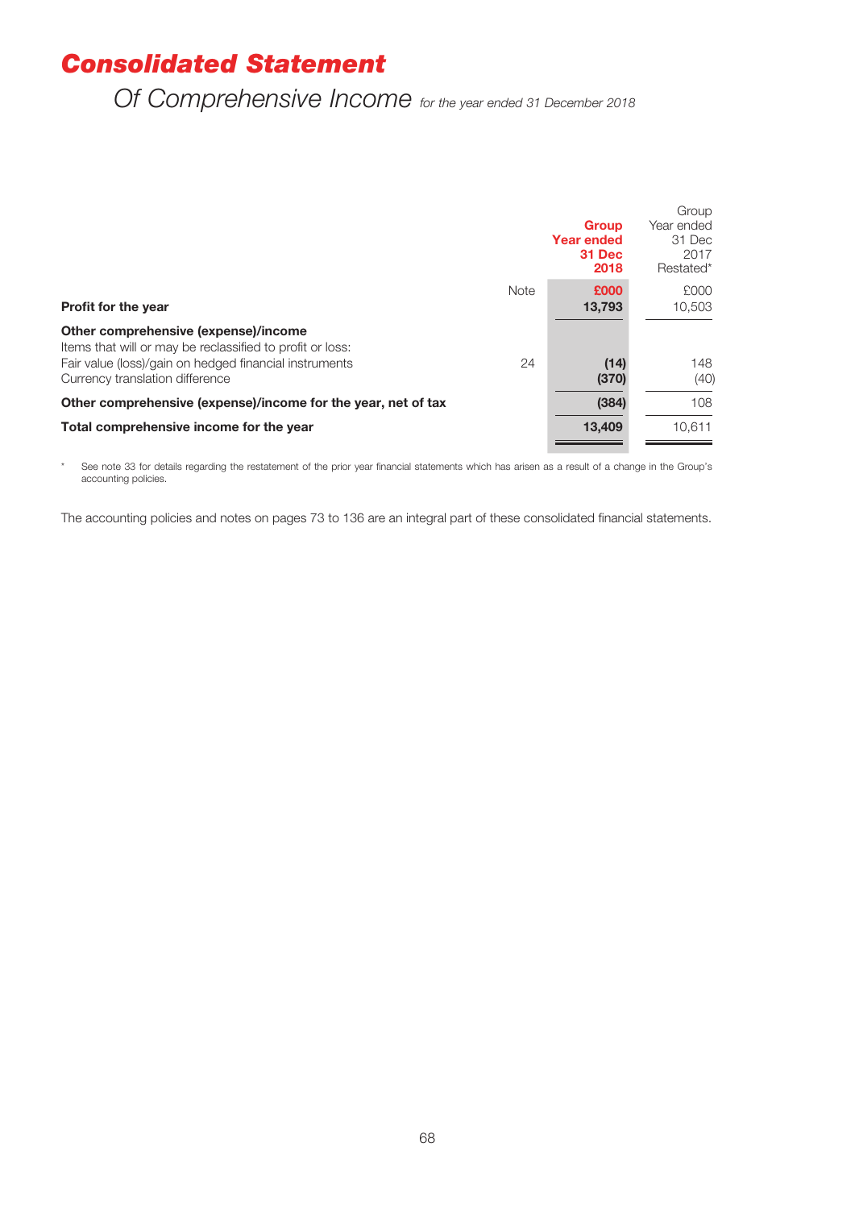# Consolidated Statement

## Of Comprehensive Income *for the year ended 31 December 2018*

| | Note | **Group Year ended 31 Dec 2018** | Group Year ended 31 Dec 2017 Restated* |
|---|---|---|---|
| | | **£000** | £000 |
| **Profit for the year** | | **13,793** | 10,503 |
| **Other comprehensive (expense)/income** | | | |
| Items that will or may be reclassified to profit or loss: | | | |
| Fair value (loss)/gain on hedged financial instruments | 24 | **(14)** | 148 |
| Currency translation difference | | **(370)** | (40) |
| **Other comprehensive (expense)/income for the year, net of tax** | | **(384)** | 108 |
| **Total comprehensive income for the year** | | **13,409** | 10,611 |

\* See note 33 for details regarding the restatement of the prior year financial statements which has arisen as a result of a change in the Group's accounting policies.

The accounting policies and notes on pages 73 to 136 are an integral part of these consolidated financial statements.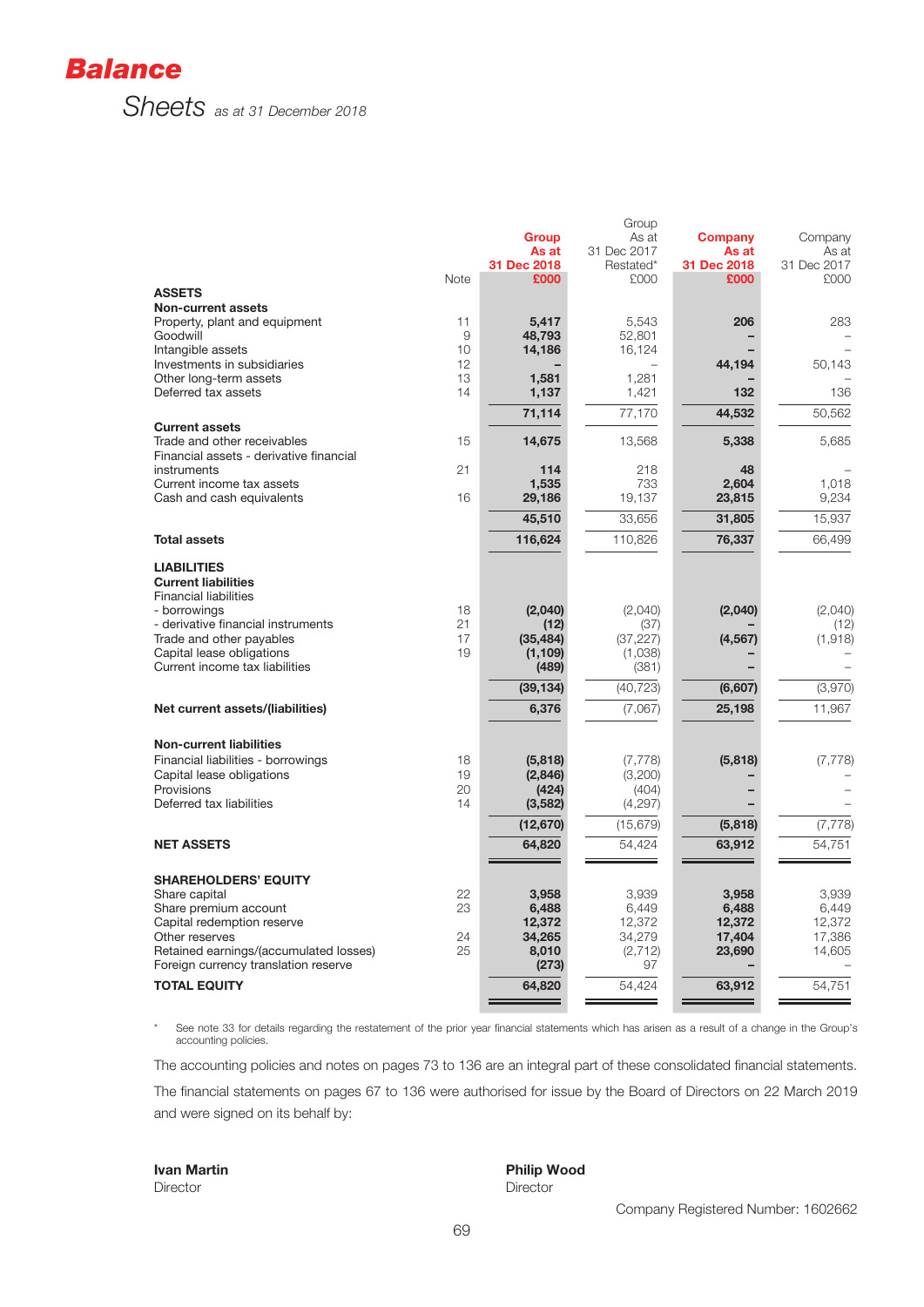# Balance Sheets *as at 31 December 2018*

| | Note | Group As at 31 Dec 2018 £000 | Group As at 31 Dec 2017 Restated* £000 | Company As at 31 Dec 2018 £000 | Company As at 31 Dec 2017 £000 |
|---|---|---|---|---|---|
| **ASSETS** | | | | | |
| **Non-current assets** | | | | | |
| Property, plant and equipment | 11 | **5,417** | 5,543 | **206** | 283 |
| Goodwill | 9 | **48,793** | 52,801 | **–** | – |
| Intangible assets | 10 | **14,186** | 16,124 | **–** | – |
| Investments in subsidiaries | 12 | **–** | – | **44,194** | 50,143 |
| Other long-term assets | 13 | **1,581** | 1,281 | **–** | – |
| Deferred tax assets | 14 | **1,137** | 1,421 | **132** | 136 |
| | | **71,114** | 77,170 | **44,532** | 50,562 |
| **Current assets** | | | | | |
| Trade and other receivables | 15 | **14,675** | 13,568 | **5,338** | 5,685 |
| Financial assets - derivative financial instruments | 21 | **114** | 218 | **48** | – |
| Current income tax assets | | **1,535** | 733 | **2,604** | 1,018 |
| Cash and cash equivalents | 16 | **29,186** | 19,137 | **23,815** | 9,234 |
| | | **45,510** | 33,656 | **31,805** | 15,937 |
| **Total assets** | | **116,624** | 110,826 | **76,337** | 66,499 |
| **LIABILITIES** | | | | | |
| **Current liabilities** | | | | | |
| Financial liabilities | | | | | |
| - borrowings | 18 | **(2,040)** | (2,040) | **(2,040)** | (2,040) |
| - derivative financial instruments | 21 | **(12)** | (37) | **–** | (12) |
| Trade and other payables | 17 | **(35,484)** | (37,227) | **(4,567)** | (1,918) |
| Capital lease obligations | 19 | **(1,109)** | (1,038) | **–** | – |
| Current income tax liabilities | | **(489)** | (381) | **–** | – |
| | | **(39,134)** | (40,723) | **(6,607)** | (3,970) |
| **Net current assets/(liabilities)** | | **6,376** | (7,067) | **25,198** | 11,967 |
| **Non-current liabilities** | | | | | |
| Financial liabilities - borrowings | 18 | **(5,818)** | (7,778) | **(5,818)** | (7,778) |
| Capital lease obligations | 19 | **(2,846)** | (3,200) | **–** | – |
| Provisions | 20 | **(424)** | (404) | **–** | – |
| Deferred tax liabilities | 14 | **(3,582)** | (4,297) | **–** | – |
| | | **(12,670)** | (15,679) | **(5,818)** | (7,778) |
| **NET ASSETS** | | **64,820** | 54,424 | **63,912** | 54,751 |
| **SHAREHOLDERS' EQUITY** | | | | | |
| Share capital | 22 | **3,958** | 3,939 | **3,958** | 3,939 |
| Share premium account | 23 | **6,488** | 6,449 | **6,488** | 6,449 |
| Capital redemption reserve | | **12,372** | 12,372 | **12,372** | 12,372 |
| Other reserves | 24 | **34,265** | 34,279 | **17,404** | 17,386 |
| Retained earnings/(accumulated losses) | 25 | **8,010** | (2,712) | **23,690** | 14,605 |
| Foreign currency translation reserve | | **(273)** | 97 | **–** | – |
| **TOTAL EQUITY** | | **64,820** | 54,424 | **63,912** | 54,751 |

\* See note 33 for details regarding the restatement of the prior year financial statements which has arisen as a result of a change in the Group's accounting policies.

The accounting policies and notes on pages 73 to 136 are an integral part of these consolidated financial statements.

The financial statements on pages 67 to 136 were authorised for issue by the Board of Directors on 22 March 2019 and were signed on its behalf by:

**Ivan Martin**
Director

**Philip Wood**
Director

Company Registered Number: 1602662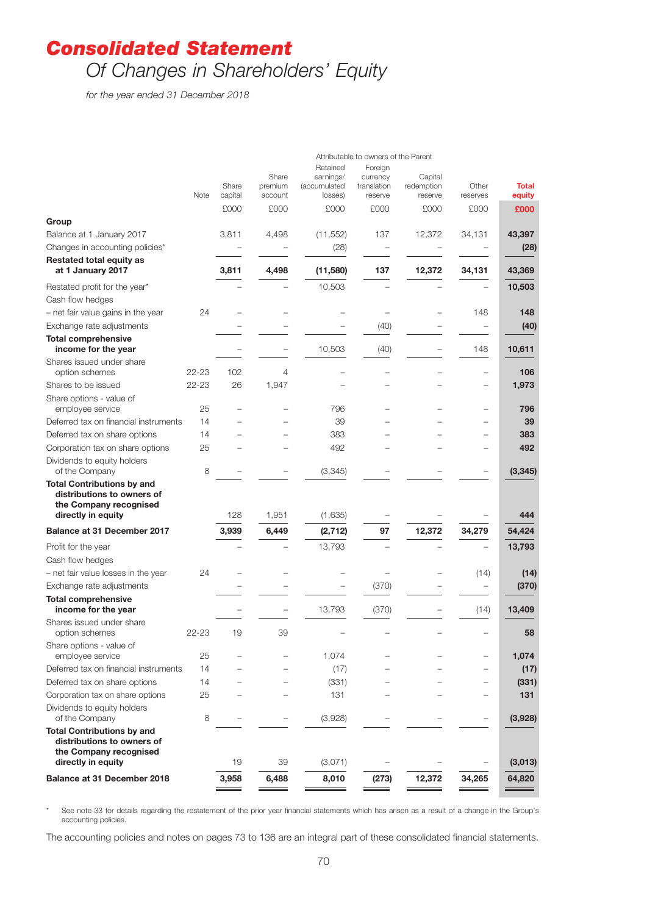# Consolidated Statement
## Of Changes in Shareholders' Equity

*for the year ended 31 December 2018*

| | Note | Share capital | Share premium account | Retained earnings/ (accumulated losses) | Foreign currency translation reserve | Capital redemption reserve | Other reserves | Total equity |
|---|---|---|---|---|---|---|---|---|
| | | Attributable to owners of the Parent | | | | | | |
| | | £000 | £000 | £000 | £000 | £000 | £000 | £000 |
| **Group** | | | | | | | | |
| Balance at 1 January 2017 | | 3,811 | 4,498 | (11,552) | 137 | 12,372 | 34,131 | **43,397** |
| Changes in accounting policies* | | – | – | (28) | – | – | – | **(28)** |
| **Restated total equity as at 1 January 2017** | | **3,811** | **4,498** | **(11,580)** | **137** | **12,372** | **34,131** | **43,369** |
| Restated profit for the year* | | – | – | 10,503 | – | – | – | **10,503** |
| Cash flow hedges | | | | | | | | |
| – net fair value gains in the year | 24 | – | – | – | – | – | 148 | **148** |
| Exchange rate adjustments | | – | – | – | (40) | – | – | **(40)** |
| **Total comprehensive income for the year** | | – | – | 10,503 | (40) | – | 148 | **10,611** |
| Shares issued under share option schemes | 22-23 | 102 | 4 | – | – | – | – | **106** |
| Shares to be issued | 22-23 | 26 | 1,947 | – | – | – | – | **1,973** |
| Share options - value of employee service | 25 | – | – | 796 | – | – | – | **796** |
| Deferred tax on financial instruments | 14 | – | – | 39 | – | – | – | **39** |
| Deferred tax on share options | 14 | – | – | 383 | – | – | – | **383** |
| Corporation tax on share options | 25 | – | – | 492 | – | – | – | **492** |
| Dividends to equity holders of the Company | 8 | – | – | (3,345) | – | – | – | **(3,345)** |
| **Total Contributions by and distributions to owners of the Company recognised directly in equity** | | 128 | 1,951 | (1,635) | – | – | – | **444** |
| **Balance at 31 December 2017** | | **3,939** | **6,449** | **(2,712)** | **97** | **12,372** | **34,279** | **54,424** |
| Profit for the year | | – | – | 13,793 | – | – | – | **13,793** |
| Cash flow hedges | | | | | | | | |
| – net fair value losses in the year | 24 | – | – | – | – | – | (14) | **(14)** |
| Exchange rate adjustments | | – | – | – | (370) | – | – | **(370)** |
| **Total comprehensive income for the year** | | – | – | 13,793 | (370) | – | (14) | **13,409** |
| Shares issued under share option schemes | 22-23 | 19 | 39 | – | – | – | – | **58** |
| Share options - value of employee service | 25 | – | – | 1,074 | – | – | – | **1,074** |
| Deferred tax on financial instruments | 14 | – | – | (17) | – | – | – | **(17)** |
| Deferred tax on share options | 14 | – | – | (331) | – | – | – | **(331)** |
| Corporation tax on share options | 25 | – | – | 131 | – | – | – | **131** |
| Dividends to equity holders of the Company | 8 | – | – | (3,928) | – | – | – | **(3,928)** |
| **Total Contributions by and distributions to owners of the Company recognised directly in equity** | | 19 | 39 | (3,071) | – | – | – | **(3,013)** |
| **Balance at 31 December 2018** | | **3,958** | **6,488** | **8,010** | **(273)** | **12,372** | **34,265** | **64,820** |

\* See note 33 for details regarding the restatement of the prior year financial statements which has arisen as a result of a change in the Group's accounting policies.

The accounting policies and notes on pages 73 to 136 are an integral part of these consolidated financial statements.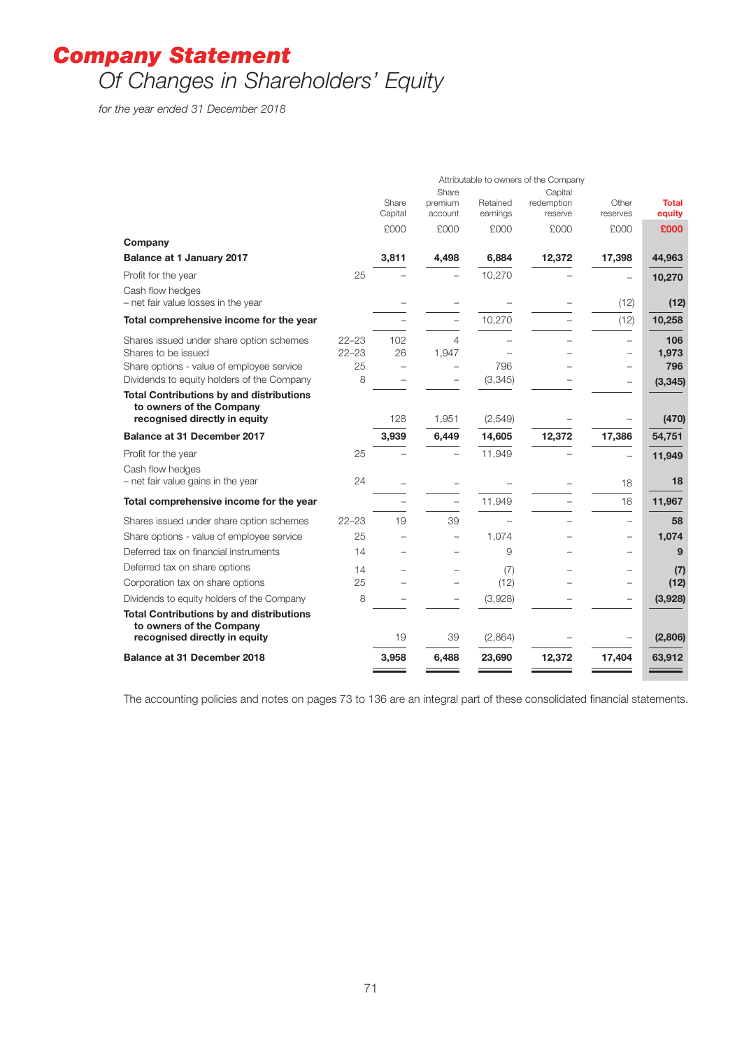# Company Statement

## Of Changes in Shareholders' Equity

*for the year ended 31 December 2018*

| | | Attributable to owners of the Company | | | | | |
|---|---|---|---|---|---|---|---|
| | | Share Capital | Share premium account | Retained earnings | Capital redemption reserve | Other reserves | Total equity |
| | | £000 | £000 | £000 | £000 | £000 | £000 |
| **Company** | | | | | | | |
| **Balance at 1 January 2017** | | **3,811** | **4,498** | **6,884** | **12,372** | **17,398** | **44,963** |
| Profit for the year | 25 | – | – | 10,270 | – | – | **10,270** |
| Cash flow hedges<br>– net fair value losses in the year | | – | – | – | – | (12) | **(12)** |
| **Total comprehensive income for the year** | | – | – | 10,270 | – | (12) | **10,258** |
| Shares issued under share option schemes | 22–23 | 102 | 4 | – | – | – | **106** |
| Shares to be issued | 22–23 | 26 | 1,947 | – | – | – | **1,973** |
| Share options - value of employee service | 25 | – | – | 796 | – | – | **796** |
| Dividends to equity holders of the Company | 8 | – | – | (3,345) | – | – | **(3,345)** |
| **Total Contributions by and distributions to owners of the Company recognised directly in equity** | | 128 | 1,951 | (2,549) | – | – | **(470)** |
| **Balance at 31 December 2017** | | **3,939** | **6,449** | **14,605** | **12,372** | **17,386** | **54,751** |
| Profit for the year | 25 | – | – | 11,949 | – | – | **11,949** |
| Cash flow hedges<br>– net fair value gains in the year | 24 | – | – | – | – | 18 | **18** |
| **Total comprehensive income for the year** | | – | – | 11,949 | – | 18 | **11,967** |
| Shares issued under share option schemes | 22–23 | 19 | 39 | – | – | – | **58** |
| Share options - value of employee service | 25 | – | – | 1,074 | – | – | **1,074** |
| Deferred tax on financial instruments | 14 | – | – | 9 | – | – | **9** |
| Deferred tax on share options | 14 | – | – | (7) | – | – | **(7)** |
| Corporation tax on share options | 25 | – | – | (12) | – | – | **(12)** |
| Dividends to equity holders of the Company | 8 | – | – | (3,928) | – | – | **(3,928)** |
| **Total Contributions by and distributions to owners of the Company recognised directly in equity** | | 19 | 39 | (2,864) | – | – | **(2,806)** |
| **Balance at 31 December 2018** | | **3,958** | **6,488** | **23,690** | **12,372** | **17,404** | **63,912** |

The accounting policies and notes on pages 73 to 136 are an integral part of these consolidated financial statements.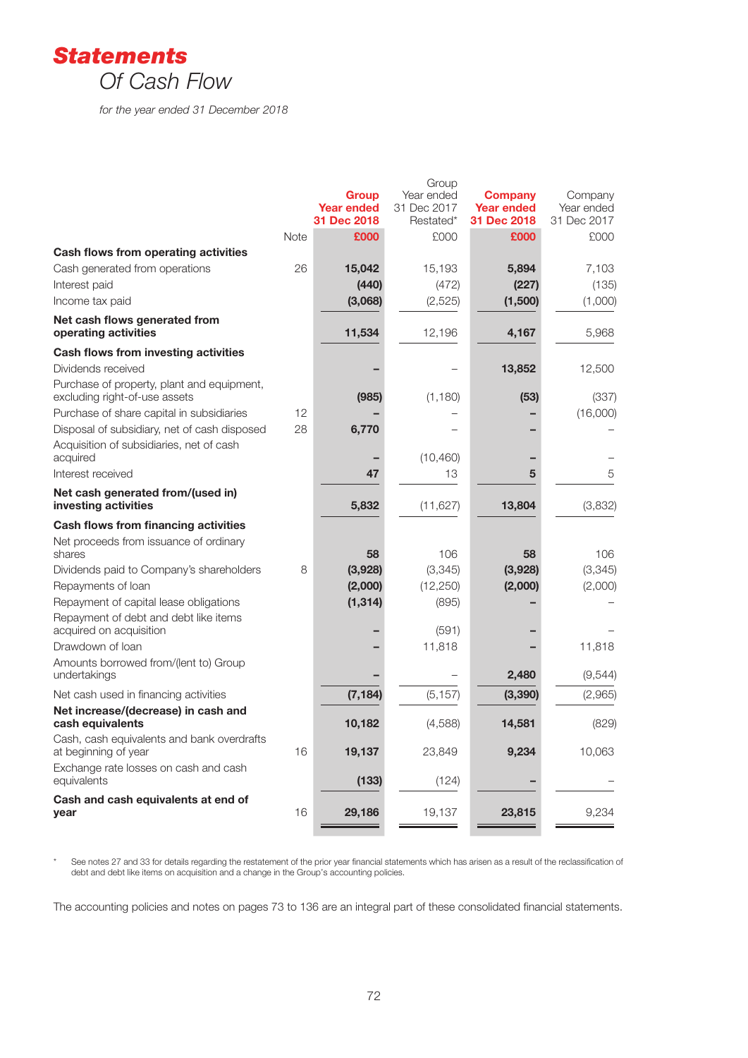# Statements

## Of Cash Flow

*for the year ended 31 December 2018*

| | Note | Group Year ended 31 Dec 2018 £000 | Group Year ended 31 Dec 2017 Restated* £000 | Company Year ended 31 Dec 2018 £000 | Company Year ended 31 Dec 2017 £000 |
|---|---|---|---|---|---|
| **Cash flows from operating activities** | | | | | |
| Cash generated from operations | 26 | **15,042** | 15,193 | **5,894** | 7,103 |
| Interest paid | | **(440)** | (472) | **(227)** | (135) |
| Income tax paid | | **(3,068)** | (2,525) | **(1,500)** | (1,000) |
| **Net cash flows generated from operating activities** | | **11,534** | 12,196 | **4,167** | 5,968 |
| **Cash flows from investing activities** | | | | | |
| Dividends received | | **–** | – | **13,852** | 12,500 |
| Purchase of property, plant and equipment, excluding right-of-use assets | | **(985)** | (1,180) | **(53)** | (337) |
| Purchase of share capital in subsidiaries | 12 | **–** | – | **–** | (16,000) |
| Disposal of subsidiary, net of cash disposed | 28 | **6,770** | – | **–** | – |
| Acquisition of subsidiaries, net of cash acquired | | **–** | (10,460) | **–** | – |
| Interest received | | **47** | 13 | **5** | 5 |
| **Net cash generated from/(used in) investing activities** | | **5,832** | (11,627) | **13,804** | (3,832) |
| **Cash flows from financing activities** | | | | | |
| Net proceeds from issuance of ordinary shares | | **58** | 106 | **58** | 106 |
| Dividends paid to Company's shareholders | 8 | **(3,928)** | (3,345) | **(3,928)** | (3,345) |
| Repayments of loan | | **(2,000)** | (12,250) | **(2,000)** | (2,000) |
| Repayment of capital lease obligations | | **(1,314)** | (895) | **–** | – |
| Repayment of debt and debt like items acquired on acquisition | | **–** | (591) | **–** | – |
| Drawdown of loan | | **–** | 11,818 | **–** | 11,818 |
| Amounts borrowed from/(lent to) Group undertakings | | **–** | – | **2,480** | (9,544) |
| Net cash used in financing activities | | **(7,184)** | (5,157) | **(3,390)** | (2,965) |
| **Net increase/(decrease) in cash and cash equivalents** | | **10,182** | (4,588) | **14,581** | (829) |
| Cash, cash equivalents and bank overdrafts at beginning of year | 16 | **19,137** | 23,849 | **9,234** | 10,063 |
| Exchange rate losses on cash and cash equivalents | | **(133)** | (124) | **–** | – |
| **Cash and cash equivalents at end of year** | 16 | **29,186** | 19,137 | **23,815** | 9,234 |

\* See notes 27 and 33 for details regarding the restatement of the prior year financial statements which has arisen as a result of the reclassification of debt and debt like items on acquisition and a change in the Group's accounting policies.

The accounting policies and notes on pages 73 to 136 are an integral part of these consolidated financial statements.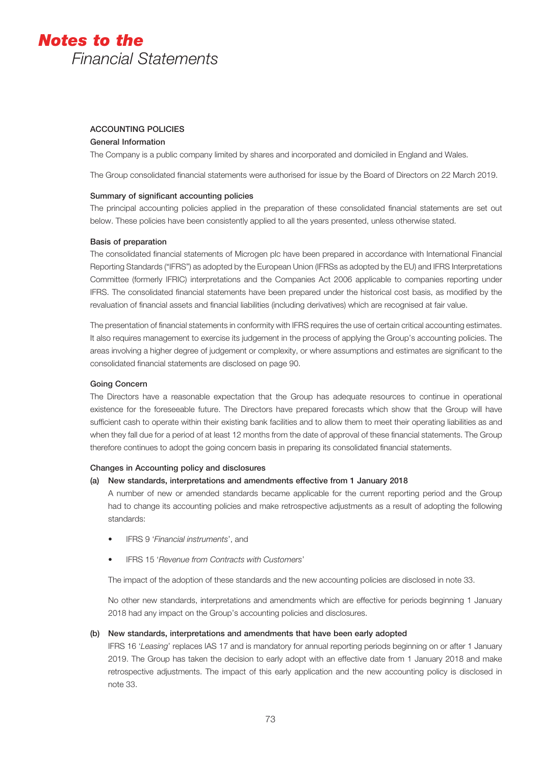## ACCOUNTING POLICIES

### General Information

The Company is a public company limited by shares and incorporated and domiciled in England and Wales.

The Group consolidated financial statements were authorised for issue by the Board of Directors on 22 March 2019.

### Summary of significant accounting policies

The principal accounting policies applied in the preparation of these consolidated financial statements are set out below. These policies have been consistently applied to all the years presented, unless otherwise stated.

### Basis of preparation

The consolidated financial statements of Microgen plc have been prepared in accordance with International Financial Reporting Standards ("IFRS") as adopted by the European Union (IFRSs as adopted by the EU) and IFRS Interpretations Committee (formerly IFRIC) interpretations and the Companies Act 2006 applicable to companies reporting under IFRS. The consolidated financial statements have been prepared under the historical cost basis, as modified by the revaluation of financial assets and financial liabilities (including derivatives) which are recognised at fair value.

The presentation of financial statements in conformity with IFRS requires the use of certain critical accounting estimates. It also requires management to exercise its judgement in the process of applying the Group's accounting policies. The areas involving a higher degree of judgement or complexity, or where assumptions and estimates are significant to the consolidated financial statements are disclosed on page 90.

### Going Concern

The Directors have a reasonable expectation that the Group has adequate resources to continue in operational existence for the foreseeable future. The Directors have prepared forecasts which show that the Group will have sufficient cash to operate within their existing bank facilities and to allow them to meet their operating liabilities as and when they fall due for a period of at least 12 months from the date of approval of these financial statements. The Group therefore continues to adopt the going concern basis in preparing its consolidated financial statements.

### Changes in Accounting policy and disclosures

**(a) New standards, interpretations and amendments effective from 1 January 2018**

A number of new or amended standards became applicable for the current reporting period and the Group had to change its accounting policies and make retrospective adjustments as a result of adopting the following standards:

- IFRS 9 '*Financial instruments*', and
- IFRS 15 '*Revenue from Contracts with Customers*'

The impact of the adoption of these standards and the new accounting policies are disclosed in note 33.

No other new standards, interpretations and amendments which are effective for periods beginning 1 January 2018 had any impact on the Group's accounting policies and disclosures.

**(b) New standards, interpretations and amendments that have been early adopted**

IFRS 16 '*Leasing*' replaces IAS 17 and is mandatory for annual reporting periods beginning on or after 1 January 2019. The Group has taken the decision to early adopt with an effective date from 1 January 2018 and make retrospective adjustments. The impact of this early application and the new accounting policy is disclosed in note 33.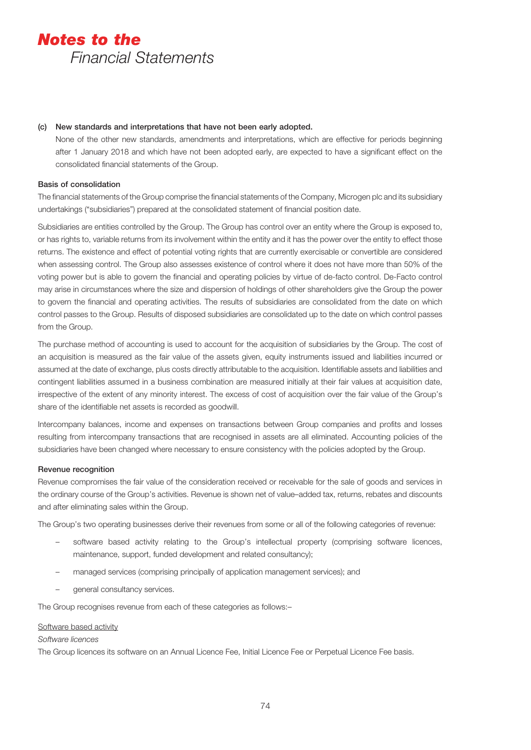**(c) New standards and interpretations that have not been early adopted.**

None of the other new standards, amendments and interpretations, which are effective for periods beginning after 1 January 2018 and which have not been adopted early, are expected to have a significant effect on the consolidated financial statements of the Group.

**Basis of consolidation**

The financial statements of the Group comprise the financial statements of the Company, Microgen plc and its subsidiary undertakings ("subsidiaries") prepared at the consolidated statement of financial position date.

Subsidiaries are entities controlled by the Group. The Group has control over an entity where the Group is exposed to, or has rights to, variable returns from its involvement within the entity and it has the power over the entity to effect those returns. The existence and effect of potential voting rights that are currently exercisable or convertible are considered when assessing control. The Group also assesses existence of control where it does not have more than 50% of the voting power but is able to govern the financial and operating policies by virtue of de-facto control. De-Facto control may arise in circumstances where the size and dispersion of holdings of other shareholders give the Group the power to govern the financial and operating activities. The results of subsidiaries are consolidated from the date on which control passes to the Group. Results of disposed subsidiaries are consolidated up to the date on which control passes from the Group.

The purchase method of accounting is used to account for the acquisition of subsidiaries by the Group. The cost of an acquisition is measured as the fair value of the assets given, equity instruments issued and liabilities incurred or assumed at the date of exchange, plus costs directly attributable to the acquisition. Identifiable assets and liabilities and contingent liabilities assumed in a business combination are measured initially at their fair values at acquisition date, irrespective of the extent of any minority interest. The excess of cost of acquisition over the fair value of the Group's share of the identifiable net assets is recorded as goodwill.

Intercompany balances, income and expenses on transactions between Group companies and profits and losses resulting from intercompany transactions that are recognised in assets are all eliminated. Accounting policies of the subsidiaries have been changed where necessary to ensure consistency with the policies adopted by the Group.

**Revenue recognition**

Revenue compromises the fair value of the consideration received or receivable for the sale of goods and services in the ordinary course of the Group's activities. Revenue is shown net of value–added tax, returns, rebates and discounts and after eliminating sales within the Group.

The Group's two operating businesses derive their revenues from some or all of the following categories of revenue:

- software based activity relating to the Group's intellectual property (comprising software licences, maintenance, support, funded development and related consultancy);
- managed services (comprising principally of application management services); and
- general consultancy services.

The Group recognises revenue from each of these categories as follows:–

Software based activity

*Software licences*

The Group licences its software on an Annual Licence Fee, Initial Licence Fee or Perpetual Licence Fee basis.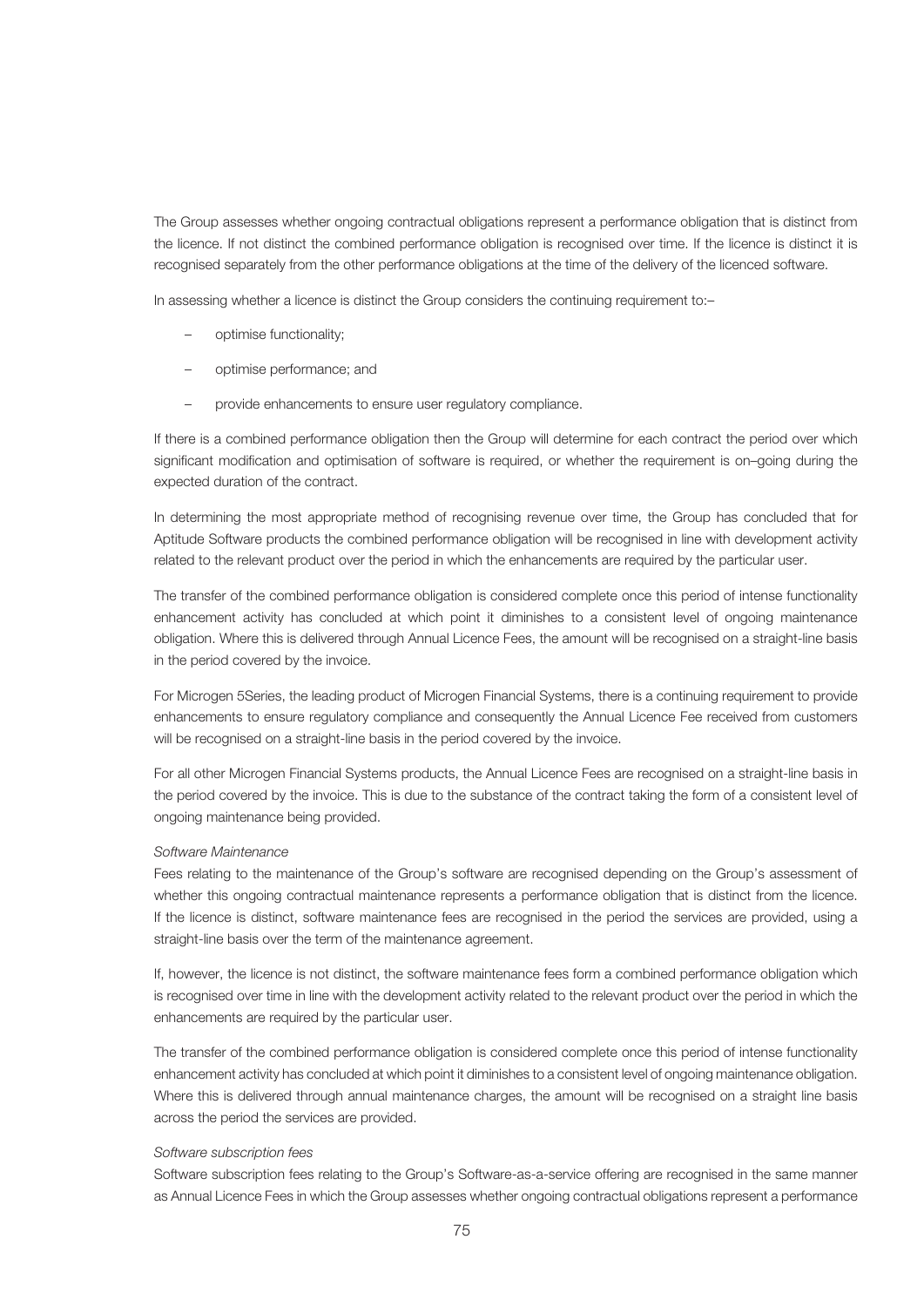The Group assesses whether ongoing contractual obligations represent a performance obligation that is distinct from the licence. If not distinct the combined performance obligation is recognised over time. If the licence is distinct it is recognised separately from the other performance obligations at the time of the delivery of the licenced software.

In assessing whether a licence is distinct the Group considers the continuing requirement to:–

- optimise functionality;
- optimise performance; and
- provide enhancements to ensure user regulatory compliance.

If there is a combined performance obligation then the Group will determine for each contract the period over which significant modification and optimisation of software is required, or whether the requirement is on–going during the expected duration of the contract.

In determining the most appropriate method of recognising revenue over time, the Group has concluded that for Aptitude Software products the combined performance obligation will be recognised in line with development activity related to the relevant product over the period in which the enhancements are required by the particular user.

The transfer of the combined performance obligation is considered complete once this period of intense functionality enhancement activity has concluded at which point it diminishes to a consistent level of ongoing maintenance obligation. Where this is delivered through Annual Licence Fees, the amount will be recognised on a straight-line basis in the period covered by the invoice.

For Microgen 5Series, the leading product of Microgen Financial Systems, there is a continuing requirement to provide enhancements to ensure regulatory compliance and consequently the Annual Licence Fee received from customers will be recognised on a straight-line basis in the period covered by the invoice.

For all other Microgen Financial Systems products, the Annual Licence Fees are recognised on a straight-line basis in the period covered by the invoice. This is due to the substance of the contract taking the form of a consistent level of ongoing maintenance being provided.

*Software Maintenance*

Fees relating to the maintenance of the Group's software are recognised depending on the Group's assessment of whether this ongoing contractual maintenance represents a performance obligation that is distinct from the licence. If the licence is distinct, software maintenance fees are recognised in the period the services are provided, using a straight-line basis over the term of the maintenance agreement.

If, however, the licence is not distinct, the software maintenance fees form a combined performance obligation which is recognised over time in line with the development activity related to the relevant product over the period in which the enhancements are required by the particular user.

The transfer of the combined performance obligation is considered complete once this period of intense functionality enhancement activity has concluded at which point it diminishes to a consistent level of ongoing maintenance obligation. Where this is delivered through annual maintenance charges, the amount will be recognised on a straight line basis across the period the services are provided.

*Software subscription fees*

Software subscription fees relating to the Group's Software-as-a-service offering are recognised in the same manner as Annual Licence Fees in which the Group assesses whether ongoing contractual obligations represent a performance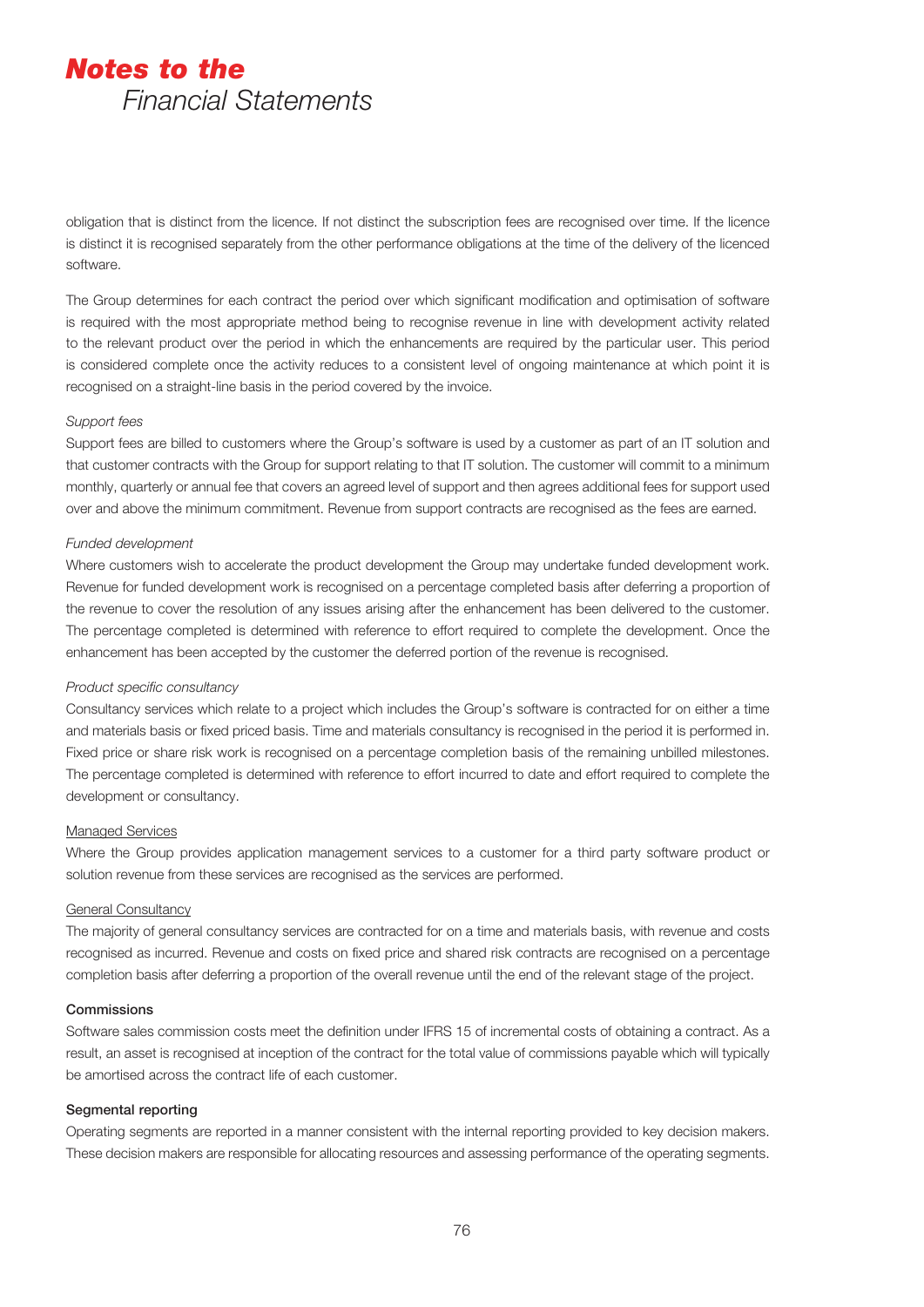obligation that is distinct from the licence. If not distinct the subscription fees are recognised over time. If the licence is distinct it is recognised separately from the other performance obligations at the time of the delivery of the licenced software.

The Group determines for each contract the period over which significant modification and optimisation of software is required with the most appropriate method being to recognise revenue in line with development activity related to the relevant product over the period in which the enhancements are required by the particular user. This period is considered complete once the activity reduces to a consistent level of ongoing maintenance at which point it is recognised on a straight-line basis in the period covered by the invoice.

*Support fees*

Support fees are billed to customers where the Group's software is used by a customer as part of an IT solution and that customer contracts with the Group for support relating to that IT solution. The customer will commit to a minimum monthly, quarterly or annual fee that covers an agreed level of support and then agrees additional fees for support used over and above the minimum commitment. Revenue from support contracts are recognised as the fees are earned.

*Funded development*

Where customers wish to accelerate the product development the Group may undertake funded development work. Revenue for funded development work is recognised on a percentage completed basis after deferring a proportion of the revenue to cover the resolution of any issues arising after the enhancement has been delivered to the customer. The percentage completed is determined with reference to effort required to complete the development. Once the enhancement has been accepted by the customer the deferred portion of the revenue is recognised.

*Product specific consultancy*

Consultancy services which relate to a project which includes the Group's software is contracted for on either a time and materials basis or fixed priced basis. Time and materials consultancy is recognised in the period it is performed in. Fixed price or share risk work is recognised on a percentage completion basis of the remaining unbilled milestones. The percentage completed is determined with reference to effort incurred to date and effort required to complete the development or consultancy.

Managed Services

Where the Group provides application management services to a customer for a third party software product or solution revenue from these services are recognised as the services are performed.

General Consultancy

The majority of general consultancy services are contracted for on a time and materials basis, with revenue and costs recognised as incurred. Revenue and costs on fixed price and shared risk contracts are recognised on a percentage completion basis after deferring a proportion of the overall revenue until the end of the relevant stage of the project.

**Commissions**

Software sales commission costs meet the definition under IFRS 15 of incremental costs of obtaining a contract. As a result, an asset is recognised at inception of the contract for the total value of commissions payable which will typically be amortised across the contract life of each customer.

**Segmental reporting**

Operating segments are reported in a manner consistent with the internal reporting provided to key decision makers. These decision makers are responsible for allocating resources and assessing performance of the operating segments.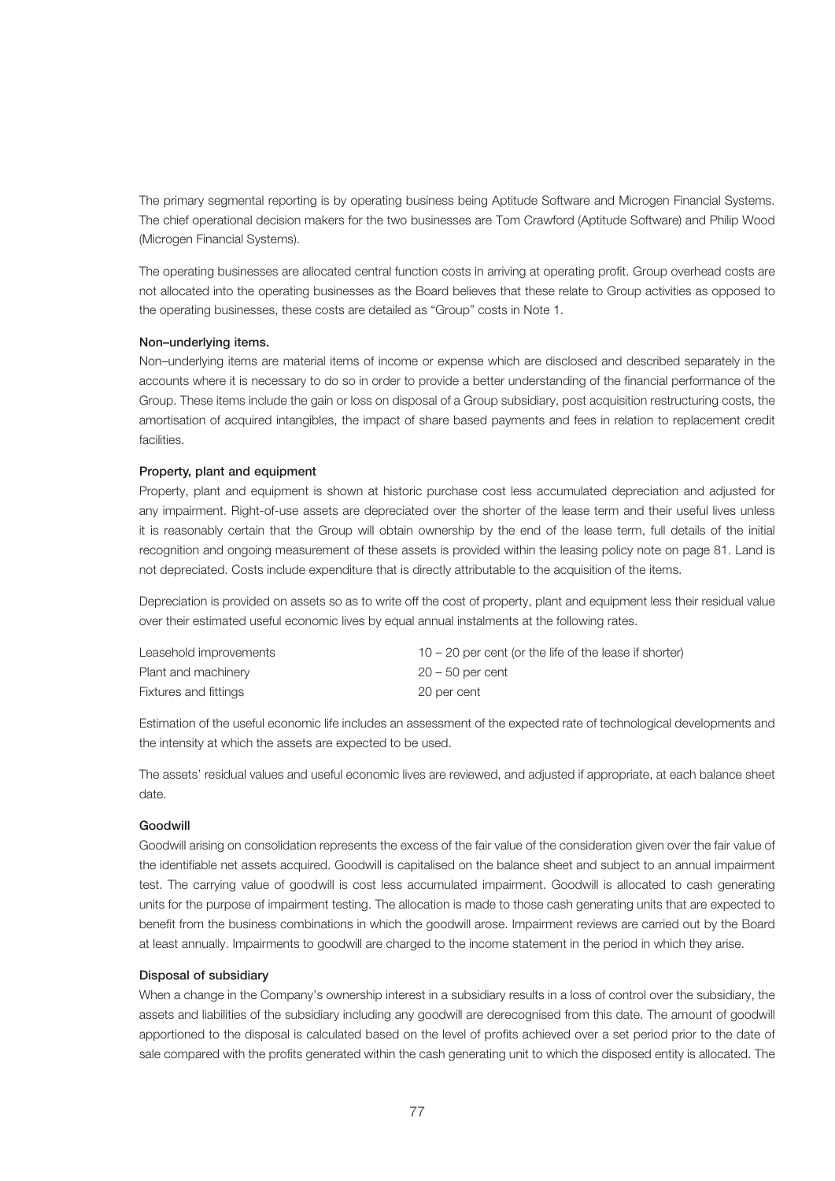The primary segmental reporting is by operating business being Aptitude Software and Microgen Financial Systems. The chief operational decision makers for the two businesses are Tom Crawford (Aptitude Software) and Philip Wood (Microgen Financial Systems).

The operating businesses are allocated central function costs in arriving at operating profit. Group overhead costs are not allocated into the operating businesses as the Board believes that these relate to Group activities as opposed to the operating businesses, these costs are detailed as "Group" costs in Note 1.

**Non–underlying items.**

Non–underlying items are material items of income or expense which are disclosed and described separately in the accounts where it is necessary to do so in order to provide a better understanding of the financial performance of the Group. These items include the gain or loss on disposal of a Group subsidiary, post acquisition restructuring costs, the amortisation of acquired intangibles, the impact of share based payments and fees in relation to replacement credit facilities.

**Property, plant and equipment**

Property, plant and equipment is shown at historic purchase cost less accumulated depreciation and adjusted for any impairment. Right-of-use assets are depreciated over the shorter of the lease term and their useful lives unless it is reasonably certain that the Group will obtain ownership by the end of the lease term, full details of the initial recognition and ongoing measurement of these assets is provided within the leasing policy note on page 81. Land is not depreciated. Costs include expenditure that is directly attributable to the acquisition of the items.

Depreciation is provided on assets so as to write off the cost of property, plant and equipment less their residual value over their estimated useful economic lives by equal annual instalments at the following rates.

| | |
|---|---|
| Leasehold improvements | 10 – 20 per cent (or the life of the lease if shorter) |
| Plant and machinery | 20 – 50 per cent |
| Fixtures and fittings | 20 per cent |

Estimation of the useful economic life includes an assessment of the expected rate of technological developments and the intensity at which the assets are expected to be used.

The assets' residual values and useful economic lives are reviewed, and adjusted if appropriate, at each balance sheet date.

**Goodwill**

Goodwill arising on consolidation represents the excess of the fair value of the consideration given over the fair value of the identifiable net assets acquired. Goodwill is capitalised on the balance sheet and subject to an annual impairment test. The carrying value of goodwill is cost less accumulated impairment. Goodwill is allocated to cash generating units for the purpose of impairment testing. The allocation is made to those cash generating units that are expected to benefit from the business combinations in which the goodwill arose. Impairment reviews are carried out by the Board at least annually. Impairments to goodwill are charged to the income statement in the period in which they arise.

**Disposal of subsidiary**

When a change in the Company's ownership interest in a subsidiary results in a loss of control over the subsidiary, the assets and liabilities of the subsidiary including any goodwill are derecognised from this date. The amount of goodwill apportioned to the disposal is calculated based on the level of profits achieved over a set period prior to the date of sale compared with the profits generated within the cash generating unit to which the disposed entity is allocated. The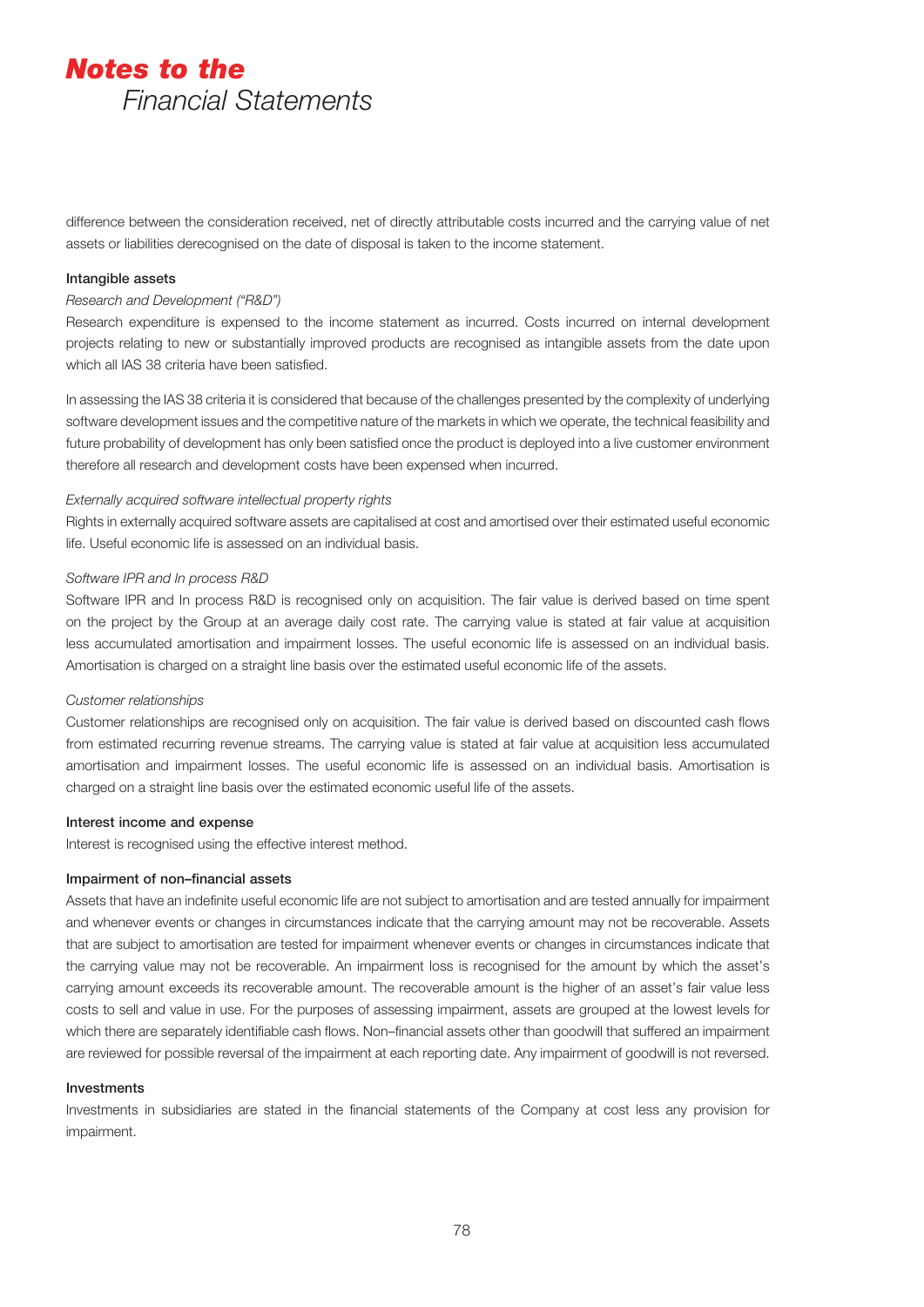difference between the consideration received, net of directly attributable costs incurred and the carrying value of net assets or liabilities derecognised on the date of disposal is taken to the income statement.

**Intangible assets**

*Research and Development ("R&D")*

Research expenditure is expensed to the income statement as incurred. Costs incurred on internal development projects relating to new or substantially improved products are recognised as intangible assets from the date upon which all IAS 38 criteria have been satisfied.

In assessing the IAS 38 criteria it is considered that because of the challenges presented by the complexity of underlying software development issues and the competitive nature of the markets in which we operate, the technical feasibility and future probability of development has only been satisfied once the product is deployed into a live customer environment therefore all research and development costs have been expensed when incurred.

*Externally acquired software intellectual property rights*

Rights in externally acquired software assets are capitalised at cost and amortised over their estimated useful economic life. Useful economic life is assessed on an individual basis.

*Software IPR and In process R&D*

Software IPR and In process R&D is recognised only on acquisition. The fair value is derived based on time spent on the project by the Group at an average daily cost rate. The carrying value is stated at fair value at acquisition less accumulated amortisation and impairment losses. The useful economic life is assessed on an individual basis. Amortisation is charged on a straight line basis over the estimated useful economic life of the assets.

*Customer relationships*

Customer relationships are recognised only on acquisition. The fair value is derived based on discounted cash flows from estimated recurring revenue streams. The carrying value is stated at fair value at acquisition less accumulated amortisation and impairment losses. The useful economic life is assessed on an individual basis. Amortisation is charged on a straight line basis over the estimated economic useful life of the assets.

**Interest income and expense**

Interest is recognised using the effective interest method.

**Impairment of non–financial assets**

Assets that have an indefinite useful economic life are not subject to amortisation and are tested annually for impairment and whenever events or changes in circumstances indicate that the carrying amount may not be recoverable. Assets that are subject to amortisation are tested for impairment whenever events or changes in circumstances indicate that the carrying value may not be recoverable. An impairment loss is recognised for the amount by which the asset's carrying amount exceeds its recoverable amount. The recoverable amount is the higher of an asset's fair value less costs to sell and value in use. For the purposes of assessing impairment, assets are grouped at the lowest levels for which there are separately identifiable cash flows. Non–financial assets other than goodwill that suffered an impairment are reviewed for possible reversal of the impairment at each reporting date. Any impairment of goodwill is not reversed.

**Investments**

Investments in subsidiaries are stated in the financial statements of the Company at cost less any provision for impairment.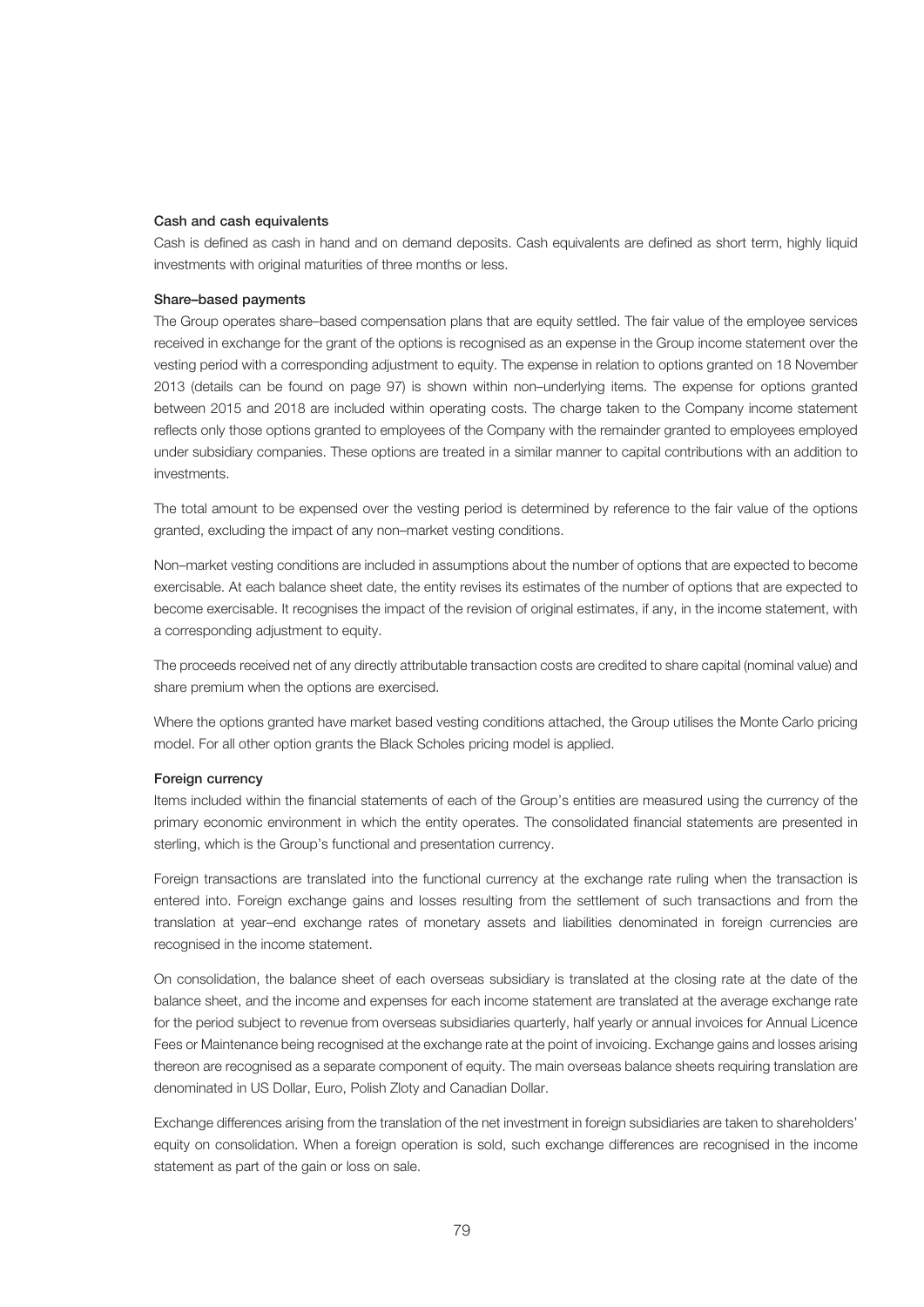### Cash and cash equivalents

Cash is defined as cash in hand and on demand deposits. Cash equivalents are defined as short term, highly liquid investments with original maturities of three months or less.

### Share–based payments

The Group operates share–based compensation plans that are equity settled. The fair value of the employee services received in exchange for the grant of the options is recognised as an expense in the Group income statement over the vesting period with a corresponding adjustment to equity. The expense in relation to options granted on 18 November 2013 (details can be found on page 97) is shown within non–underlying items. The expense for options granted between 2015 and 2018 are included within operating costs. The charge taken to the Company income statement reflects only those options granted to employees of the Company with the remainder granted to employees employed under subsidiary companies. These options are treated in a similar manner to capital contributions with an addition to investments.

The total amount to be expensed over the vesting period is determined by reference to the fair value of the options granted, excluding the impact of any non–market vesting conditions.

Non–market vesting conditions are included in assumptions about the number of options that are expected to become exercisable. At each balance sheet date, the entity revises its estimates of the number of options that are expected to become exercisable. It recognises the impact of the revision of original estimates, if any, in the income statement, with a corresponding adjustment to equity.

The proceeds received net of any directly attributable transaction costs are credited to share capital (nominal value) and share premium when the options are exercised.

Where the options granted have market based vesting conditions attached, the Group utilises the Monte Carlo pricing model. For all other option grants the Black Scholes pricing model is applied.

### Foreign currency

Items included within the financial statements of each of the Group's entities are measured using the currency of the primary economic environment in which the entity operates. The consolidated financial statements are presented in sterling, which is the Group's functional and presentation currency.

Foreign transactions are translated into the functional currency at the exchange rate ruling when the transaction is entered into. Foreign exchange gains and losses resulting from the settlement of such transactions and from the translation at year–end exchange rates of monetary assets and liabilities denominated in foreign currencies are recognised in the income statement.

On consolidation, the balance sheet of each overseas subsidiary is translated at the closing rate at the date of the balance sheet, and the income and expenses for each income statement are translated at the average exchange rate for the period subject to revenue from overseas subsidiaries quarterly, half yearly or annual invoices for Annual Licence Fees or Maintenance being recognised at the exchange rate at the point of invoicing. Exchange gains and losses arising thereon are recognised as a separate component of equity. The main overseas balance sheets requiring translation are denominated in US Dollar, Euro, Polish Zloty and Canadian Dollar.

Exchange differences arising from the translation of the net investment in foreign subsidiaries are taken to shareholders' equity on consolidation. When a foreign operation is sold, such exchange differences are recognised in the income statement as part of the gain or loss on sale.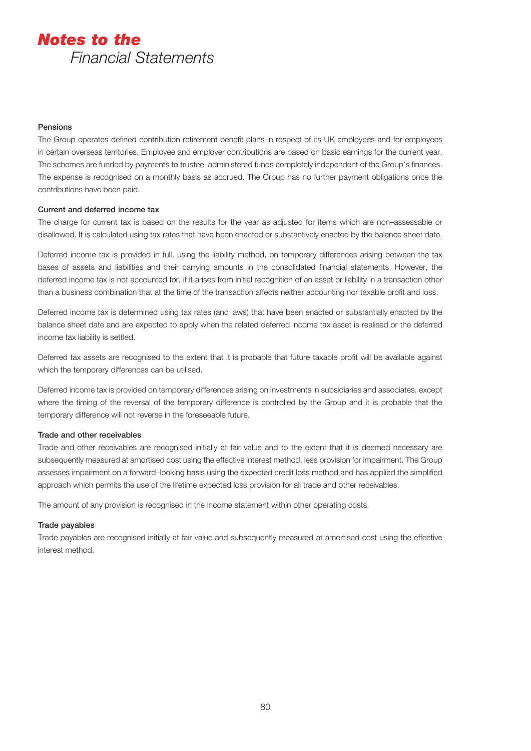#### Pensions

The Group operates defined contribution retirement benefit plans in respect of its UK employees and for employees in certain overseas territories. Employee and employer contributions are based on basic earnings for the current year. The schemes are funded by payments to trustee–administered funds completely independent of the Group's finances. The expense is recognised on a monthly basis as accrued. The Group has no further payment obligations once the contributions have been paid.

#### Current and deferred income tax

The charge for current tax is based on the results for the year as adjusted for items which are non–assessable or disallowed. It is calculated using tax rates that have been enacted or substantively enacted by the balance sheet date.

Deferred income tax is provided in full, using the liability method, on temporary differences arising between the tax bases of assets and liabilities and their carrying amounts in the consolidated financial statements. However, the deferred income tax is not accounted for, if it arises from initial recognition of an asset or liability in a transaction other than a business combination that at the time of the transaction affects neither accounting nor taxable profit and loss.

Deferred income tax is determined using tax rates (and laws) that have been enacted or substantially enacted by the balance sheet date and are expected to apply when the related deferred income tax asset is realised or the deferred income tax liability is settled.

Deferred tax assets are recognised to the extent that it is probable that future taxable profit will be available against which the temporary differences can be utilised.

Deferred income tax is provided on temporary differences arising on investments in subsidiaries and associates, except where the timing of the reversal of the temporary difference is controlled by the Group and it is probable that the temporary difference will not reverse in the foreseeable future.

#### Trade and other receivables

Trade and other receivables are recognised initially at fair value and to the extent that it is deemed necessary are subsequently measured at amortised cost using the effective interest method, less provision for impairment. The Group assesses impairment on a forward–looking basis using the expected credit loss method and has applied the simplified approach which permits the use of the lifetime expected loss provision for all trade and other receivables.

The amount of any provision is recognised in the income statement within other operating costs.

#### Trade payables

Trade payables are recognised initially at fair value and subsequently measured at amortised cost using the effective interest method.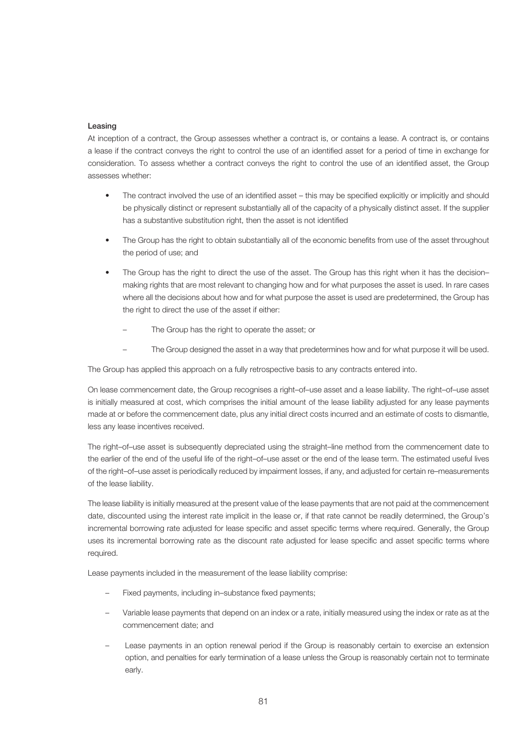**Leasing**

At inception of a contract, the Group assesses whether a contract is, or contains a lease. A contract is, or contains a lease if the contract conveys the right to control the use of an identified asset for a period of time in exchange for consideration. To assess whether a contract conveys the right to control the use of an identified asset, the Group assesses whether:

- The contract involved the use of an identified asset – this may be specified explicitly or implicitly and should be physically distinct or represent substantially all of the capacity of a physically distinct asset. If the supplier has a substantive substitution right, then the asset is not identified
- The Group has the right to obtain substantially all of the economic benefits from use of the asset throughout the period of use; and
- The Group has the right to direct the use of the asset. The Group has this right when it has the decision–making rights that are most relevant to changing how and for what purposes the asset is used. In rare cases where all the decisions about how and for what purpose the asset is used are predetermined, the Group has the right to direct the use of the asset if either:
  - The Group has the right to operate the asset; or
  - The Group designed the asset in a way that predetermines how and for what purpose it will be used.

The Group has applied this approach on a fully retrospective basis to any contracts entered into.

On lease commencement date, the Group recognises a right–of–use asset and a lease liability. The right–of–use asset is initially measured at cost, which comprises the initial amount of the lease liability adjusted for any lease payments made at or before the commencement date, plus any initial direct costs incurred and an estimate of costs to dismantle, less any lease incentives received.

The right–of–use asset is subsequently depreciated using the straight–line method from the commencement date to the earlier of the end of the useful life of the right–of–use asset or the end of the lease term. The estimated useful lives of the right–of–use asset is periodically reduced by impairment losses, if any, and adjusted for certain re–measurements of the lease liability.

The lease liability is initially measured at the present value of the lease payments that are not paid at the commencement date, discounted using the interest rate implicit in the lease or, if that rate cannot be readily determined, the Group's incremental borrowing rate adjusted for lease specific and asset specific terms where required. Generally, the Group uses its incremental borrowing rate as the discount rate adjusted for lease specific and asset specific terms where required.

Lease payments included in the measurement of the lease liability comprise:

- Fixed payments, including in–substance fixed payments;
- Variable lease payments that depend on an index or a rate, initially measured using the index or rate as at the commencement date; and
- Lease payments in an option renewal period if the Group is reasonably certain to exercise an extension option, and penalties for early termination of a lease unless the Group is reasonably certain not to terminate early.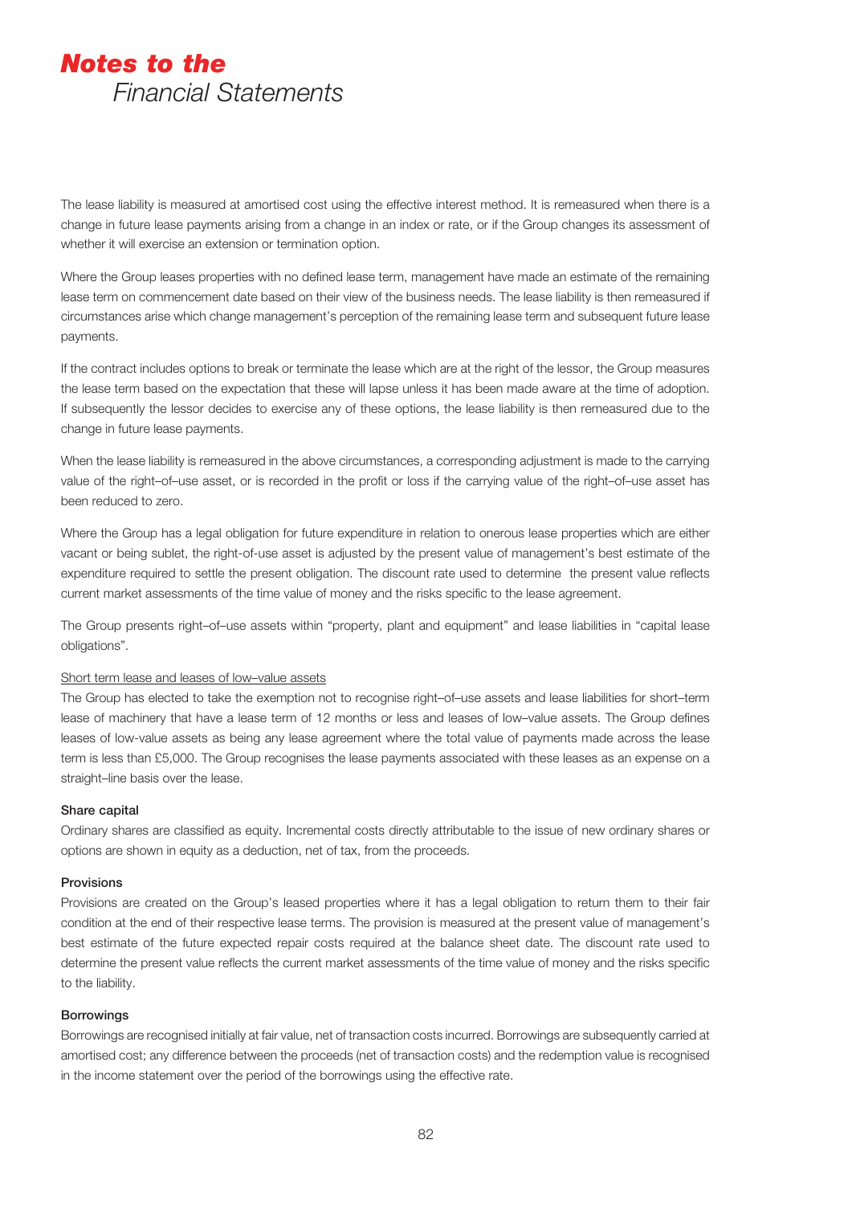The lease liability is measured at amortised cost using the effective interest method. It is remeasured when there is a change in future lease payments arising from a change in an index or rate, or if the Group changes its assessment of whether it will exercise an extension or termination option.

Where the Group leases properties with no defined lease term, management have made an estimate of the remaining lease term on commencement date based on their view of the business needs. The lease liability is then remeasured if circumstances arise which change management's perception of the remaining lease term and subsequent future lease payments.

If the contract includes options to break or terminate the lease which are at the right of the lessor, the Group measures the lease term based on the expectation that these will lapse unless it has been made aware at the time of adoption. If subsequently the lessor decides to exercise any of these options, the lease liability is then remeasured due to the change in future lease payments.

When the lease liability is remeasured in the above circumstances, a corresponding adjustment is made to the carrying value of the right–of–use asset, or is recorded in the profit or loss if the carrying value of the right–of–use asset has been reduced to zero.

Where the Group has a legal obligation for future expenditure in relation to onerous lease properties which are either vacant or being sublet, the right-of-use asset is adjusted by the present value of management's best estimate of the expenditure required to settle the present obligation. The discount rate used to determine the present value reflects current market assessments of the time value of money and the risks specific to the lease agreement.

The Group presents right–of–use assets within "property, plant and equipment" and lease liabilities in "capital lease obligations".

Short term lease and leases of low–value assets

The Group has elected to take the exemption not to recognise right–of–use assets and lease liabilities for short–term lease of machinery that have a lease term of 12 months or less and leases of low–value assets. The Group defines leases of low-value assets as being any lease agreement where the total value of payments made across the lease term is less than £5,000. The Group recognises the lease payments associated with these leases as an expense on a straight–line basis over the lease.

**Share capital**

Ordinary shares are classified as equity. Incremental costs directly attributable to the issue of new ordinary shares or options are shown in equity as a deduction, net of tax, from the proceeds.

**Provisions**

Provisions are created on the Group's leased properties where it has a legal obligation to return them to their fair condition at the end of their respective lease terms. The provision is measured at the present value of management's best estimate of the future expected repair costs required at the balance sheet date. The discount rate used to determine the present value reflects the current market assessments of the time value of money and the risks specific to the liability.

**Borrowings**

Borrowings are recognised initially at fair value, net of transaction costs incurred. Borrowings are subsequently carried at amortised cost; any difference between the proceeds (net of transaction costs) and the redemption value is recognised in the income statement over the period of the borrowings using the effective rate.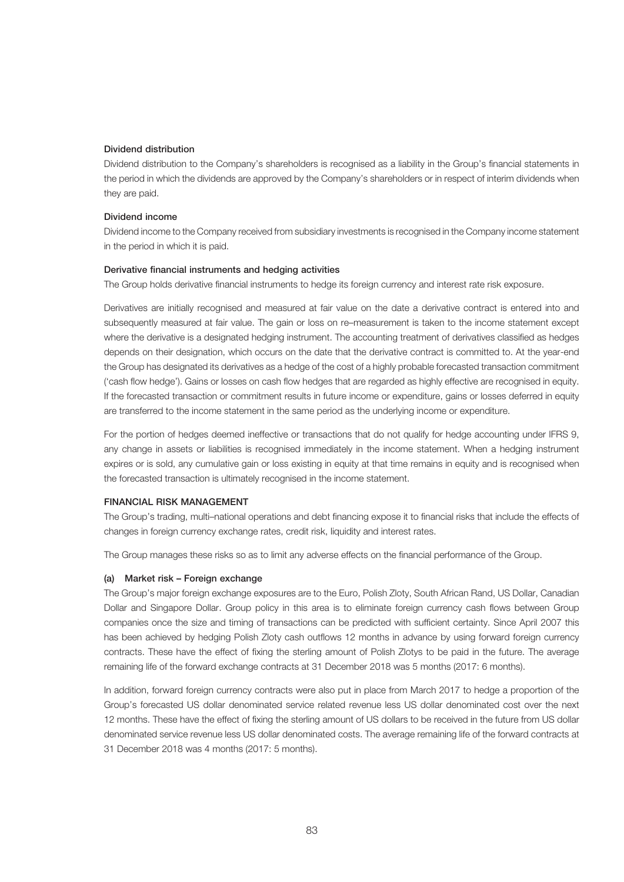### Dividend distribution

Dividend distribution to the Company's shareholders is recognised as a liability in the Group's financial statements in the period in which the dividends are approved by the Company's shareholders or in respect of interim dividends when they are paid.

### Dividend income

Dividend income to the Company received from subsidiary investments is recognised in the Company income statement in the period in which it is paid.

### Derivative financial instruments and hedging activities

The Group holds derivative financial instruments to hedge its foreign currency and interest rate risk exposure.

Derivatives are initially recognised and measured at fair value on the date a derivative contract is entered into and subsequently measured at fair value. The gain or loss on re–measurement is taken to the income statement except where the derivative is a designated hedging instrument. The accounting treatment of derivatives classified as hedges depends on their designation, which occurs on the date that the derivative contract is committed to. At the year-end the Group has designated its derivatives as a hedge of the cost of a highly probable forecasted transaction commitment ('cash flow hedge'). Gains or losses on cash flow hedges that are regarded as highly effective are recognised in equity. If the forecasted transaction or commitment results in future income or expenditure, gains or losses deferred in equity are transferred to the income statement in the same period as the underlying income or expenditure.

For the portion of hedges deemed ineffective or transactions that do not qualify for hedge accounting under IFRS 9, any change in assets or liabilities is recognised immediately in the income statement. When a hedging instrument expires or is sold, any cumulative gain or loss existing in equity at that time remains in equity and is recognised when the forecasted transaction is ultimately recognised in the income statement.

## FINANCIAL RISK MANAGEMENT

The Group's trading, multi–national operations and debt financing expose it to financial risks that include the effects of changes in foreign currency exchange rates, credit risk, liquidity and interest rates.

The Group manages these risks so as to limit any adverse effects on the financial performance of the Group.

### (a) Market risk – Foreign exchange

The Group's major foreign exchange exposures are to the Euro, Polish Zloty, South African Rand, US Dollar, Canadian Dollar and Singapore Dollar. Group policy in this area is to eliminate foreign currency cash flows between Group companies once the size and timing of transactions can be predicted with sufficient certainty. Since April 2007 this has been achieved by hedging Polish Zloty cash outflows 12 months in advance by using forward foreign currency contracts. These have the effect of fixing the sterling amount of Polish Zlotys to be paid in the future. The average remaining life of the forward exchange contracts at 31 December 2018 was 5 months (2017: 6 months).

In addition, forward foreign currency contracts were also put in place from March 2017 to hedge a proportion of the Group's forecasted US dollar denominated service related revenue less US dollar denominated cost over the next 12 months. These have the effect of fixing the sterling amount of US dollars to be received in the future from US dollar denominated service revenue less US dollar denominated costs. The average remaining life of the forward contracts at 31 December 2018 was 4 months (2017: 5 months).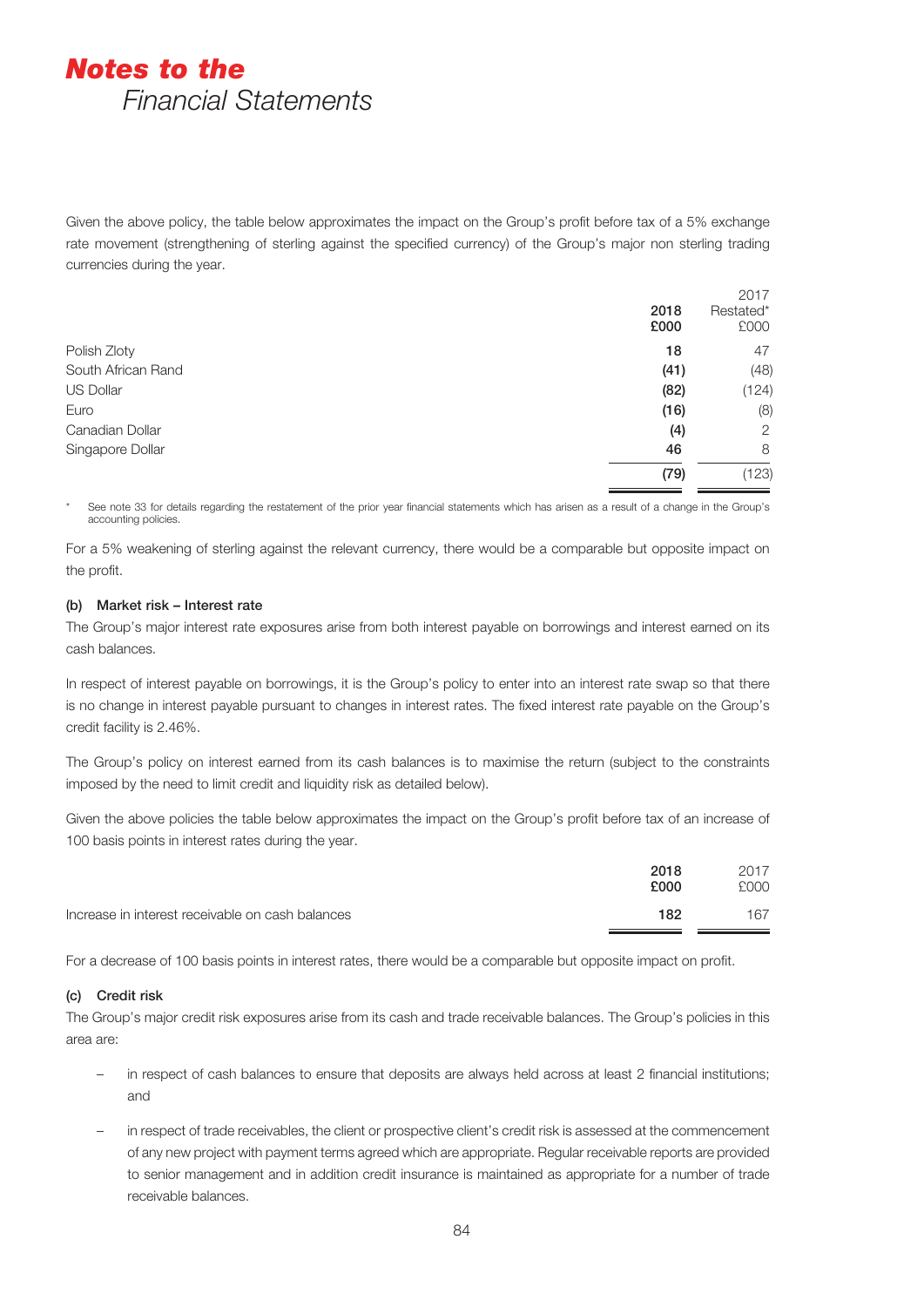Given the above policy, the table below approximates the impact on the Group's profit before tax of a 5% exchange rate movement (strengthening of sterling against the specified currency) of the Group's major non sterling trading currencies during the year.

| | 2018 £000 | 2017 Restated* £000 |
|---|---|---|
| Polish Zloty | **18** | 47 |
| South African Rand | **(41)** | (48) |
| US Dollar | **(82)** | (124) |
| Euro | **(16)** | (8) |
| Canadian Dollar | **(4)** | 2 |
| Singapore Dollar | **46** | 8 |
| | **(79)** | (123) |

\* See note 33 for details regarding the restatement of the prior year financial statements which has arisen as a result of a change in the Group's accounting policies.

For a 5% weakening of sterling against the relevant currency, there would be a comparable but opposite impact on the profit.

**(b) Market risk – Interest rate**

The Group's major interest rate exposures arise from both interest payable on borrowings and interest earned on its cash balances.

In respect of interest payable on borrowings, it is the Group's policy to enter into an interest rate swap so that there is no change in interest payable pursuant to changes in interest rates. The fixed interest rate payable on the Group's credit facility is 2.46%.

The Group's policy on interest earned from its cash balances is to maximise the return (subject to the constraints imposed by the need to limit credit and liquidity risk as detailed below).

Given the above policies the table below approximates the impact on the Group's profit before tax of an increase of 100 basis points in interest rates during the year.

| | 2018 £000 | 2017 £000 |
|---|---|---|
| Increase in interest receivable on cash balances | **182** | 167 |

For a decrease of 100 basis points in interest rates, there would be a comparable but opposite impact on profit.

**(c) Credit risk**

The Group's major credit risk exposures arise from its cash and trade receivable balances. The Group's policies in this area are:

- in respect of cash balances to ensure that deposits are always held across at least 2 financial institutions; and
- in respect of trade receivables, the client or prospective client's credit risk is assessed at the commencement of any new project with payment terms agreed which are appropriate. Regular receivable reports are provided to senior management and in addition credit insurance is maintained as appropriate for a number of trade receivable balances.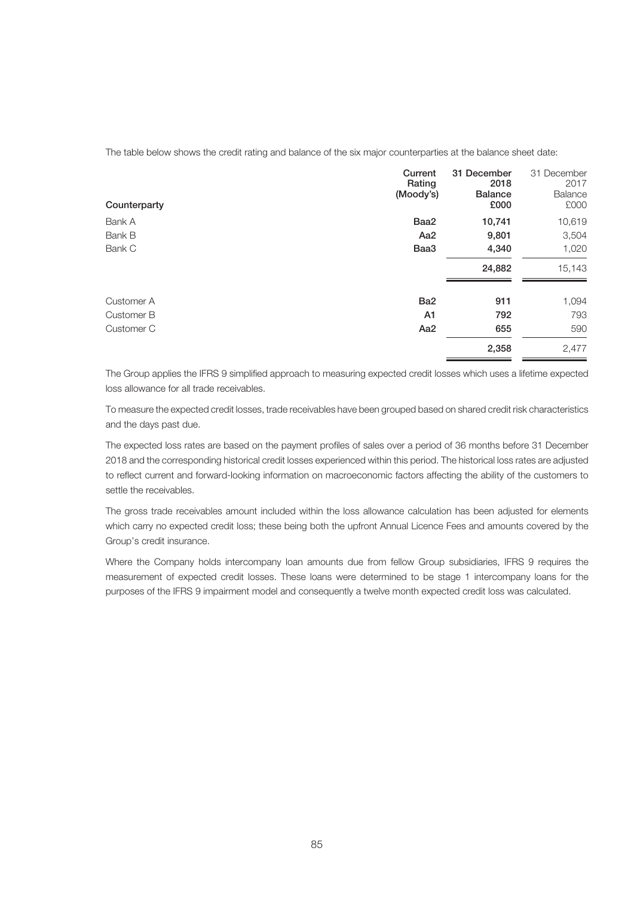The table below shows the credit rating and balance of the six major counterparties at the balance sheet date:

| Counterparty | Current Rating (Moody's) | 31 December 2018 Balance £000 | 31 December 2017 Balance £000 |
|---|---|---|---|
| Bank A | **Baa2** | **10,741** | 10,619 |
| Bank B | **Aa2** | **9,801** | 3,504 |
| Bank C | **Baa3** | **4,340** | 1,020 |
| | | **24,882** | 15,143 |
| Customer A | **Ba2** | **911** | 1,094 |
| Customer B | **A1** | **792** | 793 |
| Customer C | **Aa2** | **655** | 590 |
| | | **2,358** | 2,477 |

The Group applies the IFRS 9 simplified approach to measuring expected credit losses which uses a lifetime expected loss allowance for all trade receivables.

To measure the expected credit losses, trade receivables have been grouped based on shared credit risk characteristics and the days past due.

The expected loss rates are based on the payment profiles of sales over a period of 36 months before 31 December 2018 and the corresponding historical credit losses experienced within this period. The historical loss rates are adjusted to reflect current and forward-looking information on macroeconomic factors affecting the ability of the customers to settle the receivables.

The gross trade receivables amount included within the loss allowance calculation has been adjusted for elements which carry no expected credit loss; these being both the upfront Annual Licence Fees and amounts covered by the Group's credit insurance.

Where the Company holds intercompany loan amounts due from fellow Group subsidiaries, IFRS 9 requires the measurement of expected credit losses. These loans were determined to be stage 1 intercompany loans for the purposes of the IFRS 9 impairment model and consequently a twelve month expected credit loss was calculated.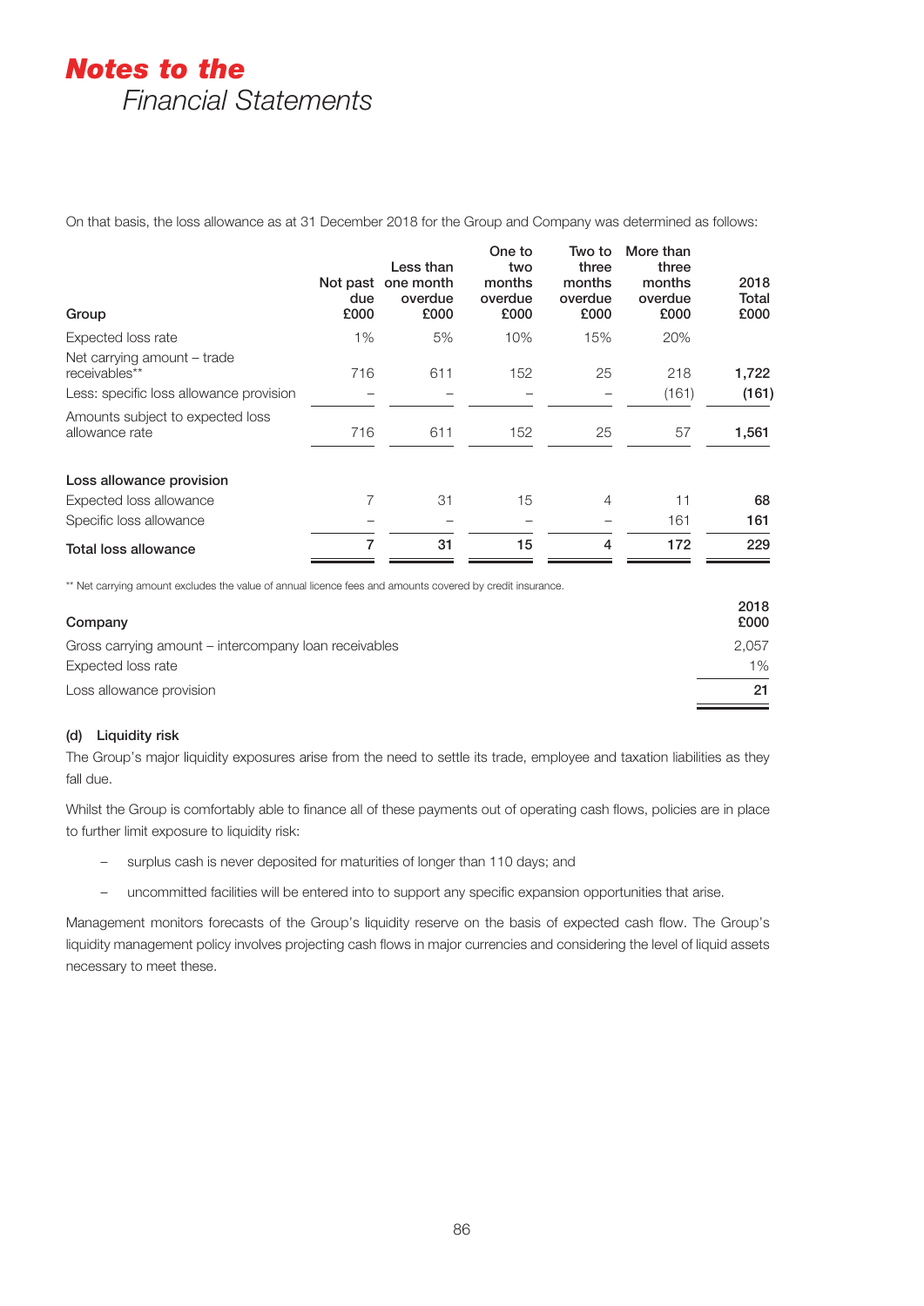On that basis, the loss allowance as at 31 December 2018 for the Group and Company was determined as follows:

| Group | Not past due £000 | Less than one month overdue £000 | One to two months overdue £000 | Two to three months overdue £000 | More than three months overdue £000 | 2018 Total £000 |
|---|---|---|---|---|---|---|
| Expected loss rate | 1% | 5% | 10% | 15% | 20% | |
| Net carrying amount – trade receivables** | 716 | 611 | 152 | 25 | 218 | **1,722** |
| Less: specific loss allowance provision | – | – | – | – | (161) | **(161)** |
| Amounts subject to expected loss allowance rate | 716 | 611 | 152 | 25 | 57 | **1,561** |
| **Loss allowance provision** | | | | | | |
| Expected loss allowance | 7 | 31 | 15 | 4 | 11 | **68** |
| Specific loss allowance | – | – | – | – | 161 | **161** |
| **Total loss allowance** | **7** | **31** | **15** | **4** | **172** | **229** |

** Net carrying amount excludes the value of annual licence fees and amounts covered by credit insurance.

| Company | 2018 £000 |
|---|---|
| Gross carrying amount – intercompany loan receivables | 2,057 |
| Expected loss rate | 1% |
| Loss allowance provision | **21** |

**(d) Liquidity risk**

The Group's major liquidity exposures arise from the need to settle its trade, employee and taxation liabilities as they fall due.

Whilst the Group is comfortably able to finance all of these payments out of operating cash flows, policies are in place to further limit exposure to liquidity risk:

- surplus cash is never deposited for maturities of longer than 110 days; and
- uncommitted facilities will be entered into to support any specific expansion opportunities that arise.

Management monitors forecasts of the Group's liquidity reserve on the basis of expected cash flow. The Group's liquidity management policy involves projecting cash flows in major currencies and considering the level of liquid assets necessary to meet these.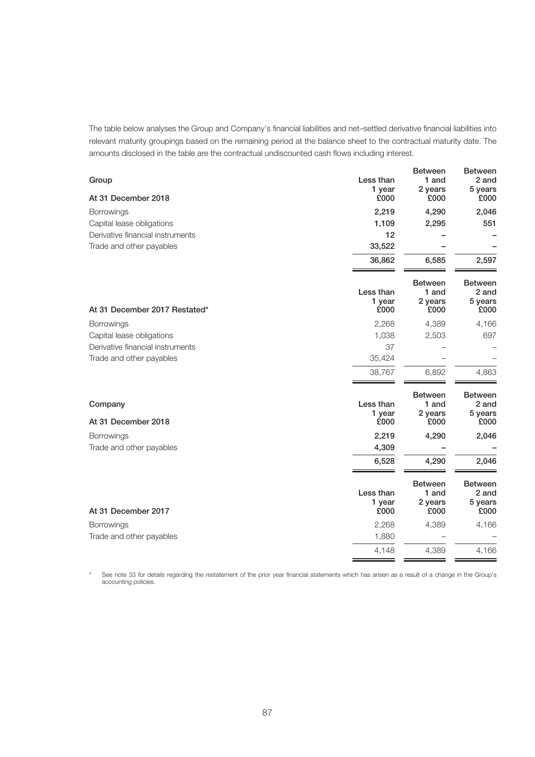The table below analyses the Group and Company's financial liabilities and net–settled derivative financial liabilities into relevant maturity groupings based on the remaining period at the balance sheet to the contractual maturity date. The amounts disclosed in the table are the contractual undiscounted cash flows including interest.

| Group<br>At 31 December 2018 | Less than 1 year £000 | Between 1 and 2 years £000 | Between 2 and 5 years £000 |
|---|---|---|---|
| Borrowings | **2,219** | **4,290** | **2,046** |
| Capital lease obligations | **1,109** | **2,295** | **551** |
| Derivative financial instruments | **12** | **–** | **–** |
| Trade and other payables | **33,522** | **–** | **–** |
| | **36,862** | **6,585** | **2,597** |

| At 31 December 2017 Restated* | Less than 1 year £000 | Between 1 and 2 years £000 | Between 2 and 5 years £000 |
|---|---|---|---|
| Borrowings | 2,268 | 4,389 | 4,166 |
| Capital lease obligations | 1,038 | 2,503 | 697 |
| Derivative financial instruments | 37 | – | – |
| Trade and other payables | 35,424 | – | – |
| | 38,767 | 6,892 | 4,863 |

| Company<br>At 31 December 2018 | Less than 1 year £000 | Between 1 and 2 years £000 | Between 2 and 5 years £000 |
|---|---|---|---|
| Borrowings | **2,219** | **4,290** | **2,046** |
| Trade and other payables | **4,309** | **–** | **–** |
| | **6,528** | **4,290** | **2,046** |

| At 31 December 2017 | Less than 1 year £000 | Between 1 and 2 years £000 | Between 2 and 5 years £000 |
|---|---|---|---|
| Borrowings | 2,268 | 4,389 | 4,166 |
| Trade and other payables | 1,880 | – | – |
| | 4,148 | 4,389 | 4,166 |

\* See note 33 for details regarding the restatement of the prior year financial statements which has arisen as a result of a change in the Group's accounting policies.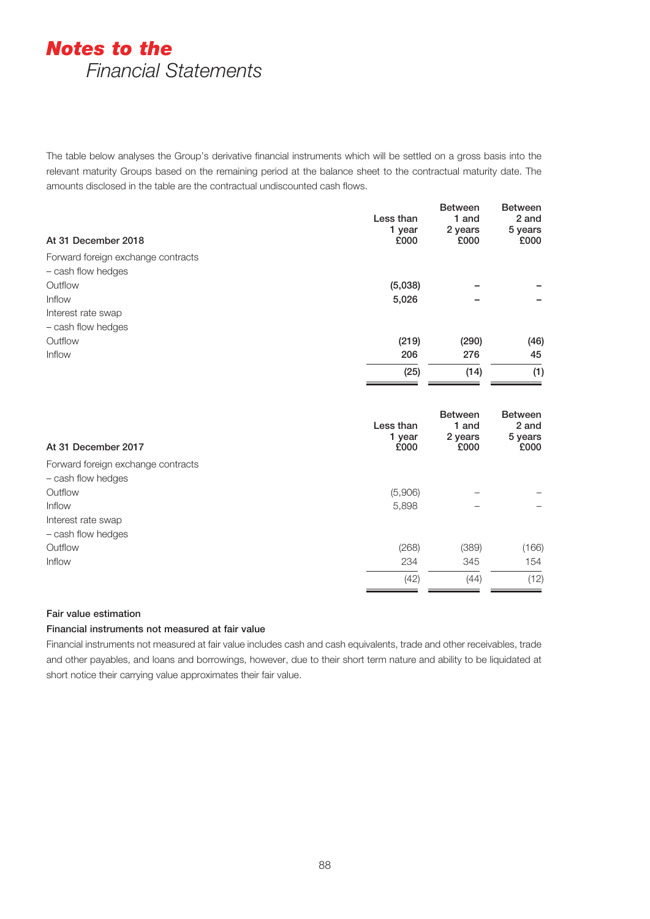The table below analyses the Group's derivative financial instruments which will be settled on a gross basis into the relevant maturity Groups based on the remaining period at the balance sheet to the contractual maturity date. The amounts disclosed in the table are the contractual undiscounted cash flows.

| At 31 December 2018 | Less than 1 year £000 | Between 1 and 2 years £000 | Between 2 and 5 years £000 |
|---|---|---|---|
| Forward foreign exchange contracts | | | |
| – cash flow hedges | | | |
| Outflow | (5,038) | – | – |
| Inflow | 5,026 | – | – |
| Interest rate swap | | | |
| – cash flow hedges | | | |
| Outflow | (219) | (290) | (46) |
| Inflow | 206 | 276 | 45 |
| | (25) | (14) | (1) |

| At 31 December 2017 | Less than 1 year £000 | Between 1 and 2 years £000 | Between 2 and 5 years £000 |
|---|---|---|---|
| Forward foreign exchange contracts | | | |
| – cash flow hedges | | | |
| Outflow | (5,906) | – | – |
| Inflow | 5,898 | – | – |
| Interest rate swap | | | |
| – cash flow hedges | | | |
| Outflow | (268) | (389) | (166) |
| Inflow | 234 | 345 | 154 |
| | (42) | (44) | (12) |

**Fair value estimation**

**Financial instruments not measured at fair value**

Financial instruments not measured at fair value includes cash and cash equivalents, trade and other receivables, trade and other payables, and loans and borrowings, however, due to their short term nature and ability to be liquidated at short notice their carrying value approximates their fair value.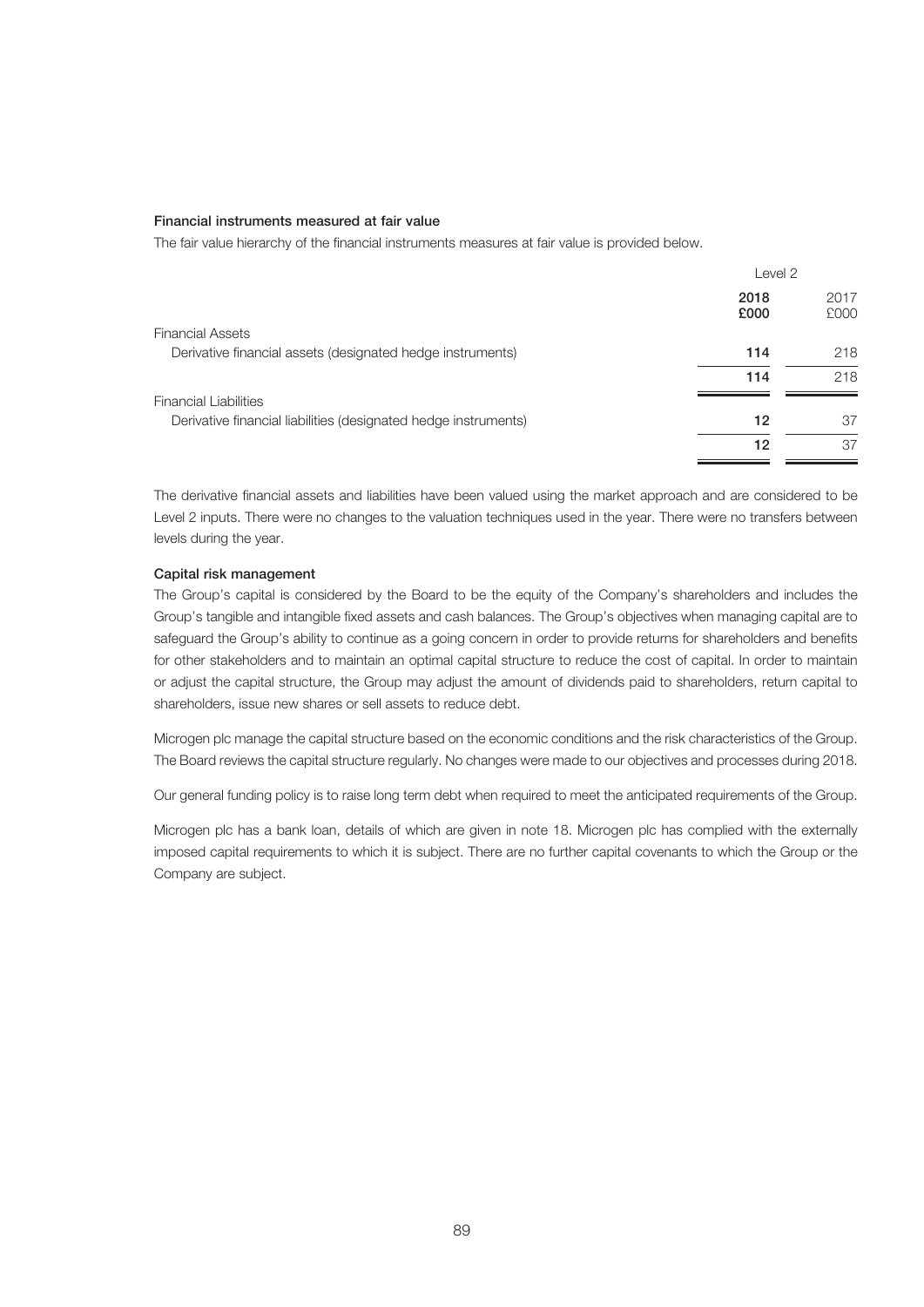### Financial instruments measured at fair value

The fair value hierarchy of the financial instruments measures at fair value is provided below.

| | Level 2 | |
|---|---|---|
| | **2018 £000** | 2017 £000 |
| Financial Assets | | |
| Derivative financial assets (designated hedge instruments) | **114** | 218 |
| | **114** | 218 |
| Financial Liabilities | | |
| Derivative financial liabilities (designated hedge instruments) | **12** | 37 |
| | **12** | 37 |

The derivative financial assets and liabilities have been valued using the market approach and are considered to be Level 2 inputs. There were no changes to the valuation techniques used in the year. There were no transfers between levels during the year.

### Capital risk management

The Group's capital is considered by the Board to be the equity of the Company's shareholders and includes the Group's tangible and intangible fixed assets and cash balances. The Group's objectives when managing capital are to safeguard the Group's ability to continue as a going concern in order to provide returns for shareholders and benefits for other stakeholders and to maintain an optimal capital structure to reduce the cost of capital. In order to maintain or adjust the capital structure, the Group may adjust the amount of dividends paid to shareholders, return capital to shareholders, issue new shares or sell assets to reduce debt.

Microgen plc manage the capital structure based on the economic conditions and the risk characteristics of the Group. The Board reviews the capital structure regularly. No changes were made to our objectives and processes during 2018.

Our general funding policy is to raise long term debt when required to meet the anticipated requirements of the Group.

Microgen plc has a bank loan, details of which are given in note 18. Microgen plc has complied with the externally imposed capital requirements to which it is subject. There are no further capital covenants to which the Group or the Company are subject.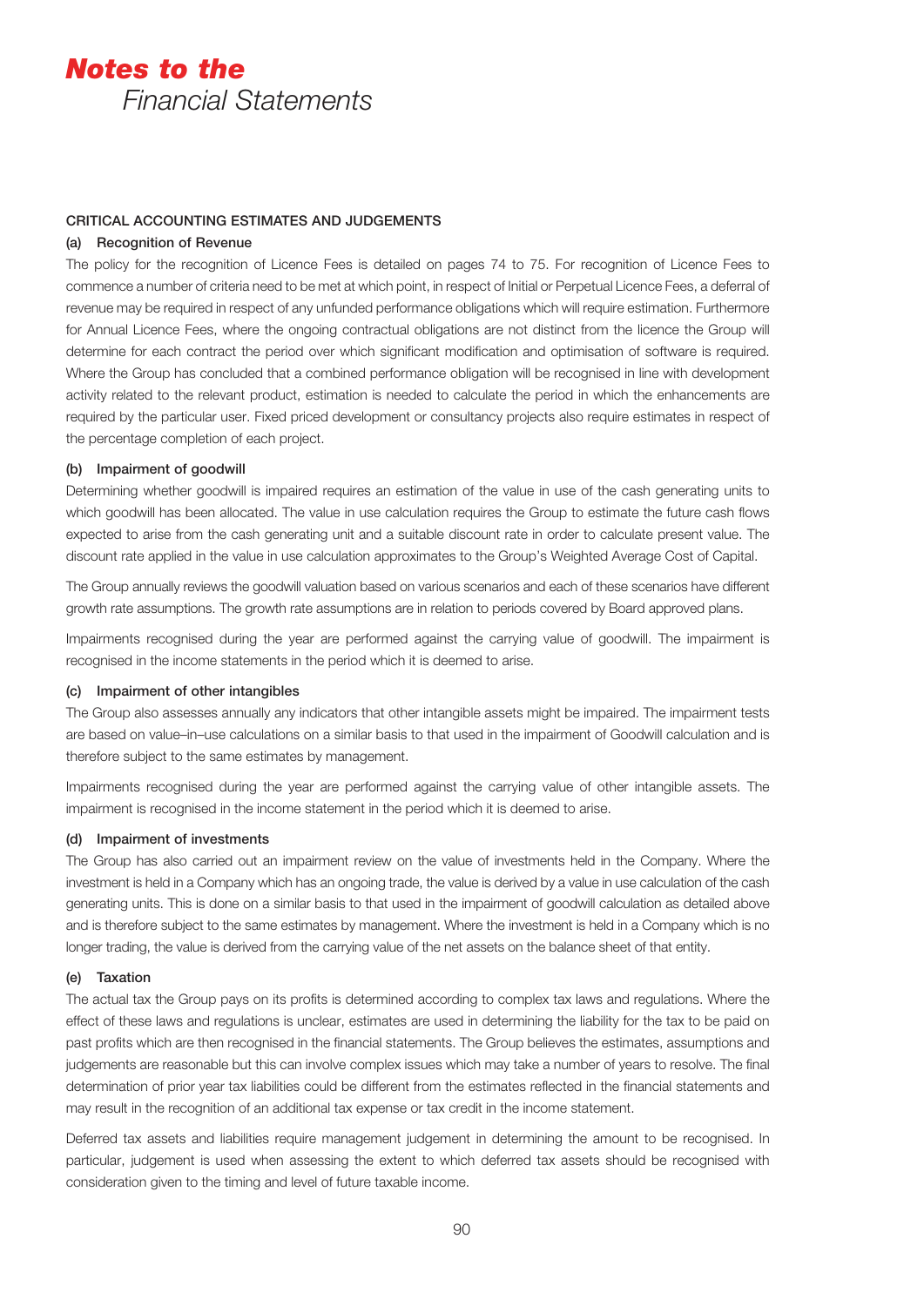## CRITICAL ACCOUNTING ESTIMATES AND JUDGEMENTS

### (a) Recognition of Revenue

The policy for the recognition of Licence Fees is detailed on pages 74 to 75. For recognition of Licence Fees to commence a number of criteria need to be met at which point, in respect of Initial or Perpetual Licence Fees, a deferral of revenue may be required in respect of any unfunded performance obligations which will require estimation. Furthermore for Annual Licence Fees, where the ongoing contractual obligations are not distinct from the licence the Group will determine for each contract the period over which significant modification and optimisation of software is required. Where the Group has concluded that a combined performance obligation will be recognised in line with development activity related to the relevant product, estimation is needed to calculate the period in which the enhancements are required by the particular user. Fixed priced development or consultancy projects also require estimates in respect of the percentage completion of each project.

### (b) Impairment of goodwill

Determining whether goodwill is impaired requires an estimation of the value in use of the cash generating units to which goodwill has been allocated. The value in use calculation requires the Group to estimate the future cash flows expected to arise from the cash generating unit and a suitable discount rate in order to calculate present value. The discount rate applied in the value in use calculation approximates to the Group's Weighted Average Cost of Capital.

The Group annually reviews the goodwill valuation based on various scenarios and each of these scenarios have different growth rate assumptions. The growth rate assumptions are in relation to periods covered by Board approved plans.

Impairments recognised during the year are performed against the carrying value of goodwill. The impairment is recognised in the income statements in the period which it is deemed to arise.

### (c) Impairment of other intangibles

The Group also assesses annually any indicators that other intangible assets might be impaired. The impairment tests are based on value–in–use calculations on a similar basis to that used in the impairment of Goodwill calculation and is therefore subject to the same estimates by management.

Impairments recognised during the year are performed against the carrying value of other intangible assets. The impairment is recognised in the income statement in the period which it is deemed to arise.

### (d) Impairment of investments

The Group has also carried out an impairment review on the value of investments held in the Company. Where the investment is held in a Company which has an ongoing trade, the value is derived by a value in use calculation of the cash generating units. This is done on a similar basis to that used in the impairment of goodwill calculation as detailed above and is therefore subject to the same estimates by management. Where the investment is held in a Company which is no longer trading, the value is derived from the carrying value of the net assets on the balance sheet of that entity.

### (e) Taxation

The actual tax the Group pays on its profits is determined according to complex tax laws and regulations. Where the effect of these laws and regulations is unclear, estimates are used in determining the liability for the tax to be paid on past profits which are then recognised in the financial statements. The Group believes the estimates, assumptions and judgements are reasonable but this can involve complex issues which may take a number of years to resolve. The final determination of prior year tax liabilities could be different from the estimates reflected in the financial statements and may result in the recognition of an additional tax expense or tax credit in the income statement.

Deferred tax assets and liabilities require management judgement in determining the amount to be recognised. In particular, judgement is used when assessing the extent to which deferred tax assets should be recognised with consideration given to the timing and level of future taxable income.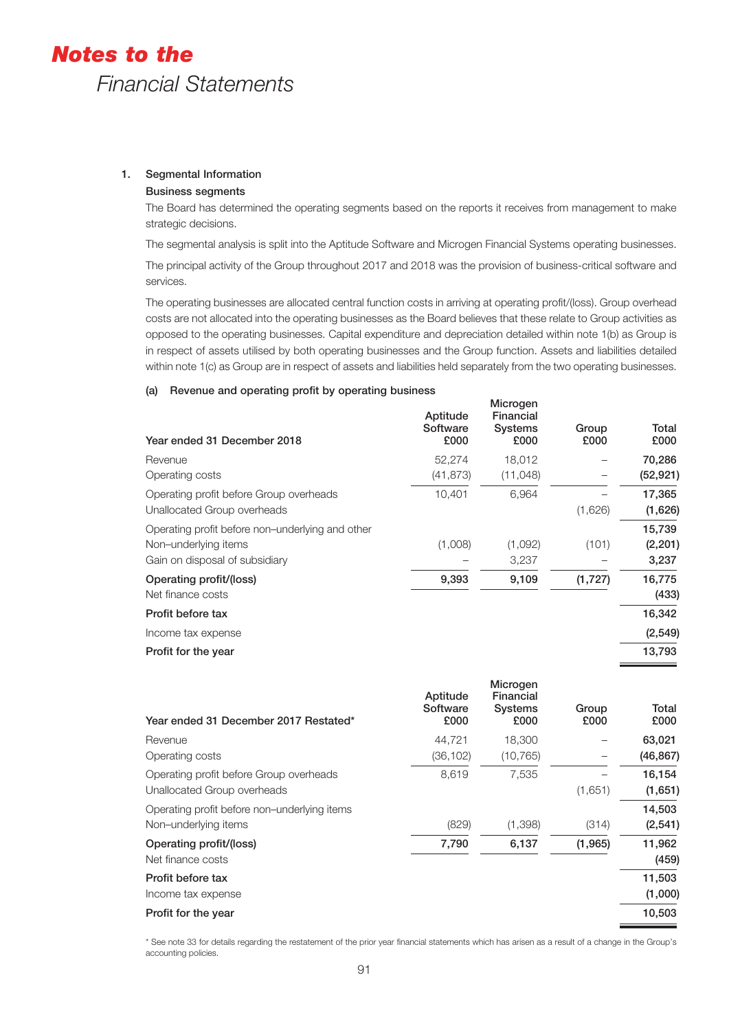# Notes to the Financial Statements

## 1. Segmental Information

### Business segments

The Board has determined the operating segments based on the reports it receives from management to make strategic decisions.

The segmental analysis is split into the Aptitude Software and Microgen Financial Systems operating businesses.

The principal activity of the Group throughout 2017 and 2018 was the provision of business-critical software and services.

The operating businesses are allocated central function costs in arriving at operating profit/(loss). Group overhead costs are not allocated into the operating businesses as the Board believes that these relate to Group activities as opposed to the operating businesses. Capital expenditure and depreciation detailed within note 1(b) as Group is in respect of assets utilised by both operating businesses and the Group function. Assets and liabilities detailed within note 1(c) as Group are in respect of assets and liabilities held separately from the two operating businesses.

### (a) Revenue and operating profit by operating business

| Year ended 31 December 2018 | Aptitude Software £000 | Microgen Financial Systems £000 | Group £000 | Total £000 |
|---|---|---|---|---|
| Revenue | 52,274 | 18,012 | – | **70,286** |
| Operating costs | (41,873) | (11,048) | – | **(52,921)** |
| Operating profit before Group overheads | 10,401 | 6,964 | – | **17,365** |
| Unallocated Group overheads | | | (1,626) | **(1,626)** |
| Operating profit before non–underlying and other | | | | **15,739** |
| Non–underlying items | (1,008) | (1,092) | (101) | **(2,201)** |
| Gain on disposal of subsidiary | – | 3,237 | – | **3,237** |
| **Operating profit/(loss)** | **9,393** | **9,109** | **(1,727)** | **16,775** |
| Net finance costs | | | | **(433)** |
| **Profit before tax** | | | | **16,342** |
| Income tax expense | | | | **(2,549)** |
| **Profit for the year** | | | | **13,793** |

| Year ended 31 December 2017 Restated* | Aptitude Software £000 | Microgen Financial Systems £000 | Group £000 | Total £000 |
|---|---|---|---|---|
| Revenue | 44,721 | 18,300 | – | **63,021** |
| Operating costs | (36,102) | (10,765) | – | **(46,867)** |
| Operating profit before Group overheads | 8,619 | 7,535 | – | **16,154** |
| Unallocated Group overheads | | | (1,651) | **(1,651)** |
| Operating profit before non–underlying items | | | | **14,503** |
| Non–underlying items | (829) | (1,398) | (314) | **(2,541)** |
| **Operating profit/(loss)** | **7,790** | **6,137** | **(1,965)** | **11,962** |
| Net finance costs | | | | **(459)** |
| **Profit before tax** | | | | **11,503** |
| Income tax expense | | | | **(1,000)** |
| **Profit for the year** | | | | **10,503** |

* See note 33 for details regarding the restatement of the prior year financial statements which has arisen as a result of a change in the Group's accounting policies.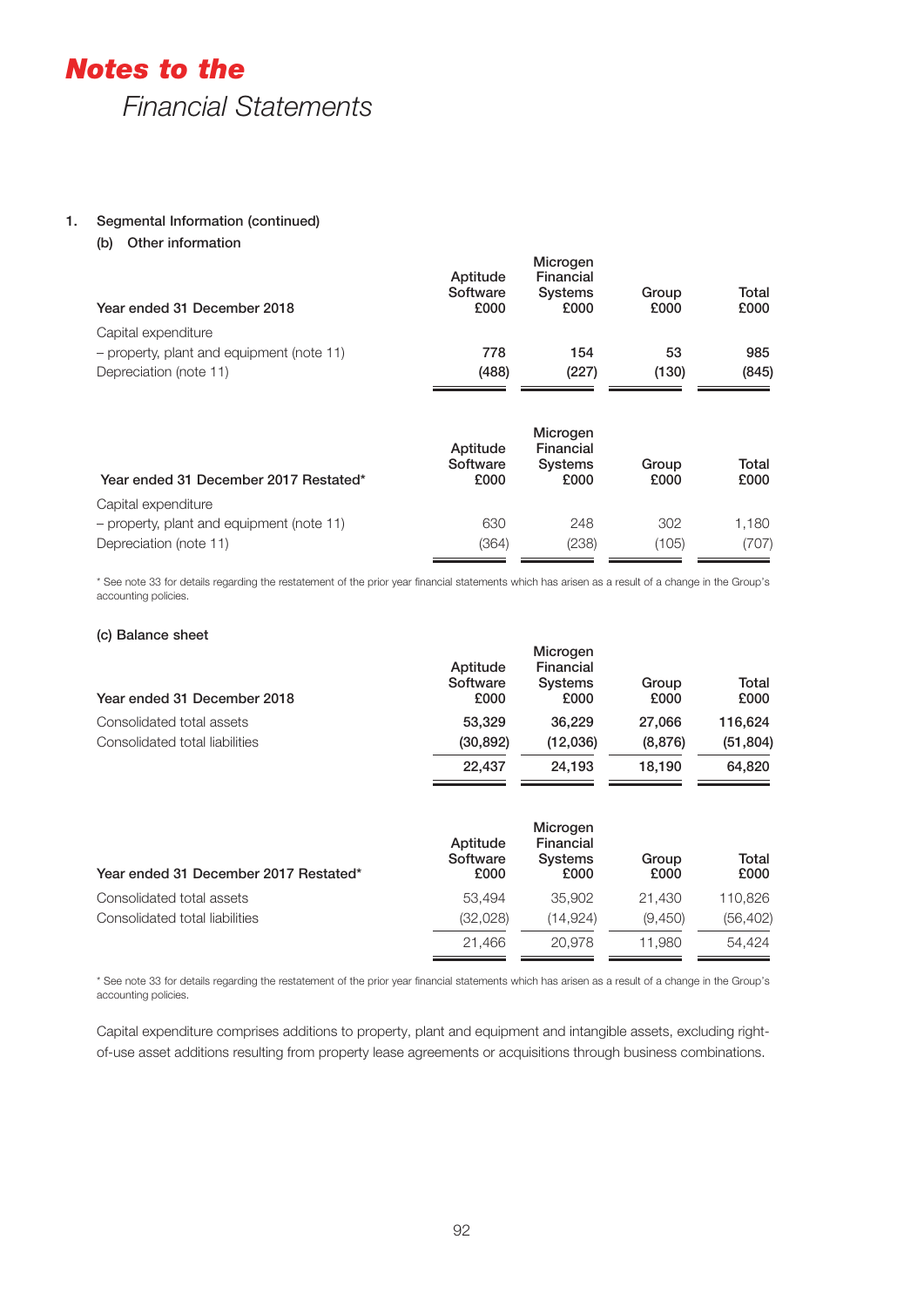# Notes to the Financial Statements

1. Segmental Information (continued)

(b) Other information

| Year ended 31 December 2018 | Aptitude Software £000 | Microgen Financial Systems £000 | Group £000 | Total £000 |
|---|---|---|---|---|
| Capital expenditure | | | | |
| – property, plant and equipment (note 11) | **778** | **154** | **53** | **985** |
| Depreciation (note 11) | **(488)** | **(227)** | **(130)** | **(845)** |

| Year ended 31 December 2017 Restated* | Aptitude Software £000 | Microgen Financial Systems £000 | Group £000 | Total £000 |
|---|---|---|---|---|
| Capital expenditure | | | | |
| – property, plant and equipment (note 11) | 630 | 248 | 302 | 1,180 |
| Depreciation (note 11) | (364) | (238) | (105) | (707) |

* See note 33 for details regarding the restatement of the prior year financial statements which has arisen as a result of a change in the Group's accounting policies.

(c) Balance sheet

| Year ended 31 December 2018 | Aptitude Software £000 | Microgen Financial Systems £000 | Group £000 | Total £000 |
|---|---|---|---|---|
| Consolidated total assets | **53,329** | **36,229** | **27,066** | **116,624** |
| Consolidated total liabilities | **(30,892)** | **(12,036)** | **(8,876)** | **(51,804)** |
| | **22,437** | **24,193** | **18,190** | **64,820** |

| Year ended 31 December 2017 Restated* | Aptitude Software £000 | Microgen Financial Systems £000 | Group £000 | Total £000 |
|---|---|---|---|---|
| Consolidated total assets | 53,494 | 35,902 | 21,430 | 110,826 |
| Consolidated total liabilities | (32,028) | (14,924) | (9,450) | (56,402) |
| | 21,466 | 20,978 | 11,980 | 54,424 |

* See note 33 for details regarding the restatement of the prior year financial statements which has arisen as a result of a change in the Group's accounting policies.

Capital expenditure comprises additions to property, plant and equipment and intangible assets, excluding right-of-use asset additions resulting from property lease agreements or acquisitions through business combinations.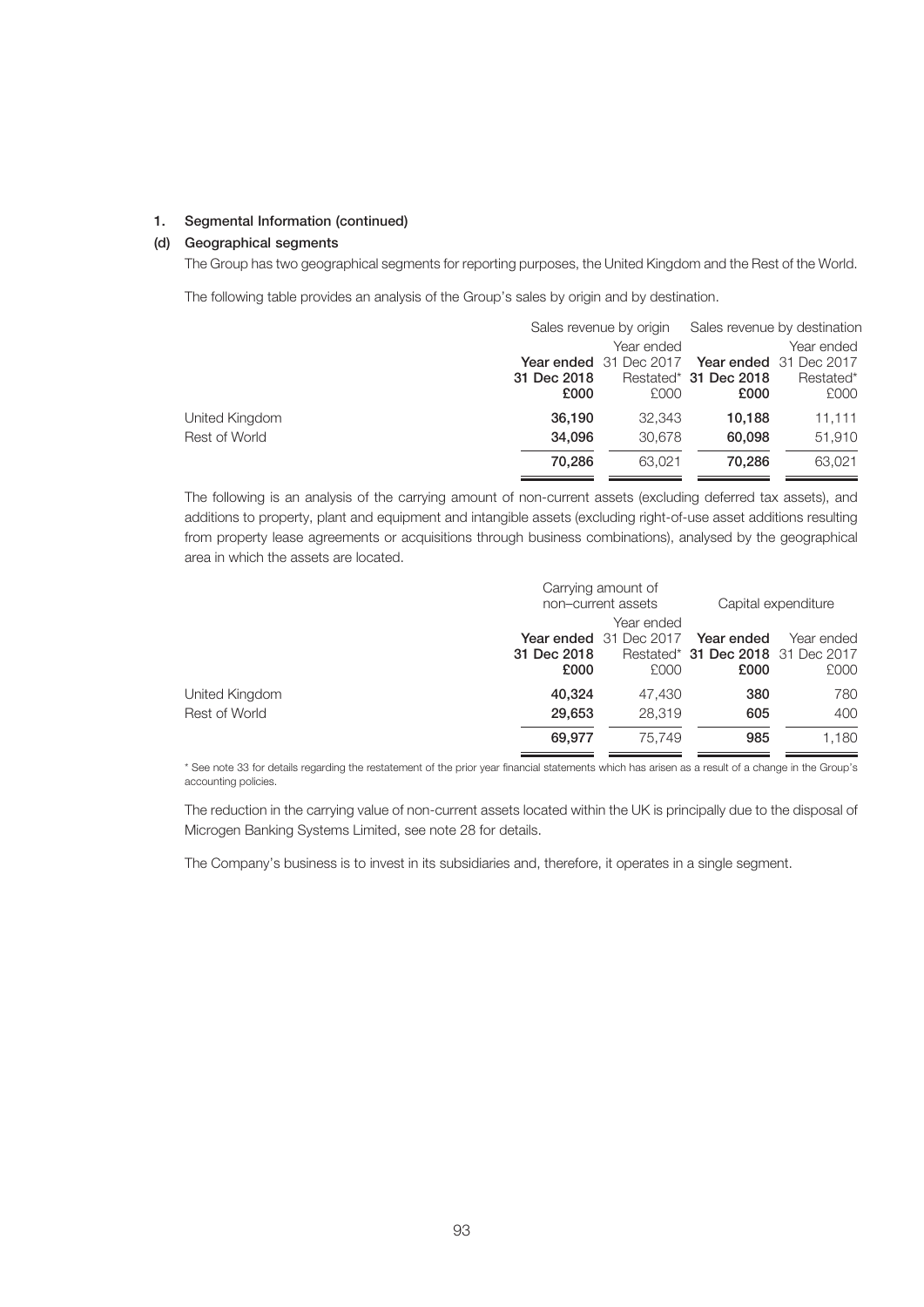### 1. Segmental Information (continued)

#### (d) Geographical segments

The Group has two geographical segments for reporting purposes, the United Kingdom and the Rest of the World.

The following table provides an analysis of the Group's sales by origin and by destination.

| | Sales revenue by origin | | Sales revenue by destination | |
|---|---|---|---|---|
| | **Year ended 31 Dec 2018 £000** | Year ended 31 Dec 2017 Restated* £000 | **Year ended 31 Dec 2018 £000** | Year ended 31 Dec 2017 Restated* £000 |
| United Kingdom | **36,190** | 32,343 | **10,188** | 11,111 |
| Rest of World | **34,096** | 30,678 | **60,098** | 51,910 |
| | **70,286** | 63,021 | **70,286** | 63,021 |

The following is an analysis of the carrying amount of non-current assets (excluding deferred tax assets), and additions to property, plant and equipment and intangible assets (excluding right-of-use asset additions resulting from property lease agreements or acquisitions through business combinations), analysed by the geographical area in which the assets are located.

| | Carrying amount of non–current assets | | Capital expenditure | |
|---|---|---|---|---|
| | **Year ended 31 Dec 2018 £000** | Year ended 31 Dec 2017 Restated* £000 | **Year ended 31 Dec 2018 £000** | Year ended 31 Dec 2017 £000 |
| United Kingdom | **40,324** | 47,430 | **380** | 780 |
| Rest of World | **29,653** | 28,319 | **605** | 400 |
| | **69,977** | 75,749 | **985** | 1,180 |

\* See note 33 for details regarding the restatement of the prior year financial statements which has arisen as a result of a change in the Group's accounting policies.

The reduction in the carrying value of non-current assets located within the UK is principally due to the disposal of Microgen Banking Systems Limited, see note 28 for details.

The Company's business is to invest in its subsidiaries and, therefore, it operates in a single segment.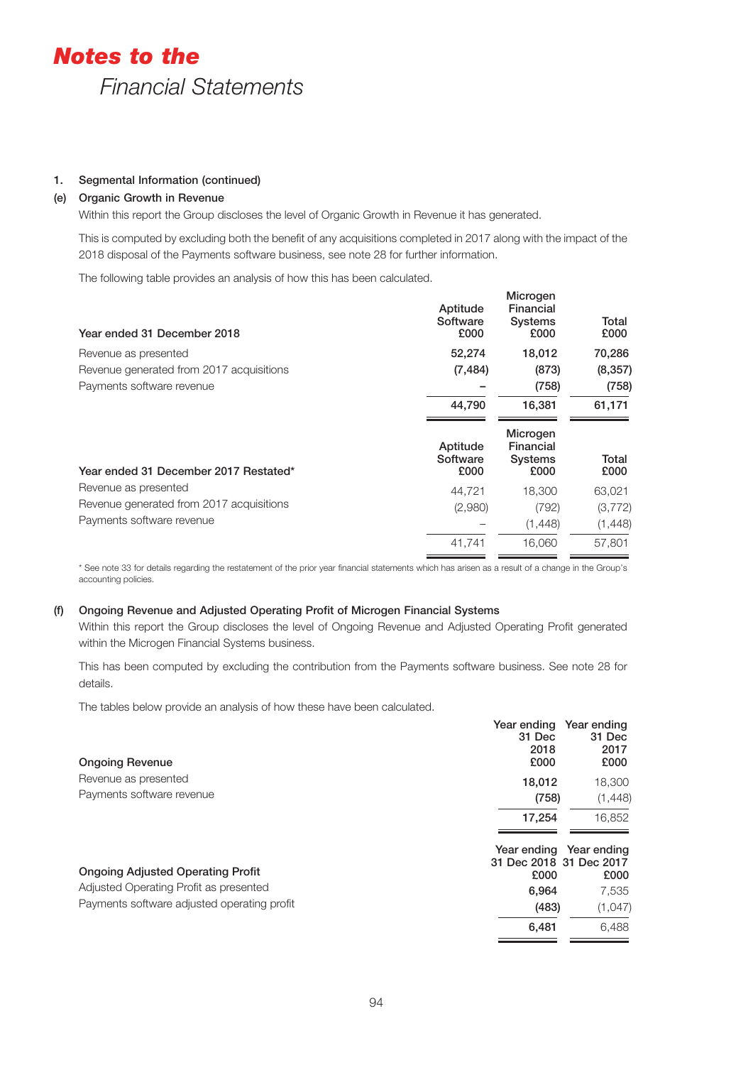# Notes to the Financial Statements

### 1. Segmental Information (continued)

#### (e) Organic Growth in Revenue

Within this report the Group discloses the level of Organic Growth in Revenue it has generated.

This is computed by excluding both the benefit of any acquisitions completed in 2017 along with the impact of the 2018 disposal of the Payments software business, see note 28 for further information.

The following table provides an analysis of how this has been calculated.

| Year ended 31 December 2018 | Aptitude Software £000 | Microgen Financial Systems £000 | Total £000 |
|---|---|---|---|
| Revenue as presented | **52,274** | **18,012** | **70,286** |
| Revenue generated from 2017 acquisitions | **(7,484)** | **(873)** | **(8,357)** |
| Payments software revenue | **–** | **(758)** | **(758)** |
| | **44,790** | **16,381** | **61,171** |

| Year ended 31 December 2017 Restated* | Aptitude Software £000 | Microgen Financial Systems £000 | Total £000 |
|---|---|---|---|
| Revenue as presented | 44,721 | 18,300 | 63,021 |
| Revenue generated from 2017 acquisitions | (2,980) | (792) | (3,772) |
| Payments software revenue | – | (1,448) | (1,448) |
| | 41,741 | 16,060 | 57,801 |

\* See note 33 for details regarding the restatement of the prior year financial statements which has arisen as a result of a change in the Group's accounting policies.

#### (f) Ongoing Revenue and Adjusted Operating Profit of Microgen Financial Systems

Within this report the Group discloses the level of Ongoing Revenue and Adjusted Operating Profit generated within the Microgen Financial Systems business.

This has been computed by excluding the contribution from the Payments software business. See note 28 for details.

The tables below provide an analysis of how these have been calculated.

| Ongoing Revenue | Year ending 31 Dec 2018 £000 | Year ending 31 Dec 2017 £000 |
|---|---|---|
| Revenue as presented | **18,012** | 18,300 |
| Payments software revenue | **(758)** | (1,448) |
| | **17,254** | 16,852 |

| Ongoing Adjusted Operating Profit | Year ending 31 Dec 2018 £000 | Year ending 31 Dec 2017 £000 |
|---|---|---|
| Adjusted Operating Profit as presented | **6,964** | 7,535 |
| Payments software adjusted operating profit | **(483)** | (1,047) |
| | **6,481** | 6,488 |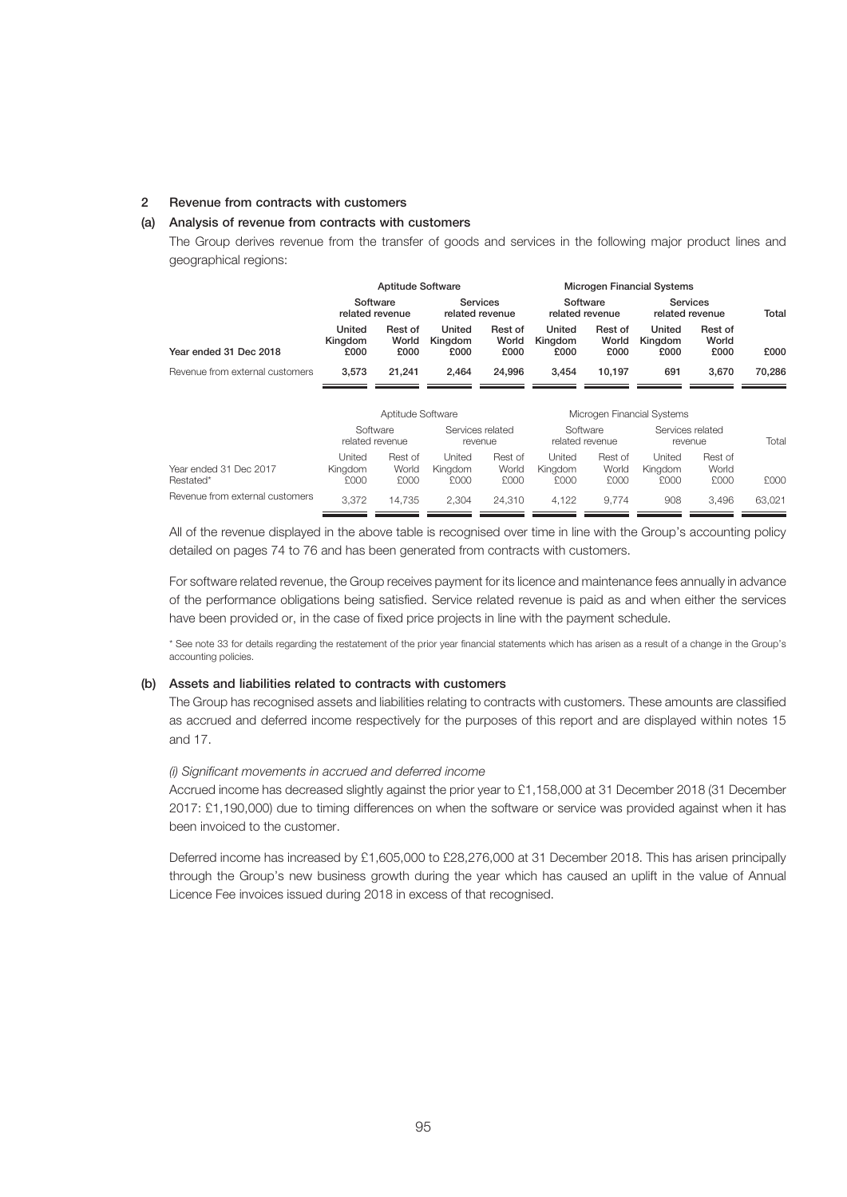## 2 Revenue from contracts with customers

### (a) Analysis of revenue from contracts with customers

The Group derives revenue from the transfer of goods and services in the following major product lines and geographical regions:

| | Aptitude Software | | | | Microgen Financial Systems | | | | |
|---|---|---|---|---|---|---|---|---|---|
| | Software related revenue | | Services related revenue | | Software related revenue | | Services related revenue | | Total |
| Year ended 31 Dec 2018 | United Kingdom £000 | Rest of World £000 | United Kingdom £000 | Rest of World £000 | United Kingdom £000 | Rest of World £000 | United Kingdom £000 | Rest of World £000 | £000 |
| Revenue from external customers | 3,573 | 21,241 | 2,464 | 24,996 | 3,454 | 10,197 | 691 | 3,670 | 70,286 |

| | Aptitude Software | | | | Microgen Financial Systems | | | | |
|---|---|---|---|---|---|---|---|---|---|
| | Software related revenue | | Services related revenue | | Software related revenue | | Services related revenue | | Total |
| Year ended 31 Dec 2017 Restated* | United Kingdom £000 | Rest of World £000 | United Kingdom £000 | Rest of World £000 | United Kingdom £000 | Rest of World £000 | United Kingdom £000 | Rest of World £000 | £000 |
| Revenue from external customers | 3,372 | 14,735 | 2,304 | 24,310 | 4,122 | 9,774 | 908 | 3,496 | 63,021 |

All of the revenue displayed in the above table is recognised over time in line with the Group's accounting policy detailed on pages 74 to 76 and has been generated from contracts with customers.

For software related revenue, the Group receives payment for its licence and maintenance fees annually in advance of the performance obligations being satisfied. Service related revenue is paid as and when either the services have been provided or, in the case of fixed price projects in line with the payment schedule.

* See note 33 for details regarding the restatement of the prior year financial statements which has arisen as a result of a change in the Group's accounting policies.

### (b) Assets and liabilities related to contracts with customers

The Group has recognised assets and liabilities relating to contracts with customers. These amounts are classified as accrued and deferred income respectively for the purposes of this report and are displayed within notes 15 and 17.

*(i) Significant movements in accrued and deferred income*

Accrued income has decreased slightly against the prior year to £1,158,000 at 31 December 2018 (31 December 2017: £1,190,000) due to timing differences on when the software or service was provided against when it has been invoiced to the customer.

Deferred income has increased by £1,605,000 to £28,276,000 at 31 December 2018. This has arisen principally through the Group's new business growth during the year which has caused an uplift in the value of Annual Licence Fee invoices issued during 2018 in excess of that recognised.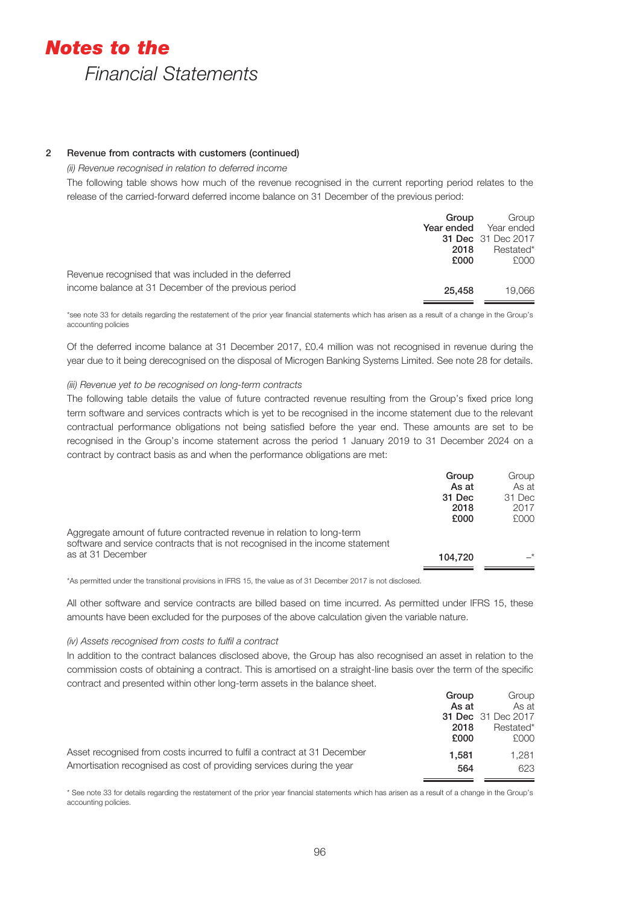## 2 Revenue from contracts with customers (continued)

*(ii) Revenue recognised in relation to deferred income*

The following table shows how much of the revenue recognised in the current reporting period relates to the release of the carried-forward deferred income balance on 31 December of the previous period:

| | **Group Year ended 31 Dec 2018 £000** | Group Year ended 31 Dec 2017 Restated* £000 |
|---|---|---|
| Revenue recognised that was included in the deferred income balance at 31 December of the previous period | **25,458** | 19,066 |

*see note 33 for details regarding the restatement of the prior year financial statements which has arisen as a result of a change in the Group's accounting policies

Of the deferred income balance at 31 December 2017, £0.4 million was not recognised in revenue during the year due to it being derecognised on the disposal of Microgen Banking Systems Limited. See note 28 for details.

*(iii) Revenue yet to be recognised on long-term contracts*

The following table details the value of future contracted revenue resulting from the Group's fixed price long term software and services contracts which is yet to be recognised in the income statement due to the relevant contractual performance obligations not being satisfied before the year end. These amounts are set to be recognised in the Group's income statement across the period 1 January 2019 to 31 December 2024 on a contract by contract basis as and when the performance obligations are met:

| | **Group As at 31 Dec 2018 £000** | Group As at 31 Dec 2017 £000 |
|---|---|---|
| Aggregate amount of future contracted revenue in relation to long-term software and service contracts that is not recognised in the income statement as at 31 December | **104,720** | –* |

*As permitted under the transitional provisions in IFRS 15, the value as of 31 December 2017 is not disclosed.

All other software and service contracts are billed based on time incurred. As permitted under IFRS 15, these amounts have been excluded for the purposes of the above calculation given the variable nature.

*(iv) Assets recognised from costs to fulfil a contract*

In addition to the contract balances disclosed above, the Group has also recognised an asset in relation to the commission costs of obtaining a contract. This is amortised on a straight-line basis over the term of the specific contract and presented within other long-term assets in the balance sheet.

| | **Group As at 31 Dec 2018 £000** | Group As at 31 Dec 2017 Restated* £000 |
|---|---|---|
| Asset recognised from costs incurred to fulfil a contract at 31 December | **1,581** | 1,281 |
| Amortisation recognised as cost of providing services during the year | **564** | 623 |

* See note 33 for details regarding the restatement of the prior year financial statements which has arisen as a result of a change in the Group's accounting policies.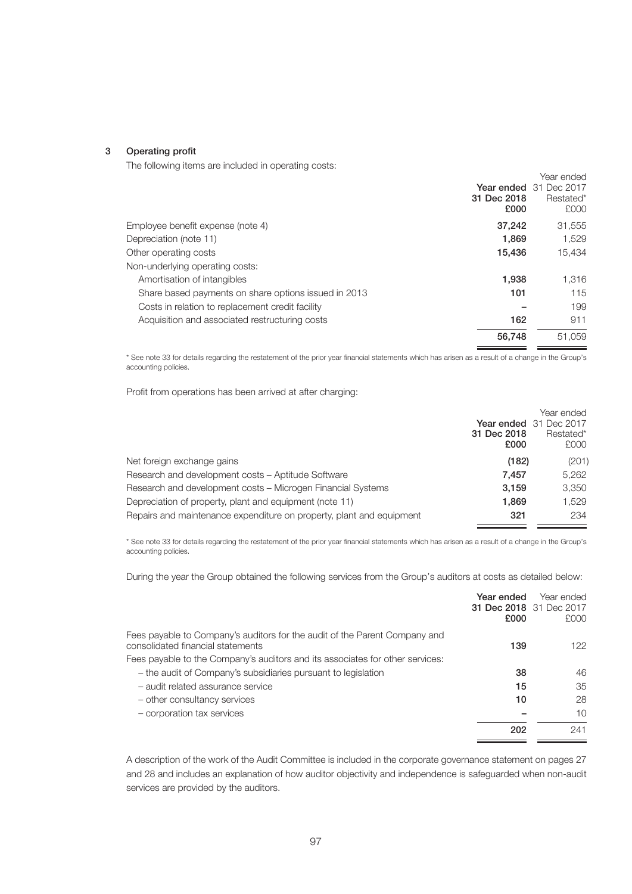## 3 Operating profit

The following items are included in operating costs:

| | Year ended 31 Dec 2018 £000 | Year ended 31 Dec 2017 Restated* £000 |
|---|---|---|
| Employee benefit expense (note 4) | **37,242** | 31,555 |
| Depreciation (note 11) | **1,869** | 1,529 |
| Other operating costs | **15,436** | 15,434 |
| Non-underlying operating costs: | | |
| Amortisation of intangibles | **1,938** | 1,316 |
| Share based payments on share options issued in 2013 | **101** | 115 |
| Costs in relation to replacement credit facility | **–** | 199 |
| Acquisition and associated restructuring costs | **162** | 911 |
| | **56,748** | 51,059 |

* See note 33 for details regarding the restatement of the prior year financial statements which has arisen as a result of a change in the Group's accounting policies.

Profit from operations has been arrived at after charging:

| | Year ended 31 Dec 2018 £000 | Year ended 31 Dec 2017 Restated* £000 |
|---|---|---|
| Net foreign exchange gains | **(182)** | (201) |
| Research and development costs – Aptitude Software | **7,457** | 5,262 |
| Research and development costs – Microgen Financial Systems | **3,159** | 3,350 |
| Depreciation of property, plant and equipment (note 11) | **1,869** | 1,529 |
| Repairs and maintenance expenditure on property, plant and equipment | **321** | 234 |

* See note 33 for details regarding the restatement of the prior year financial statements which has arisen as a result of a change in the Group's accounting policies.

During the year the Group obtained the following services from the Group's auditors at costs as detailed below:

| | Year ended 31 Dec 2018 £000 | Year ended 31 Dec 2017 £000 |
|---|---|---|
| Fees payable to Company's auditors for the audit of the Parent Company and consolidated financial statements | **139** | 122 |
| Fees payable to the Company's auditors and its associates for other services: | | |
| – the audit of Company's subsidiaries pursuant to legislation | **38** | 46 |
| – audit related assurance service | **15** | 35 |
| – other consultancy services | **10** | 28 |
| – corporation tax services | **–** | 10 |
| | **202** | 241 |

A description of the work of the Audit Committee is included in the corporate governance statement on pages 27 and 28 and includes an explanation of how auditor objectivity and independence is safeguarded when non-audit services are provided by the auditors.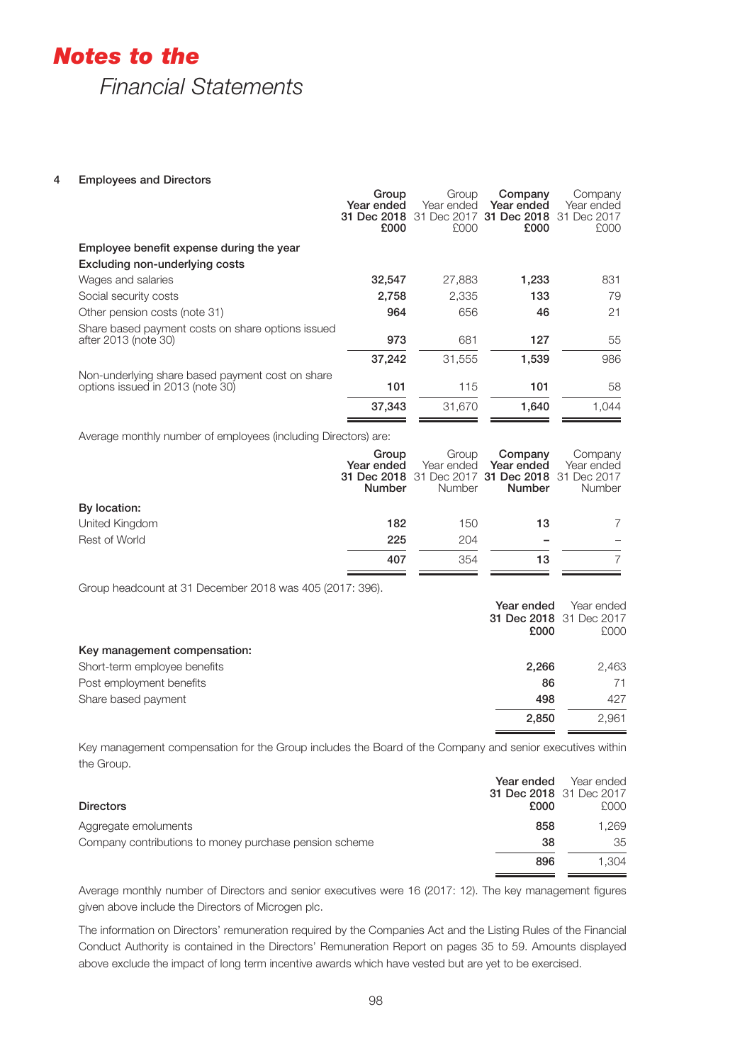# Notes to the Financial Statements

## 4 Employees and Directors

| | Group Year ended 31 Dec 2018 £000 | Group Year ended 31 Dec 2017 £000 | Company Year ended 31 Dec 2018 £000 | Company Year ended 31 Dec 2017 £000 |
|---|---|---|---|---|
| **Employee benefit expense during the year** | | | | |
| **Excluding non-underlying costs** | | | | |
| Wages and salaries | **32,547** | 27,883 | **1,233** | 831 |
| Social security costs | **2,758** | 2,335 | **133** | 79 |
| Other pension costs (note 31) | **964** | 656 | **46** | 21 |
| Share based payment costs on share options issued after 2013 (note 30) | **973** | 681 | **127** | 55 |
| | **37,242** | 31,555 | **1,539** | 986 |
| Non-underlying share based payment cost on share options issued in 2013 (note 30) | **101** | 115 | **101** | 58 |
| | **37,343** | 31,670 | **1,640** | 1,044 |

Average monthly number of employees (including Directors) are:

| | Group Year ended 31 Dec 2018 Number | Group Year ended 31 Dec 2017 Number | Company Year ended 31 Dec 2018 Number | Company Year ended 31 Dec 2017 Number |
|---|---|---|---|---|
| **By location:** | | | | |
| United Kingdom | **182** | 150 | **13** | 7 |
| Rest of World | **225** | 204 | **–** | – |
| | **407** | 354 | **13** | 7 |

Group headcount at 31 December 2018 was 405 (2017: 396).

| | Year ended 31 Dec 2018 £000 | Year ended 31 Dec 2017 £000 |
|---|---|---|
| **Key management compensation:** | | |
| Short-term employee benefits | **2,266** | 2,463 |
| Post employment benefits | **86** | 71 |
| Share based payment | **498** | 427 |
| | **2,850** | 2,961 |

Key management compensation for the Group includes the Board of the Company and senior executives within the Group.

| **Directors** | Year ended 31 Dec 2018 £000 | Year ended 31 Dec 2017 £000 |
|---|---|---|
| Aggregate emoluments | **858** | 1,269 |
| Company contributions to money purchase pension scheme | **38** | 35 |
| | **896** | 1,304 |

Average monthly number of Directors and senior executives were 16 (2017: 12). The key management figures given above include the Directors of Microgen plc.

The information on Directors' remuneration required by the Companies Act and the Listing Rules of the Financial Conduct Authority is contained in the Directors' Remuneration Report on pages 35 to 59. Amounts displayed above exclude the impact of long term incentive awards which have vested but are yet to be exercised.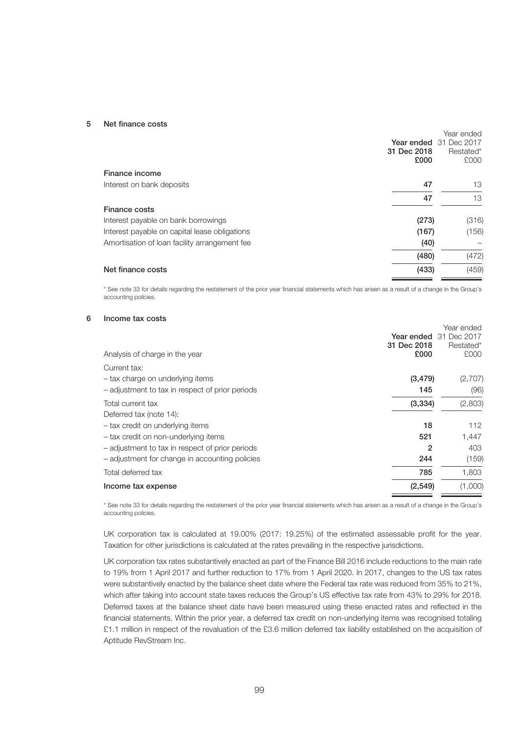## 5 Net finance costs

| | Year ended 31 Dec 2018 £000 | Year ended 31 Dec 2017 Restated* £000 |
|---|---|---|
| **Finance income** | | |
| Interest on bank deposits | **47** | 13 |
| | **47** | 13 |
| **Finance costs** | | |
| Interest payable on bank borrowings | **(273)** | (316) |
| Interest payable on capital lease obligations | **(167)** | (156) |
| Amortisation of loan facility arrangement fee | **(40)** | – |
| | **(480)** | (472) |
| **Net finance costs** | **(433)** | (459) |

* See note 33 for details regarding the restatement of the prior year financial statements which has arisen as a result of a change in the Group's accounting policies.

## 6 Income tax costs

| Analysis of charge in the year | Year ended 31 Dec 2018 £000 | Year ended 31 Dec 2017 Restated* £000 |
|---|---|---|
| Current tax: | | |
| – tax charge on underlying items | **(3,479)** | (2,707) |
| – adjustment to tax in respect of prior periods | **145** | (96) |
| Total current tax | **(3,334)** | (2,803) |
| Deferred tax (note 14): | | |
| – tax credit on underlying items | **18** | 112 |
| – tax credit on non-underlying items | **521** | 1,447 |
| – adjustment to tax in respect of prior periods | **2** | 403 |
| – adjustment for change in accounting policies | **244** | (159) |
| Total deferred tax | **785** | 1,803 |
| **Income tax expense** | **(2,549)** | (1,000) |

* See note 33 for details regarding the restatement of the prior year financial statements which has arisen as a result of a change in the Group's accounting policies.

UK corporation tax is calculated at 19.00% (2017: 19.25%) of the estimated assessable profit for the year. Taxation for other jurisdictions is calculated at the rates prevailing in the respective jurisdictions.

UK corporation tax rates substantively enacted as part of the Finance Bill 2016 include reductions to the main rate to 19% from 1 April 2017 and further reduction to 17% from 1 April 2020. In 2017, changes to the US tax rates were substantively enacted by the balance sheet date where the Federal tax rate was reduced from 35% to 21%, which after taking into account state taxes reduces the Group's US effective tax rate from 43% to 29% for 2018. Deferred taxes at the balance sheet date have been measured using these enacted rates and reflected in the financial statements. Within the prior year, a deferred tax credit on non-underlying items was recognised totaling £1.1 million in respect of the revaluation of the £3.6 million deferred tax liability established on the acquisition of Aptitude RevStream Inc.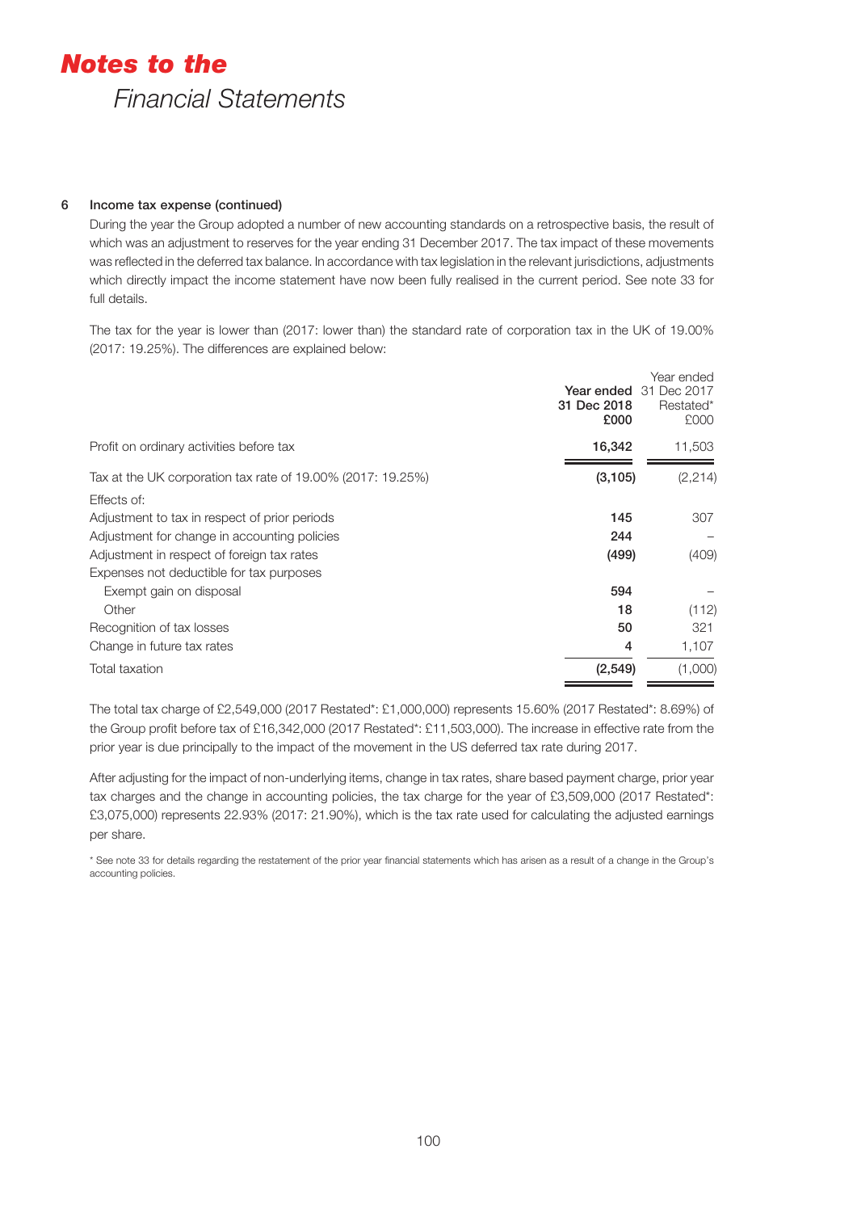# *Notes to the*
## *Financial Statements*

### 6 Income tax expense (continued)

During the year the Group adopted a number of new accounting standards on a retrospective basis, the result of which was an adjustment to reserves for the year ending 31 December 2017. The tax impact of these movements was reflected in the deferred tax balance. In accordance with tax legislation in the relevant jurisdictions, adjustments which directly impact the income statement have now been fully realised in the current period. See note 33 for full details.

The tax for the year is lower than (2017: lower than) the standard rate of corporation tax in the UK of 19.00% (2017: 19.25%). The differences are explained below:

| | **Year ended 31 Dec 2018 £000** | Year ended 31 Dec 2017 Restated* £000 |
|---|---|---|
| Profit on ordinary activities before tax | **16,342** | 11,503 |
| Tax at the UK corporation tax rate of 19.00% (2017: 19.25%) | **(3,105)** | (2,214) |
| Effects of: | | |
| Adjustment to tax in respect of prior periods | **145** | 307 |
| Adjustment for change in accounting policies | **244** | – |
| Adjustment in respect of foreign tax rates | **(499)** | (409) |
| Expenses not deductible for tax purposes | | |
| Exempt gain on disposal | **594** | – |
| Other | **18** | (112) |
| Recognition of tax losses | **50** | 321 |
| Change in future tax rates | **4** | 1,107 |
| Total taxation | **(2,549)** | (1,000) |

The total tax charge of £2,549,000 (2017 Restated*: £1,000,000) represents 15.60% (2017 Restated*: 8.69%) of the Group profit before tax of £16,342,000 (2017 Restated*: £11,503,000). The increase in effective rate from the prior year is due principally to the impact of the movement in the US deferred tax rate during 2017.

After adjusting for the impact of non-underlying items, change in tax rates, share based payment charge, prior year tax charges and the change in accounting policies, the tax charge for the year of £3,509,000 (2017 Restated*: £3,075,000) represents 22.93% (2017: 21.90%), which is the tax rate used for calculating the adjusted earnings per share.

* See note 33 for details regarding the restatement of the prior year financial statements which has arisen as a result of a change in the Group's accounting policies.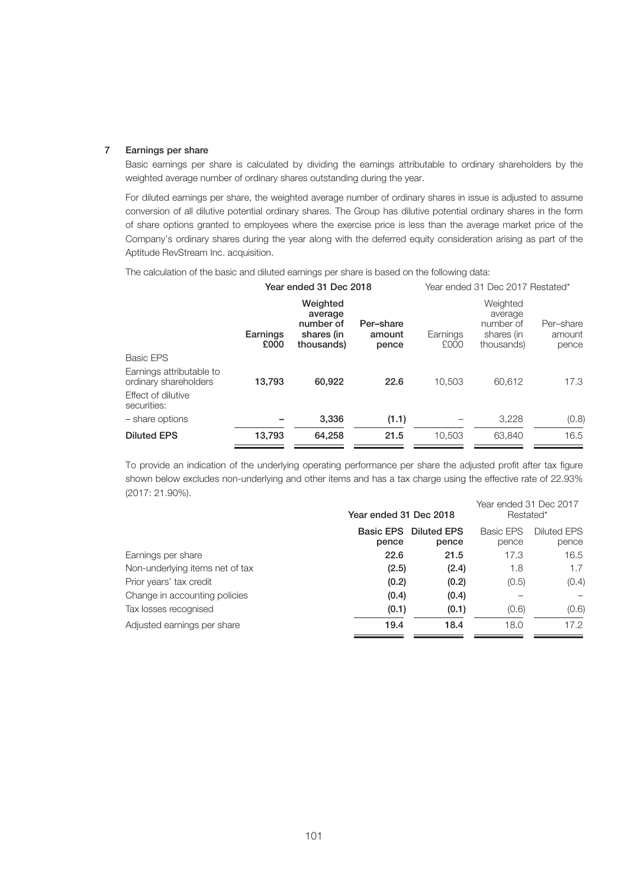## 7 Earnings per share

Basic earnings per share is calculated by dividing the earnings attributable to ordinary shareholders by the weighted average number of ordinary shares outstanding during the year.

For diluted earnings per share, the weighted average number of ordinary shares in issue is adjusted to assume conversion of all dilutive potential ordinary shares. The Group has dilutive potential ordinary shares in the form of share options granted to employees where the exercise price is less than the average market price of the Company's ordinary shares during the year along with the deferred equity consideration arising as part of the Aptitude RevStream Inc. acquisition.

The calculation of the basic and diluted earnings per share is based on the following data:

| | Year ended 31 Dec 2018 | | | Year ended 31 Dec 2017 Restated* | | |
|---|---|---|---|---|---|---|
| | **Earnings £000** | **Weighted average number of shares (in thousands)** | **Per–share amount pence** | Earnings £000 | Weighted average number of shares (in thousands) | Per–share amount pence |
| Basic EPS | | | | | | |
| Earnings attributable to ordinary shareholders | **13,793** | **60,922** | **22.6** | 10,503 | 60,612 | 17.3 |
| Effect of dilutive securities: | | | | | | |
| – share options | **–** | **3,336** | **(1.1)** | – | 3,228 | (0.8) |
| **Diluted EPS** | **13,793** | **64,258** | **21.5** | 10,503 | 63,840 | 16.5 |

To provide an indication of the underlying operating performance per share the adjusted profit after tax figure shown below excludes non-underlying and other items and has a tax charge using the effective rate of 22.93% (2017: 21.90%).

| | Year ended 31 Dec 2018 | | Year ended 31 Dec 2017 Restated* | |
|---|---|---|---|---|
| | **Basic EPS pence** | **Diluted EPS pence** | Basic EPS pence | Diluted EPS pence |
| Earnings per share | **22.6** | **21.5** | 17.3 | 16.5 |
| Non-underlying items net of tax | **(2.5)** | **(2.4)** | 1.8 | 1.7 |
| Prior years' tax credit | **(0.2)** | **(0.2)** | (0.5) | (0.4) |
| Change in accounting policies | **(0.4)** | **(0.4)** | – | – |
| Tax losses recognised | **(0.1)** | **(0.1)** | (0.6) | (0.6) |
| Adjusted earnings per share | **19.4** | **18.4** | 18.0 | 17.2 |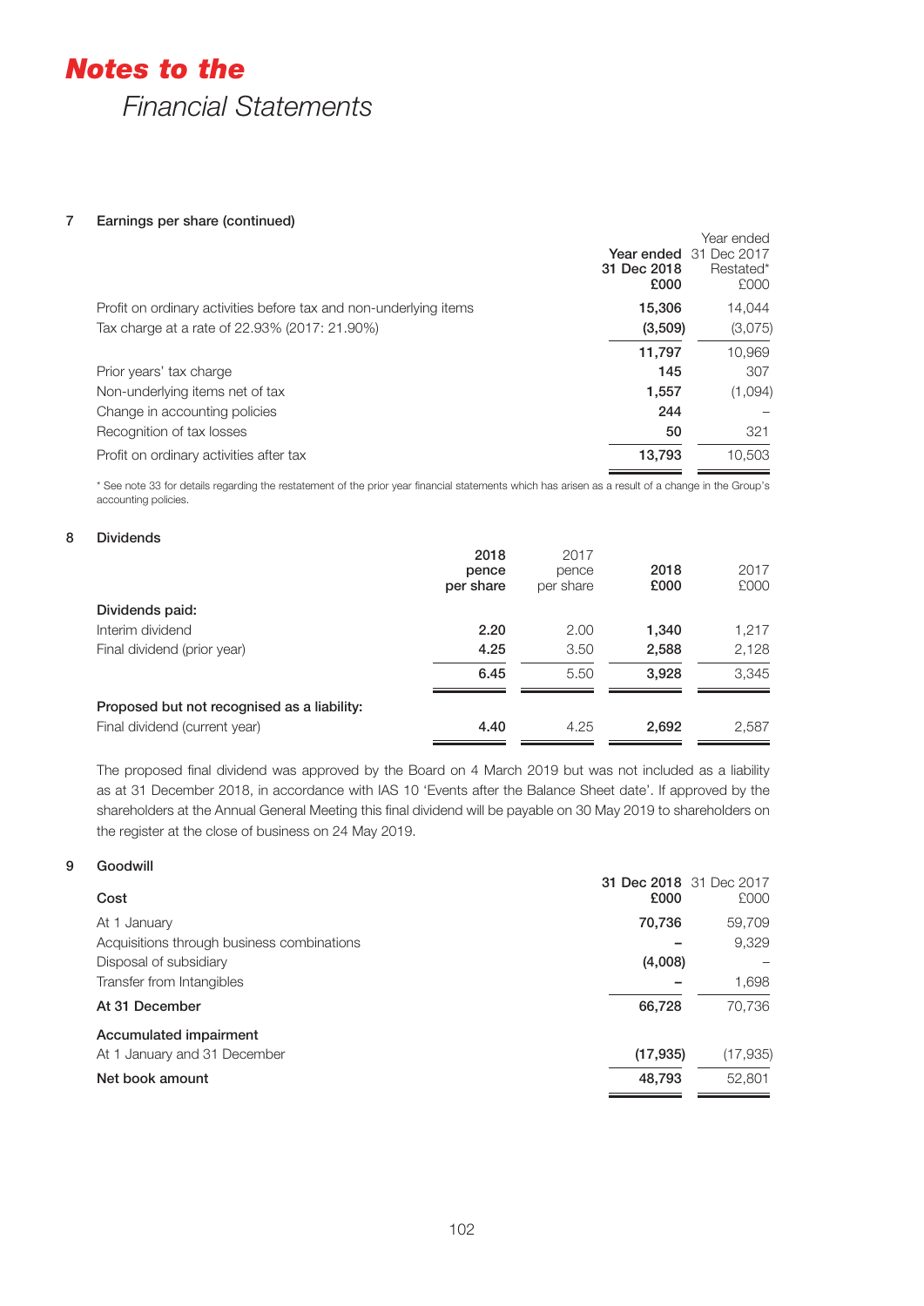# *Notes to the* Financial Statements

## 7 Earnings per share (continued)

| | Year ended 31 Dec 2018 £000 | Year ended 31 Dec 2017 Restated* £000 |
|---|---|---|
| Profit on ordinary activities before tax and non-underlying items | 15,306 | 14,044 |
| Tax charge at a rate of 22.93% (2017: 21.90%) | (3,509) | (3,075) |
| | 11,797 | 10,969 |
| Prior years' tax charge | 145 | 307 |
| Non-underlying items net of tax | 1,557 | (1,094) |
| Change in accounting policies | 244 | – |
| Recognition of tax losses | 50 | 321 |
| Profit on ordinary activities after tax | 13,793 | 10,503 |

* See note 33 for details regarding the restatement of the prior year financial statements which has arisen as a result of a change in the Group's accounting policies.

## 8 Dividends

| | 2018 pence per share | 2017 pence per share | 2018 £000 | 2017 £000 |
|---|---|---|---|---|
| **Dividends paid:** | | | | |
| Interim dividend | 2.20 | 2.00 | 1,340 | 1,217 |
| Final dividend (prior year) | 4.25 | 3.50 | 2,588 | 2,128 |
| | 6.45 | 5.50 | 3,928 | 3,345 |
| **Proposed but not recognised as a liability:** | | | | |
| Final dividend (current year) | 4.40 | 4.25 | 2,692 | 2,587 |

The proposed final dividend was approved by the Board on 4 March 2019 but was not included as a liability as at 31 December 2018, in accordance with IAS 10 'Events after the Balance Sheet date'. If approved by the shareholders at the Annual General Meeting this final dividend will be payable on 30 May 2019 to shareholders on the register at the close of business on 24 May 2019.

## 9 Goodwill

| **Cost** | 31 Dec 2018 £000 | 31 Dec 2017 £000 |
|---|---|---|
| At 1 January | 70,736 | 59,709 |
| Acquisitions through business combinations | – | 9,329 |
| Disposal of subsidiary | (4,008) | – |
| Transfer from Intangibles | – | 1,698 |
| **At 31 December** | 66,728 | 70,736 |
| **Accumulated impairment** | | |
| At 1 January and 31 December | (17,935) | (17,935) |
| **Net book amount** | 48,793 | 52,801 |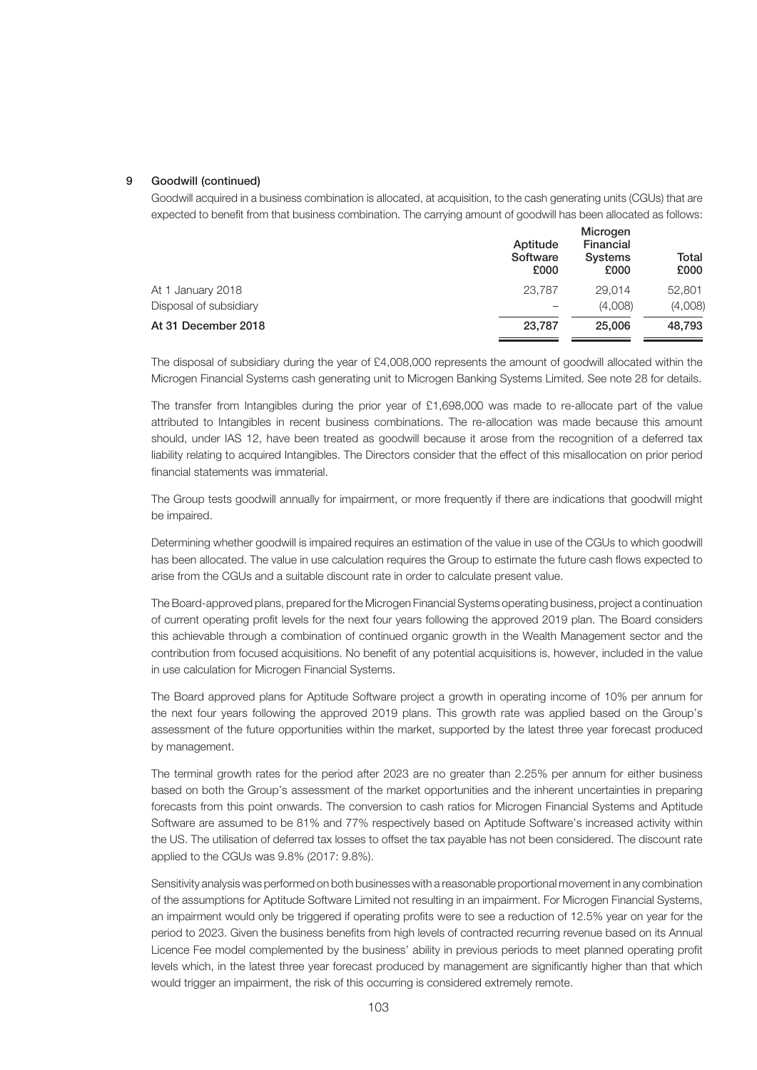### 9 Goodwill (continued)

Goodwill acquired in a business combination is allocated, at acquisition, to the cash generating units (CGUs) that are expected to benefit from that business combination. The carrying amount of goodwill has been allocated as follows:

| | Aptitude Software £000 | Microgen Financial Systems £000 | Total £000 |
|---|---|---|---|
| At 1 January 2018 | 23,787 | 29,014 | 52,801 |
| Disposal of subsidiary | – | (4,008) | (4,008) |
| **At 31 December 2018** | **23,787** | **25,006** | **48,793** |

The disposal of subsidiary during the year of £4,008,000 represents the amount of goodwill allocated within the Microgen Financial Systems cash generating unit to Microgen Banking Systems Limited. See note 28 for details.

The transfer from Intangibles during the prior year of £1,698,000 was made to re-allocate part of the value attributed to Intangibles in recent business combinations. The re-allocation was made because this amount should, under IAS 12, have been treated as goodwill because it arose from the recognition of a deferred tax liability relating to acquired Intangibles. The Directors consider that the effect of this misallocation on prior period financial statements was immaterial.

The Group tests goodwill annually for impairment, or more frequently if there are indications that goodwill might be impaired.

Determining whether goodwill is impaired requires an estimation of the value in use of the CGUs to which goodwill has been allocated. The value in use calculation requires the Group to estimate the future cash flows expected to arise from the CGUs and a suitable discount rate in order to calculate present value.

The Board-approved plans, prepared for the Microgen Financial Systems operating business, project a continuation of current operating profit levels for the next four years following the approved 2019 plan. The Board considers this achievable through a combination of continued organic growth in the Wealth Management sector and the contribution from focused acquisitions. No benefit of any potential acquisitions is, however, included in the value in use calculation for Microgen Financial Systems.

The Board approved plans for Aptitude Software project a growth in operating income of 10% per annum for the next four years following the approved 2019 plans. This growth rate was applied based on the Group's assessment of the future opportunities within the market, supported by the latest three year forecast produced by management.

The terminal growth rates for the period after 2023 are no greater than 2.25% per annum for either business based on both the Group's assessment of the market opportunities and the inherent uncertainties in preparing forecasts from this point onwards. The conversion to cash ratios for Microgen Financial Systems and Aptitude Software are assumed to be 81% and 77% respectively based on Aptitude Software's increased activity within the US. The utilisation of deferred tax losses to offset the tax payable has not been considered. The discount rate applied to the CGUs was 9.8% (2017: 9.8%).

Sensitivity analysis was performed on both businesses with a reasonable proportional movement in any combination of the assumptions for Aptitude Software Limited not resulting in an impairment. For Microgen Financial Systems, an impairment would only be triggered if operating profits were to see a reduction of 12.5% year on year for the period to 2023. Given the business benefits from high levels of contracted recurring revenue based on its Annual Licence Fee model complemented by the business' ability in previous periods to meet planned operating profit levels which, in the latest three year forecast produced by management are significantly higher than that which would trigger an impairment, the risk of this occurring is considered extremely remote.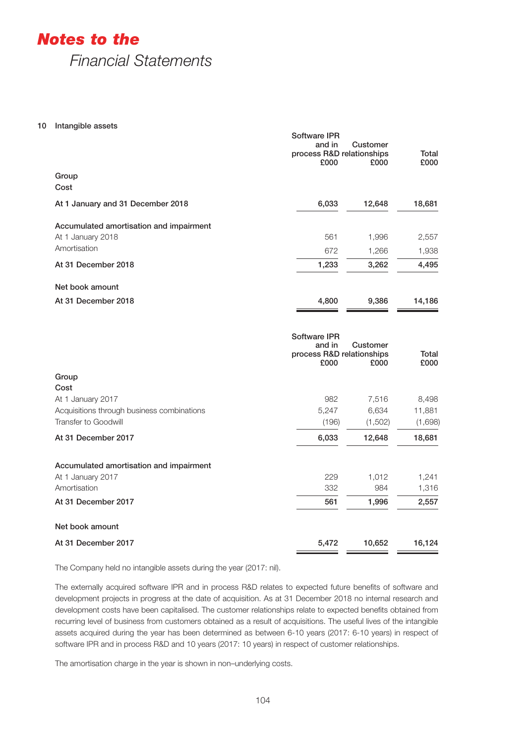## 10 Intangible assets

| | Software IPR and in process R&D £000 | Customer relationships £000 | Total £000 |
|---|---|---|---|
| **Group** | | | |
| **Cost** | | | |
| **At 1 January and 31 December 2018** | **6,033** | **12,648** | **18,681** |
| **Accumulated amortisation and impairment** | | | |
| At 1 January 2018 | 561 | 1,996 | 2,557 |
| Amortisation | 672 | 1,266 | 1,938 |
| **At 31 December 2018** | **1,233** | **3,262** | **4,495** |
| **Net book amount** | | | |
| **At 31 December 2018** | **4,800** | **9,386** | **14,186** |

| | Software IPR and in process R&D £000 | Customer relationships £000 | Total £000 |
|---|---|---|---|
| **Group** | | | |
| **Cost** | | | |
| At 1 January 2017 | 982 | 7,516 | 8,498 |
| Acquisitions through business combinations | 5,247 | 6,634 | 11,881 |
| Transfer to Goodwill | (196) | (1,502) | (1,698) |
| **At 31 December 2017** | **6,033** | **12,648** | **18,681** |
| **Accumulated amortisation and impairment** | | | |
| At 1 January 2017 | 229 | 1,012 | 1,241 |
| Amortisation | 332 | 984 | 1,316 |
| **At 31 December 2017** | **561** | **1,996** | **2,557** |
| **Net book amount** | | | |
| **At 31 December 2017** | **5,472** | **10,652** | **16,124** |

The Company held no intangible assets during the year (2017: nil).

The externally acquired software IPR and in process R&D relates to expected future benefits of software and development projects in progress at the date of acquisition. As at 31 December 2018 no internal research and development costs have been capitalised. The customer relationships relate to expected benefits obtained from recurring level of business from customers obtained as a result of acquisitions. The useful lives of the intangible assets acquired during the year has been determined as between 6-10 years (2017: 6-10 years) in respect of software IPR and in process R&D and 10 years (2017: 10 years) in respect of customer relationships.

The amortisation charge in the year is shown in non–underlying costs.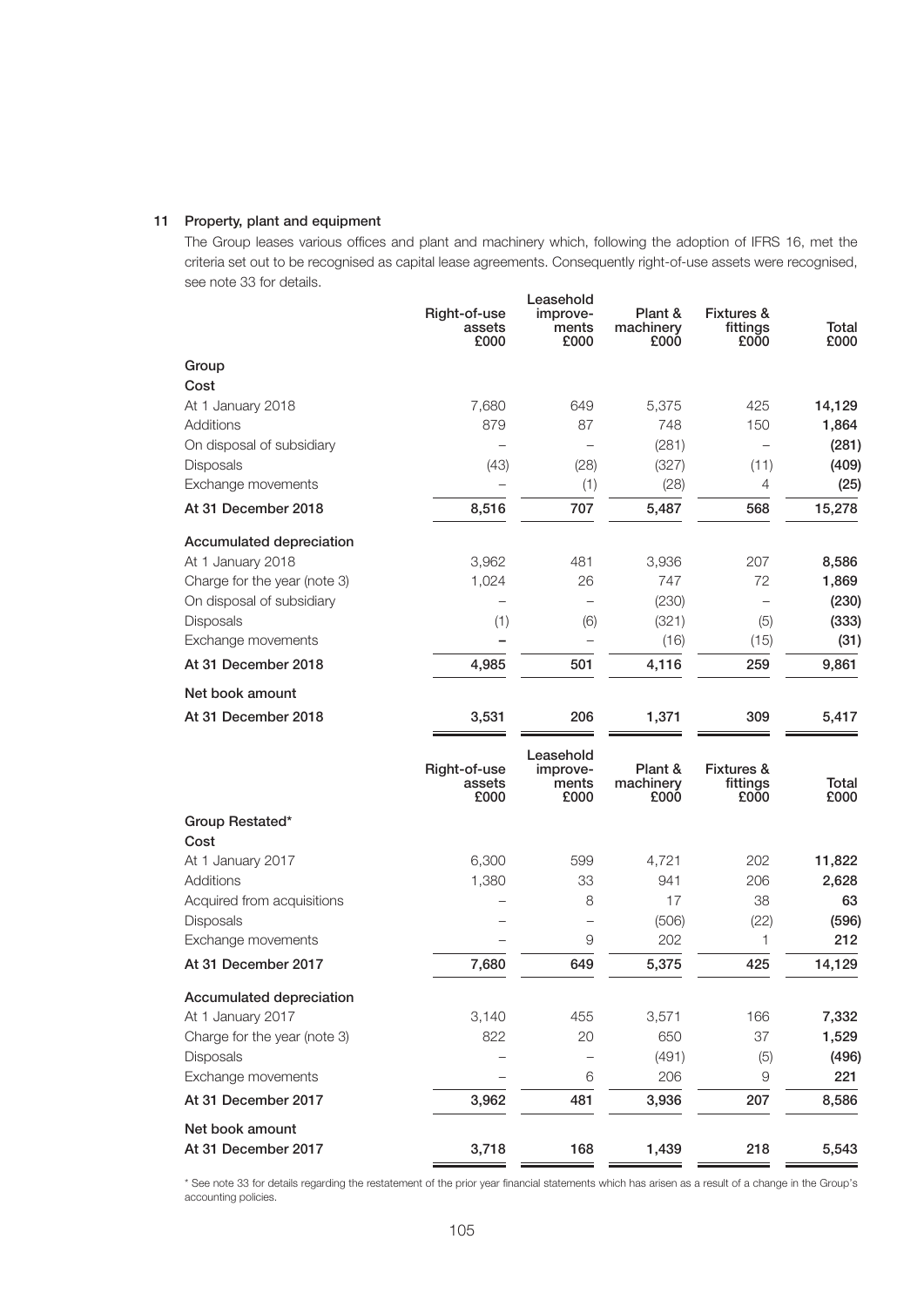## 11 Property, plant and equipment

The Group leases various offices and plant and machinery which, following the adoption of IFRS 16, met the criteria set out to be recognised as capital lease agreements. Consequently right-of-use assets were recognised, see note 33 for details.

| | Right-of-use assets £000 | Leasehold improve-ments £000 | Plant & machinery £000 | Fixtures & fittings £000 | Total £000 |
|---|---|---|---|---|---|
| **Group** | | | | | |
| **Cost** | | | | | |
| At 1 January 2018 | 7,680 | 649 | 5,375 | 425 | **14,129** |
| Additions | 879 | 87 | 748 | 150 | **1,864** |
| On disposal of subsidiary | – | – | (281) | – | **(281)** |
| Disposals | (43) | (28) | (327) | (11) | **(409)** |
| Exchange movements | – | (1) | (28) | 4 | **(25)** |
| **At 31 December 2018** | **8,516** | **707** | **5,487** | **568** | **15,278** |
| **Accumulated depreciation** | | | | | |
| At 1 January 2018 | 3,962 | 481 | 3,936 | 207 | **8,586** |
| Charge for the year (note 3) | 1,024 | 26 | 747 | 72 | **1,869** |
| On disposal of subsidiary | – | – | (230) | – | **(230)** |
| Disposals | (1) | (6) | (321) | (5) | **(333)** |
| Exchange movements | – | – | (16) | (15) | **(31)** |
| **At 31 December 2018** | **4,985** | **501** | **4,116** | **259** | **9,861** |
| **Net book amount** | | | | | |
| **At 31 December 2018** | **3,531** | **206** | **1,371** | **309** | **5,417** |

| | Right-of-use assets £000 | Leasehold improve-ments £000 | Plant & machinery £000 | Fixtures & fittings £000 | Total £000 |
|---|---|---|---|---|---|
| **Group Restated*** | | | | | |
| **Cost** | | | | | |
| At 1 January 2017 | 6,300 | 599 | 4,721 | 202 | **11,822** |
| Additions | 1,380 | 33 | 941 | 206 | **2,628** |
| Acquired from acquisitions | – | 8 | 17 | 38 | **63** |
| Disposals | – | – | (506) | (22) | **(596)** |
| Exchange movements | – | 9 | 202 | 1 | **212** |
| **At 31 December 2017** | **7,680** | **649** | **5,375** | **425** | **14,129** |
| **Accumulated depreciation** | | | | | |
| At 1 January 2017 | 3,140 | 455 | 3,571 | 166 | **7,332** |
| Charge for the year (note 3) | 822 | 20 | 650 | 37 | **1,529** |
| Disposals | – | – | (491) | (5) | **(496)** |
| Exchange movements | – | 6 | 206 | 9 | **221** |
| **At 31 December 2017** | **3,962** | **481** | **3,936** | **207** | **8,586** |
| **Net book amount** | | | | | |
| **At 31 December 2017** | **3,718** | **168** | **1,439** | **218** | **5,543** |

* See note 33 for details regarding the restatement of the prior year financial statements which has arisen as a result of a change in the Group's accounting policies.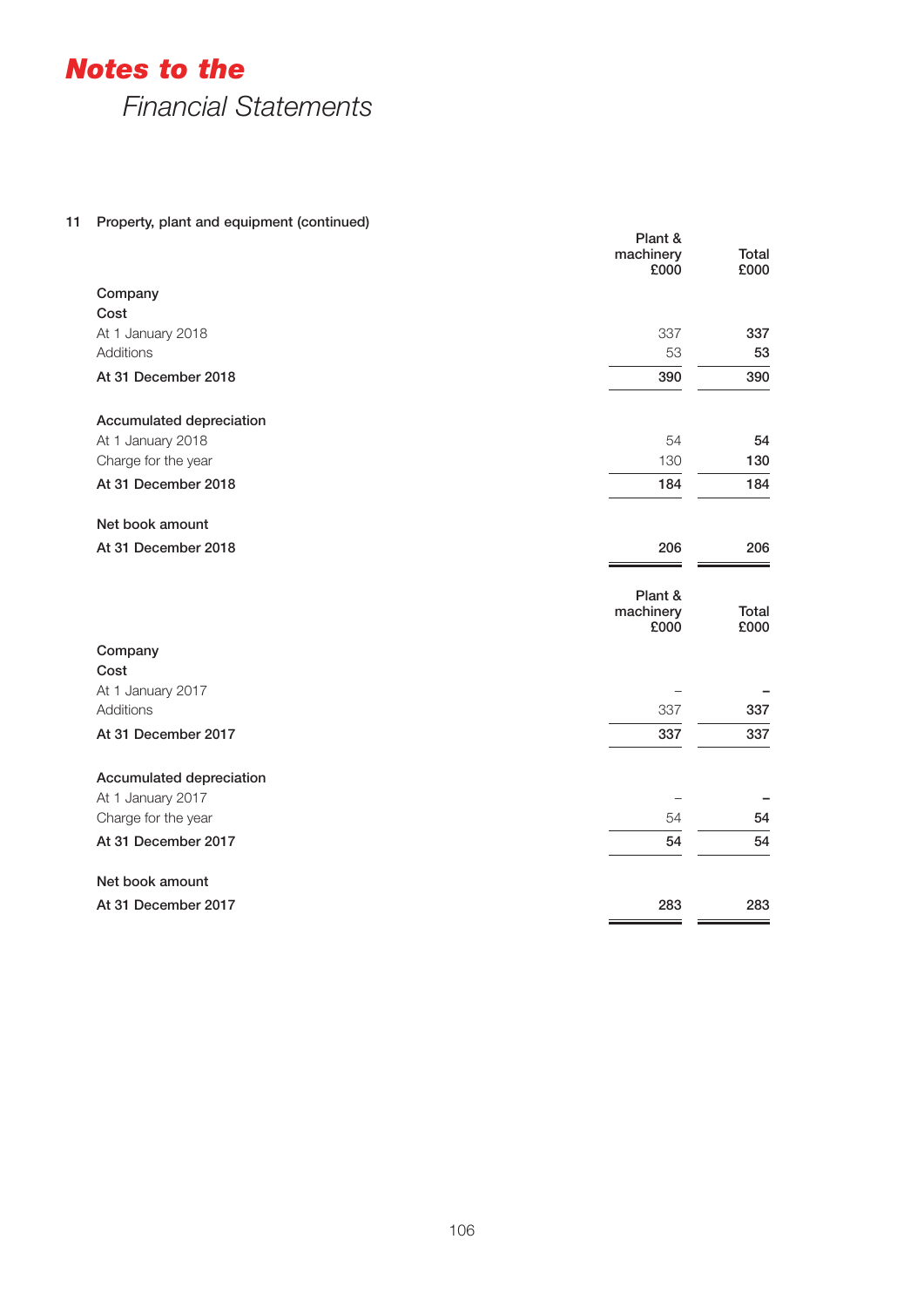## 11 Property, plant and equipment (continued)

| | Plant & machinery £000 | Total £000 |
|---|---|---|
| **Company** | | |
| **Cost** | | |
| At 1 January 2018 | 337 | **337** |
| Additions | 53 | **53** |
| **At 31 December 2018** | **390** | **390** |
| **Accumulated depreciation** | | |
| At 1 January 2018 | 54 | **54** |
| Charge for the year | 130 | **130** |
| **At 31 December 2018** | **184** | **184** |
| **Net book amount** | | |
| **At 31 December 2018** | **206** | **206** |

| | Plant & machinery £000 | Total £000 |
|---|---|---|
| **Company** | | |
| **Cost** | | |
| At 1 January 2017 | – | **–** |
| Additions | 337 | **337** |
| **At 31 December 2017** | **337** | **337** |
| **Accumulated depreciation** | | |
| At 1 January 2017 | – | **–** |
| Charge for the year | 54 | **54** |
| **At 31 December 2017** | **54** | **54** |
| **Net book amount** | | |
| **At 31 December 2017** | **283** | **283** |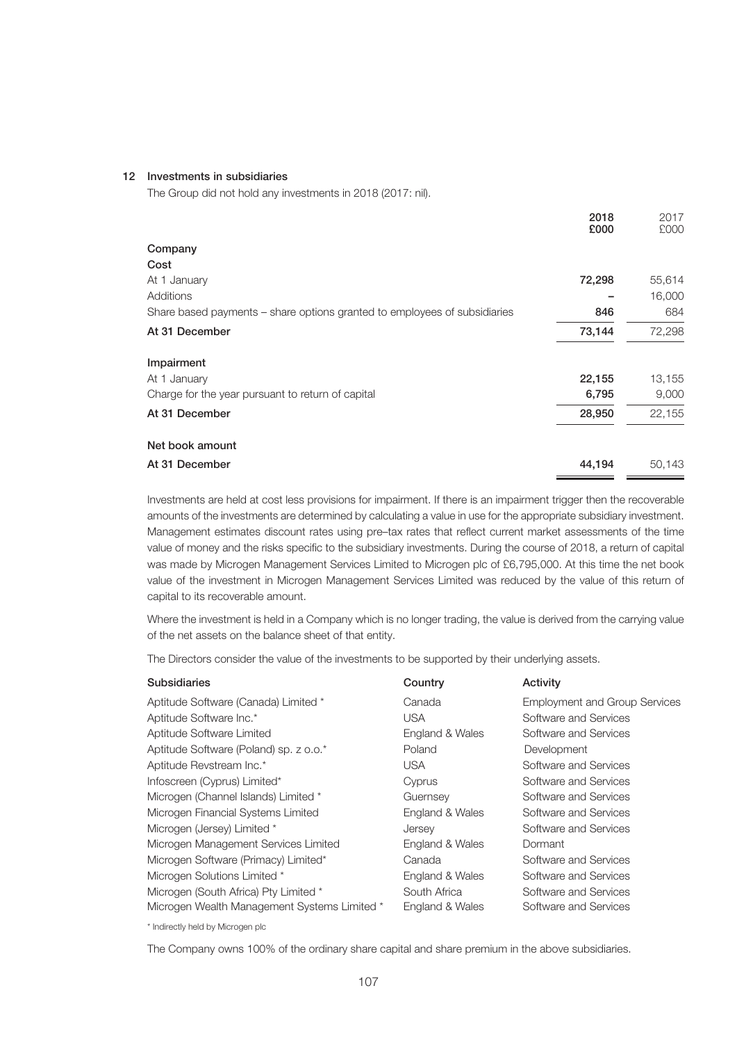## 12 Investments in subsidiaries

The Group did not hold any investments in 2018 (2017: nil).

| | 2018 £000 | 2017 £000 |
|---|---|---|
| **Company** | | |
| **Cost** | | |
| At 1 January | **72,298** | 55,614 |
| Additions | **–** | 16,000 |
| Share based payments – share options granted to employees of subsidiaries | **846** | 684 |
| **At 31 December** | **73,144** | 72,298 |
| **Impairment** | | |
| At 1 January | **22,155** | 13,155 |
| Charge for the year pursuant to return of capital | **6,795** | 9,000 |
| **At 31 December** | **28,950** | 22,155 |
| **Net book amount** | | |
| **At 31 December** | **44,194** | 50,143 |

Investments are held at cost less provisions for impairment. If there is an impairment trigger then the recoverable amounts of the investments are determined by calculating a value in use for the appropriate subsidiary investment. Management estimates discount rates using pre–tax rates that reflect current market assessments of the time value of money and the risks specific to the subsidiary investments. During the course of 2018, a return of capital was made by Microgen Management Services Limited to Microgen plc of £6,795,000. At this time the net book value of the investment in Microgen Management Services Limited was reduced by the value of this return of capital to its recoverable amount.

Where the investment is held in a Company which is no longer trading, the value is derived from the carrying value of the net assets on the balance sheet of that entity.

The Directors consider the value of the investments to be supported by their underlying assets.

| Subsidiaries | Country | Activity |
|---|---|---|
| Aptitude Software (Canada) Limited * | Canada | Employment and Group Services |
| Aptitude Software Inc.* | USA | Software and Services |
| Aptitude Software Limited | England & Wales | Software and Services |
| Aptitude Software (Poland) sp. z o.o.* | Poland | Development |
| Aptitude Revstream Inc.* | USA | Software and Services |
| Infoscreen (Cyprus) Limited* | Cyprus | Software and Services |
| Microgen (Channel Islands) Limited * | Guernsey | Software and Services |
| Microgen Financial Systems Limited | England & Wales | Software and Services |
| Microgen (Jersey) Limited * | Jersey | Software and Services |
| Microgen Management Services Limited | England & Wales | Dormant |
| Microgen Software (Primacy) Limited* | Canada | Software and Services |
| Microgen Solutions Limited * | England & Wales | Software and Services |
| Microgen (South Africa) Pty Limited * | South Africa | Software and Services |
| Microgen Wealth Management Systems Limited * | England & Wales | Software and Services |

\* Indirectly held by Microgen plc

The Company owns 100% of the ordinary share capital and share premium in the above subsidiaries.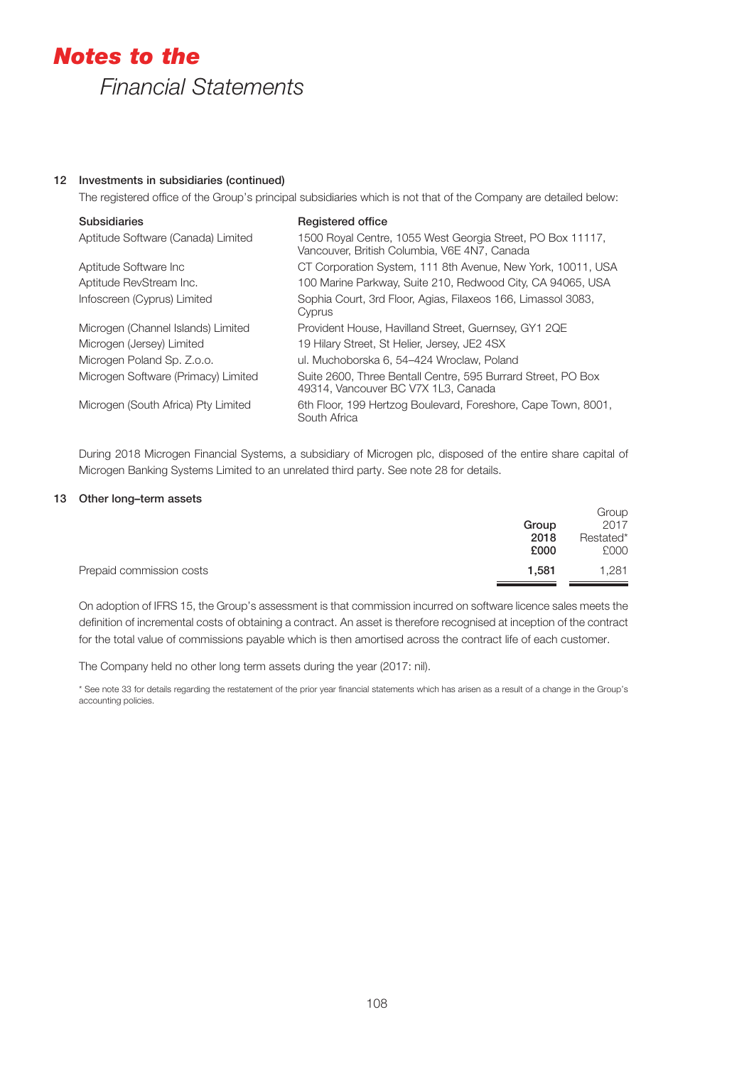# Notes to the Financial Statements

## 12 Investments in subsidiaries (continued)

The registered office of the Group's principal subsidiaries which is not that of the Company are detailed below:

| Subsidiaries | Registered office |
|---|---|
| Aptitude Software (Canada) Limited | 1500 Royal Centre, 1055 West Georgia Street, PO Box 11117, Vancouver, British Columbia, V6E 4N7, Canada |
| Aptitude Software Inc | CT Corporation System, 111 8th Avenue, New York, 10011, USA |
| Aptitude RevStream Inc. | 100 Marine Parkway, Suite 210, Redwood City, CA 94065, USA |
| Infoscreen (Cyprus) Limited | Sophia Court, 3rd Floor, Agias, Filaxeos 166, Limassol 3083, Cyprus |
| Microgen (Channel Islands) Limited | Provident House, Havilland Street, Guernsey, GY1 2QE |
| Microgen (Jersey) Limited | 19 Hilary Street, St Helier, Jersey, JE2 4SX |
| Microgen Poland Sp. Z.o.o. | ul. Muchoborska 6, 54–424 Wroclaw, Poland |
| Microgen Software (Primacy) Limited | Suite 2600, Three Bentall Centre, 595 Burrard Street, PO Box 49314, Vancouver BC V7X 1L3, Canada |
| Microgen (South Africa) Pty Limited | 6th Floor, 199 Hertzog Boulevard, Foreshore, Cape Town, 8001, South Africa |

During 2018 Microgen Financial Systems, a subsidiary of Microgen plc, disposed of the entire share capital of Microgen Banking Systems Limited to an unrelated third party. See note 28 for details.

## 13 Other long–term assets

| | **Group 2018 £000** | Group 2017 Restated* £000 |
|---|---|---|
| Prepaid commission costs | **1,581** | 1,281 |

On adoption of IFRS 15, the Group's assessment is that commission incurred on software licence sales meets the definition of incremental costs of obtaining a contract. An asset is therefore recognised at inception of the contract for the total value of commissions payable which is then amortised across the contract life of each customer.

The Company held no other long term assets during the year (2017: nil).

* See note 33 for details regarding the restatement of the prior year financial statements which has arisen as a result of a change in the Group's accounting policies.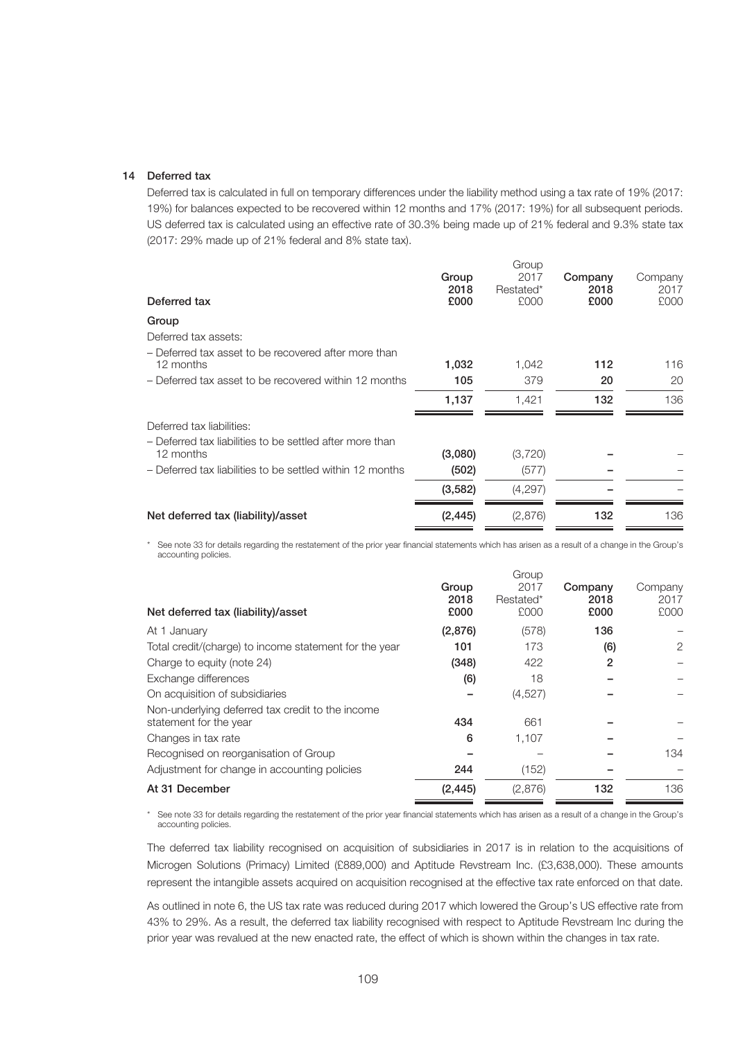## 14 Deferred tax

Deferred tax is calculated in full on temporary differences under the liability method using a tax rate of 19% (2017: 19%) for balances expected to be recovered within 12 months and 17% (2017: 19%) for all subsequent periods. US deferred tax is calculated using an effective rate of 30.3% being made up of 21% federal and 9.3% state tax (2017: 29% made up of 21% federal and 8% state tax).

| Deferred tax | Group 2018 £000 | Group 2017 Restated* £000 | Company 2018 £000 | Company 2017 £000 |
|---|---|---|---|---|
| **Group** | | | | |
| Deferred tax assets: | | | | |
| – Deferred tax asset to be recovered after more than 12 months | **1,032** | 1,042 | **112** | 116 |
| – Deferred tax asset to be recovered within 12 months | **105** | 379 | **20** | 20 |
| | **1,137** | 1,421 | **132** | 136 |
| Deferred tax liabilities: | | | | |
| – Deferred tax liabilities to be settled after more than 12 months | **(3,080)** | (3,720) | **–** | – |
| – Deferred tax liabilities to be settled within 12 months | **(502)** | (577) | **–** | – |
| | **(3,582)** | (4,297) | **–** | – |
| **Net deferred tax (liability)/asset** | **(2,445)** | (2,876) | **132** | 136 |

\* See note 33 for details regarding the restatement of the prior year financial statements which has arisen as a result of a change in the Group's accounting policies.

| Net deferred tax (liability)/asset | Group 2018 £000 | Group 2017 Restated* £000 | Company 2018 £000 | Company 2017 £000 |
|---|---|---|---|---|
| At 1 January | **(2,876)** | (578) | **136** | – |
| Total credit/(charge) to income statement for the year | **101** | 173 | **(6)** | 2 |
| Charge to equity (note 24) | **(348)** | 422 | **2** | – |
| Exchange differences | **(6)** | 18 | **–** | – |
| On acquisition of subsidiaries | **–** | (4,527) | **–** | – |
| Non-underlying deferred tax credit to the income statement for the year | **434** | 661 | **–** | – |
| Changes in tax rate | **6** | 1,107 | **–** | – |
| Recognised on reorganisation of Group | **–** | – | **–** | 134 |
| Adjustment for change in accounting policies | **244** | (152) | **–** | – |
| **At 31 December** | **(2,445)** | (2,876) | **132** | 136 |

\* See note 33 for details regarding the restatement of the prior year financial statements which has arisen as a result of a change in the Group's accounting policies.

The deferred tax liability recognised on acquisition of subsidiaries in 2017 is in relation to the acquisitions of Microgen Solutions (Primacy) Limited (£889,000) and Aptitude Revstream Inc. (£3,638,000). These amounts represent the intangible assets acquired on acquisition recognised at the effective tax rate enforced on that date.

As outlined in note 6, the US tax rate was reduced during 2017 which lowered the Group's US effective rate from 43% to 29%. As a result, the deferred tax liability recognised with respect to Aptitude Revstream Inc during the prior year was revalued at the new enacted rate, the effect of which is shown within the changes in tax rate.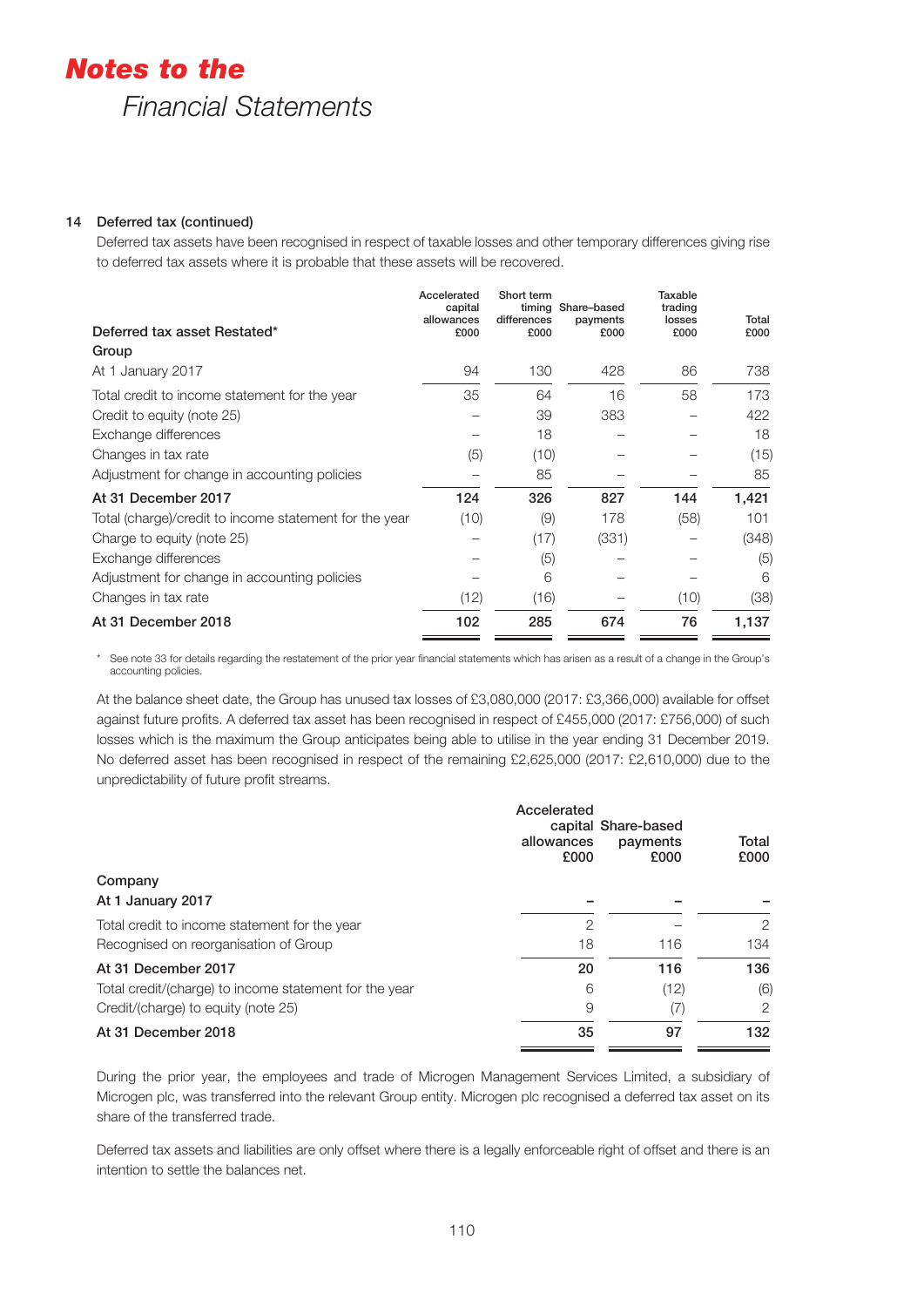#### 14 Deferred tax (continued)

Deferred tax assets have been recognised in respect of taxable losses and other temporary differences giving rise to deferred tax assets where it is probable that these assets will be recovered.

| Deferred tax asset Restated* | Accelerated capital allowances £000 | Short term timing differences £000 | Share–based payments £000 | Taxable trading losses £000 | Total £000 |
|---|---|---|---|---|---|
| **Group** | | | | | |
| At 1 January 2017 | 94 | 130 | 428 | 86 | 738 |
| Total credit to income statement for the year | 35 | 64 | 16 | 58 | 173 |
| Credit to equity (note 25) | – | 39 | 383 | – | 422 |
| Exchange differences | – | 18 | – | – | 18 |
| Changes in tax rate | (5) | (10) | – | – | (15) |
| Adjustment for change in accounting policies | – | 85 | – | – | 85 |
| **At 31 December 2017** | **124** | **326** | **827** | **144** | **1,421** |
| Total (charge)/credit to income statement for the year | (10) | (9) | 178 | (58) | 101 |
| Charge to equity (note 25) | – | (17) | (331) | – | (348) |
| Exchange differences | – | (5) | – | – | (5) |
| Adjustment for change in accounting policies | – | 6 | – | – | 6 |
| Changes in tax rate | (12) | (16) | – | (10) | (38) |
| **At 31 December 2018** | **102** | **285** | **674** | **76** | **1,137** |

\* See note 33 for details regarding the restatement of the prior year financial statements which has arisen as a result of a change in the Group's accounting policies.

At the balance sheet date, the Group has unused tax losses of £3,080,000 (2017: £3,366,000) available for offset against future profits. A deferred tax asset has been recognised in respect of £455,000 (2017: £756,000) of such losses which is the maximum the Group anticipates being able to utilise in the year ending 31 December 2019. No deferred asset has been recognised in respect of the remaining £2,625,000 (2017: £2,610,000) due to the unpredictability of future profit streams.

| | Accelerated capital allowances £000 | Share-based payments £000 | Total £000 |
|---|---|---|---|
| **Company** | | | |
| **At 1 January 2017** | **–** | **–** | **–** |
| Total credit to income statement for the year | 2 | – | 2 |
| Recognised on reorganisation of Group | 18 | 116 | 134 |
| **At 31 December 2017** | **20** | **116** | **136** |
| Total credit/(charge) to income statement for the year | 6 | (12) | (6) |
| Credit/(charge) to equity (note 25) | 9 | (7) | 2 |
| **At 31 December 2018** | **35** | **97** | **132** |

During the prior year, the employees and trade of Microgen Management Services Limited, a subsidiary of Microgen plc, was transferred into the relevant Group entity. Microgen plc recognised a deferred tax asset on its share of the transferred trade.

Deferred tax assets and liabilities are only offset where there is a legally enforceable right of offset and there is an intention to settle the balances net.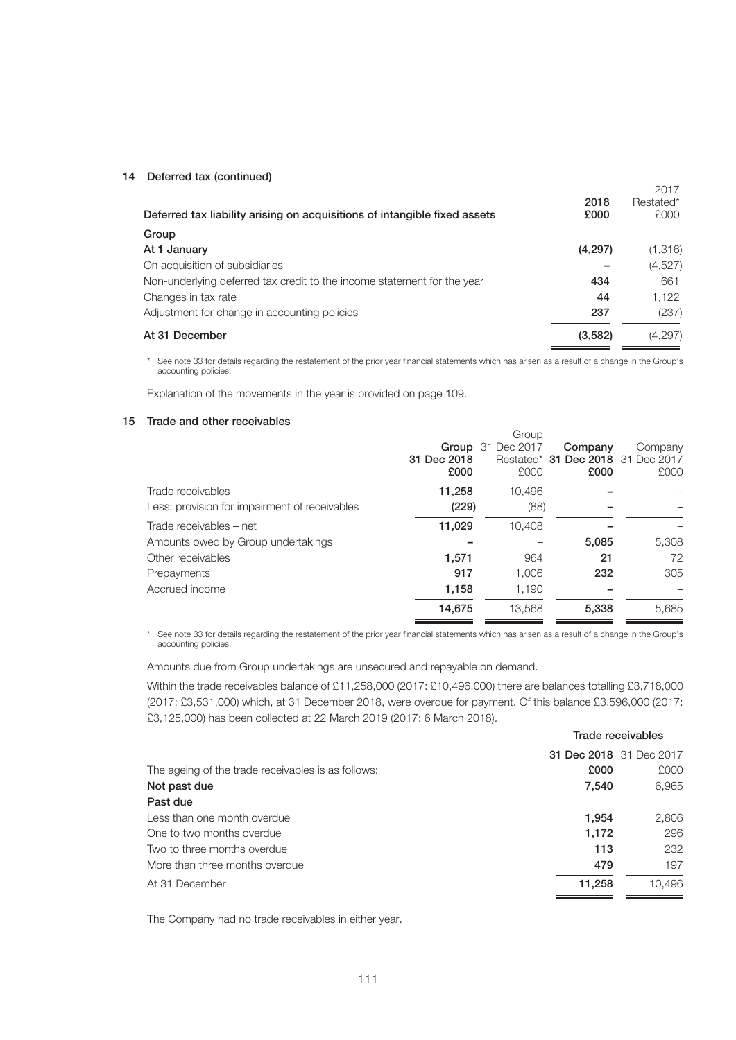## 14 Deferred tax (continued)

| Deferred tax liability arising on acquisitions of intangible fixed assets | 2018 £000 | 2017 Restated* £000 |
|---|---|---|
| **Group** | | |
| **At 1 January** | **(4,297)** | (1,316) |
| On acquisition of subsidiaries | **–** | (4,527) |
| Non-underlying deferred tax credit to the income statement for the year | **434** | 661 |
| Changes in tax rate | **44** | 1,122 |
| Adjustment for change in accounting policies | **237** | (237) |
| **At 31 December** | **(3,582)** | (4,297) |

\* See note 33 for details regarding the restatement of the prior year financial statements which has arisen as a result of a change in the Group's accounting policies.

Explanation of the movements in the year is provided on page 109.

## 15 Trade and other receivables

| | Group 31 Dec 2018 £000 | Group 31 Dec 2017 Restated* £000 | Company 31 Dec 2018 £000 | Company 31 Dec 2017 £000 |
|---|---|---|---|---|
| Trade receivables | **11,258** | 10,496 | **–** | – |
| Less: provision for impairment of receivables | **(229)** | (88) | **–** | – |
| Trade receivables – net | **11,029** | 10,408 | **–** | – |
| Amounts owed by Group undertakings | **–** | – | **5,085** | 5,308 |
| Other receivables | **1,571** | 964 | **21** | 72 |
| Prepayments | **917** | 1,006 | **232** | 305 |
| Accrued income | **1,158** | 1,190 | **–** | – |
| | **14,675** | 13,568 | **5,338** | 5,685 |

\* See note 33 for details regarding the restatement of the prior year financial statements which has arisen as a result of a change in the Group's accounting policies.

Amounts due from Group undertakings are unsecured and repayable on demand.

Within the trade receivables balance of £11,258,000 (2017: £10,496,000) there are balances totalling £3,718,000 (2017: £3,531,000) which, at 31 December 2018, were overdue for payment. Of this balance £3,596,000 (2017: £3,125,000) has been collected at 22 March 2019 (2017: 6 March 2018).

| | Trade receivables | |
|---|---|---|
| The ageing of the trade receivables is as follows: | **31 Dec 2018 £000** | 31 Dec 2017 £000 |
| **Not past due** | **7,540** | 6,965 |
| **Past due** | | |
| Less than one month overdue | **1,954** | 2,806 |
| One to two months overdue | **1,172** | 296 |
| Two to three months overdue | **113** | 232 |
| More than three months overdue | **479** | 197 |
| At 31 December | **11,258** | 10,496 |

The Company had no trade receivables in either year.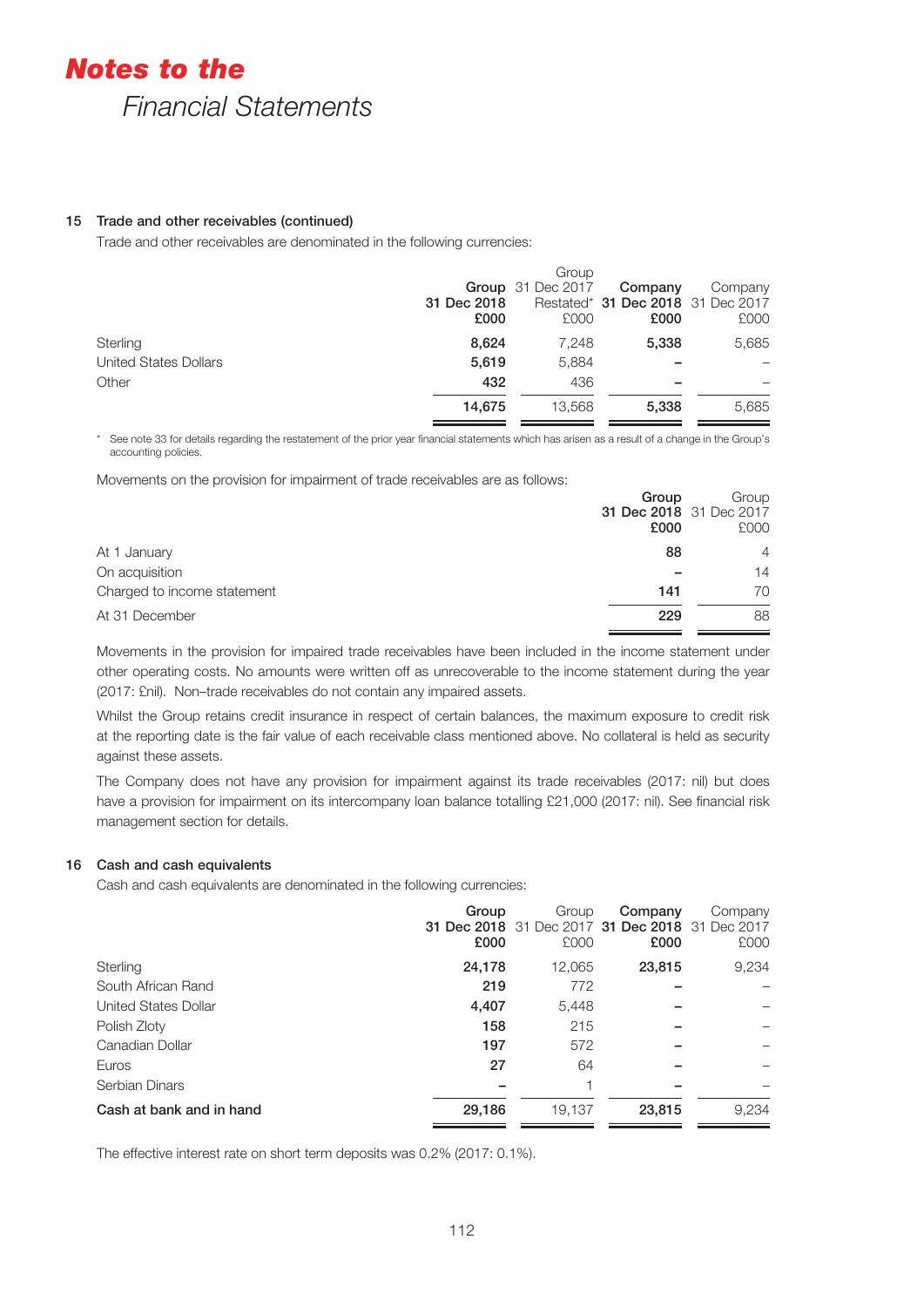### 15 Trade and other receivables (continued)

Trade and other receivables are denominated in the following currencies:

| | Group 31 Dec 2018 £000 | Group 31 Dec 2017 Restated* £000 | Company 31 Dec 2018 £000 | Company 31 Dec 2017 £000 |
|---|---|---|---|---|
| Sterling | **8,624** | 7,248 | **5,338** | 5,685 |
| United States Dollars | **5,619** | 5,884 | **–** | – |
| Other | **432** | 436 | **–** | – |
| | **14,675** | 13,568 | **5,338** | 5,685 |

\* See note 33 for details regarding the restatement of the prior year financial statements which has arisen as a result of a change in the Group's accounting policies.

Movements on the provision for impairment of trade receivables are as follows:

| | Group 31 Dec 2018 £000 | Group 31 Dec 2017 £000 |
|---|---|---|
| At 1 January | **88** | 4 |
| On acquisition | **–** | 14 |
| Charged to income statement | **141** | 70 |
| At 31 December | **229** | 88 |

Movements in the provision for impaired trade receivables have been included in the income statement under other operating costs. No amounts were written off as unrecoverable to the income statement during the year (2017: £nil). Non–trade receivables do not contain any impaired assets.

Whilst the Group retains credit insurance in respect of certain balances, the maximum exposure to credit risk at the reporting date is the fair value of each receivable class mentioned above. No collateral is held as security against these assets.

The Company does not have any provision for impairment against its trade receivables (2017: nil) but does have a provision for impairment on its intercompany loan balance totalling £21,000 (2017: nil). See financial risk management section for details.

### 16 Cash and cash equivalents

Cash and cash equivalents are denominated in the following currencies:

| | Group 31 Dec 2018 £000 | Group 31 Dec 2017 £000 | Company 31 Dec 2018 £000 | Company 31 Dec 2017 £000 |
|---|---|---|---|---|
| Sterling | **24,178** | 12,065 | **23,815** | 9,234 |
| South African Rand | **219** | 772 | **–** | – |
| United States Dollar | **4,407** | 5,448 | **–** | – |
| Polish Zloty | **158** | 215 | **–** | – |
| Canadian Dollar | **197** | 572 | **–** | – |
| Euros | **27** | 64 | **–** | – |
| Serbian Dinars | **–** | 1 | **–** | – |
| **Cash at bank and in hand** | **29,186** | 19,137 | **23,815** | 9,234 |

The effective interest rate on short term deposits was 0.2% (2017: 0.1%).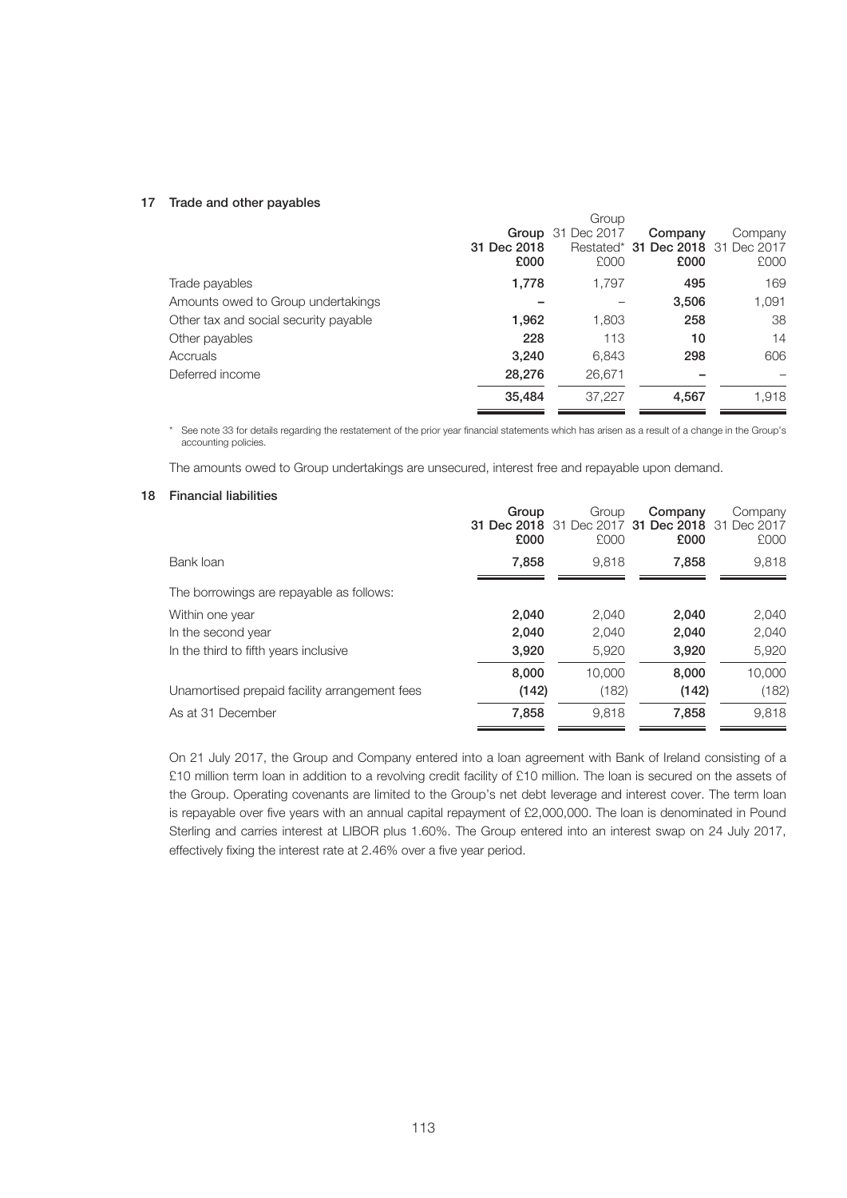## 17 Trade and other payables

| | Group 31 Dec 2018 £000 | Group 31 Dec 2017 Restated* £000 | Company 31 Dec 2018 £000 | Company 31 Dec 2017 £000 |
|---|---|---|---|---|
| Trade payables | **1,778** | 1,797 | **495** | 169 |
| Amounts owed to Group undertakings | **–** | – | **3,506** | 1,091 |
| Other tax and social security payable | **1,962** | 1,803 | **258** | 38 |
| Other payables | **228** | 113 | **10** | 14 |
| Accruals | **3,240** | 6,843 | **298** | 606 |
| Deferred income | **28,276** | 26,671 | **–** | – |
| | **35,484** | 37,227 | **4,567** | 1,918 |

\* See note 33 for details regarding the restatement of the prior year financial statements which has arisen as a result of a change in the Group's accounting policies.

The amounts owed to Group undertakings are unsecured, interest free and repayable upon demand.

## 18 Financial liabilities

| | Group 31 Dec 2018 £000 | Group 31 Dec 2017 £000 | Company 31 Dec 2018 £000 | Company 31 Dec 2017 £000 |
|---|---|---|---|---|
| Bank loan | **7,858** | 9,818 | **7,858** | 9,818 |
| The borrowings are repayable as follows: | | | | |
| Within one year | **2,040** | 2,040 | **2,040** | 2,040 |
| In the second year | **2,040** | 2,040 | **2,040** | 2,040 |
| In the third to fifth years inclusive | **3,920** | 5,920 | **3,920** | 5,920 |
| | **8,000** | 10,000 | **8,000** | 10,000 |
| Unamortised prepaid facility arrangement fees | **(142)** | (182) | **(142)** | (182) |
| As at 31 December | **7,858** | 9,818 | **7,858** | 9,818 |

On 21 July 2017, the Group and Company entered into a loan agreement with Bank of Ireland consisting of a £10 million term loan in addition to a revolving credit facility of £10 million. The loan is secured on the assets of the Group. Operating covenants are limited to the Group's net debt leverage and interest cover. The term loan is repayable over five years with an annual capital repayment of £2,000,000. The loan is denominated in Pound Sterling and carries interest at LIBOR plus 1.60%. The Group entered into an interest swap on 24 July 2017, effectively fixing the interest rate at 2.46% over a five year period.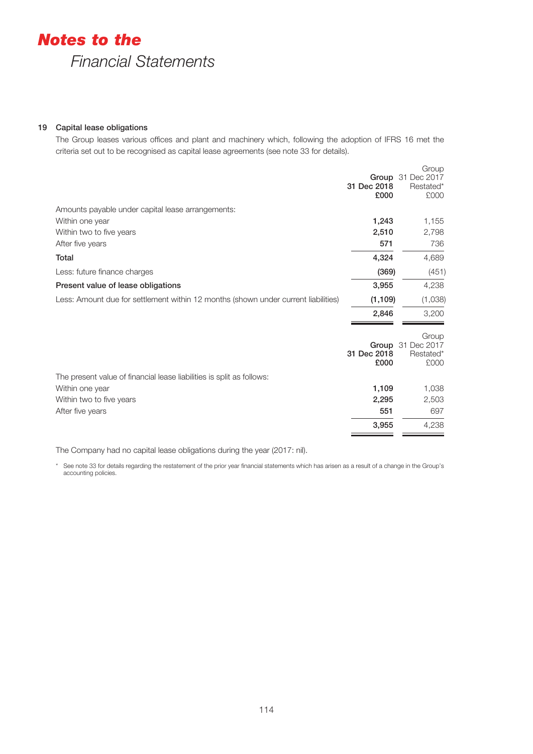## 19 Capital lease obligations

The Group leases various offices and plant and machinery which, following the adoption of IFRS 16 met the criteria set out to be recognised as capital lease agreements (see note 33 for details).

| | Group 31 Dec 2018 £000 | Group 31 Dec 2017 Restated* £000 |
|---|---|---|
| Amounts payable under capital lease arrangements: | | |
| Within one year | 1,243 | 1,155 |
| Within two to five years | 2,510 | 2,798 |
| After five years | 571 | 736 |
| **Total** | 4,324 | 4,689 |
| Less: future finance charges | (369) | (451) |
| **Present value of lease obligations** | 3,955 | 4,238 |
| Less: Amount due for settlement within 12 months (shown under current liabilities) | (1,109) | (1,038) |
| | 2,846 | 3,200 |

| | Group 31 Dec 2018 £000 | Group 31 Dec 2017 Restated* £000 |
|---|---|---|
| The present value of financial lease liabilities is split as follows: | | |
| Within one year | 1,109 | 1,038 |
| Within two to five years | 2,295 | 2,503 |
| After five years | 551 | 697 |
| | 3,955 | 4,238 |

The Company had no capital lease obligations during the year (2017: nil).

\* See note 33 for details regarding the restatement of the prior year financial statements which has arisen as a result of a change in the Group's accounting policies.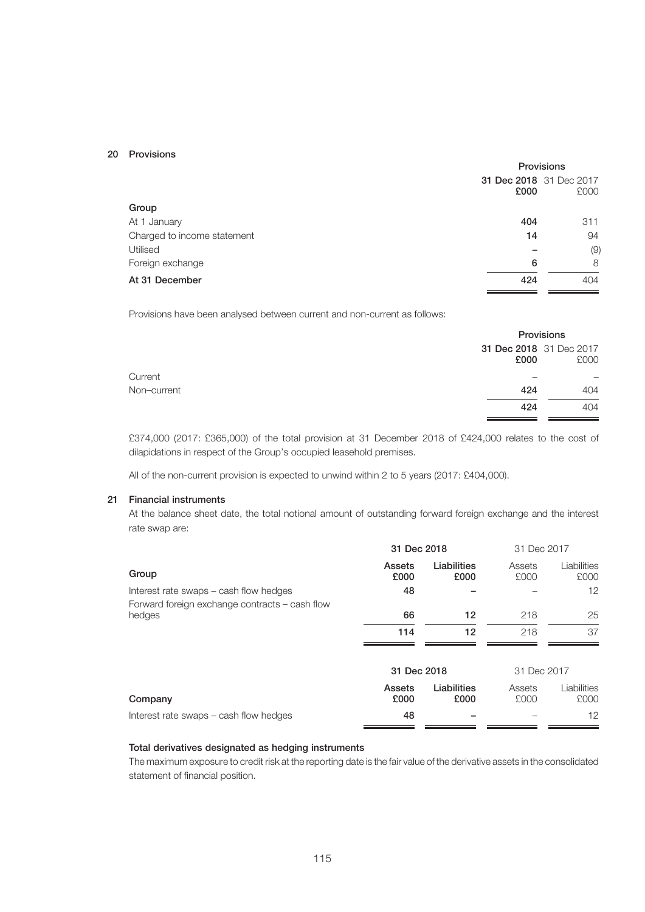## 20 Provisions

| | Provisions | |
|---|---|---|
| | **31 Dec 2018** | 31 Dec 2017 |
| | **£000** | £000 |
| **Group** | | |
| At 1 January | **404** | 311 |
| Charged to income statement | **14** | 94 |
| Utilised | **–** | (9) |
| Foreign exchange | **6** | 8 |
| **At 31 December** | **424** | 404 |

Provisions have been analysed between current and non-current as follows:

| | Provisions | |
|---|---|---|
| | **31 Dec 2018** | 31 Dec 2017 |
| | **£000** | £000 |
| Current | – | – |
| Non–current | **424** | 404 |
| | **424** | 404 |

£374,000 (2017: £365,000) of the total provision at 31 December 2018 of £424,000 relates to the cost of dilapidations in respect of the Group's occupied leasehold premises.

All of the non-current provision is expected to unwind within 2 to 5 years (2017: £404,000).

## 21 Financial instruments

At the balance sheet date, the total notional amount of outstanding forward foreign exchange and the interest rate swap are:

| | 31 Dec 2018 | | 31 Dec 2017 | |
|---|---|---|---|---|
| **Group** | **Assets £000** | **Liabilities £000** | Assets £000 | Liabilities £000 |
| Interest rate swaps – cash flow hedges | **48** | **–** | – | 12 |
| Forward foreign exchange contracts – cash flow hedges | **66** | **12** | 218 | 25 |
| | **114** | **12** | 218 | 37 |

| | 31 Dec 2018 | | 31 Dec 2017 | |
|---|---|---|---|---|
| **Company** | **Assets £000** | **Liabilities £000** | Assets £000 | Liabilities £000 |
| Interest rate swaps – cash flow hedges | **48** | **–** | – | 12 |

**Total derivatives designated as hedging instruments**

The maximum exposure to credit risk at the reporting date is the fair value of the derivative assets in the consolidated statement of financial position.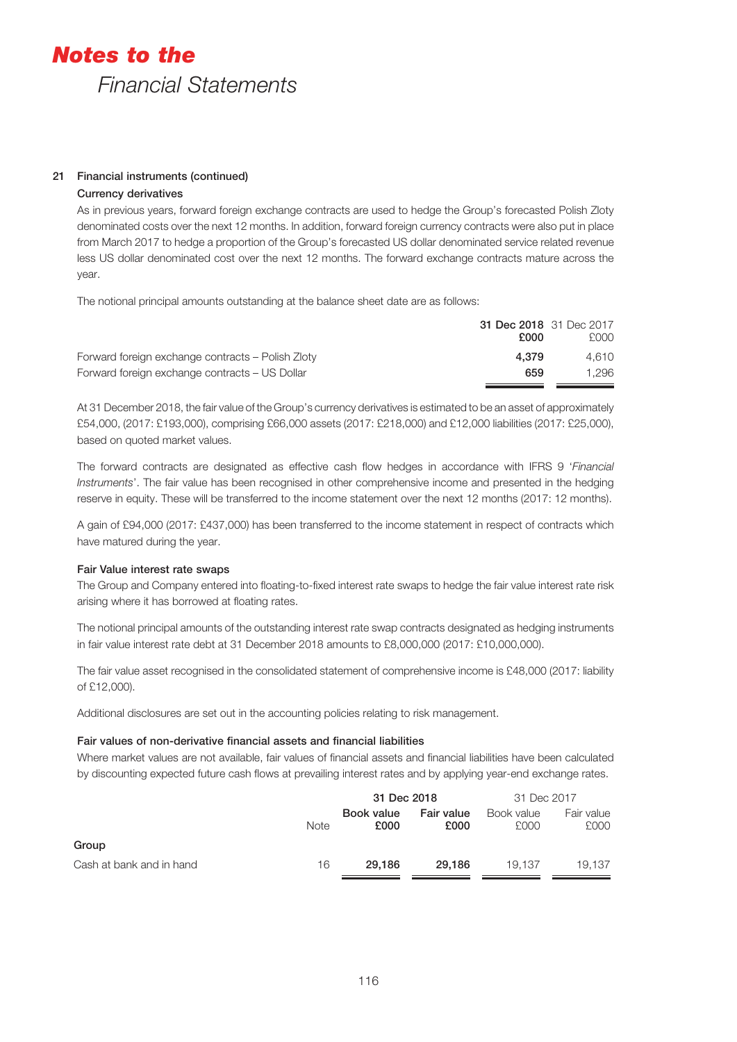## 21 Financial instruments (continued)

### Currency derivatives

As in previous years, forward foreign exchange contracts are used to hedge the Group's forecasted Polish Zloty denominated costs over the next 12 months. In addition, forward foreign currency contracts were also put in place from March 2017 to hedge a proportion of the Group's forecasted US dollar denominated service related revenue less US dollar denominated cost over the next 12 months. The forward exchange contracts mature across the year.

The notional principal amounts outstanding at the balance sheet date are as follows:

| | **31 Dec 2018 £000** | 31 Dec 2017 £000 |
|---|---|---|
| Forward foreign exchange contracts – Polish Zloty | **4,379** | 4,610 |
| Forward foreign exchange contracts – US Dollar | **659** | 1,296 |

At 31 December 2018, the fair value of the Group's currency derivatives is estimated to be an asset of approximately £54,000, (2017: £193,000), comprising £66,000 assets (2017: £218,000) and £12,000 liabilities (2017: £25,000), based on quoted market values.

The forward contracts are designated as effective cash flow hedges in accordance with IFRS 9 '*Financial Instruments*'. The fair value has been recognised in other comprehensive income and presented in the hedging reserve in equity. These will be transferred to the income statement over the next 12 months (2017: 12 months).

A gain of £94,000 (2017: £437,000) has been transferred to the income statement in respect of contracts which have matured during the year.

### Fair Value interest rate swaps

The Group and Company entered into floating-to-fixed interest rate swaps to hedge the fair value interest rate risk arising where it has borrowed at floating rates.

The notional principal amounts of the outstanding interest rate swap contracts designated as hedging instruments in fair value interest rate debt at 31 December 2018 amounts to £8,000,000 (2017: £10,000,000).

The fair value asset recognised in the consolidated statement of comprehensive income is £48,000 (2017: liability of £12,000).

Additional disclosures are set out in the accounting policies relating to risk management.

### Fair values of non-derivative financial assets and financial liabilities

Where market values are not available, fair values of financial assets and financial liabilities have been calculated by discounting expected future cash flows at prevailing interest rates and by applying year-end exchange rates.

| | | **31 Dec 2018** | | 31 Dec 2017 | |
|---|---|---|---|---|---|
| | Note | **Book value £000** | **Fair value £000** | Book value £000 | Fair value £000 |
| **Group** | | | | | |
| Cash at bank and in hand | 16 | **29,186** | **29,186** | 19,137 | 19,137 |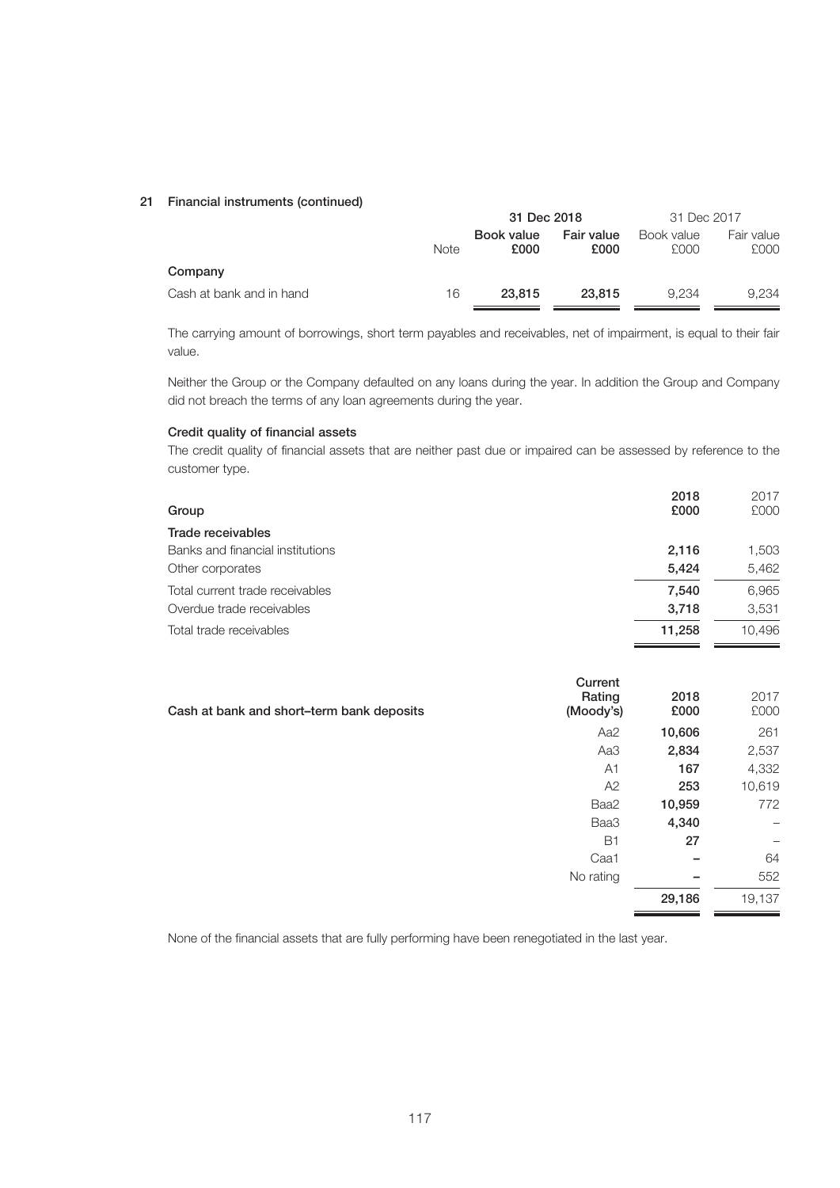## 21 Financial instruments (continued)

| | Note | 31 Dec 2018 | | 31 Dec 2017 | |
|---|---|---|---|---|---|
| | | **Book value £000** | **Fair value £000** | Book value £000 | Fair value £000 |
| **Company** | | | | | |
| Cash at bank and in hand | 16 | **23,815** | **23,815** | 9,234 | 9,234 |

The carrying amount of borrowings, short term payables and receivables, net of impairment, is equal to their fair value.

Neither the Group or the Company defaulted on any loans during the year. In addition the Group and Company did not breach the terms of any loan agreements during the year.

### Credit quality of financial assets

The credit quality of financial assets that are neither past due or impaired can be assessed by reference to the customer type.

| Group | 2018 £000 | 2017 £000 |
|---|---|---|
| **Trade receivables** | | |
| Banks and financial institutions | **2,116** | 1,503 |
| Other corporates | **5,424** | 5,462 |
| Total current trade receivables | **7,540** | 6,965 |
| Overdue trade receivables | **3,718** | 3,531 |
| Total trade receivables | **11,258** | 10,496 |

| Cash at bank and short–term bank deposits | Current Rating (Moody's) | 2018 £000 | 2017 £000 |
|---|---|---|---|
| | Aa2 | **10,606** | 261 |
| | Aa3 | **2,834** | 2,537 |
| | A1 | **167** | 4,332 |
| | A2 | **253** | 10,619 |
| | Baa2 | **10,959** | 772 |
| | Baa3 | **4,340** | – |
| | B1 | **27** | – |
| | Caa1 | **–** | 64 |
| | No rating | **–** | 552 |
| | | **29,186** | 19,137 |

None of the financial assets that are fully performing have been renegotiated in the last year.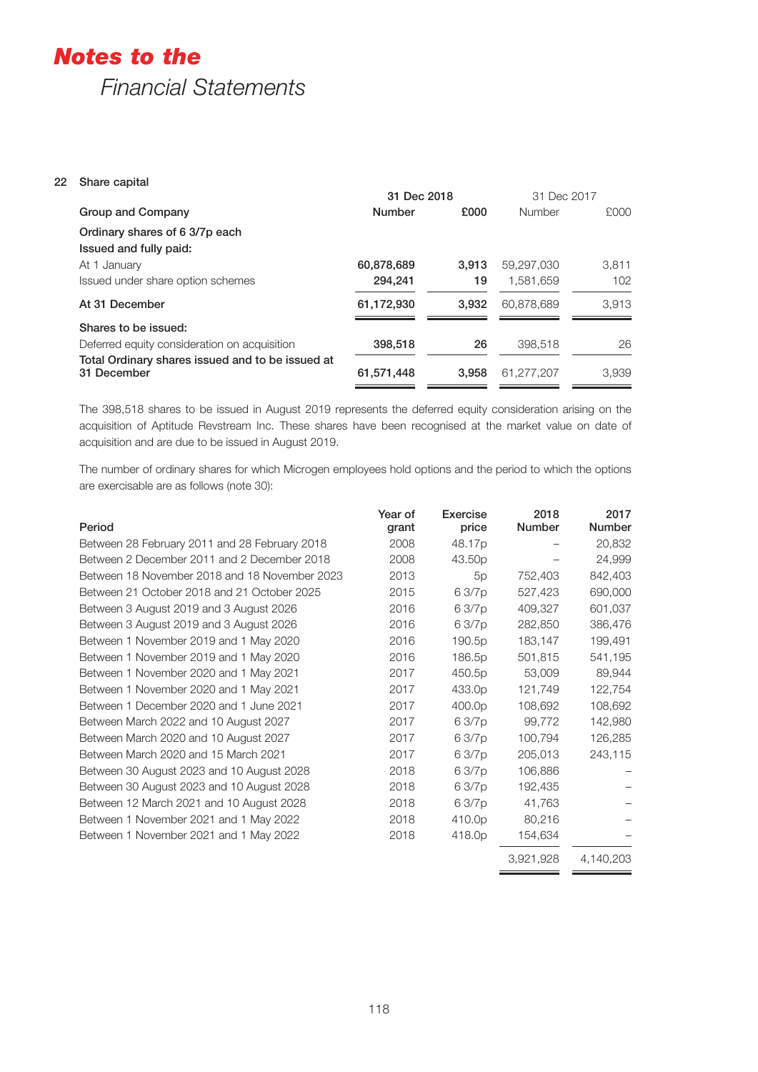# Notes to the *Financial Statements*

## 22 Share capital

| Group and Company | 31 Dec 2018 Number | 31 Dec 2018 £000 | 31 Dec 2017 Number | 31 Dec 2017 £000 |
|---|---|---|---|---|
| **Ordinary shares of 6 3/7p each** | | | | |
| **Issued and fully paid:** | | | | |
| At 1 January | **60,878,689** | **3,913** | 59,297,030 | 3,811 |
| Issued under share option schemes | **294,241** | **19** | 1,581,659 | 102 |
| **At 31 December** | **61,172,930** | **3,932** | 60,878,689 | 3,913 |
| **Shares to be issued:** | | | | |
| Deferred equity consideration on acquisition | **398,518** | **26** | 398,518 | 26 |
| **Total Ordinary shares issued and to be issued at 31 December** | **61,571,448** | **3,958** | 61,277,207 | 3,939 |

The 398,518 shares to be issued in August 2019 represents the deferred equity consideration arising on the acquisition of Aptitude Revstream Inc. These shares have been recognised at the market value on date of acquisition and are due to be issued in August 2019.

The number of ordinary shares for which Microgen employees hold options and the period to which the options are exercisable are as follows (note 30):

| Period | Year of grant | Exercise price | 2018 Number | 2017 Number |
|---|---|---|---|---|
| Between 28 February 2011 and 28 February 2018 | 2008 | 48.17p | – | 20,832 |
| Between 2 December 2011 and 2 December 2018 | 2008 | 43.50p | – | 24,999 |
| Between 18 November 2018 and 18 November 2023 | 2013 | 5p | 752,403 | 842,403 |
| Between 21 October 2018 and 21 October 2025 | 2015 | 6 3/7p | 527,423 | 690,000 |
| Between 3 August 2019 and 3 August 2026 | 2016 | 6 3/7p | 409,327 | 601,037 |
| Between 3 August 2019 and 3 August 2026 | 2016 | 6 3/7p | 282,850 | 386,476 |
| Between 1 November 2019 and 1 May 2020 | 2016 | 190.5p | 183,147 | 199,491 |
| Between 1 November 2019 and 1 May 2020 | 2016 | 186.5p | 501,815 | 541,195 |
| Between 1 November 2020 and 1 May 2021 | 2017 | 450.5p | 53,009 | 89,944 |
| Between 1 November 2020 and 1 May 2021 | 2017 | 433.0p | 121,749 | 122,754 |
| Between 1 December 2020 and 1 June 2021 | 2017 | 400.0p | 108,692 | 108,692 |
| Between March 2022 and 10 August 2027 | 2017 | 6 3/7p | 99,772 | 142,980 |
| Between March 2020 and 10 August 2027 | 2017 | 6 3/7p | 100,794 | 126,285 |
| Between March 2020 and 15 March 2021 | 2017 | 6 3/7p | 205,013 | 243,115 |
| Between 30 August 2023 and 10 August 2028 | 2018 | 6 3/7p | 106,886 | – |
| Between 30 August 2023 and 10 August 2028 | 2018 | 6 3/7p | 192,435 | – |
| Between 12 March 2021 and 10 August 2028 | 2018 | 6 3/7p | 41,763 | – |
| Between 1 November 2021 and 1 May 2022 | 2018 | 410.0p | 80,216 | – |
| Between 1 November 2021 and 1 May 2022 | 2018 | 418.0p | 154,634 | – |
| | | | 3,921,928 | 4,140,203 |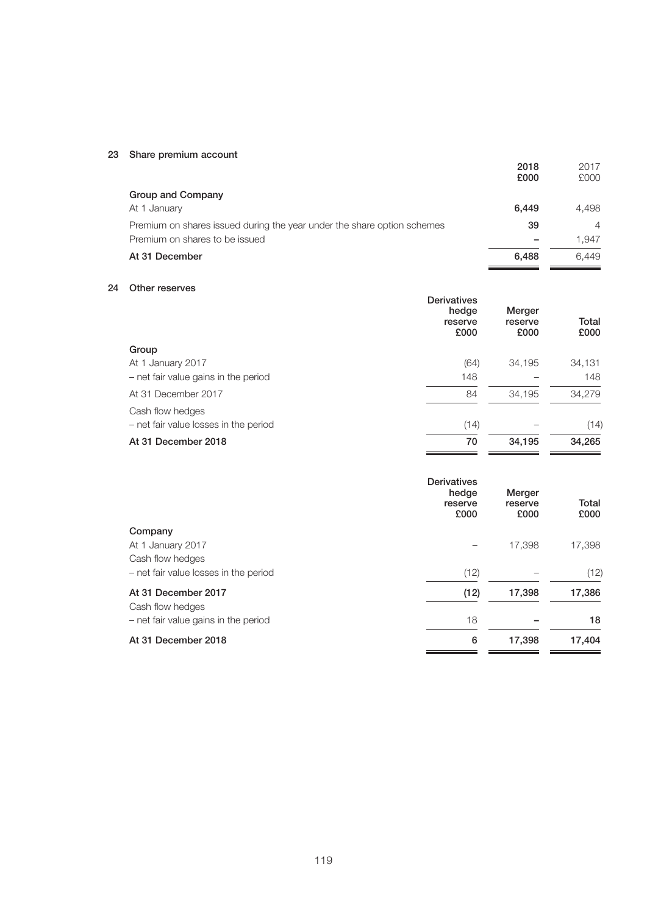## 23 Share premium account

| | 2018<br>£000 | 2017<br>£000 |
|---|---|---|
| **Group and Company** | | |
| At 1 January | **6,449** | 4,498 |
| Premium on shares issued during the year under the share option schemes | **39** | 4 |
| Premium on shares to be issued | **–** | 1,947 |
| **At 31 December** | **6,488** | 6,449 |

## 24 Other reserves

| | Derivatives hedge reserve<br>£000 | Merger reserve<br>£000 | Total<br>£000 |
|---|---|---|---|
| **Group** | | | |
| At 1 January 2017 | (64) | 34,195 | 34,131 |
| – net fair value gains in the period | 148 | – | 148 |
| At 31 December 2017 | 84 | 34,195 | 34,279 |
| Cash flow hedges | | | |
| – net fair value losses in the period | (14) | – | (14) |
| **At 31 December 2018** | **70** | **34,195** | **34,265** |

| | Derivatives hedge reserve<br>£000 | Merger reserve<br>£000 | Total<br>£000 |
|---|---|---|---|
| **Company** | | | |
| At 1 January 2017 | – | 17,398 | 17,398 |
| Cash flow hedges | | | |
| – net fair value losses in the period | (12) | – | (12) |
| **At 31 December 2017** | **(12)** | **17,398** | **17,386** |
| Cash flow hedges | | | |
| – net fair value gains in the period | 18 | **–** | **18** |
| **At 31 December 2018** | **6** | **17,398** | **17,404** |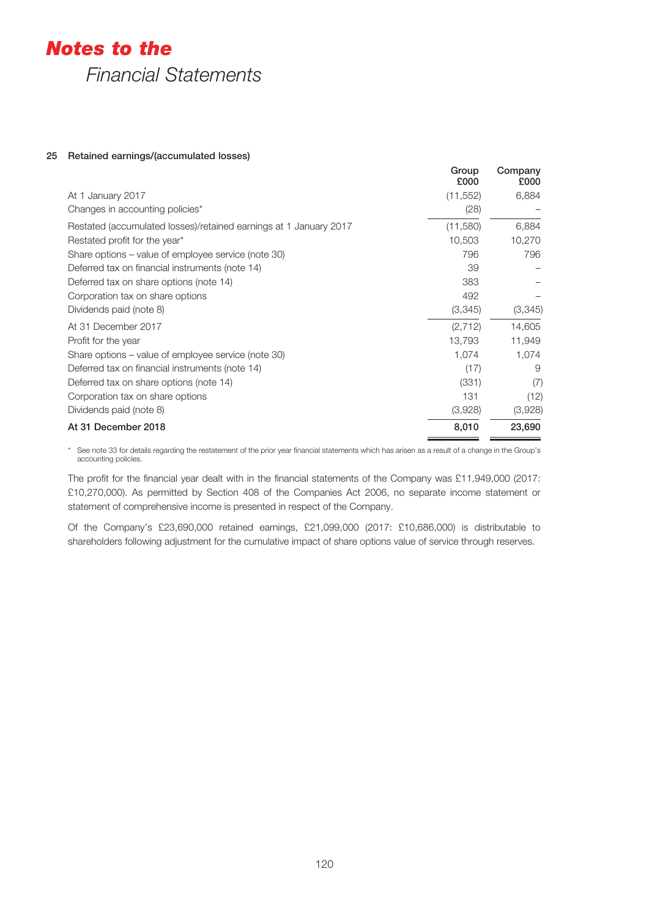# *Notes to the*

*Financial Statements*

## 25 Retained earnings/(accumulated losses)

| | Group £000 | Company £000 |
|---|---|---|
| At 1 January 2017 | (11,552) | 6,884 |
| Changes in accounting policies* | (28) | – |
| Restated (accumulated losses)/retained earnings at 1 January 2017 | (11,580) | 6,884 |
| Restated profit for the year* | 10,503 | 10,270 |
| Share options – value of employee service (note 30) | 796 | 796 |
| Deferred tax on financial instruments (note 14) | 39 | – |
| Deferred tax on share options (note 14) | 383 | – |
| Corporation tax on share options | 492 | – |
| Dividends paid (note 8) | (3,345) | (3,345) |
| At 31 December 2017 | (2,712) | 14,605 |
| Profit for the year | 13,793 | 11,949 |
| Share options – value of employee service (note 30) | 1,074 | 1,074 |
| Deferred tax on financial instruments (note 14) | (17) | 9 |
| Deferred tax on share options (note 14) | (331) | (7) |
| Corporation tax on share options | 131 | (12) |
| Dividends paid (note 8) | (3,928) | (3,928) |
| **At 31 December 2018** | **8,010** | **23,690** |

\* See note 33 for details regarding the restatement of the prior year financial statements which has arisen as a result of a change in the Group's accounting policies.

The profit for the financial year dealt with in the financial statements of the Company was £11,949,000 (2017: £10,270,000). As permitted by Section 408 of the Companies Act 2006, no separate income statement or statement of comprehensive income is presented in respect of the Company.

Of the Company's £23,690,000 retained earnings, £21,099,000 (2017: £10,686,000) is distributable to shareholders following adjustment for the cumulative impact of share options value of service through reserves.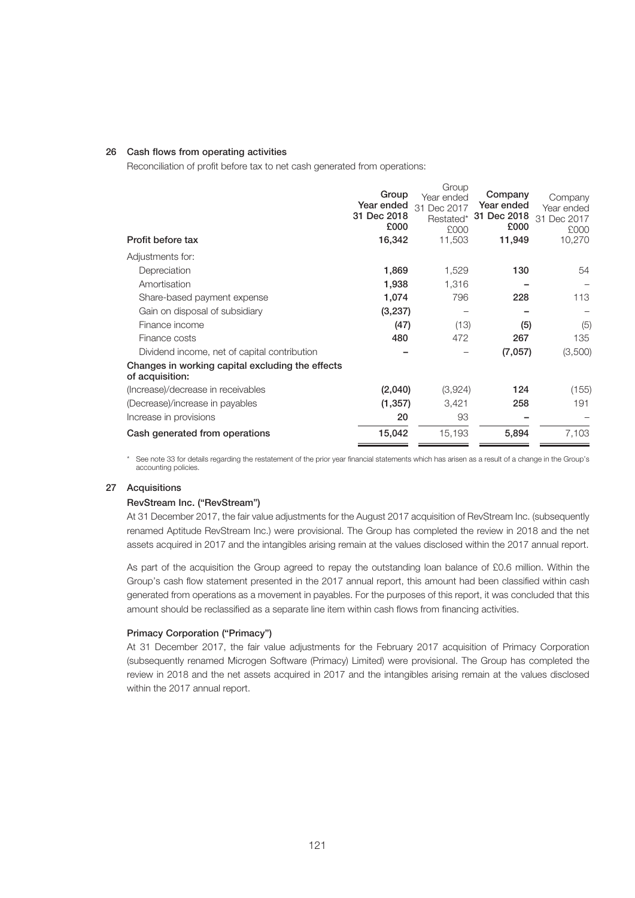## 26 Cash flows from operating activities

Reconciliation of profit before tax to net cash generated from operations:

| | Group Year ended 31 Dec 2018 £000 | Group Year ended 31 Dec 2017 Restated* £000 | Company Year ended 31 Dec 2018 £000 | Company Year ended 31 Dec 2017 £000 |
|---|---|---|---|---|
| **Profit before tax** | **16,342** | 11,503 | **11,949** | 10,270 |
| Adjustments for: | | | | |
| Depreciation | **1,869** | 1,529 | **130** | 54 |
| Amortisation | **1,938** | 1,316 | **–** | – |
| Share-based payment expense | **1,074** | 796 | **228** | 113 |
| Gain on disposal of subsidiary | **(3,237)** | – | **–** | – |
| Finance income | **(47)** | (13) | **(5)** | (5) |
| Finance costs | **480** | 472 | **267** | 135 |
| Dividend income, net of capital contribution | **–** | – | **(7,057)** | (3,500) |
| **Changes in working capital excluding the effects of acquisition:** | | | | |
| (Increase)/decrease in receivables | **(2,040)** | (3,924) | **124** | (155) |
| (Decrease)/increase in payables | **(1,357)** | 3,421 | **258** | 191 |
| Increase in provisions | **20** | 93 | **–** | – |
| **Cash generated from operations** | **15,042** | 15,193 | **5,894** | 7,103 |

\* See note 33 for details regarding the restatement of the prior year financial statements which has arisen as a result of a change in the Group's accounting policies.

## 27 Acquisitions

### RevStream Inc. ("RevStream")

At 31 December 2017, the fair value adjustments for the August 2017 acquisition of RevStream Inc. (subsequently renamed Aptitude RevStream Inc.) were provisional. The Group has completed the review in 2018 and the net assets acquired in 2017 and the intangibles arising remain at the values disclosed within the 2017 annual report.

As part of the acquisition the Group agreed to repay the outstanding loan balance of £0.6 million. Within the Group's cash flow statement presented in the 2017 annual report, this amount had been classified within cash generated from operations as a movement in payables. For the purposes of this report, it was concluded that this amount should be reclassified as a separate line item within cash flows from financing activities.

### Primacy Corporation ("Primacy")

At 31 December 2017, the fair value adjustments for the February 2017 acquisition of Primacy Corporation (subsequently renamed Microgen Software (Primacy) Limited) were provisional. The Group has completed the review in 2018 and the net assets acquired in 2017 and the intangibles arising remain at the values disclosed within the 2017 annual report.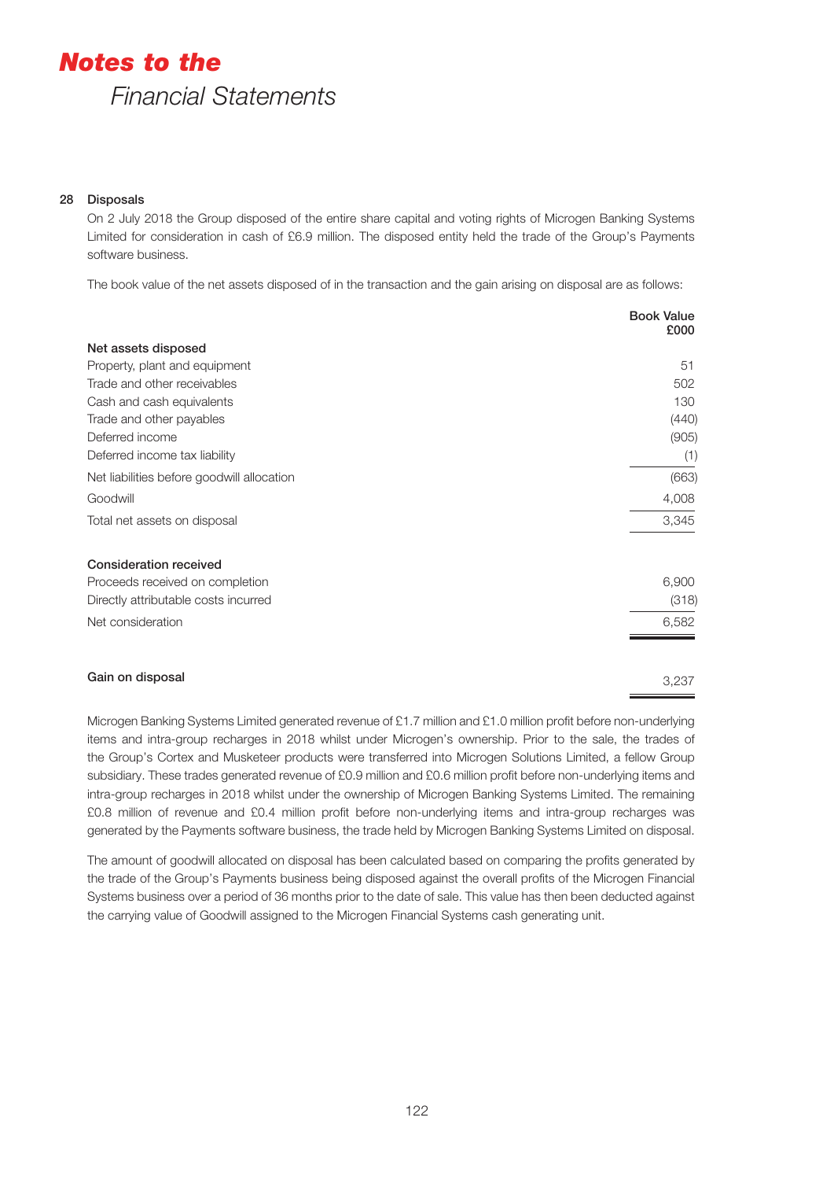## 28 Disposals

On 2 July 2018 the Group disposed of the entire share capital and voting rights of Microgen Banking Systems Limited for consideration in cash of £6.9 million. The disposed entity held the trade of the Group's Payments software business.

The book value of the net assets disposed of in the transaction and the gain arising on disposal are as follows:

| | Book Value £000 |
|---|---|
| **Net assets disposed** | |
| Property, plant and equipment | 51 |
| Trade and other receivables | 502 |
| Cash and cash equivalents | 130 |
| Trade and other payables | (440) |
| Deferred income | (905) |
| Deferred income tax liability | (1) |
| Net liabilities before goodwill allocation | (663) |
| Goodwill | 4,008 |
| Total net assets on disposal | 3,345 |
| | |
| **Consideration received** | |
| Proceeds received on completion | 6,900 |
| Directly attributable costs incurred | (318) |
| Net consideration | 6,582 |
| | |
| **Gain on disposal** | 3,237 |

Microgen Banking Systems Limited generated revenue of £1.7 million and £1.0 million profit before non-underlying items and intra-group recharges in 2018 whilst under Microgen's ownership. Prior to the sale, the trades of the Group's Cortex and Musketeer products were transferred into Microgen Solutions Limited, a fellow Group subsidiary. These trades generated revenue of £0.9 million and £0.6 million profit before non-underlying items and intra-group recharges in 2018 whilst under the ownership of Microgen Banking Systems Limited. The remaining £0.8 million of revenue and £0.4 million profit before non-underlying items and intra-group recharges was generated by the Payments software business, the trade held by Microgen Banking Systems Limited on disposal.

The amount of goodwill allocated on disposal has been calculated based on comparing the profits generated by the trade of the Group's Payments business being disposed against the overall profits of the Microgen Financial Systems business over a period of 36 months prior to the date of sale. This value has then been deducted against the carrying value of Goodwill assigned to the Microgen Financial Systems cash generating unit.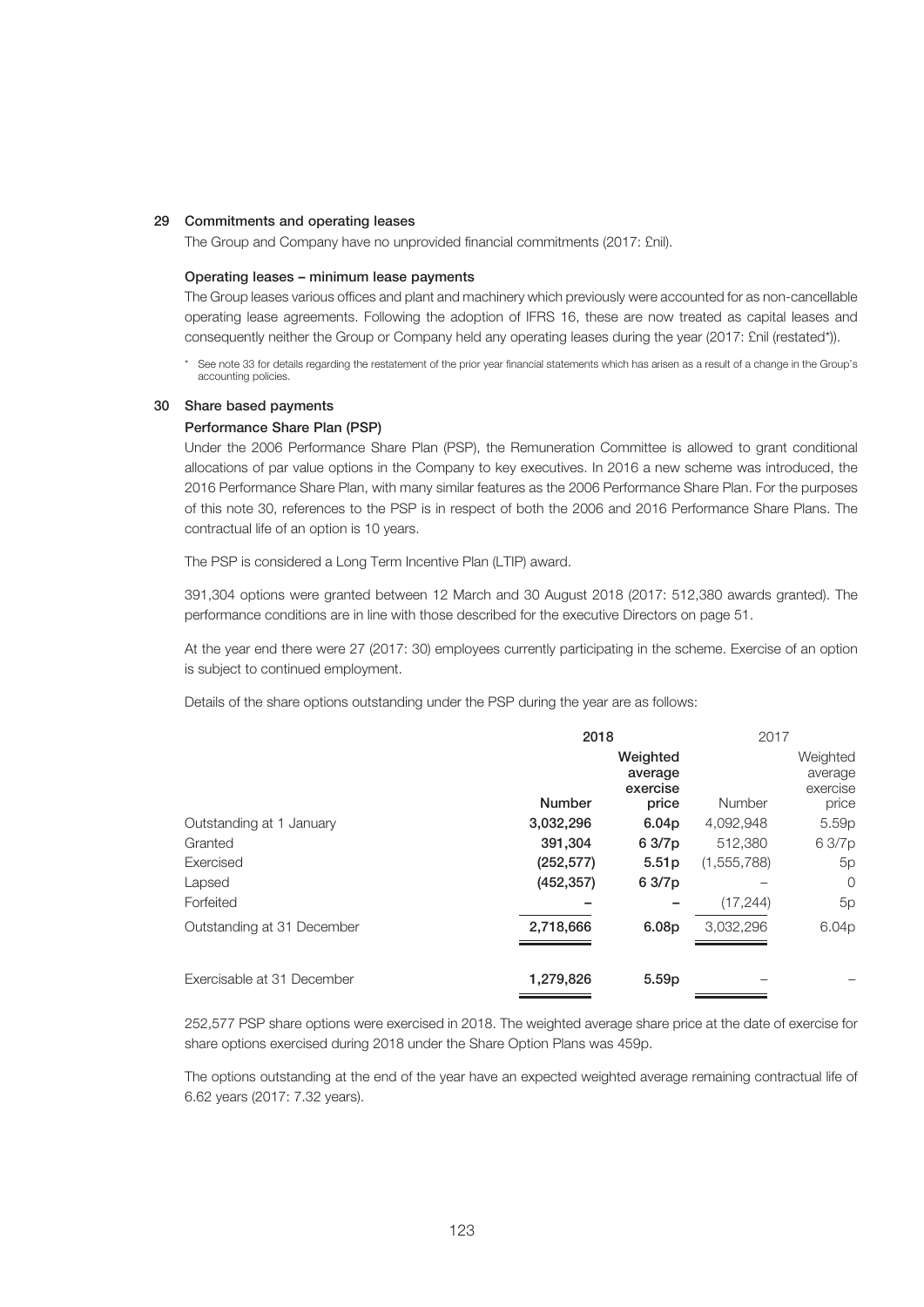## 29 Commitments and operating leases

The Group and Company have no unprovided financial commitments (2017: £nil).

### Operating leases – minimum lease payments

The Group leases various offices and plant and machinery which previously were accounted for as non-cancellable operating lease agreements. Following the adoption of IFRS 16, these are now treated as capital leases and consequently neither the Group or Company held any operating leases during the year (2017: £nil (restated*)).

\* See note 33 for details regarding the restatement of the prior year financial statements which has arisen as a result of a change in the Group's accounting policies.

## 30 Share based payments

### Performance Share Plan (PSP)

Under the 2006 Performance Share Plan (PSP), the Remuneration Committee is allowed to grant conditional allocations of par value options in the Company to key executives. In 2016 a new scheme was introduced, the 2016 Performance Share Plan, with many similar features as the 2006 Performance Share Plan. For the purposes of this note 30, references to the PSP is in respect of both the 2006 and 2016 Performance Share Plans. The contractual life of an option is 10 years.

The PSP is considered a Long Term Incentive Plan (LTIP) award.

391,304 options were granted between 12 March and 30 August 2018 (2017: 512,380 awards granted). The performance conditions are in line with those described for the executive Directors on page 51.

At the year end there were 27 (2017: 30) employees currently participating in the scheme. Exercise of an option is subject to continued employment.

Details of the share options outstanding under the PSP during the year are as follows:

| | **2018** | | 2017 | |
|---|---|---|---|---|
| | **Number** | **Weighted average exercise price** | Number | Weighted average exercise price |
| Outstanding at 1 January | **3,032,296** | **6.04p** | 4,092,948 | 5.59p |
| Granted | **391,304** | **6 3/7p** | 512,380 | 6 3/7p |
| Exercised | **(252,577)** | **5.51p** | (1,555,788) | 5p |
| Lapsed | **(452,357)** | **6 3/7p** | – | 0 |
| Forfeited | **–** | **–** | (17,244) | 5p |
| Outstanding at 31 December | **2,718,666** | **6.08p** | 3,032,296 | 6.04p |
| Exercisable at 31 December | **1,279,826** | **5.59p** | – | – |

252,577 PSP share options were exercised in 2018. The weighted average share price at the date of exercise for share options exercised during 2018 under the Share Option Plans was 459p.

The options outstanding at the end of the year have an expected weighted average remaining contractual life of 6.62 years (2017: 7.32 years).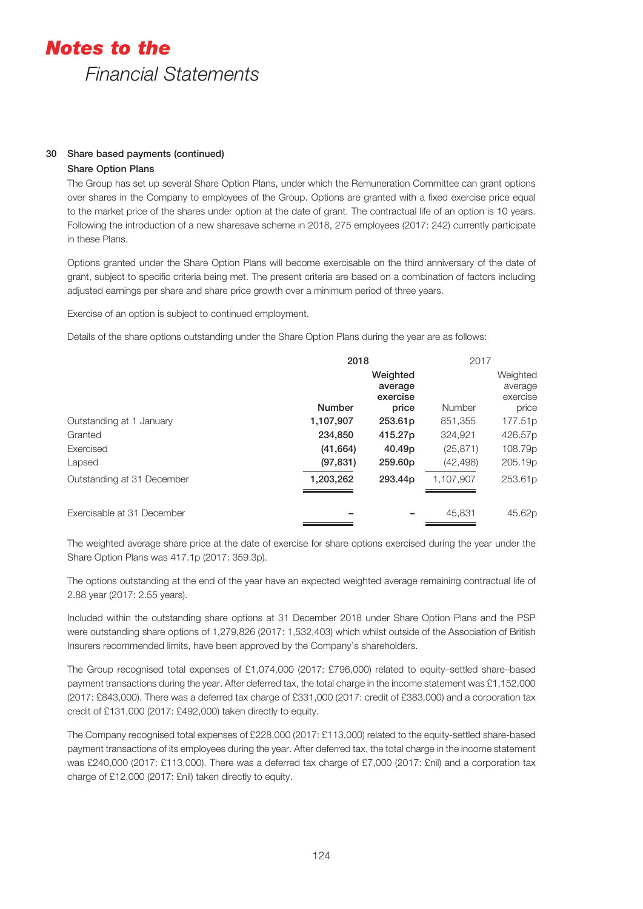# Notes to the Financial Statements

### 30 Share based payments (continued)

**Share Option Plans**

The Group has set up several Share Option Plans, under which the Remuneration Committee can grant options over shares in the Company to employees of the Group. Options are granted with a fixed exercise price equal to the market price of the shares under option at the date of grant. The contractual life of an option is 10 years. Following the introduction of a new sharesave scheme in 2018, 275 employees (2017: 242) currently participate in these Plans.

Options granted under the Share Option Plans will become exercisable on the third anniversary of the date of grant, subject to specific criteria being met. The present criteria are based on a combination of factors including adjusted earnings per share and share price growth over a minimum period of three years.

Exercise of an option is subject to continued employment.

Details of the share options outstanding under the Share Option Plans during the year are as follows:

| | **2018** | | 2017 | |
|---|---|---|---|---|
| | **Number** | **Weighted average exercise price** | Number | Weighted average exercise price |
| Outstanding at 1 January | **1,107,907** | **253.61p** | 851,355 | 177.51p |
| Granted | **234,850** | **415.27p** | 324,921 | 426.57p |
| Exercised | **(41,664)** | **40.49p** | (25,871) | 108.79p |
| Lapsed | **(97,831)** | **259.60p** | (42,498) | 205.19p |
| Outstanding at 31 December | **1,203,262** | **293.44p** | 1,107,907 | 253.61p |
| Exercisable at 31 December | **–** | **–** | 45,831 | 45.62p |

The weighted average share price at the date of exercise for share options exercised during the year under the Share Option Plans was 417.1p (2017: 359.3p).

The options outstanding at the end of the year have an expected weighted average remaining contractual life of 2.88 year (2017: 2.55 years).

Included within the outstanding share options at 31 December 2018 under Share Option Plans and the PSP were outstanding share options of 1,279,826 (2017: 1,532,403) which whilst outside of the Association of British Insurers recommended limits, have been approved by the Company's shareholders.

The Group recognised total expenses of £1,074,000 (2017: £796,000) related to equity–settled share–based payment transactions during the year. After deferred tax, the total charge in the income statement was £1,152,000 (2017: £843,000). There was a deferred tax charge of £331,000 (2017: credit of £383,000) and a corporation tax credit of £131,000 (2017: £492,000) taken directly to equity.

The Company recognised total expenses of £228,000 (2017: £113,000) related to the equity-settled share-based payment transactions of its employees during the year. After deferred tax, the total charge in the income statement was £240,000 (2017: £113,000). There was a deferred tax charge of £7,000 (2017: £nil) and a corporation tax charge of £12,000 (2017: £nil) taken directly to equity.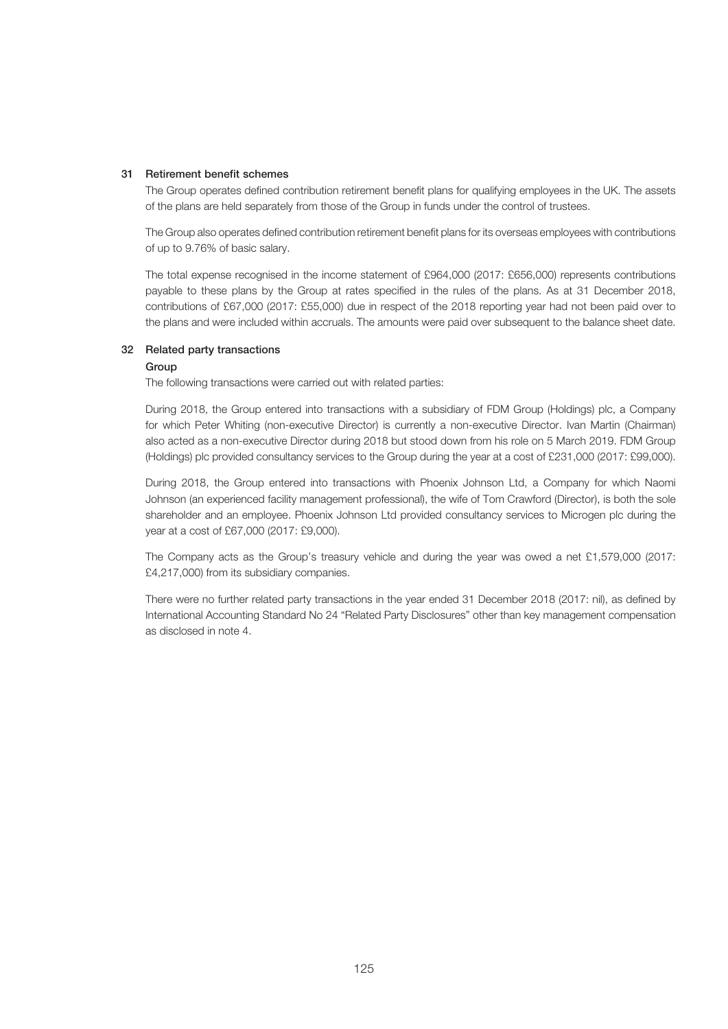## 31 Retirement benefit schemes

The Group operates defined contribution retirement benefit plans for qualifying employees in the UK. The assets of the plans are held separately from those of the Group in funds under the control of trustees.

The Group also operates defined contribution retirement benefit plans for its overseas employees with contributions of up to 9.76% of basic salary.

The total expense recognised in the income statement of £964,000 (2017: £656,000) represents contributions payable to these plans by the Group at rates specified in the rules of the plans. As at 31 December 2018, contributions of £67,000 (2017: £55,000) due in respect of the 2018 reporting year had not been paid over to the plans and were included within accruals. The amounts were paid over subsequent to the balance sheet date.

## 32 Related party transactions

### Group

The following transactions were carried out with related parties:

During 2018, the Group entered into transactions with a subsidiary of FDM Group (Holdings) plc, a Company for which Peter Whiting (non-executive Director) is currently a non-executive Director. Ivan Martin (Chairman) also acted as a non-executive Director during 2018 but stood down from his role on 5 March 2019. FDM Group (Holdings) plc provided consultancy services to the Group during the year at a cost of £231,000 (2017: £99,000).

During 2018, the Group entered into transactions with Phoenix Johnson Ltd, a Company for which Naomi Johnson (an experienced facility management professional), the wife of Tom Crawford (Director), is both the sole shareholder and an employee. Phoenix Johnson Ltd provided consultancy services to Microgen plc during the year at a cost of £67,000 (2017: £9,000).

The Company acts as the Group's treasury vehicle and during the year was owed a net £1,579,000 (2017: £4,217,000) from its subsidiary companies.

There were no further related party transactions in the year ended 31 December 2018 (2017: nil), as defined by International Accounting Standard No 24 "Related Party Disclosures" other than key management compensation as disclosed in note 4.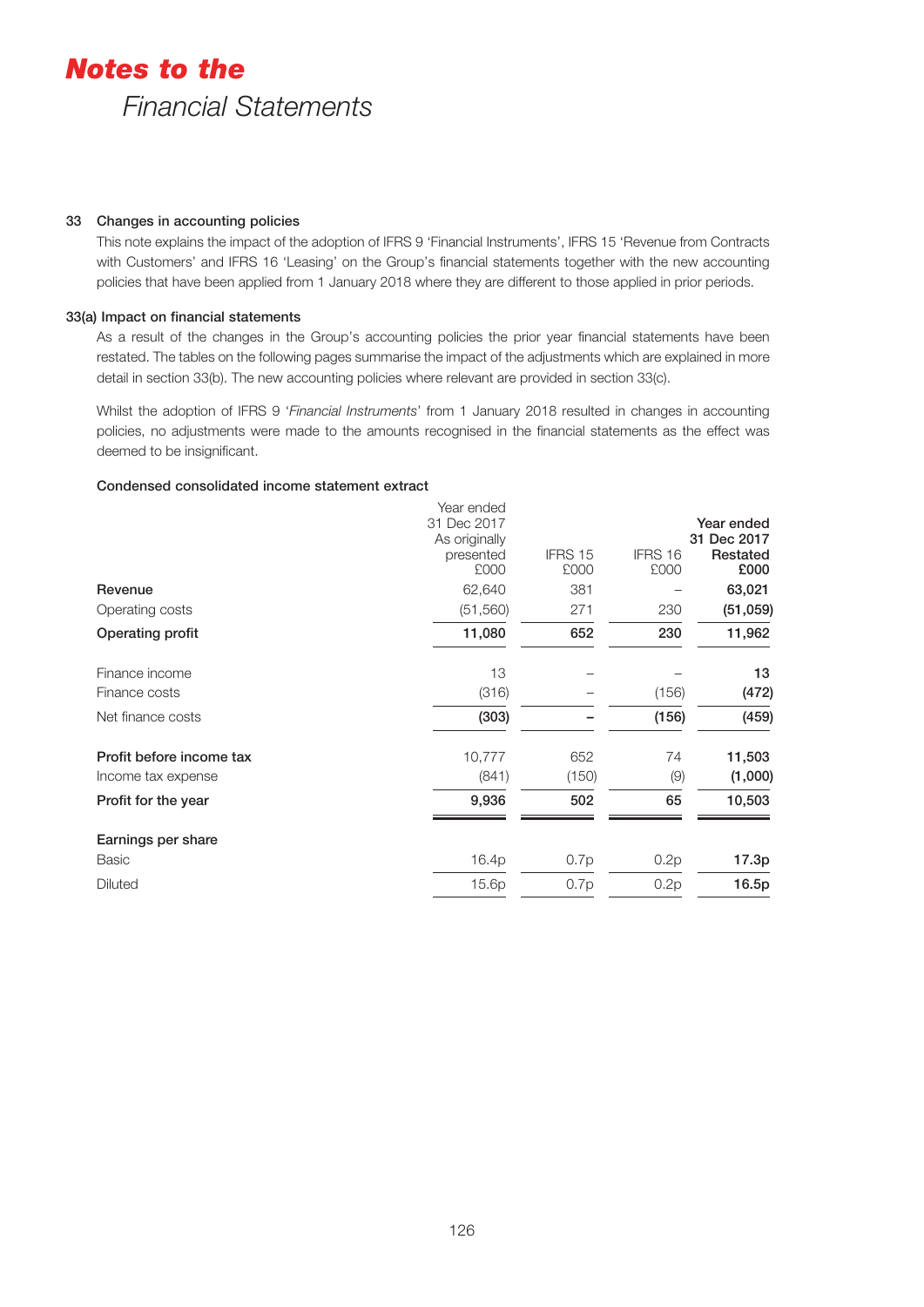# *Notes to the*
## *Financial Statements*

### 33 Changes in accounting policies

This note explains the impact of the adoption of IFRS 9 'Financial Instruments', IFRS 15 'Revenue from Contracts with Customers' and IFRS 16 'Leasing' on the Group's financial statements together with the new accounting policies that have been applied from 1 January 2018 where they are different to those applied in prior periods.

### 33(a) Impact on financial statements

As a result of the changes in the Group's accounting policies the prior year financial statements have been restated. The tables on the following pages summarise the impact of the adjustments which are explained in more detail in section 33(b). The new accounting policies where relevant are provided in section 33(c).

Whilst the adoption of IFRS 9 '*Financial Instruments*' from 1 January 2018 resulted in changes in accounting policies, no adjustments were made to the amounts recognised in the financial statements as the effect was deemed to be insignificant.

**Condensed consolidated income statement extract**

| | Year ended 31 Dec 2017 As originally presented £000 | IFRS 15 £000 | IFRS 16 £000 | **Year ended 31 Dec 2017 Restated £000** |
|---|---|---|---|---|
| **Revenue** | 62,640 | 381 | – | **63,021** |
| Operating costs | (51,560) | 271 | 230 | **(51,059)** |
| **Operating profit** | **11,080** | **652** | **230** | **11,962** |
| Finance income | 13 | – | – | **13** |
| Finance costs | (316) | – | (156) | **(472)** |
| Net finance costs | **(303)** | **–** | **(156)** | **(459)** |
| **Profit before income tax** | 10,777 | 652 | 74 | **11,503** |
| Income tax expense | (841) | (150) | (9) | **(1,000)** |
| **Profit for the year** | **9,936** | **502** | **65** | **10,503** |
| **Earnings per share** | | | | |
| Basic | 16.4p | 0.7p | 0.2p | **17.3p** |
| Diluted | 15.6p | 0.7p | 0.2p | **16.5p** |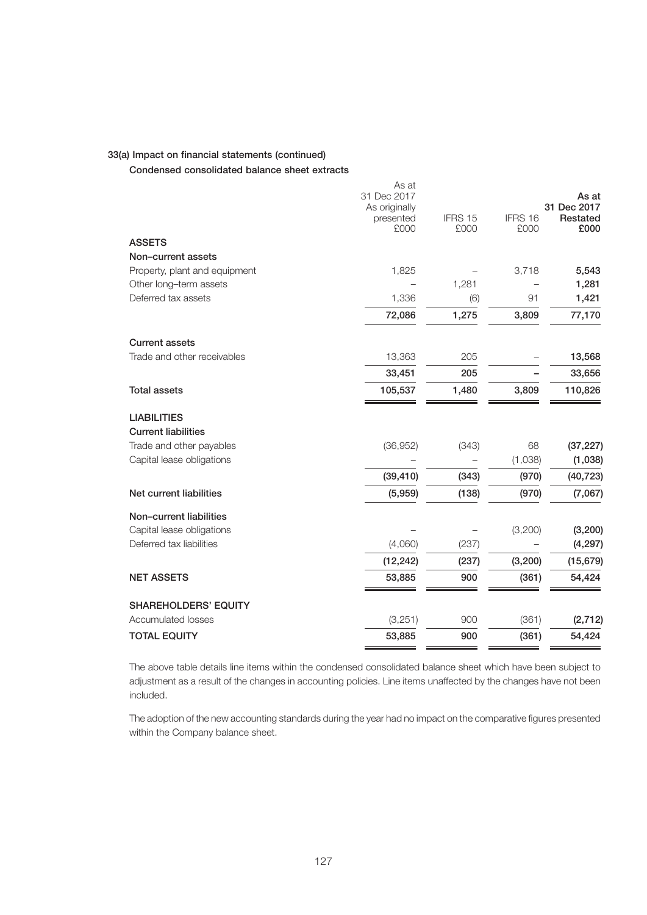### 33(a) Impact on financial statements (continued)

**Condensed consolidated balance sheet extracts**

| | As at 31 Dec 2017 As originally presented £000 | IFRS 15 £000 | IFRS 16 £000 | **As at 31 Dec 2017 Restated £000** |
|---|---|---|---|---|
| **ASSETS** | | | | |
| **Non–current assets** | | | | |
| Property, plant and equipment | 1,825 | – | 3,718 | **5,543** |
| Other long–term assets | – | 1,281 | – | **1,281** |
| Deferred tax assets | 1,336 | (6) | 91 | **1,421** |
| | **72,086** | **1,275** | **3,809** | **77,170** |
| **Current assets** | | | | |
| Trade and other receivables | 13,363 | 205 | – | **13,568** |
| | **33,451** | **205** | **–** | **33,656** |
| **Total assets** | **105,537** | **1,480** | **3,809** | **110,826** |
| **LIABILITIES** | | | | |
| **Current liabilities** | | | | |
| Trade and other payables | (36,952) | (343) | 68 | **(37,227)** |
| Capital lease obligations | – | – | (1,038) | **(1,038)** |
| | **(39,410)** | **(343)** | **(970)** | **(40,723)** |
| **Net current liabilities** | **(5,959)** | **(138)** | **(970)** | **(7,067)** |
| **Non–current liabilities** | | | | |
| Capital lease obligations | – | – | (3,200) | **(3,200)** |
| Deferred tax liabilities | (4,060) | (237) | – | **(4,297)** |
| | **(12,242)** | **(237)** | **(3,200)** | **(15,679)** |
| **NET ASSETS** | **53,885** | **900** | **(361)** | **54,424** |
| **SHAREHOLDERS' EQUITY** | | | | |
| Accumulated losses | (3,251) | 900 | (361) | **(2,712)** |
| **TOTAL EQUITY** | **53,885** | **900** | **(361)** | **54,424** |

The above table details line items within the condensed consolidated balance sheet which have been subject to adjustment as a result of the changes in accounting policies. Line items unaffected by the changes have not been included.

The adoption of the new accounting standards during the year had no impact on the comparative figures presented within the Company balance sheet.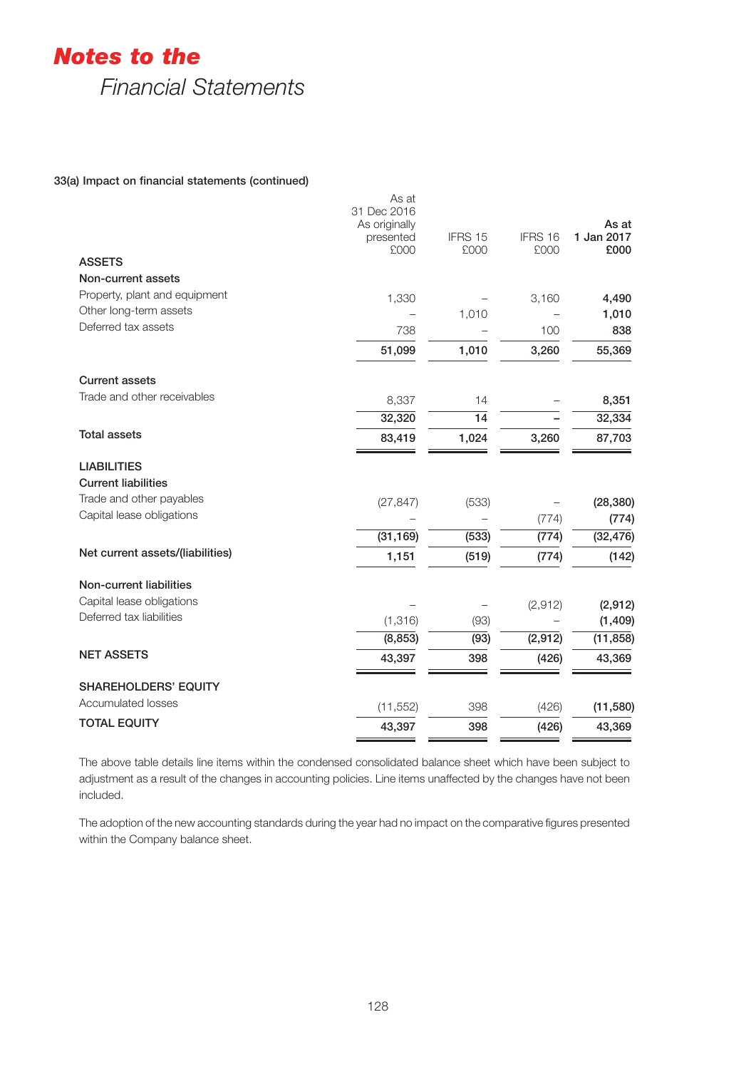# Notes to the Financial Statements

### 33(a) Impact on financial statements (continued)

| | As at 31 Dec 2016 As originally presented £000 | IFRS 15 £000 | IFRS 16 £000 | As at 1 Jan 2017 £000 |
|---|---|---|---|---|
| **ASSETS** | | | | |
| **Non-current assets** | | | | |
| Property, plant and equipment | 1,330 | – | 3,160 | **4,490** |
| Other long-term assets | – | 1,010 | – | **1,010** |
| Deferred tax assets | 738 | – | 100 | **838** |
| | **51,099** | **1,010** | **3,260** | **55,369** |
| **Current assets** | | | | |
| Trade and other receivables | 8,337 | 14 | – | **8,351** |
| | **32,320** | **14** | **–** | **32,334** |
| **Total assets** | **83,419** | **1,024** | **3,260** | **87,703** |
| **LIABILITIES** | | | | |
| **Current liabilities** | | | | |
| Trade and other payables | (27,847) | (533) | – | **(28,380)** |
| Capital lease obligations | – | – | (774) | **(774)** |
| | **(31,169)** | **(533)** | **(774)** | **(32,476)** |
| **Net current assets/(liabilities)** | **1,151** | **(519)** | **(774)** | **(142)** |
| **Non-current liabilities** | | | | |
| Capital lease obligations | – | – | (2,912) | **(2,912)** |
| Deferred tax liabilities | (1,316) | (93) | – | **(1,409)** |
| | **(8,853)** | **(93)** | **(2,912)** | **(11,858)** |
| **NET ASSETS** | **43,397** | **398** | **(426)** | **43,369** |
| **SHAREHOLDERS' EQUITY** | | | | |
| Accumulated losses | (11,552) | 398 | (426) | **(11,580)** |
| **TOTAL EQUITY** | **43,397** | **398** | **(426)** | **43,369** |

The above table details line items within the condensed consolidated balance sheet which have been subject to adjustment as a result of the changes in accounting policies. Line items unaffected by the changes have not been included.

The adoption of the new accounting standards during the year had no impact on the comparative figures presented within the Company balance sheet.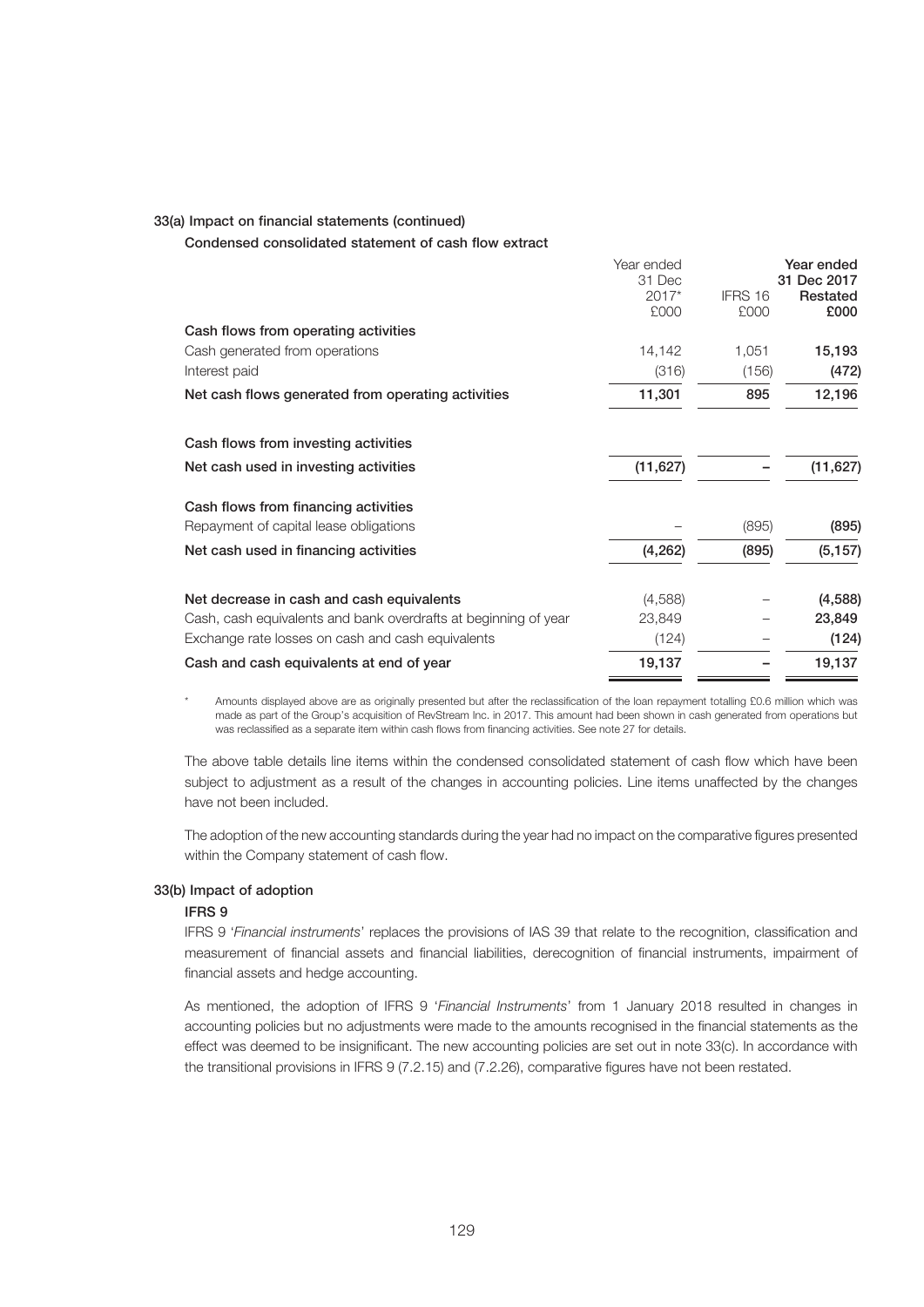### 33(a) Impact on financial statements (continued)

**Condensed consolidated statement of cash flow extract**

| | Year ended 31 Dec 2017* £000 | IFRS 16 £000 | **Year ended 31 Dec 2017 Restated £000** |
|---|---|---|---|
| **Cash flows from operating activities** | | | |
| Cash generated from operations | 14,142 | 1,051 | **15,193** |
| Interest paid | (316) | (156) | **(472)** |
| **Net cash flows generated from operating activities** | **11,301** | **895** | **12,196** |
| | | | |
| **Cash flows from investing activities** | | | |
| **Net cash used in investing activities** | **(11,627)** | **–** | **(11,627)** |
| | | | |
| **Cash flows from financing activities** | | | |
| Repayment of capital lease obligations | – | (895) | **(895)** |
| **Net cash used in financing activities** | **(4,262)** | **(895)** | **(5,157)** |
| | | | |
| **Net decrease in cash and cash equivalents** | (4,588) | – | **(4,588)** |
| **Cash, cash equivalents and bank overdrafts at beginning of year** | 23,849 | – | **23,849** |
| **Exchange rate losses on cash and cash equivalents** | (124) | – | **(124)** |
| **Cash and cash equivalents at end of year** | **19,137** | **–** | **19,137** |

\* Amounts displayed above are as originally presented but after the reclassification of the loan repayment totalling £0.6 million which was made as part of the Group's acquisition of RevStream Inc. in 2017. This amount had been shown in cash generated from operations but was reclassified as a separate item within cash flows from financing activities. See note 27 for details.

The above table details line items within the condensed consolidated statement of cash flow which have been subject to adjustment as a result of the changes in accounting policies. Line items unaffected by the changes have not been included.

The adoption of the new accounting standards during the year had no impact on the comparative figures presented within the Company statement of cash flow.

### 33(b) Impact of adoption

**IFRS 9**

IFRS 9 '*Financial instruments*' replaces the provisions of IAS 39 that relate to the recognition, classification and measurement of financial assets and financial liabilities, derecognition of financial instruments, impairment of financial assets and hedge accounting.

As mentioned, the adoption of IFRS 9 '*Financial Instruments*' from 1 January 2018 resulted in changes in accounting policies but no adjustments were made to the amounts recognised in the financial statements as the effect was deemed to be insignificant. The new accounting policies are set out in note 33(c). In accordance with the transitional provisions in IFRS 9 (7.2.15) and (7.2.26), comparative figures have not been restated.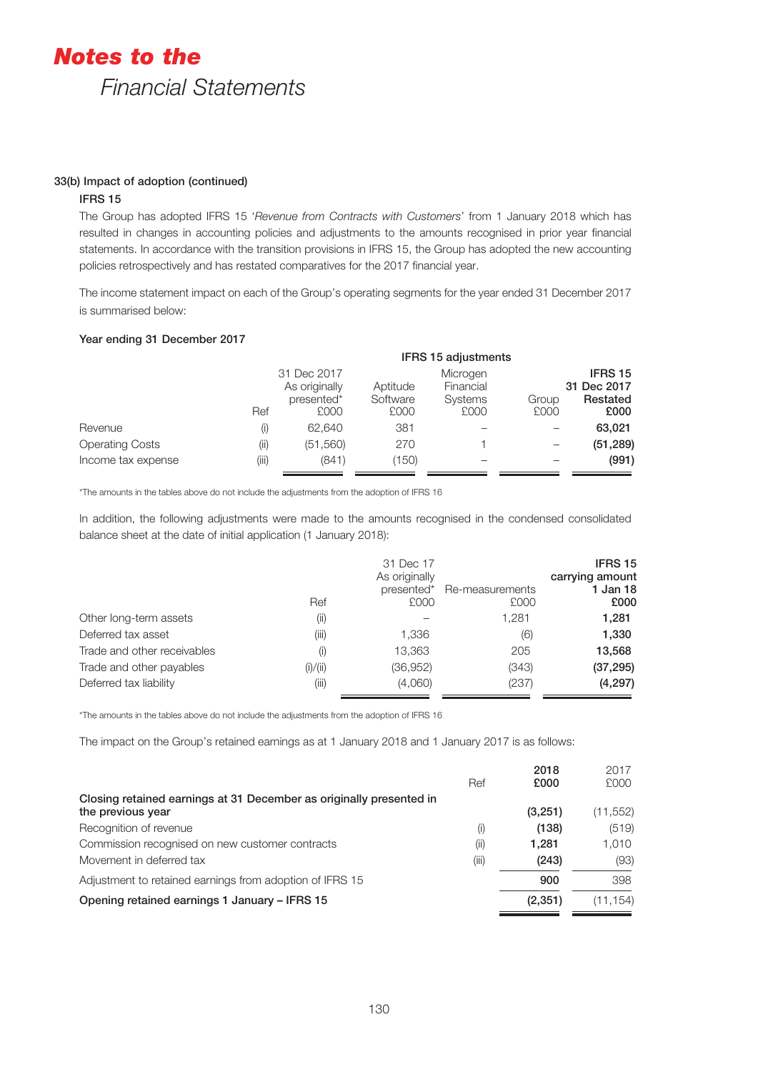# Notes to the Financial Statements

### 33(b) Impact of adoption (continued)

#### IFRS 15

The Group has adopted IFRS 15 '*Revenue from Contracts with Customers*' from 1 January 2018 which has resulted in changes in accounting policies and adjustments to the amounts recognised in prior year financial statements. In accordance with the transition provisions in IFRS 15, the Group has adopted the new accounting policies retrospectively and has restated comparatives for the 2017 financial year.

The income statement impact on each of the Group's operating segments for the year ended 31 December 2017 is summarised below:

**Year ending 31 December 2017**

| | | | **IFRS 15 adjustments** | | | |
|---|---|---|---|---|---|---|
| | Ref | 31 Dec 2017 As originally presented* £000 | Aptitude Software £000 | Microgen Financial Systems £000 | Group £000 | **IFRS 15 31 Dec 2017 Restated £000** |
| Revenue | (i) | 62,640 | 381 | – | – | **63,021** |
| Operating Costs | (ii) | (51,560) | 270 | 1 | – | **(51,289)** |
| Income tax expense | (iii) | (841) | (150) | – | – | **(991)** |

*The amounts in the tables above do not include the adjustments from the adoption of IFRS 16

In addition, the following adjustments were made to the amounts recognised in the condensed consolidated balance sheet at the date of initial application (1 January 2018):

| | Ref | 31 Dec 17 As originally presented* £000 | Re-measurements £000 | **IFRS 15 carrying amount 1 Jan 18 £000** |
|---|---|---|---|---|
| Other long-term assets | (ii) | – | 1,281 | **1,281** |
| Deferred tax asset | (iii) | 1,336 | (6) | **1,330** |
| Trade and other receivables | (i) | 13,363 | 205 | **13,568** |
| Trade and other payables | (i)/(ii) | (36,952) | (343) | **(37,295)** |
| Deferred tax liability | (iii) | (4,060) | (237) | **(4,297)** |

*The amounts in the tables above do not include the adjustments from the adoption of IFRS 16

The impact on the Group's retained earnings as at 1 January 2018 and 1 January 2017 is as follows:

| | Ref | **2018 £000** | 2017 £000 |
|---|---|---|---|
| **Closing retained earnings at 31 December as originally presented in the previous year** | | **(3,251)** | (11,552) |
| Recognition of revenue | (i) | **(138)** | (519) |
| Commission recognised on new customer contracts | (ii) | **1,281** | 1,010 |
| Movement in deferred tax | (iii) | **(243)** | (93) |
| Adjustment to retained earnings from adoption of IFRS 15 | | **900** | 398 |
| **Opening retained earnings 1 January – IFRS 15** | | **(2,351)** | (11,154) |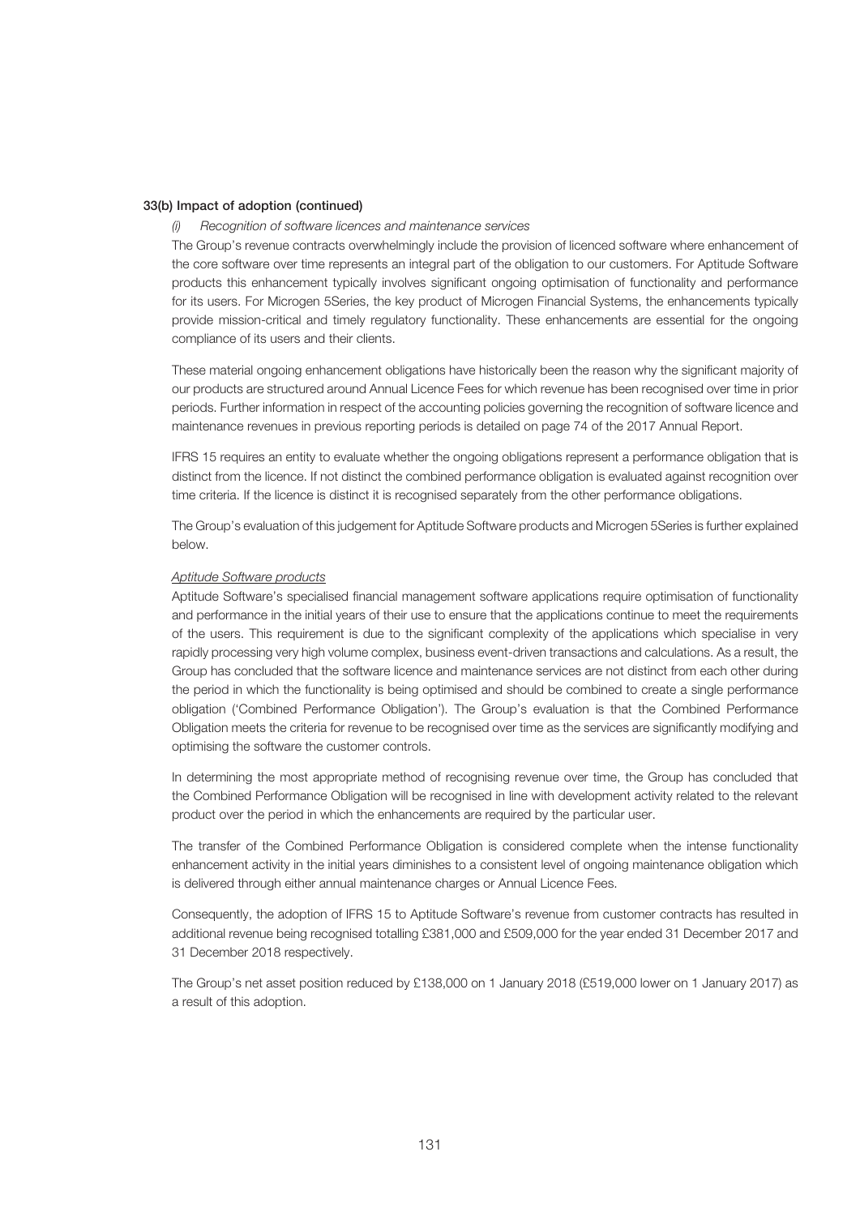### 33(b) Impact of adoption (continued)

*(i) Recognition of software licences and maintenance services*

The Group's revenue contracts overwhelmingly include the provision of licenced software where enhancement of the core software over time represents an integral part of the obligation to our customers. For Aptitude Software products this enhancement typically involves significant ongoing optimisation of functionality and performance for its users. For Microgen 5Series, the key product of Microgen Financial Systems, the enhancements typically provide mission-critical and timely regulatory functionality. These enhancements are essential for the ongoing compliance of its users and their clients.

These material ongoing enhancement obligations have historically been the reason why the significant majority of our products are structured around Annual Licence Fees for which revenue has been recognised over time in prior periods. Further information in respect of the accounting policies governing the recognition of software licence and maintenance revenues in previous reporting periods is detailed on page 74 of the 2017 Annual Report.

IFRS 15 requires an entity to evaluate whether the ongoing obligations represent a performance obligation that is distinct from the licence. If not distinct the combined performance obligation is evaluated against recognition over time criteria. If the licence is distinct it is recognised separately from the other performance obligations.

The Group's evaluation of this judgement for Aptitude Software products and Microgen 5Series is further explained below.

<u>Aptitude Software products</u>

Aptitude Software's specialised financial management software applications require optimisation of functionality and performance in the initial years of their use to ensure that the applications continue to meet the requirements of the users. This requirement is due to the significant complexity of the applications which specialise in very rapidly processing very high volume complex, business event-driven transactions and calculations. As a result, the Group has concluded that the software licence and maintenance services are not distinct from each other during the period in which the functionality is being optimised and should be combined to create a single performance obligation ('Combined Performance Obligation'). The Group's evaluation is that the Combined Performance Obligation meets the criteria for revenue to be recognised over time as the services are significantly modifying and optimising the software the customer controls.

In determining the most appropriate method of recognising revenue over time, the Group has concluded that the Combined Performance Obligation will be recognised in line with development activity related to the relevant product over the period in which the enhancements are required by the particular user.

The transfer of the Combined Performance Obligation is considered complete when the intense functionality enhancement activity in the initial years diminishes to a consistent level of ongoing maintenance obligation which is delivered through either annual maintenance charges or Annual Licence Fees.

Consequently, the adoption of IFRS 15 to Aptitude Software's revenue from customer contracts has resulted in additional revenue being recognised totalling £381,000 and £509,000 for the year ended 31 December 2017 and 31 December 2018 respectively.

The Group's net asset position reduced by £138,000 on 1 January 2018 (£519,000 lower on 1 January 2017) as a result of this adoption.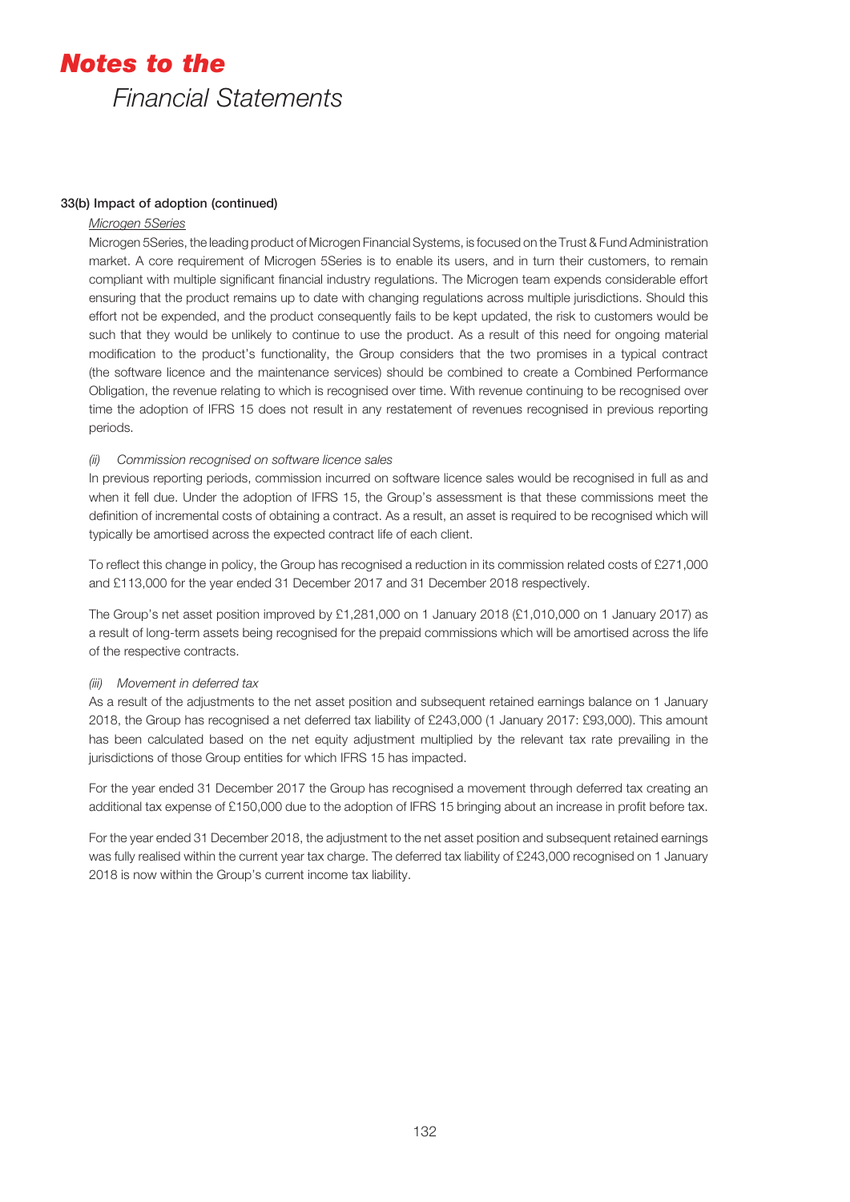### 33(b) Impact of adoption (continued)

*Microgen 5Series*

Microgen 5Series, the leading product of Microgen Financial Systems, is focused on the Trust & Fund Administration market. A core requirement of Microgen 5Series is to enable its users, and in turn their customers, to remain compliant with multiple significant financial industry regulations. The Microgen team expends considerable effort ensuring that the product remains up to date with changing regulations across multiple jurisdictions. Should this effort not be expended, and the product consequently fails to be kept updated, the risk to customers would be such that they would be unlikely to continue to use the product. As a result of this need for ongoing material modification to the product's functionality, the Group considers that the two promises in a typical contract (the software licence and the maintenance services) should be combined to create a Combined Performance Obligation, the revenue relating to which is recognised over time. With revenue continuing to be recognised over time the adoption of IFRS 15 does not result in any restatement of revenues recognised in previous reporting periods.

*(ii) Commission recognised on software licence sales*

In previous reporting periods, commission incurred on software licence sales would be recognised in full as and when it fell due. Under the adoption of IFRS 15, the Group's assessment is that these commissions meet the definition of incremental costs of obtaining a contract. As a result, an asset is required to be recognised which will typically be amortised across the expected contract life of each client.

To reflect this change in policy, the Group has recognised a reduction in its commission related costs of £271,000 and £113,000 for the year ended 31 December 2017 and 31 December 2018 respectively.

The Group's net asset position improved by £1,281,000 on 1 January 2018 (£1,010,000 on 1 January 2017) as a result of long-term assets being recognised for the prepaid commissions which will be amortised across the life of the respective contracts.

*(iii) Movement in deferred tax*

As a result of the adjustments to the net asset position and subsequent retained earnings balance on 1 January 2018, the Group has recognised a net deferred tax liability of £243,000 (1 January 2017: £93,000). This amount has been calculated based on the net equity adjustment multiplied by the relevant tax rate prevailing in the jurisdictions of those Group entities for which IFRS 15 has impacted.

For the year ended 31 December 2017 the Group has recognised a movement through deferred tax creating an additional tax expense of £150,000 due to the adoption of IFRS 15 bringing about an increase in profit before tax.

For the year ended 31 December 2018, the adjustment to the net asset position and subsequent retained earnings was fully realised within the current year tax charge. The deferred tax liability of £243,000 recognised on 1 January 2018 is now within the Group's current income tax liability.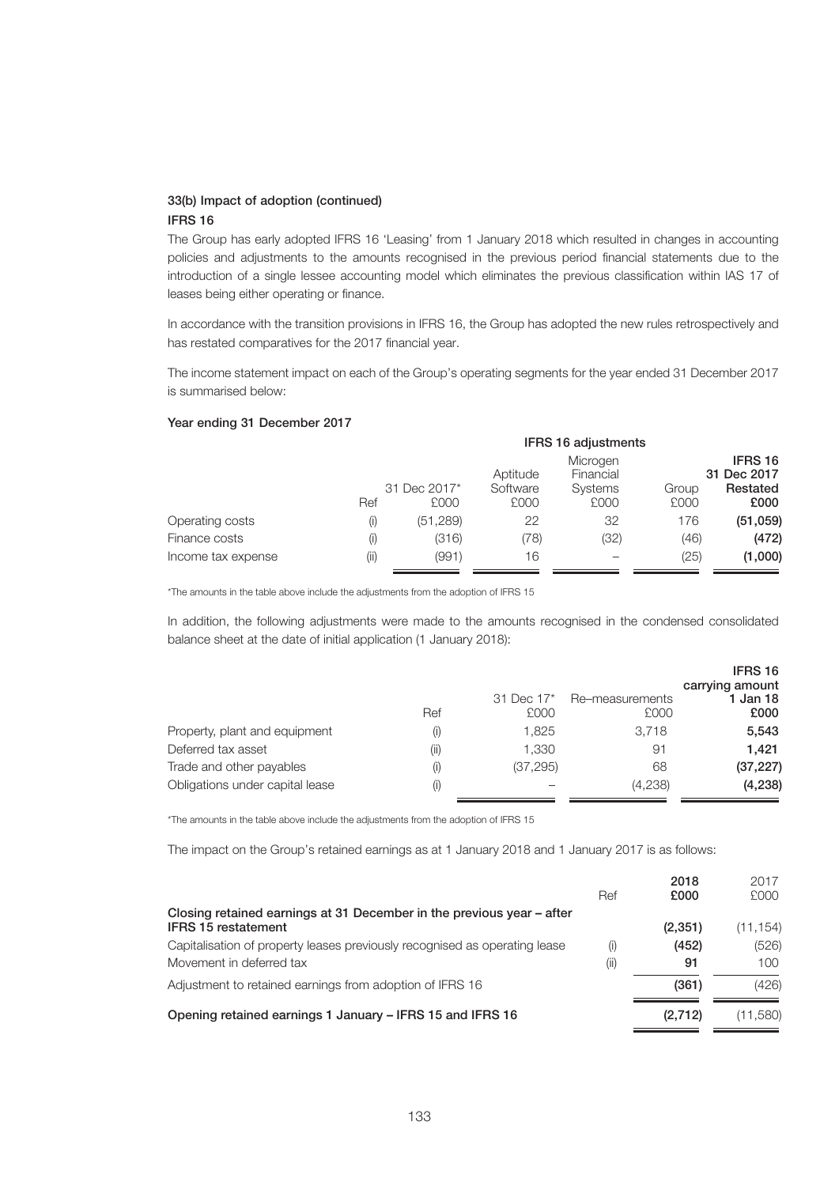### 33(b) Impact of adoption (continued)

#### IFRS 16

The Group has early adopted IFRS 16 'Leasing' from 1 January 2018 which resulted in changes in accounting policies and adjustments to the amounts recognised in the previous period financial statements due to the introduction of a single lessee accounting model which eliminates the previous classification within IAS 17 of leases being either operating or finance.

In accordance with the transition provisions in IFRS 16, the Group has adopted the new rules retrospectively and has restated comparatives for the 2017 financial year.

The income statement impact on each of the Group's operating segments for the year ended 31 December 2017 is summarised below:

**Year ending 31 December 2017**

| | | | IFRS 16 adjustments | | | |
|---|---|---|---|---|---|---|
| | Ref | 31 Dec 2017* £000 | Aptitude Software £000 | Microgen Financial Systems £000 | Group £000 | **IFRS 16 31 Dec 2017 Restated £000** |
| Operating costs | (i) | (51,289) | 22 | 32 | 176 | **(51,059)** |
| Finance costs | (i) | (316) | (78) | (32) | (46) | **(472)** |
| Income tax expense | (ii) | (991) | 16 | – | (25) | **(1,000)** |

*The amounts in the table above include the adjustments from the adoption of IFRS 15

In addition, the following adjustments were made to the amounts recognised in the condensed consolidated balance sheet at the date of initial application (1 January 2018):

| | Ref | 31 Dec 17* £000 | Re–measurements £000 | **IFRS 16 carrying amount 1 Jan 18 £000** |
|---|---|---|---|---|
| Property, plant and equipment | (i) | 1,825 | 3,718 | **5,543** |
| Deferred tax asset | (ii) | 1,330 | 91 | **1,421** |
| Trade and other payables | (i) | (37,295) | 68 | **(37,227)** |
| Obligations under capital lease | (i) | – | (4,238) | **(4,238)** |

*The amounts in the table above include the adjustments from the adoption of IFRS 15

The impact on the Group's retained earnings as at 1 January 2018 and 1 January 2017 is as follows:

| | Ref | **2018 £000** | 2017 £000 |
|---|---|---|---|
| **Closing retained earnings at 31 December in the previous year – after IFRS 15 restatement** | | **(2,351)** | (11,154) |
| Capitalisation of property leases previously recognised as operating lease | (i) | **(452)** | (526) |
| Movement in deferred tax | (ii) | **91** | 100 |
| Adjustment to retained earnings from adoption of IFRS 16 | | **(361)** | (426) |
| **Opening retained earnings 1 January – IFRS 15 and IFRS 16** | | **(2,712)** | (11,580) |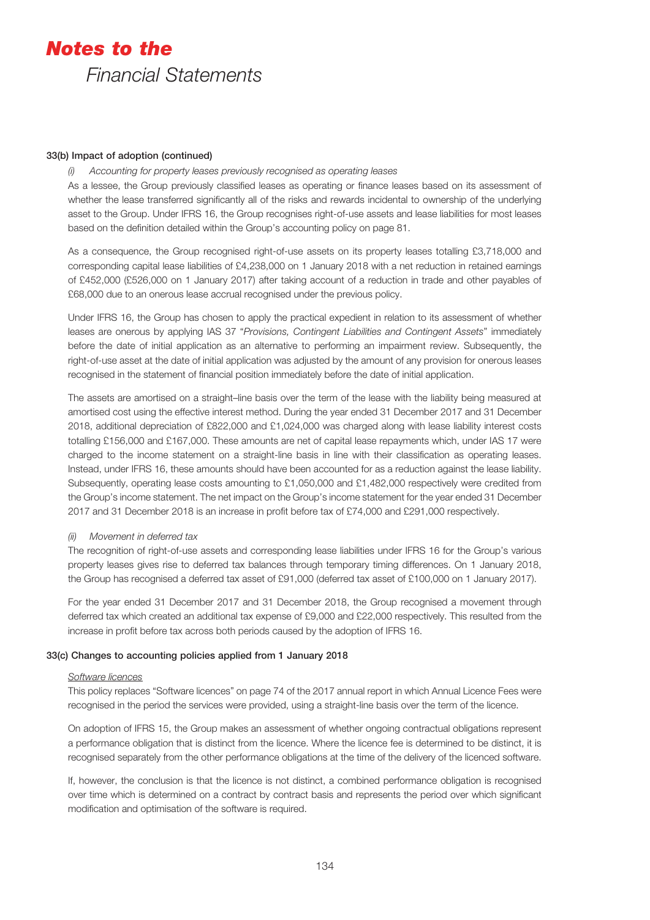### 33(b) Impact of adoption (continued)

*(i) Accounting for property leases previously recognised as operating leases*

As a lessee, the Group previously classified leases as operating or finance leases based on its assessment of whether the lease transferred significantly all of the risks and rewards incidental to ownership of the underlying asset to the Group. Under IFRS 16, the Group recognises right-of-use assets and lease liabilities for most leases based on the definition detailed within the Group's accounting policy on page 81.

As a consequence, the Group recognised right-of-use assets on its property leases totalling £3,718,000 and corresponding capital lease liabilities of £4,238,000 on 1 January 2018 with a net reduction in retained earnings of £452,000 (£526,000 on 1 January 2017) after taking account of a reduction in trade and other payables of £68,000 due to an onerous lease accrual recognised under the previous policy.

Under IFRS 16, the Group has chosen to apply the practical expedient in relation to its assessment of whether leases are onerous by applying IAS 37 "*Provisions, Contingent Liabilities and Contingent Assets*" immediately before the date of initial application as an alternative to performing an impairment review. Subsequently, the right-of-use asset at the date of initial application was adjusted by the amount of any provision for onerous leases recognised in the statement of financial position immediately before the date of initial application.

The assets are amortised on a straight–line basis over the term of the lease with the liability being measured at amortised cost using the effective interest method. During the year ended 31 December 2017 and 31 December 2018, additional depreciation of £822,000 and £1,024,000 was charged along with lease liability interest costs totalling £156,000 and £167,000. These amounts are net of capital lease repayments which, under IAS 17 were charged to the income statement on a straight-line basis in line with their classification as operating leases. Instead, under IFRS 16, these amounts should have been accounted for as a reduction against the lease liability. Subsequently, operating lease costs amounting to £1,050,000 and £1,482,000 respectively were credited from the Group's income statement. The net impact on the Group's income statement for the year ended 31 December 2017 and 31 December 2018 is an increase in profit before tax of £74,000 and £291,000 respectively.

*(ii) Movement in deferred tax*

The recognition of right-of-use assets and corresponding lease liabilities under IFRS 16 for the Group's various property leases gives rise to deferred tax balances through temporary timing differences. On 1 January 2018, the Group has recognised a deferred tax asset of £91,000 (deferred tax asset of £100,000 on 1 January 2017).

For the year ended 31 December 2017 and 31 December 2018, the Group recognised a movement through deferred tax which created an additional tax expense of £9,000 and £22,000 respectively. This resulted from the increase in profit before tax across both periods caused by the adoption of IFRS 16.

### 33(c) Changes to accounting policies applied from 1 January 2018

Software licences

This policy replaces "Software licences" on page 74 of the 2017 annual report in which Annual Licence Fees were recognised in the period the services were provided, using a straight-line basis over the term of the licence.

On adoption of IFRS 15, the Group makes an assessment of whether ongoing contractual obligations represent a performance obligation that is distinct from the licence. Where the licence fee is determined to be distinct, it is recognised separately from the other performance obligations at the time of the delivery of the licenced software.

If, however, the conclusion is that the licence is not distinct, a combined performance obligation is recognised over time which is determined on a contract by contract basis and represents the period over which significant modification and optimisation of the software is required.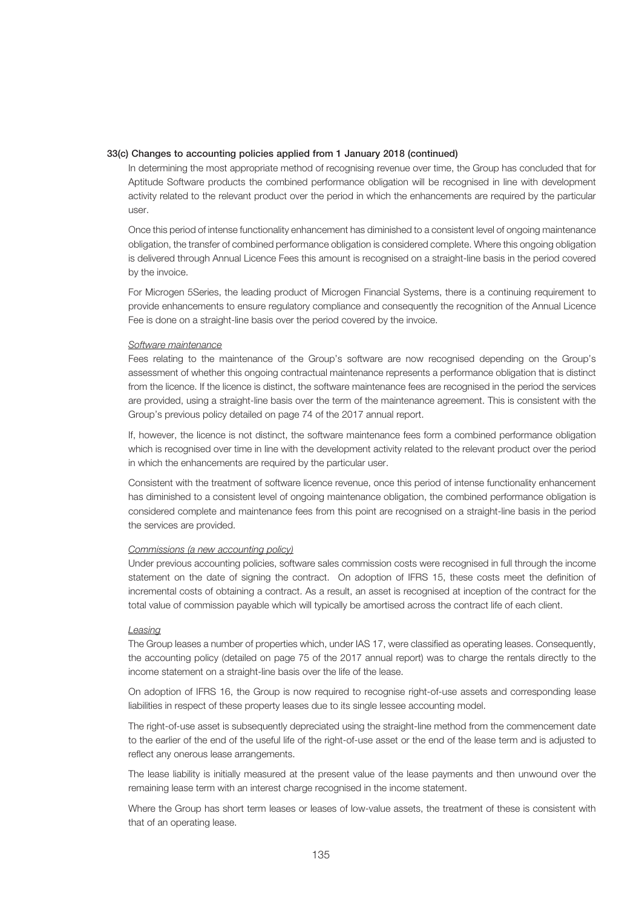**33(c) Changes to accounting policies applied from 1 January 2018 (continued)**

In determining the most appropriate method of recognising revenue over time, the Group has concluded that for Aptitude Software products the combined performance obligation will be recognised in line with development activity related to the relevant product over the period in which the enhancements are required by the particular user.

Once this period of intense functionality enhancement has diminished to a consistent level of ongoing maintenance obligation, the transfer of combined performance obligation is considered complete. Where this ongoing obligation is delivered through Annual Licence Fees this amount is recognised on a straight-line basis in the period covered by the invoice.

For Microgen 5Series, the leading product of Microgen Financial Systems, there is a continuing requirement to provide enhancements to ensure regulatory compliance and consequently the recognition of the Annual Licence Fee is done on a straight-line basis over the period covered by the invoice.

*Software maintenance*

Fees relating to the maintenance of the Group's software are now recognised depending on the Group's assessment of whether this ongoing contractual maintenance represents a performance obligation that is distinct from the licence. If the licence is distinct, the software maintenance fees are recognised in the period the services are provided, using a straight-line basis over the term of the maintenance agreement. This is consistent with the Group's previous policy detailed on page 74 of the 2017 annual report.

If, however, the licence is not distinct, the software maintenance fees form a combined performance obligation which is recognised over time in line with the development activity related to the relevant product over the period in which the enhancements are required by the particular user.

Consistent with the treatment of software licence revenue, once this period of intense functionality enhancement has diminished to a consistent level of ongoing maintenance obligation, the combined performance obligation is considered complete and maintenance fees from this point are recognised on a straight-line basis in the period the services are provided.

*Commissions (a new accounting policy)*

Under previous accounting policies, software sales commission costs were recognised in full through the income statement on the date of signing the contract. On adoption of IFRS 15, these costs meet the definition of incremental costs of obtaining a contract. As a result, an asset is recognised at inception of the contract for the total value of commission payable which will typically be amortised across the contract life of each client.

*Leasing*

The Group leases a number of properties which, under IAS 17, were classified as operating leases. Consequently, the accounting policy (detailed on page 75 of the 2017 annual report) was to charge the rentals directly to the income statement on a straight-line basis over the life of the lease.

On adoption of IFRS 16, the Group is now required to recognise right-of-use assets and corresponding lease liabilities in respect of these property leases due to its single lessee accounting model.

The right-of-use asset is subsequently depreciated using the straight-line method from the commencement date to the earlier of the end of the useful life of the right-of-use asset or the end of the lease term and is adjusted to reflect any onerous lease arrangements.

The lease liability is initially measured at the present value of the lease payments and then unwound over the remaining lease term with an interest charge recognised in the income statement.

Where the Group has short term leases or leases of low-value assets, the treatment of these is consistent with that of an operating lease.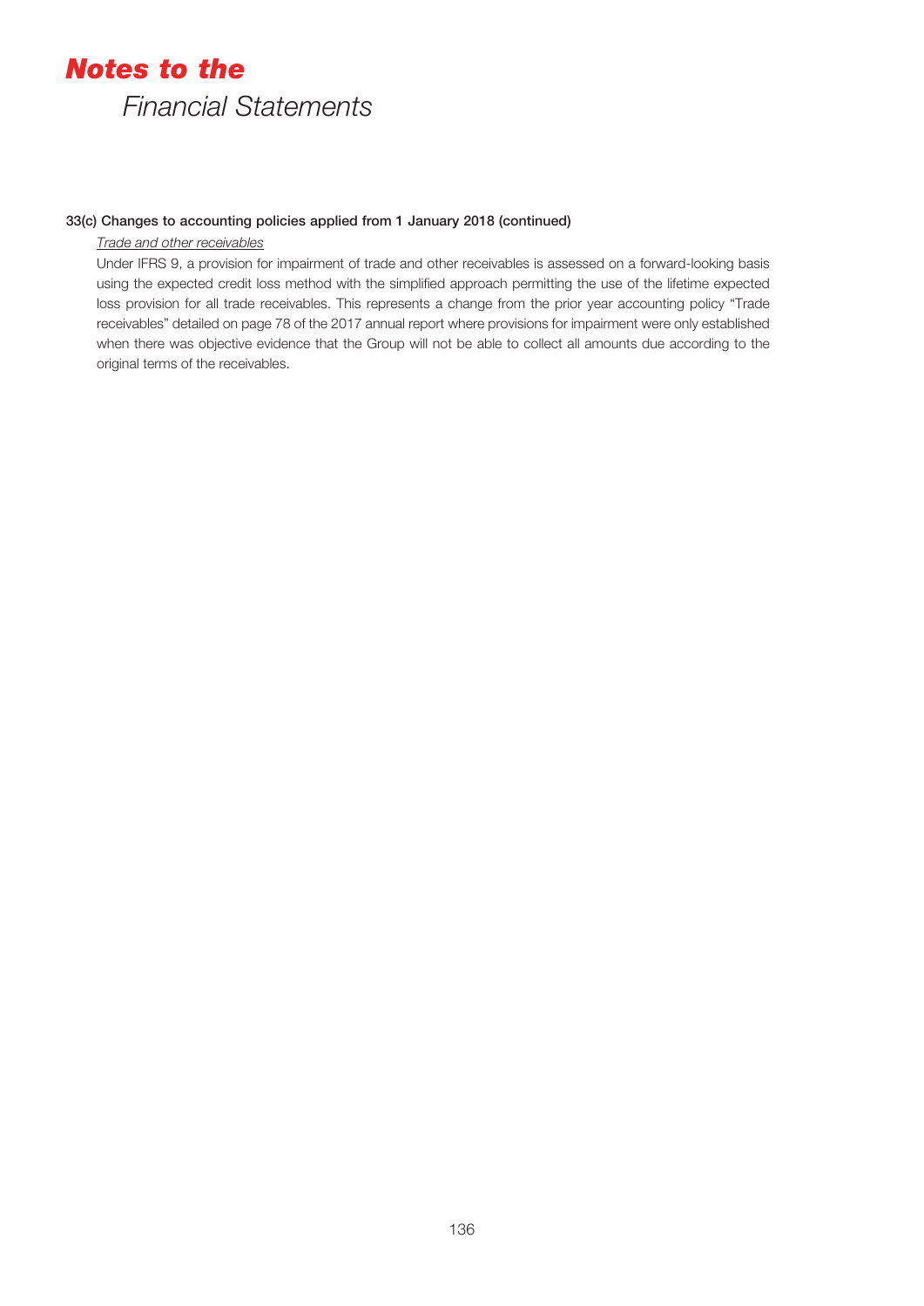#### 33(c) Changes to accounting policies applied from 1 January 2018 (continued)

*Trade and other receivables*

Under IFRS 9, a provision for impairment of trade and other receivables is assessed on a forward-looking basis using the expected credit loss method with the simplified approach permitting the use of the lifetime expected loss provision for all trade receivables. This represents a change from the prior year accounting policy "Trade receivables" detailed on page 78 of the 2017 annual report where provisions for impairment were only established when there was objective evidence that the Group will not be able to collect all amounts due according to the original terms of the receivables.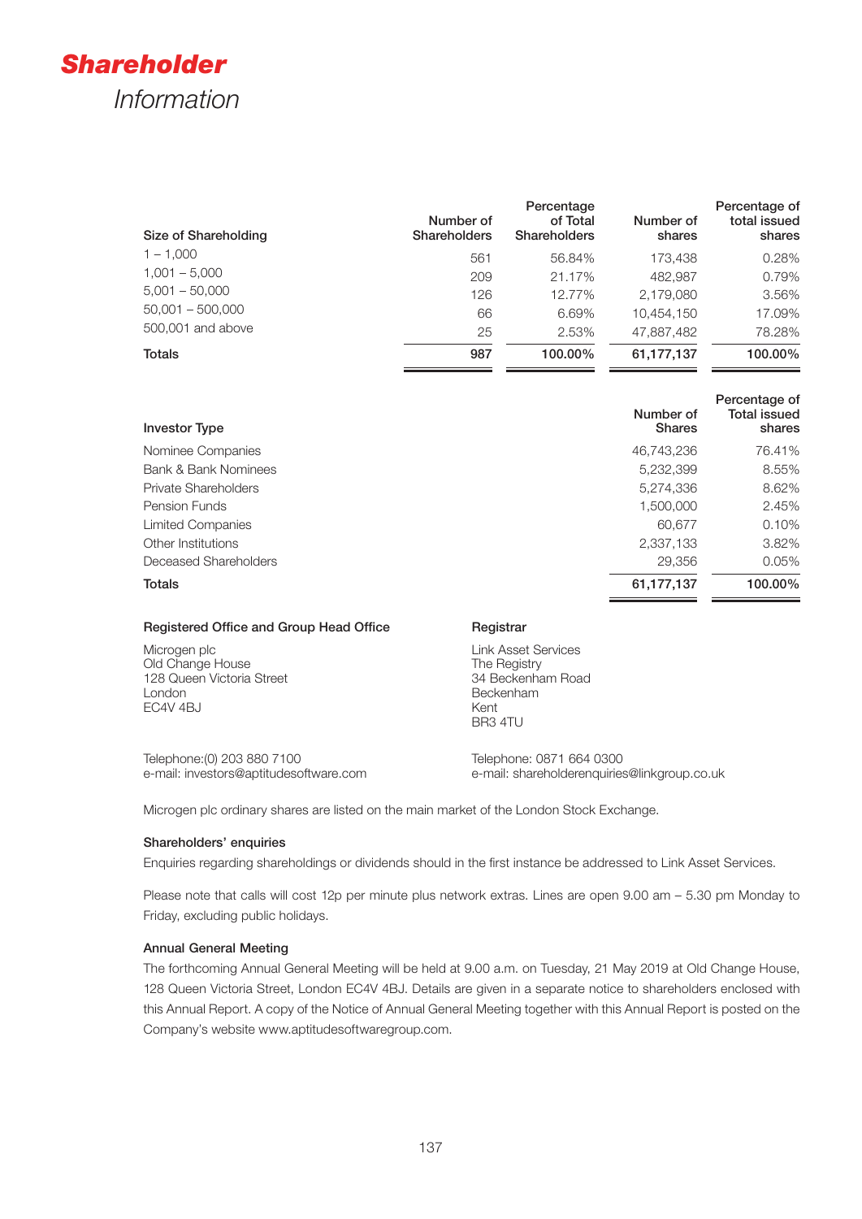# ***Shareholder***

*Information*

| Size of Shareholding | Number of Shareholders | Percentage of Total Shareholders | Number of shares | Percentage of total issued shares |
|---|---|---|---|---|
| 1 – 1,000 | 561 | 56.84% | 173,438 | 0.28% |
| 1,001 – 5,000 | 209 | 21.17% | 482,987 | 0.79% |
| 5,001 – 50,000 | 126 | 12.77% | 2,179,080 | 3.56% |
| 50,001 – 500,000 | 66 | 6.69% | 10,454,150 | 17.09% |
| 500,001 and above | 25 | 2.53% | 47,887,482 | 78.28% |
| **Totals** | **987** | **100.00%** | **61,177,137** | **100.00%** |

| Investor Type | Number of Shares | Percentage of Total issued shares |
|---|---|---|
| Nominee Companies | 46,743,236 | 76.41% |
| Bank & Bank Nominees | 5,232,399 | 8.55% |
| Private Shareholders | 5,274,336 | 8.62% |
| Pension Funds | 1,500,000 | 2.45% |
| Limited Companies | 60,677 | 0.10% |
| Other Institutions | 2,337,133 | 3.82% |
| Deceased Shareholders | 29,356 | 0.05% |
| **Totals** | **61,177,137** | **100.00%** |

**Registered Office and Group Head Office**

Microgen plc
Old Change House
128 Queen Victoria Street
London
EC4V 4BJ

Telephone:(0) 203 880 7100
e-mail: investors@aptitudesoftware.com

**Registrar**

Link Asset Services
The Registry
34 Beckenham Road
Beckenham
Kent
BR3 4TU

Telephone: 0871 664 0300
e-mail: shareholderenquiries@linkgroup.co.uk

Microgen plc ordinary shares are listed on the main market of the London Stock Exchange.

**Shareholders' enquiries**

Enquiries regarding shareholdings or dividends should in the first instance be addressed to Link Asset Services.

Please note that calls will cost 12p per minute plus network extras. Lines are open 9.00 am – 5.30 pm Monday to Friday, excluding public holidays.

**Annual General Meeting**

The forthcoming Annual General Meeting will be held at 9.00 a.m. on Tuesday, 21 May 2019 at Old Change House, 128 Queen Victoria Street, London EC4V 4BJ. Details are given in a separate notice to shareholders enclosed with this Annual Report. A copy of the Notice of Annual General Meeting together with this Annual Report is posted on the Company's website www.aptitudesoftwaregroup.com.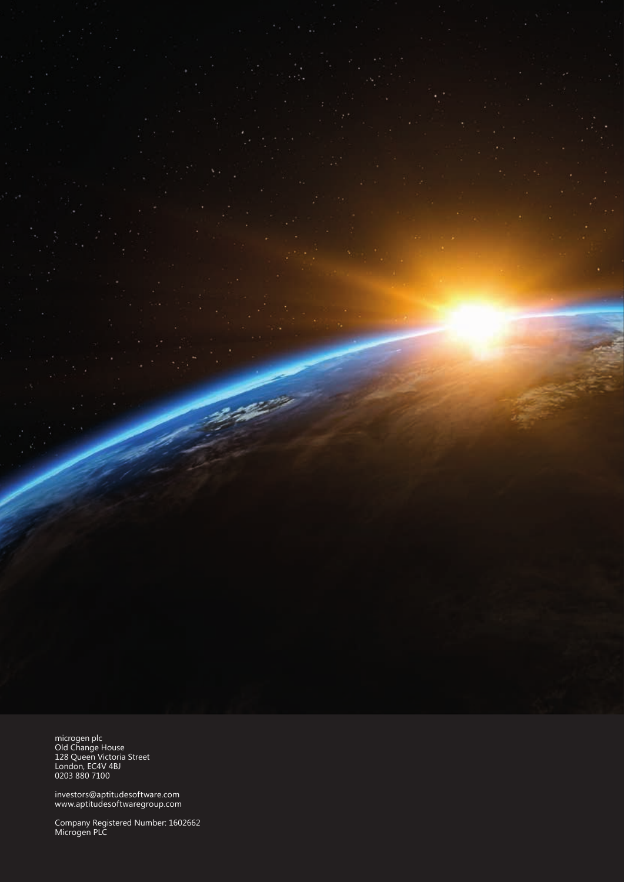microgen plc
Old Change House
128 Queen Victoria Street
London, EC4V 4BJ
0203 880 7100

investors@aptitudesoftware.com
www.aptitudesoftwaregroup.com

Company Registered Number: 1602662
Microgen PLC